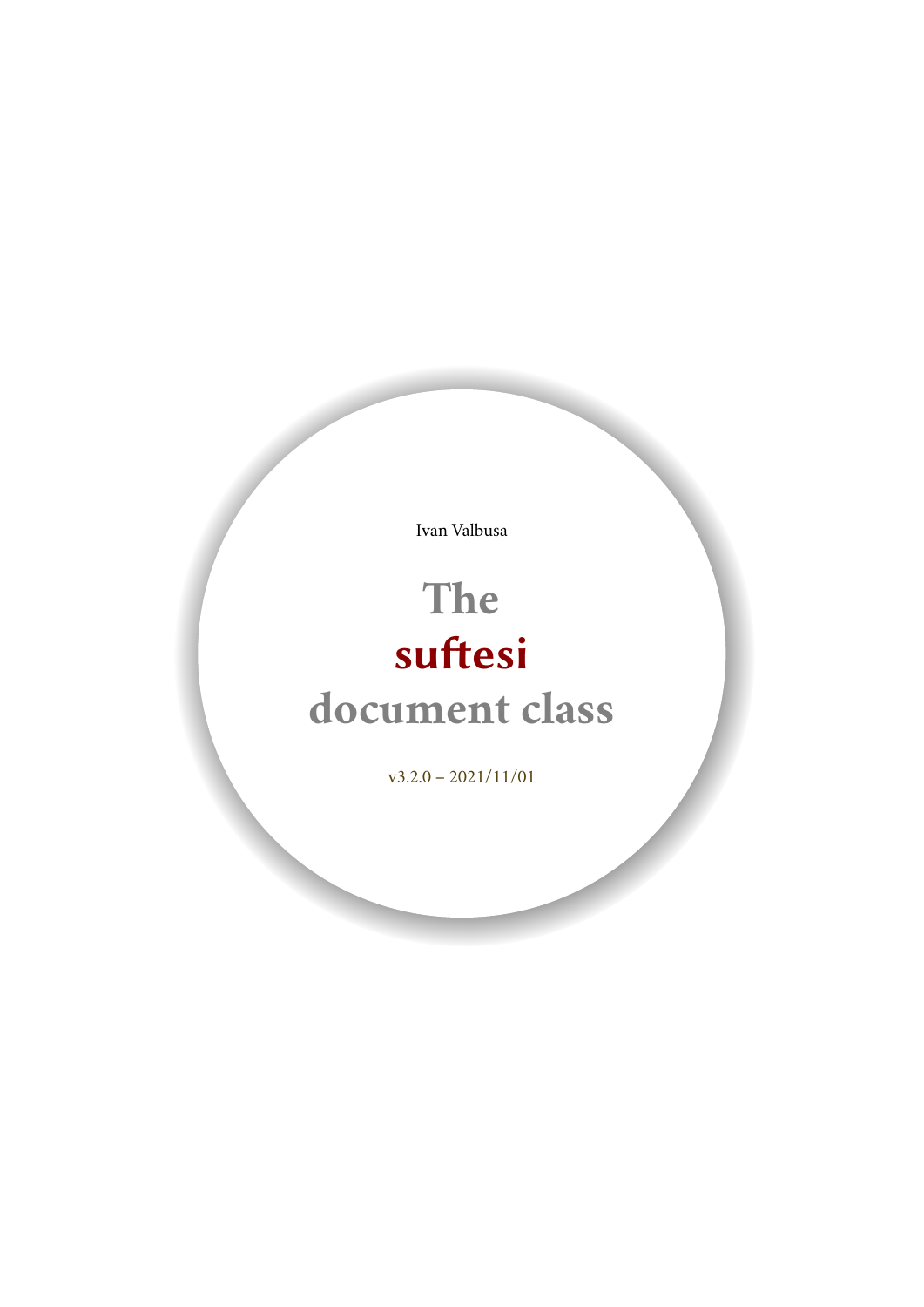Ivan Valbusa

# The suftesi document class

v3.2.0 – 2021/11/01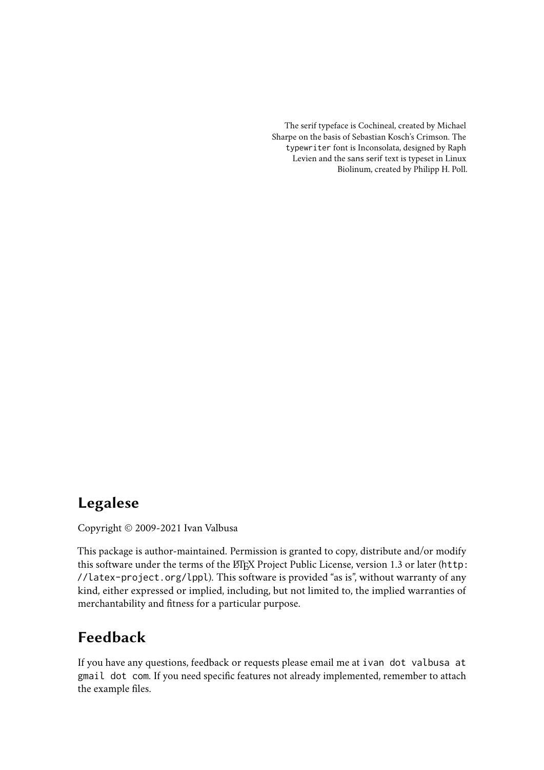The serif typeface is Cochineal, created by Michael Sharpe on the basis of Sebastian Kosch's Crimson. The `typewriter` font is Inconsolata, designed by Raph Levien and the sans serif text is typeset in Linux Biolinum, created by Philipp H. Poll.

## Legalese

Copyright © 2009-2021 Ivan Valbusa

This package is author-maintained. Permission is granted to copy, distribute and/or modify this software under the terms of the LaTeX Project Public License, version 1.3 or later (`http://latex-project.org/lppl`). This software is provided "as is", without warranty of any kind, either expressed or implied, including, but not limited to, the implied warranties of merchantability and fitness for a particular purpose.

## Feedback

If you have any questions, feedback or requests please email me at `ivan dot valbusa at gmail dot com`. If you need specific features not already implemented, remember to attach the example files.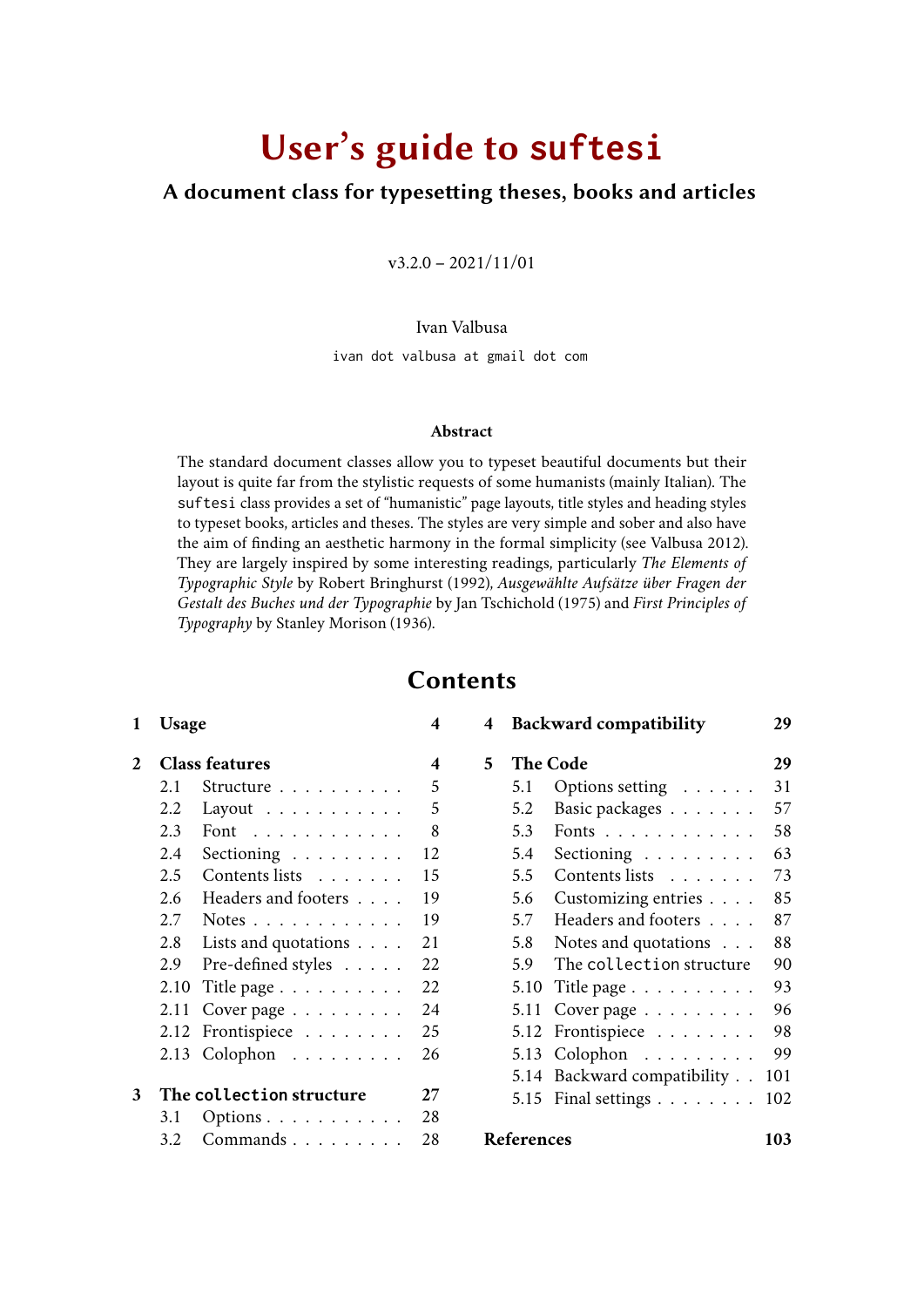# User's guide to `suftesi`

## A document class for typesetting theses, books and articles

v3.2.0 – 2021/11/01

Ivan Valbusa

`ivan dot valbusa at gmail dot com`

**Abstract**

The standard document classes allow you to typeset beautiful documents but their layout is quite far from the stylistic requests of some humanists (mainly Italian). The `suftesi` class provides a set of "humanistic" page layouts, title styles and heading styles to typeset books, articles and theses. The styles are very simple and sober and also have the aim of finding an aesthetic harmony in the formal simplicity (see Valbusa 2012). They are largely inspired by some interesting readings, particularly *The Elements of Typographic Style* by Robert Bringhurst (1992), *Ausgewählte Aufsätze über Fragen der Gestalt des Buches und der Typographie* by Jan Tschichold (1975) and *First Principles of Typography* by Stanley Morison (1936).

## Contents

**1 Usage** — **4**

**2 Class features** — **4**
- 2.1 Structure — 5
- 2.2 Layout — 5
- 2.3 Font — 8
- 2.4 Sectioning — 12
- 2.5 Contents lists — 15
- 2.6 Headers and footers — 19
- 2.7 Notes — 19
- 2.8 Lists and quotations — 21
- 2.9 Pre-defined styles — 22
- 2.10 Title page — 22
- 2.11 Cover page — 24
- 2.12 Frontispiece — 25
- 2.13 Colophon — 26

**3 The `collection` structure** — **27**
- 3.1 Options — 28
- 3.2 Commands — 28

**4 Backward compatibility** — **29**

**5 The Code** — **29**
- 5.1 Options setting — 31
- 5.2 Basic packages — 57
- 5.3 Fonts — 58
- 5.4 Sectioning — 63
- 5.5 Contents lists — 73
- 5.6 Customizing entries — 85
- 5.7 Headers and footers — 87
- 5.8 Notes and quotations — 88
- 5.9 The `collection` structure — 90
- 5.10 Title page — 93
- 5.11 Cover page — 96
- 5.12 Frontispiece — 98
- 5.13 Colophon — 99
- 5.14 Backward compatibility — 101
- 5.15 Final settings — 102

**References** — **103**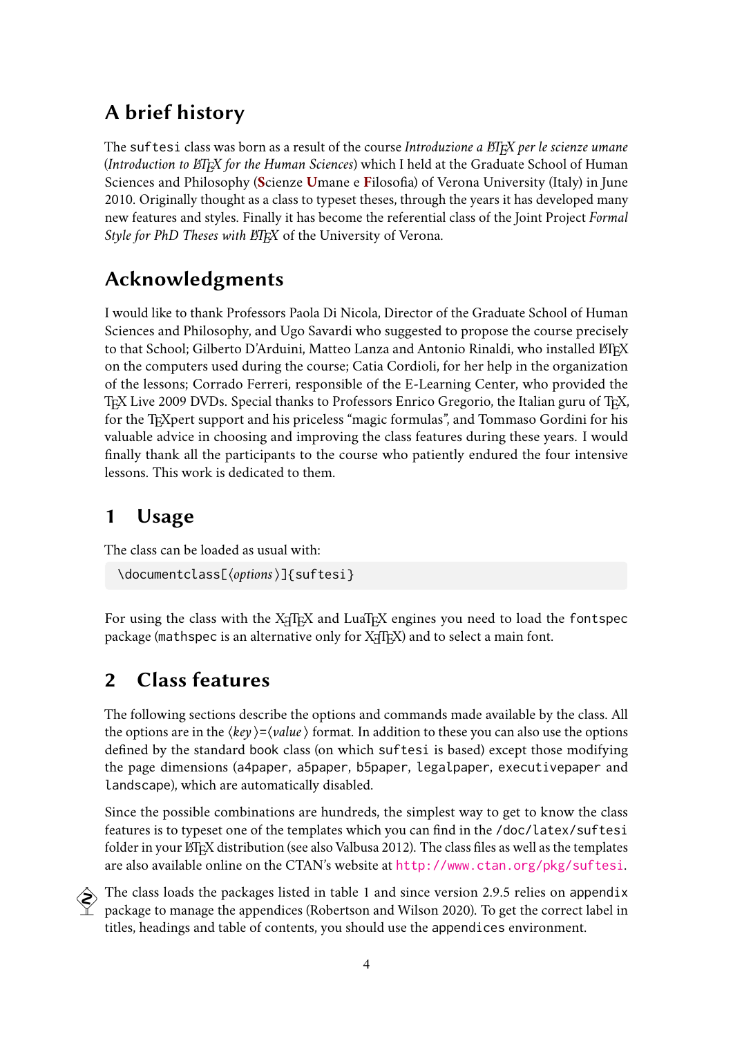## A brief history

The `suftesi` class was born as a result of the course *Introduzione a LaTeX per le scienze umane* (*Introduction to LaTeX for the Human Sciences*) which I held at the Graduate School of Human Sciences and Philosophy (**S**cienze **U**mane e **F**ilosofia) of Verona University (Italy) in June 2010. Originally thought as a class to typeset theses, through the years it has developed many new features and styles. Finally it has become the referential class of the Joint Project *Formal Style for PhD Theses with LaTeX* of the University of Verona.

## Acknowledgments

I would like to thank Professors Paola Di Nicola, Director of the Graduate School of Human Sciences and Philosophy, and Ugo Savardi who suggested to propose the course precisely to that School; Gilberto D'Arduini, Matteo Lanza and Antonio Rinaldi, who installed LaTeX on the computers used during the course; Catia Cordioli, for her help in the organization of the lessons; Corrado Ferreri, responsible of the E-Learning Center, who provided the TeX Live 2009 DVDs. Special thanks to Professors Enrico Gregorio, the Italian guru of TeX, for the TeXpert support and his priceless "magic formulas", and Tommaso Gordini for his valuable advice in choosing and improving the class features during these years. I would finally thank all the participants to the course who patiently endured the four intensive lessons. This work is dedicated to them.

## 1 Usage

The class can be loaded as usual with:

```
\documentclass[⟨options⟩]{suftesi}
```

For using the class with the XeTeX and LuaTeX engines you need to load the `fontspec` package (`mathspec` is an alternative only for XeTeX) and to select a main font.

## 2 Class features

The following sections describe the options and commands made available by the class. All the options are in the ⟨*key*⟩=⟨*value*⟩ format. In addition to these you can also use the options defined by the standard `book` class (on which `suftesi` is based) except those modifying the page dimensions (`a4paper`, `a5paper`, `b5paper`, `legalpaper`, `executivepaper` and `landscape`), which are automatically disabled.

Since the possible combinations are hundreds, the simplest way to get to know the class features is to typeset one of the templates which you can find in the `/doc/latex/suftesi` folder in your LaTeX distribution (see also Valbusa 2012). The class files as well as the templates are also available online on the CTAN's website at `http://www.ctan.org/pkg/suftesi`.

The class loads the packages listed in table 1 and since version 2.9.5 relies on `appendix` package to manage the appendices (Robertson and Wilson 2020). To get the correct label in titles, headings and table of contents, you should use the `appendices` environment.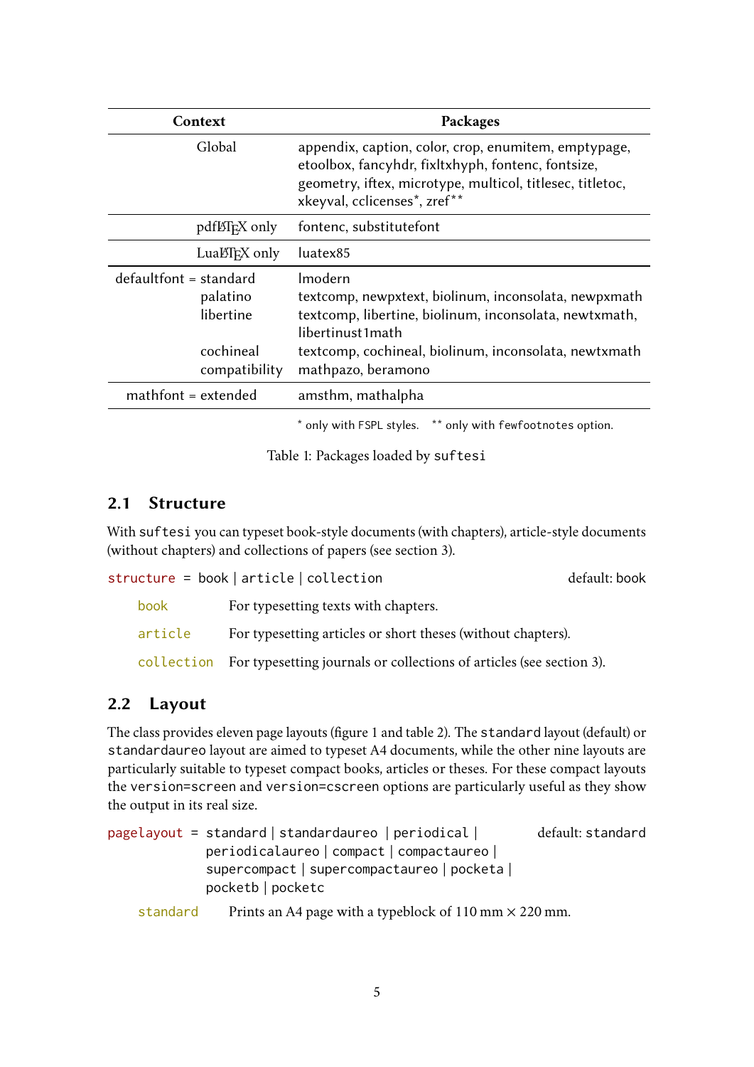| Context | Packages |
|---|---|
| Global | appendix, caption, color, crop, enumitem, emptypage, etoolbox, fancyhdr, fixltxhyph, fontenc, fontsize, geometry, iftex, microtype, multicol, titlesec, titletoc, xkeyval, cclicenses*, zref** |
| pdfLaTeX only | fontenc, substitutefont |
| LuaLaTeX only | luatex85 |
| defaultfont = standard | lmodern |
| palatino | textcomp, newpxtext, biolinum, inconsolata, newpxmath |
| libertine | textcomp, libertine, biolinum, inconsolata, newtxmath, libertinust1math |
| cochineal | textcomp, cochineal, biolinum, inconsolata, newtxmath |
| compatibility | mathpazo, beramono |
| mathfont = extended | amsthm, mathalpha |

\* only with FSPL styles. ** only with fewfootnotes option.

Table 1: Packages loaded by suftesi

## 2.1 Structure

With suftesi you can typeset book-style documents (with chapters), article-style documents (without chapters) and collections of papers (see section 3).

structure = book | article | collection — default: book

- **book** For typesetting texts with chapters.
- **article** For typesetting articles or short theses (without chapters).
- **collection** For typesetting journals or collections of articles (see section 3).

## 2.2 Layout

The class provides eleven page layouts (figure 1 and table 2). The standard layout (default) or standardaureo layout are aimed to typeset A4 documents, while the other nine layouts are particularly suitable to typeset compact books, articles or theses. For these compact layouts the version=screen and version=cscreen options are particularly useful as they show the output in its real size.

pagelayout = standard | standardaureo | periodical | periodicalaureo | compact | compactaureo | supercompact | supercompactaureo | pocketa | pocketb | pocketc — default: standard

- **standard** Prints an A4 page with a typeblock of 110 mm × 220 mm.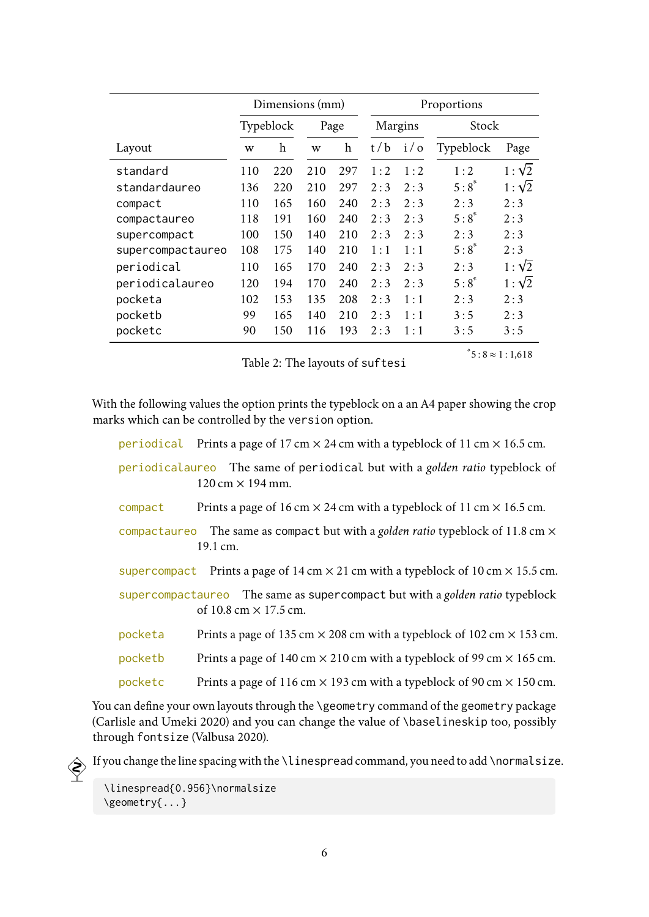| Layout | Dimensions (mm) | | | | Proportions | | | |
|---|---|---|---|---|---|---|---|---|
| | Typeblock | | Page | | Margins | | Stock | |
| | w | h | w | h | t / b | i / o | Typeblock | Page |
| `standard` | 110 | 220 | 210 | 297 | 1 : 2 | 1 : 2 | 1 : 2 | $1:\sqrt{2}$ |
| `standardaureo` | 136 | 220 | 210 | 297 | 2 : 3 | 2 : 3 | 5 : 8* | $1:\sqrt{2}$ |
| `compact` | 110 | 165 | 160 | 240 | 2 : 3 | 2 : 3 | 2 : 3 | 2 : 3 |
| `compactaureo` | 118 | 191 | 160 | 240 | 2 : 3 | 2 : 3 | 5 : 8* | 2 : 3 |
| `supercompact` | 100 | 150 | 140 | 210 | 2 : 3 | 2 : 3 | 2 : 3 | 2 : 3 |
| `supercompactaureo` | 108 | 175 | 140 | 210 | 1 : 1 | 1 : 1 | 5 : 8* | 2 : 3 |
| `periodical` | 110 | 165 | 170 | 240 | 2 : 3 | 2 : 3 | 2 : 3 | $1:\sqrt{2}$ |
| `periodicalaureo` | 120 | 194 | 170 | 240 | 2 : 3 | 2 : 3 | 5 : 8* | $1:\sqrt{2}$ |
| `pocketa` | 102 | 153 | 135 | 208 | 2 : 3 | 1 : 1 | 2 : 3 | 2 : 3 |
| `pocketb` | 99 | 165 | 140 | 210 | 2 : 3 | 1 : 1 | 3 : 5 | 2 : 3 |
| `pocketc` | 90 | 150 | 116 | 193 | 2 : 3 | 1 : 1 | 3 : 5 | 3 : 5 |

*5 : 8 ≈ 1 : 1,618

Table 2: The layouts of `suftesi`

With the following values the option prints the typeblock on a an A4 paper showing the crop marks which can be controlled by the `version` option.

- `periodical` Prints a page of 17 cm × 24 cm with a typeblock of 11 cm × 16.5 cm.
- `periodicalaureo` The same of `periodical` but with a *golden ratio* typeblock of 120 cm × 194 mm.
- `compact` Prints a page of 16 cm × 24 cm with a typeblock of 11 cm × 16.5 cm.
- `compactaureo` The same as `compact` but with a *golden ratio* typeblock of 11.8 cm × 19.1 cm.
- `supercompact` Prints a page of 14 cm × 21 cm with a typeblock of 10 cm × 15.5 cm.
- `supercompactaureo` The same as `supercompact` but with a *golden ratio* typeblock of 10.8 cm × 17.5 cm.
- `pocketa` Prints a page of 135 cm × 208 cm with a typeblock of 102 cm × 153 cm.
- `pocketb` Prints a page of 140 cm × 210 cm with a typeblock of 99 cm × 165 cm.
- `pocketc` Prints a page of 116 cm × 193 cm with a typeblock of 90 cm × 150 cm.

You can define your own layouts through the `\geometry` command of the `geometry` package (Carlisle and Umeki 2020) and you can change the value of `\baselineskip` too, possibly through `fontsize` (Valbusa 2020).

If you change the line spacing with the `\linespread` command, you need to add `\normalsize`.

```
\linespread{0.956}\normalsize
\geometry{...}
```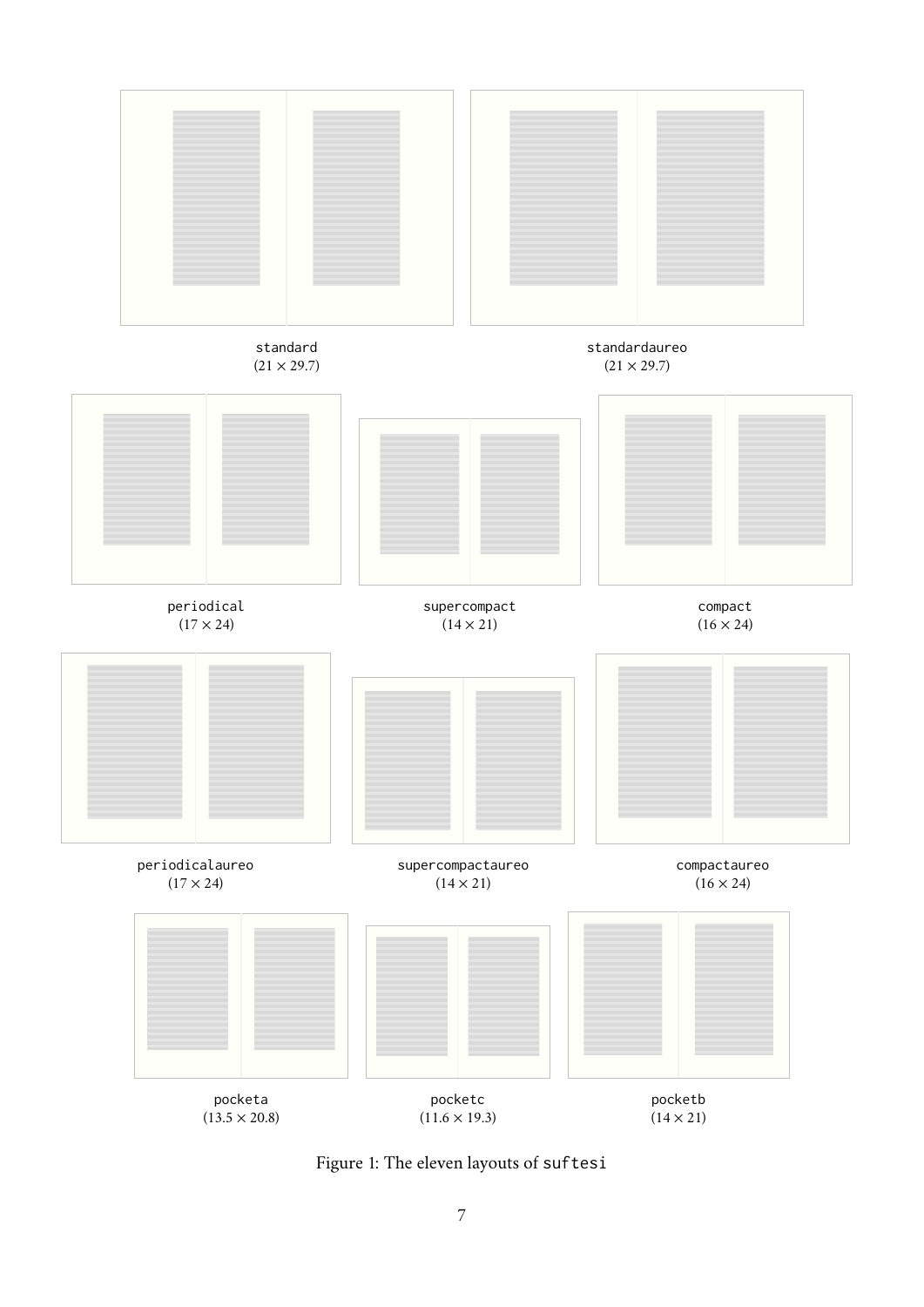standard
$(21 \times 29.7)$

standardaureo
$(21 \times 29.7)$

periodical
$(17 \times 24)$

supercompact
$(14 \times 21)$

compact
$(16 \times 24)$

periodicalaureo
$(17 \times 24)$

supercompactaureo
$(14 \times 21)$

compactaureo
$(16 \times 24)$

pocketa
$(13.5 \times 20.8)$

pocketc
$(11.6 \times 19.3)$

pocketb
$(14 \times 21)$

Figure 1: The eleven layouts of suftesi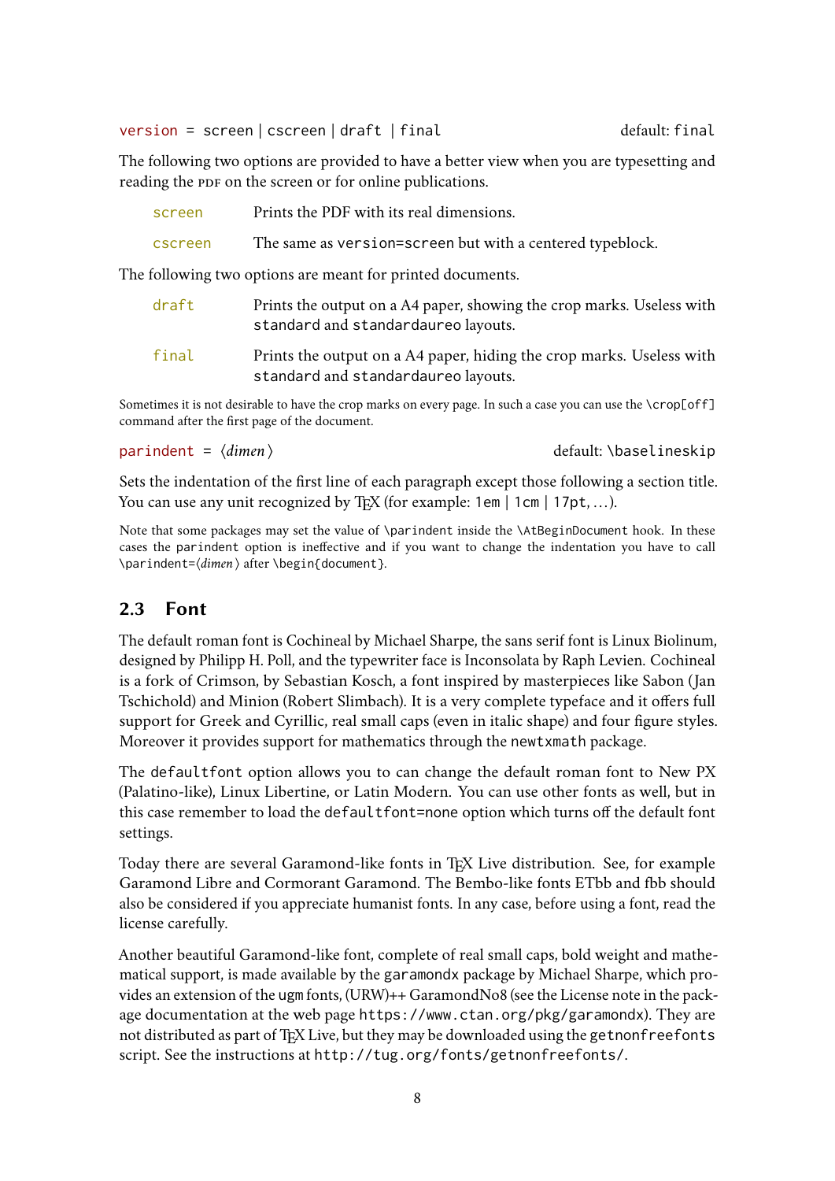`version = screen | cscreen | draft | final` default: `final`

The following two options are provided to have a better view when you are typesetting and reading the PDF on the screen or for online publications.

`screen` Prints the PDF with its real dimensions.

`cscreen` The same as `version=screen` but with a centered typeblock.

The following two options are meant for printed documents.

`draft` Prints the output on a A4 paper, showing the crop marks. Useless with `standard` and `standardaureo` layouts.

`final` Prints the output on a A4 paper, hiding the crop marks. Useless with `standard` and `standardaureo` layouts.

Sometimes it is not desirable to have the crop marks on every page. In such a case you can use the `\crop[off]` command after the first page of the document.

`parindent = ⟨dimen⟩` default: `\baselineskip`

Sets the indentation of the first line of each paragraph except those following a section title. You can use any unit recognized by TEX (for example: `1em` | `1cm` | `17pt`, ...).

Note that some packages may set the value of `\parindent` inside the `\AtBeginDocument` hook. In these cases the `parindent` option is ineffective and if you want to change the indentation you have to call `\parindent=`⟨*dimen*⟩ after `\begin{document}`.

## 2.3 Font

The default roman font is Cochineal by Michael Sharpe, the sans serif font is Linux Biolinum, designed by Philipp H. Poll, and the typewriter face is Inconsolata by Raph Levien. Cochineal is a fork of Crimson, by Sebastian Kosch, a font inspired by masterpieces like Sabon (Jan Tschichold) and Minion (Robert Slimbach). It is a very complete typeface and it offers full support for Greek and Cyrillic, real small caps (even in italic shape) and four figure styles. Moreover it provides support for mathematics through the `newtxmath` package.

The `defaultfont` option allows you to can change the default roman font to New PX (Palatino-like), Linux Libertine, or Latin Modern. You can use other fonts as well, but in this case remember to load the `defaultfont=none` option which turns off the default font settings.

Today there are several Garamond-like fonts in TEX Live distribution. See, for example Garamond Libre and Cormorant Garamond. The Bembo-like fonts ETbb and fbb should also be considered if you appreciate humanist fonts. In any case, before using a font, read the license carefully.

Another beautiful Garamond-like font, complete of real small caps, bold weight and mathematical support, is made available by the `garamondx` package by Michael Sharpe, which provides an extension of the `ugm` fonts, (URW)++ GaramondNo8 (see the License note in the package documentation at the web page `https://www.ctan.org/pkg/garamondx`). They are not distributed as part of TEX Live, but they may be downloaded using the `getnonfreefonts` script. See the instructions at `http://tug.org/fonts/getnonfreefonts/`.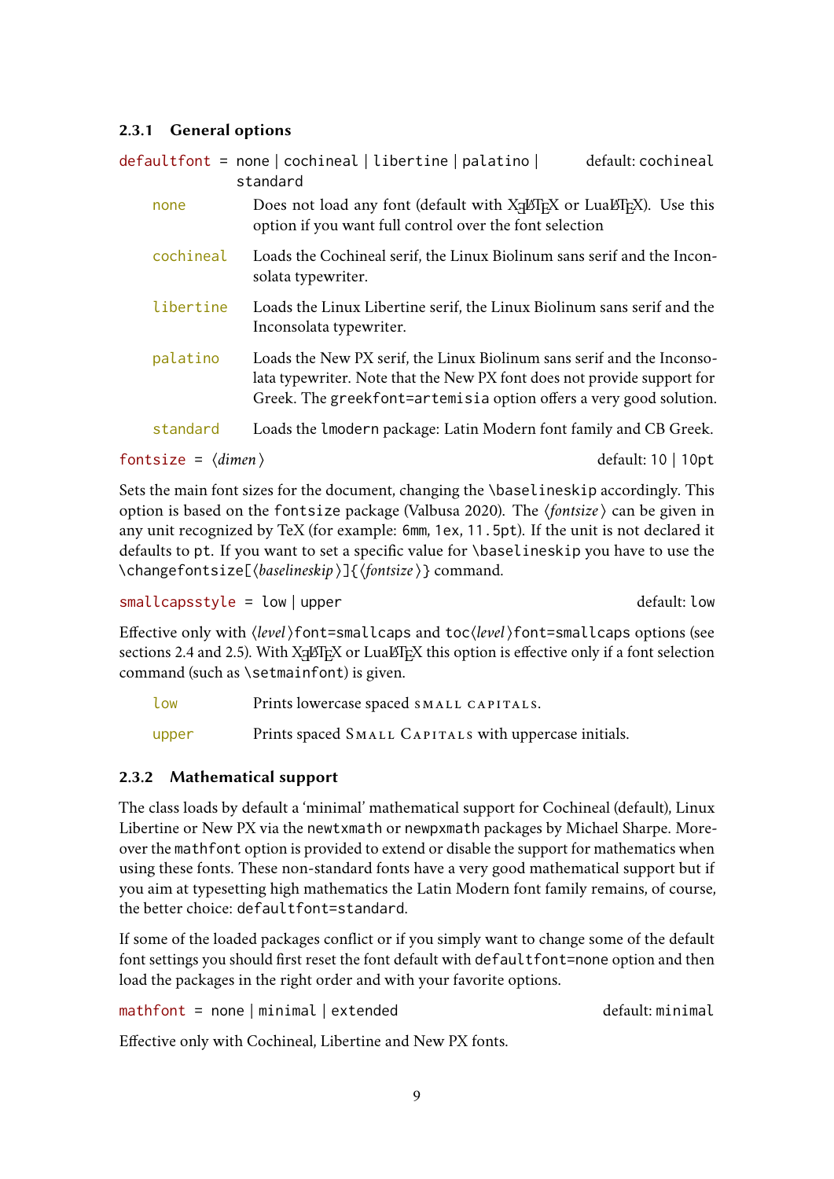### 2.3.1 General options

`defaultfont` = `none` | `cochineal` | `libertine` | `palatino` | `standard` — default: `cochineal`

- `none` — Does not load any font (default with XƎLaTeX or LuaLaTeX). Use this option if you want full control over the font selection
- `cochineal` — Loads the Cochineal serif, the Linux Biolinum sans serif and the Inconsolata typewriter.
- `libertine` — Loads the Linux Libertine serif, the Linux Biolinum sans serif and the Inconsolata typewriter.
- `palatino` — Loads the New PX serif, the Linux Biolinum sans serif and the Inconsolata typewriter. Note that the New PX font does not provide support for Greek. The `greekfont=artemisia` option offers a very good solution.
- `standard` — Loads the `lmodern` package: Latin Modern font family and CB Greek.

`fontsize` = ⟨*dimen*⟩ — default: `10` | `10pt`

Sets the main font sizes for the document, changing the `\baselineskip` accordingly. This option is based on the `fontsize` package (Valbusa 2020). The ⟨*fontsize*⟩ can be given in any unit recognized by TeX (for example: `6mm`, `1ex`, `11.5pt`). If the unit is not declared it defaults to `pt`. If you want to set a specific value for `\baselineskip` you have to use the `\changefontsize[`⟨*baselineskip*⟩`]{`⟨*fontsize*⟩`}` command.

`smallcapsstyle` = `low` | `upper` — default: `low`

Effective only with ⟨*level*⟩`font=smallcaps` and `toc`⟨*level*⟩`font=smallcaps` options (see sections 2.4 and 2.5). With XƎLaTeX or LuaLaTeX this option is effective only if a font selection command (such as `\setmainfont`) is given.

- `low` — Prints lowercase spaced small capitals.
- `upper` — Prints spaced Small Capitals with uppercase initials.

### 2.3.2 Mathematical support

The class loads by default a 'minimal' mathematical support for Cochineal (default), Linux Libertine or New PX via the `newtxmath` or `newpxmath` packages by Michael Sharpe. Moreover the `mathfont` option is provided to extend or disable the support for mathematics when using these fonts. These non-standard fonts have a very good mathematical support but if you aim at typesetting high mathematics the Latin Modern font family remains, of course, the better choice: `defaultfont=standard`.

If some of the loaded packages conflict or if you simply want to change some of the default font settings you should first reset the font default with `defaultfont=none` option and then load the packages in the right order and with your favorite options.

`mathfont` = `none` | `minimal` | `extended` — default: `minimal`

Effective only with Cochineal, Libertine and New PX fonts.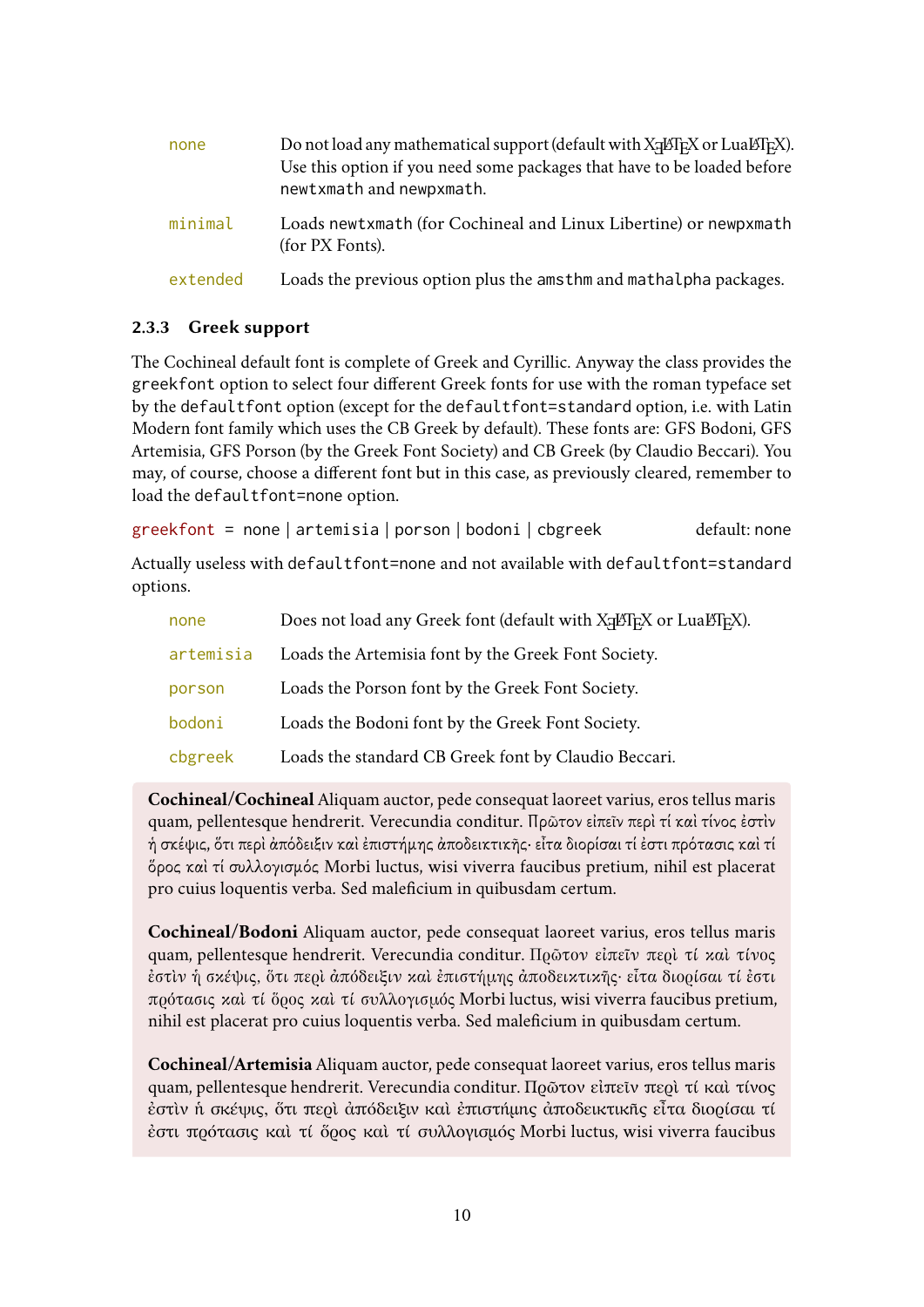| | |
|---|---|
| `none` | Do not load any mathematical support (default with XƎLaTeX or LuaLaTeX). Use this option if you need some packages that have to be loaded before `newtxmath` and `newpxmath`. |
| `minimal` | Loads `newtxmath` (for Cochineal and Linux Libertine) or `newpxmath` (for PX Fonts). |
| `extended` | Loads the previous option plus the `amsthm` and `mathalpha` packages. |

### 2.3.3 Greek support

The Cochineal default font is complete of Greek and Cyrillic. Anyway the class provides the `greekfont` option to select four different Greek fonts for use with the roman typeface set by the `defaultfont` option (except for the `defaultfont=standard` option, i.e. with Latin Modern font family which uses the CB Greek by default). These fonts are: GFS Bodoni, GFS Artemisia, GFS Porson (by the Greek Font Society) and CB Greek (by Claudio Beccari). You may, of course, choose a different font but in this case, as previously cleared, remember to load the `defaultfont=none` option.

`greekfont = none | artemisia | porson | bodoni | cbgreek` default: none

Actually useless with `defaultfont=none` and not available with `defaultfont=standard` options.

| | |
|---|---|
| `none` | Does not load any Greek font (default with XƎLaTeX or LuaLaTeX). |
| `artemisia` | Loads the Artemisia font by the Greek Font Society. |
| `porson` | Loads the Porson font by the Greek Font Society. |
| `bodoni` | Loads the Bodoni font by the Greek Font Society. |
| `cbgreek` | Loads the standard CB Greek font by Claudio Beccari. |

**Cochineal/Cochineal** Aliquam auctor, pede consequat laoreet varius, eros tellus maris quam, pellentesque hendrerit. Verecundia conditur. Πρῶτον εἰπεῖν περὶ τί καὶ τίνος ἐστὶν ἡ σκέψις, ὅτι περὶ ἀπόδειξιν καὶ ἐπιστήμης ἀποδεικτικῆς· εἶτα διορίσαι τί ἐστι πρότασις καὶ τί ὅρος καὶ τί συλλογισμός Morbi luctus, wisi viverra faucibus pretium, nihil est placerat pro cuius loquentis verba. Sed maleficium in quibusdam certum.

**Cochineal/Bodoni** Aliquam auctor, pede consequat laoreet varius, eros tellus maris quam, pellentesque hendrerit. Verecundia conditur. Πρῶτον εἰπεῖν περὶ τί καὶ τίνος ἐστὶν ἡ σκέψις, ὅτι περὶ ἀπόδειξιν καὶ ἐπιστήμης ἀποδεικτικῆς· εἶτα διορίσαι τί ἐστι πρότασις καὶ τί ὅρος καὶ τί συλλογισμός Morbi luctus, wisi viverra faucibus pretium, nihil est placerat pro cuius loquentis verba. Sed maleficium in quibusdam certum.

**Cochineal/Artemisia** Aliquam auctor, pede consequat laoreet varius, eros tellus maris quam, pellentesque hendrerit. Verecundia conditur. Πρῶτον εἰπεῖν περὶ τί καὶ τίνος ἐστὶν ἡ σκέψις, ὅτι περὶ ἀπόδειξιν καὶ ἐπιστήμης ἀποδεικτικῆς εἶτα διορίσαι τί ἐστι πρότασις καὶ τί ὅρος καὶ τί συλλογισμός Morbi luctus, wisi viverra faucibus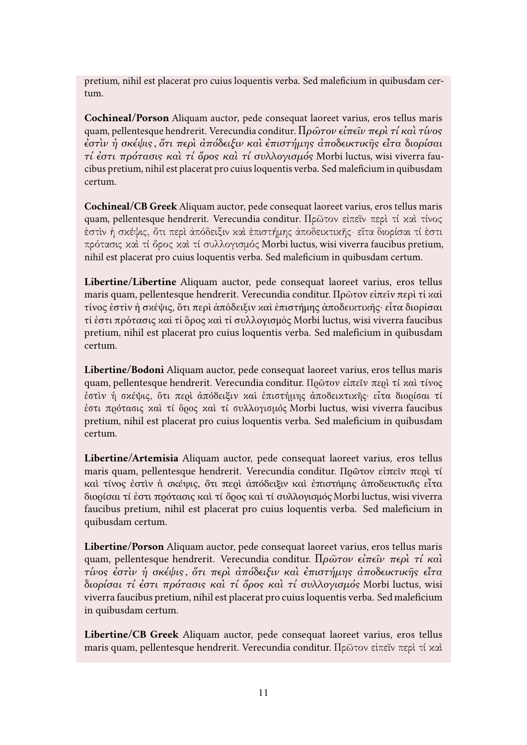pretium, nihil est placerat pro cuius loquentis verba. Sed maleficium in quibusdam certum.

**Cochineal/Porson** Aliquam auctor, pede consequat laoreet varius, eros tellus maris quam, pellentesque hendrerit. Verecundia conditur. *Πρῶτον εἰπεῖν περὶ τί καὶ τίνος ἐστὶν ἡ σκέψις, ὅτι περὶ ἀπόδειξιν καὶ ἐπιστήμης ἀποδεικτικῆς εἶτα διορίσαι τί ἐστι πρότασις καὶ τί ὅρος καὶ τί συλλογισμός* Morbi luctus, wisi viverra faucibus pretium, nihil est placerat pro cuius loquentis verba. Sed maleficium in quibusdam certum.

**Cochineal/CB Greek** Aliquam auctor, pede consequat laoreet varius, eros tellus maris quam, pellentesque hendrerit. Verecundia conditur. Πρῶτον εἰπεῖν περὶ τί καὶ τίνος ἐστὶν ἡ σκέψις, ὅτι περὶ ἀπόδειξιν καὶ ἐπιστήμης ἀποδεικτικῆς· εἶτα διορίσαι τί ἐστι πρότασις καὶ τί ὅρος καὶ τί συλλογισμός Morbi luctus, wisi viverra faucibus pretium, nihil est placerat pro cuius loquentis verba. Sed maleficium in quibusdam certum.

**Libertine/Libertine** Aliquam auctor, pede consequat laoreet varius, eros tellus maris quam, pellentesque hendrerit. Verecundia conditur. Πρῶτον εἰπεῖν περὶ τί καὶ τίνος ἐστὶν ἡ σκέψις, ὅτι περὶ ἀπόδειξιν καὶ ἐπιστήμης ἀποδεικτικῆς· εἶτα διορίσαι τί ἐστι πρότασις καὶ τί ὅρος καὶ τί συλλογισμός Morbi luctus, wisi viverra faucibus pretium, nihil est placerat pro cuius loquentis verba. Sed maleficium in quibusdam certum.

**Libertine/Bodoni** Aliquam auctor, pede consequat laoreet varius, eros tellus maris quam, pellentesque hendrerit. Verecundia conditur. Πρῶτον εἰπεῖν περὶ τί καὶ τίνος ἐστὶν ἡ σκέψις, ὅτι περὶ ἀπόδειξιν καὶ ἐπιστήμης ἀποδεικτικῆς· εἶτα διορίσαι τί ἐστι πρότασις καὶ τί ὅρος καὶ τί συλλογισμός Morbi luctus, wisi viverra faucibus pretium, nihil est placerat pro cuius loquentis verba. Sed maleficium in quibusdam certum.

**Libertine/Artemisia** Aliquam auctor, pede consequat laoreet varius, eros tellus maris quam, pellentesque hendrerit. Verecundia conditur. Πρῶτον εἰπεῖν περὶ τί καὶ τίνος ἐστὶν ἡ σκέψις, ὅτι περὶ ἀπόδειξιν καὶ ἐπιστήμης ἀποδεικτικῆς εἶτα διορίσαι τί ἐστι πρότασις καὶ τί ὅρος καὶ τί συλλογισμός Morbi luctus, wisi viverra faucibus pretium, nihil est placerat pro cuius loquentis verba. Sed maleficium in quibusdam certum.

**Libertine/Porson** Aliquam auctor, pede consequat laoreet varius, eros tellus maris quam, pellentesque hendrerit. Verecundia conditur. *Πρῶτον εἰπεῖν περὶ τί καὶ τίνος ἐστὶν ἡ σκέψις, ὅτι περὶ ἀπόδειξιν καὶ ἐπιστήμης ἀποδεικτικῆς εἶτα διορίσαι τί ἐστι πρότασις καὶ τί ὅρος καὶ τί συλλογισμός* Morbi luctus, wisi viverra faucibus pretium, nihil est placerat pro cuius loquentis verba. Sed maleficium in quibusdam certum.

**Libertine/CB Greek** Aliquam auctor, pede consequat laoreet varius, eros tellus maris quam, pellentesque hendrerit. Verecundia conditur. Πρῶτον εἰπεῖν περὶ τί καὶ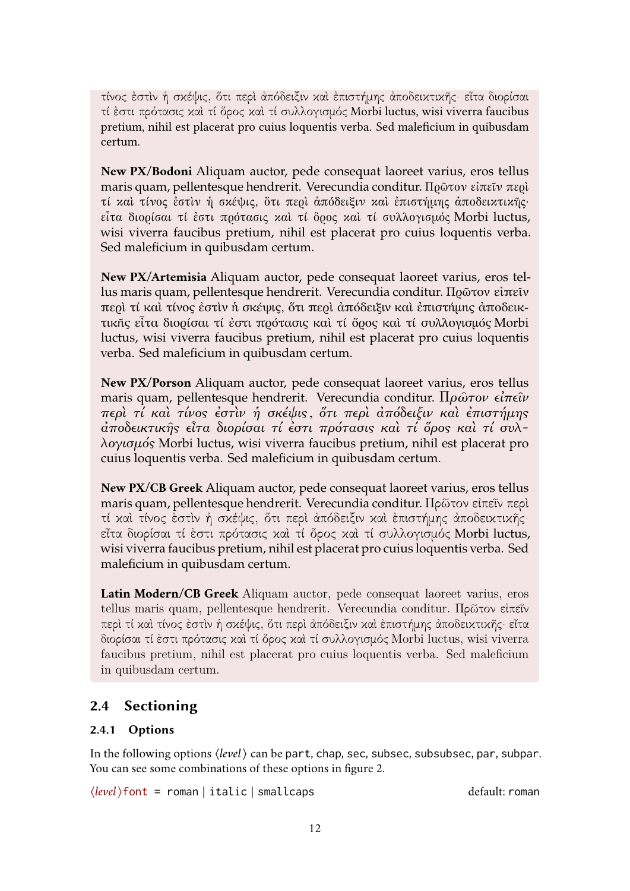τίνος ἐστὶν ἡ σκέψις, ὅτι περὶ ἀπόδειξιν καὶ ἐπιστήμης ἀποδεικτικῆς· εἶτα διορίσαι τί ἐστι πρότασις καὶ τί ὅρος καὶ τί συλλογισμός Morbi luctus, wisi viverra faucibus pretium, nihil est placerat pro cuius loquentis verba. Sed maleficium in quibusdam certum.

**New PX/Bodoni** Aliquam auctor, pede consequat laoreet varius, eros tellus maris quam, pellentesque hendrerit. Verecundia conditur. Πρῶτον εἰπεῖν περὶ τί καὶ τίνος ἐστὶν ἡ σκέψις, ὅτι περὶ ἀπόδειξιν καὶ ἐπιστήμης ἀποδεικτικῆς· εἶτα διορίσαι τί ἐστι πρότασις καὶ τί ὅρος καὶ τί συλλογισμός Morbi luctus, wisi viverra faucibus pretium, nihil est placerat pro cuius loquentis verba. Sed maleficium in quibusdam certum.

**New PX/Artemisia** Aliquam auctor, pede consequat laoreet varius, eros tellus maris quam, pellentesque hendrerit. Verecundia conditur. Πρῶτον εἰπεῖν περὶ τί καὶ τίνος ἐστὶν ἡ σκέψις, ὅτι περὶ ἀπόδειξιν καὶ ἐπιστήμης ἀποδεικτικῆς εἶτα διορίσαι τί ἐστι πρότασις καὶ τί ὅρος καὶ τί συλλογισμός Morbi luctus, wisi viverra faucibus pretium, nihil est placerat pro cuius loquentis verba. Sed maleficium in quibusdam certum.

**New PX/Porson** Aliquam auctor, pede consequat laoreet varius, eros tellus maris quam, pellentesque hendrerit. Verecundia conditur. Πρῶτον εἰπεῖν περὶ τί καὶ τίνος ἐστὶν ἡ σκέψις, ὅτι περὶ ἀπόδειξιν καὶ ἐπιστήμης ἀποδεικτικῆς εἶτα διορίσαι τί ἐστι πρότασις καὶ τί ὅρος καὶ τί συλλογισμός Morbi luctus, wisi viverra faucibus pretium, nihil est placerat pro cuius loquentis verba. Sed maleficium in quibusdam certum.

**New PX/CB Greek** Aliquam auctor, pede consequat laoreet varius, eros tellus maris quam, pellentesque hendrerit. Verecundia conditur. Πρῶτον εἰπεῖν περὶ τί καὶ τίνος ἐστὶν ἡ σκέψις, ὅτι περὶ ἀπόδειξιν καὶ ἐπιστήμης ἀποδεικτικῆς· εἶτα διορίσαι τί ἐστι πρότασις καὶ τί ὅρος καὶ τί συλλογισμός Morbi luctus, wisi viverra faucibus pretium, nihil est placerat pro cuius loquentis verba. Sed maleficium in quibusdam certum.

**Latin Modern/CB Greek** Aliquam auctor, pede consequat laoreet varius, eros tellus maris quam, pellentesque hendrerit. Verecundia conditur. Πρῶτον εἰπεῖν περὶ τί καὶ τίνος ἐστὶν ἡ σκέψις, ὅτι περὶ ἀπόδειξιν καὶ ἐπιστήμης ἀποδεικτικῆς· εἶτα διορίσαι τί ἐστι πρότασις καὶ τί ὅρος καὶ τί συλλογισμός Morbi luctus, wisi viverra faucibus pretium, nihil est placerat pro cuius loquentis verba. Sed maleficium in quibusdam certum.

## 2.4 Sectioning

### 2.4.1 Options

In the following options ⟨*level*⟩ can be `part`, `chap`, `sec`, `subsec`, `subsubsec`, `par`, `subpar`. You can see some combinations of these options in figure 2.

`⟨level⟩font = roman | italic | smallcaps` default: `roman`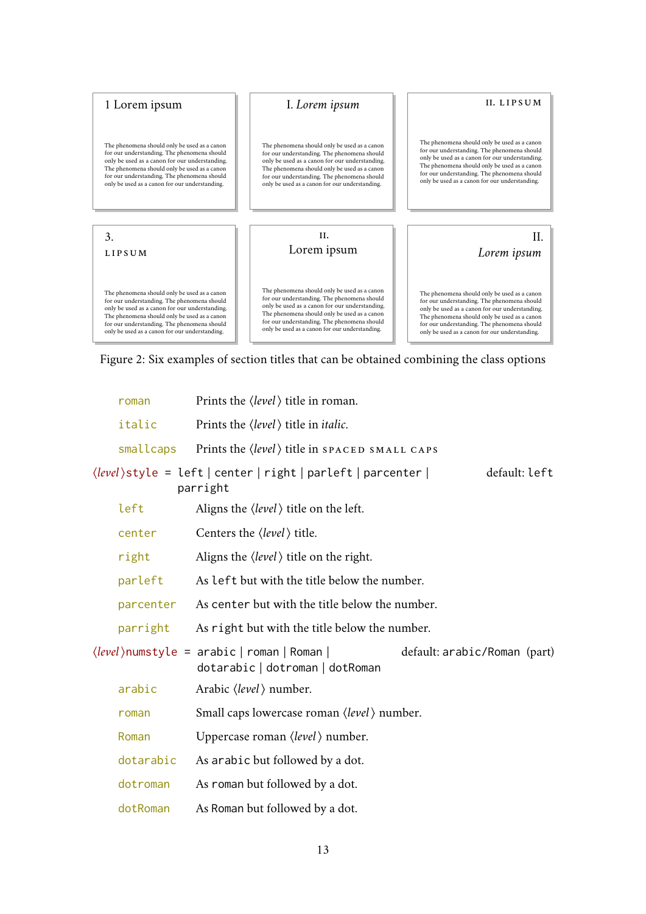| 1 Lorem ipsum | I. *Lorem ipsum* | II. LIPSUM |
| --- | --- | --- |
| The phenomena should only be used as a canon for our understanding. The phenomena should only be used as a canon for our understanding. The phenomena should only be used as a canon for our understanding. The phenomena should only be used as a canon for our understanding. | The phenomena should only be used as a canon for our understanding. The phenomena should only be used as a canon for our understanding. The phenomena should only be used as a canon for our understanding. The phenomena should only be used as a canon for our understanding. | The phenomena should only be used as a canon for our understanding. The phenomena should only be used as a canon for our understanding. The phenomena should only be used as a canon for our understanding. The phenomena should only be used as a canon for our understanding. |
| 3. LIPSUM | II. Lorem ipsum | II. *Lorem ipsum* |
| The phenomena should only be used as a canon for our understanding. The phenomena should only be used as a canon for our understanding. The phenomena should only be used as a canon for our understanding. The phenomena should only be used as a canon for our understanding. | The phenomena should only be used as a canon for our understanding. The phenomena should only be used as a canon for our understanding. The phenomena should only be used as a canon for our understanding. The phenomena should only be used as a canon for our understanding. | The phenomena should only be used as a canon for our understanding. The phenomena should only be used as a canon for our understanding. The phenomena should only be used as a canon for our understanding. The phenomena should only be used as a canon for our understanding. |

Figure 2: Six examples of section titles that can be obtained combining the class options

- `roman` — Prints the ⟨*level*⟩ title in roman.
- `italic` — Prints the ⟨*level*⟩ title in *italic*.
- `smallcaps` — Prints the ⟨*level*⟩ title in SPACED SMALL CAPS

⟨*level*⟩`style` = `left` | `center` | `right` | `parleft` | `parcenter` | `parright` — default: `left`

- `left` — Aligns the ⟨*level*⟩ title on the left.
- `center` — Centers the ⟨*level*⟩ title.
- `right` — Aligns the ⟨*level*⟩ title on the right.
- `parleft` — As `left` but with the title below the number.
- `parcenter` — As `center` but with the title below the number.
- `parright` — As `right` but with the title below the number.

⟨*level*⟩`numstyle` = `arabic` | `roman` | `Roman` | `dotarabic` | `dotroman` | `dotRoman` — default: `arabic`/`Roman` (part)

- `arabic` — Arabic ⟨*level*⟩ number.
- `roman` — Small caps lowercase roman ⟨*level*⟩ number.
- `Roman` — Uppercase roman ⟨*level*⟩ number.
- `dotarabic` — As `arabic` but followed by a dot.
- `dotroman` — As `roman` but followed by a dot.
- `dotRoman` — As `Roman` but followed by a dot.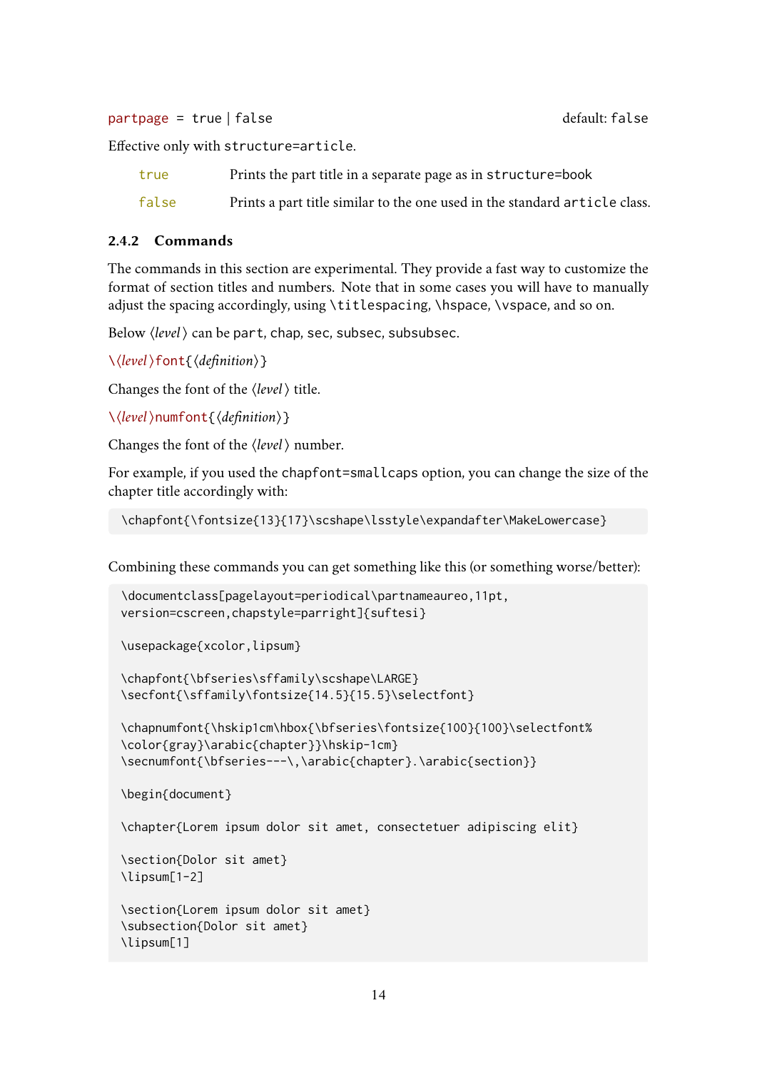`partpage` = `true` | `false` default: `false`

Effective only with `structure=article`.

| | |
|---|---|
| `true` | Prints the part title in a separate page as in `structure=book` |
| `false` | Prints a part title similar to the one used in the standard `article` class. |

### 2.4.2 Commands

The commands in this section are experimental. They provide a fast way to customize the format of section titles and numbers. Note that in some cases you will have to manually adjust the spacing accordingly, using `\titlespacing`, `\hspace`, `\vspace`, and so on.

Below ⟨*level*⟩ can be `part`, `chap`, `sec`, `subsec`, `subsubsec`.

`\`⟨*level*⟩`font{`⟨*definition*⟩`}`

Changes the font of the ⟨*level*⟩ title.

`\`⟨*level*⟩`numfont{`⟨*definition*⟩`}`

Changes the font of the ⟨*level*⟩ number.

For example, if you used the `chapfont=smallcaps` option, you can change the size of the chapter title accordingly with:

```
\chapfont{\fontsize{13}{17}\scshape\lsstyle\expandafter\MakeLowercase}
```

Combining these commands you can get something like this (or something worse/better):

```
\documentclass[pagelayout=periodical\partnameaureo,11pt,
version=cscreen,chapstyle=parright]{suftesi}

\usepackage{xcolor,lipsum}

\chapfont{\bfseries\sffamily\scshape\LARGE}
\secfont{\sffamily\fontsize{14.5}{15.5}\selectfont}

\chapnumfont{\hskip1cm\hbox{\bfseries\fontsize{100}{100}\selectfont%
\color{gray}\arabic{chapter}}\hskip-1cm}
\secnumfont{\bfseries---\,\arabic{chapter}.\arabic{section}}

\begin{document}

\chapter{Lorem ipsum dolor sit amet, consectetuer adipiscing elit}

\section{Dolor sit amet}
\lipsum[1-2]

\section{Lorem ipsum dolor sit amet}
\subsection{Dolor sit amet}
\lipsum[1]
```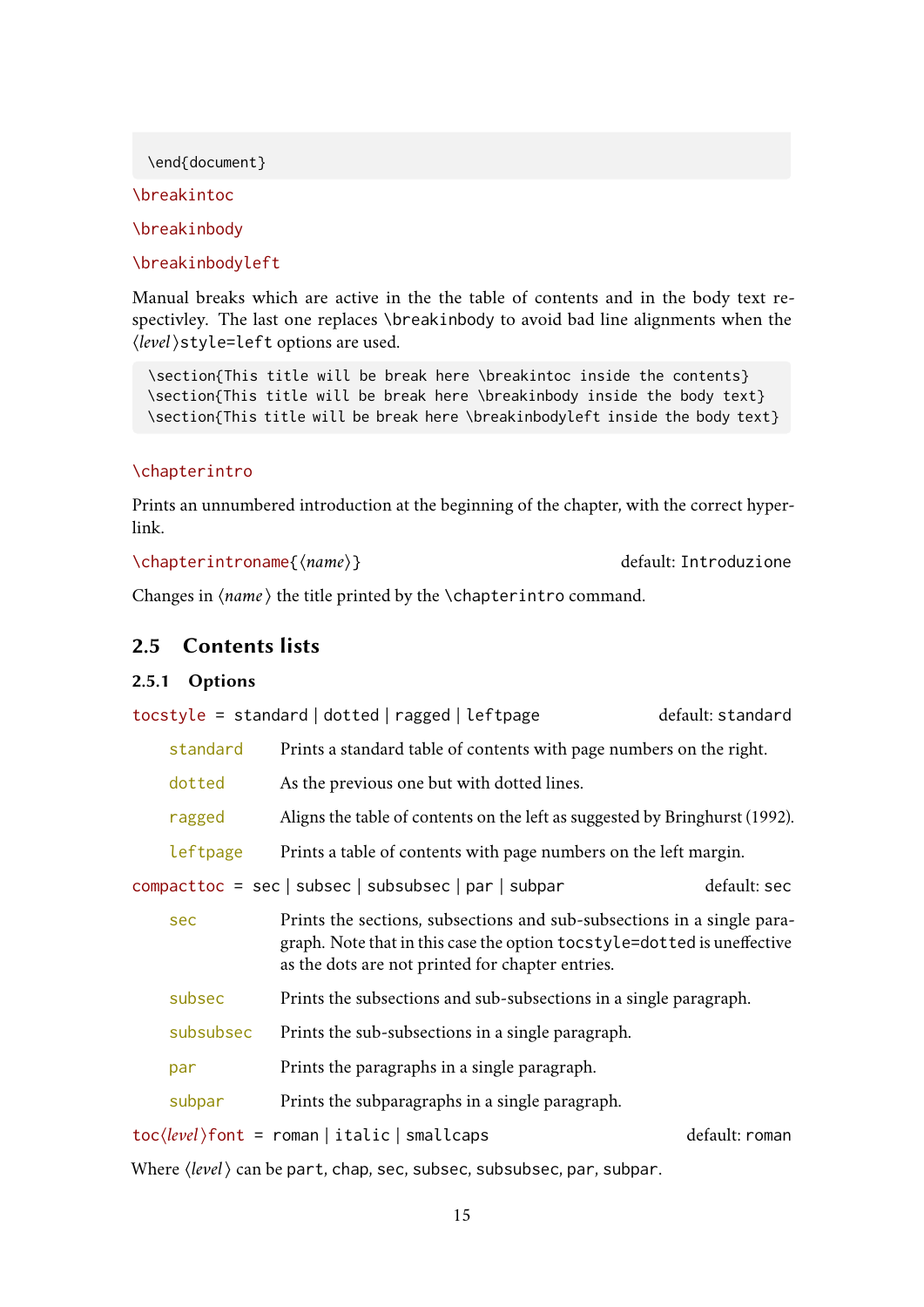```
\end{document}
```

`\breakintoc`

`\breakinbody`

`\breakinbodyleft`

Manual breaks which are active in the the table of contents and in the body text respectivley. The last one replaces `\breakinbody` to avoid bad line alignments when the ⟨*level*⟩`style=left` options are used.

```
\section{This title will be break here \breakintoc inside the contents}
\section{This title will be break here \breakinbody inside the body text}
\section{This title will be break here \breakinbodyleft inside the body text}
```

`\chapterintro`

Prints an unnumbered introduction at the beginning of the chapter, with the correct hyperlink.

`\chapterintroname{`⟨*name*⟩`}` default: `Introduzione`

Changes in ⟨*name*⟩ the title printed by the `\chapterintro` command.

## 2.5 Contents lists

### 2.5.1 Options

`tocstyle = standard | dotted | ragged | leftpage` default: `standard`

- `standard` Prints a standard table of contents with page numbers on the right.
- `dotted` As the previous one but with dotted lines.
- `ragged` Aligns the table of contents on the left as suggested by Bringhurst (1992).
- `leftpage` Prints a table of contents with page numbers on the left margin.

`compacttoc = sec | subsec | subsubsec | par | subpar` default: `sec`

- `sec` Prints the sections, subsections and sub-subsections in a single paragraph. Note that in this case the option `tocstyle=dotted` is uneffective as the dots are not printed for chapter entries.
- `subsec` Prints the subsections and sub-subsections in a single paragraph.
- `subsubsec` Prints the sub-subsections in a single paragraph.
- `par` Prints the paragraphs in a single paragraph.
- `subpar` Prints the subparagraphs in a single paragraph.

`toc`⟨*level*⟩`font = roman | italic | smallcaps` default: `roman`

Where ⟨*level*⟩ can be `part`, `chap`, `sec`, `subsec`, `subsubsec`, `par`, `subpar`.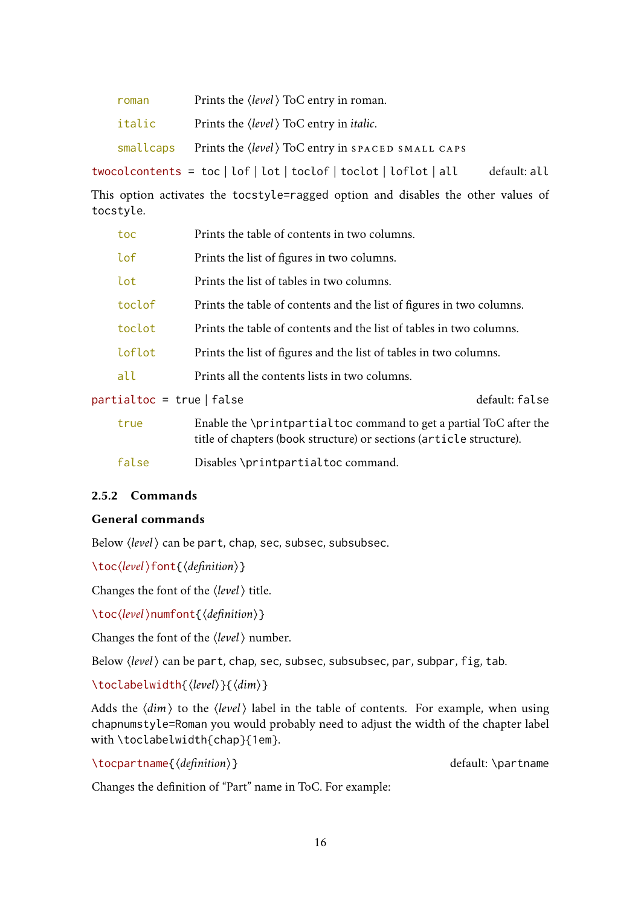| | |
|---|---|
| `roman` | Prints the ⟨*level*⟩ ToC entry in roman. |
| `italic` | Prints the ⟨*level*⟩ ToC entry in *italic*. |
| `smallcaps` | Prints the ⟨*level*⟩ ToC entry in SPACED SMALL CAPS |

`twocolcontents` = `toc` | `lof` | `lot` | `toclof` | `toclot` | `loflot` | `all` default: `all`

This option activates the `tocstyle=ragged` option and disables the other values of `tocstyle`.

| | |
|---|---|
| `toc` | Prints the table of contents in two columns. |
| `lof` | Prints the list of figures in two columns. |
| `lot` | Prints the list of tables in two columns. |
| `toclof` | Prints the table of contents and the list of figures in two columns. |
| `toclot` | Prints the table of contents and the list of tables in two columns. |
| `loflot` | Prints the list of figures and the list of tables in two columns. |
| `all` | Prints all the contents lists in two columns. |

`partialtoc` = `true` | `false` default: `false`

| | |
|---|---|
| `true` | Enable the `\printpartialtoc` command to get a partial ToC after the title of chapters (book structure) or sections (`article` structure). |
| `false` | Disables `\printpartialtoc` command. |

### 2.5.2 Commands

#### General commands

Below ⟨*level*⟩ can be `part`, `chap`, `sec`, `subsec`, `subsubsec`.

`\toc`⟨*level*⟩`font{`⟨*definition*⟩`}`

Changes the font of the ⟨*level*⟩ title.

`\toc`⟨*level*⟩`numfont{`⟨*definition*⟩`}`

Changes the font of the ⟨*level*⟩ number.

Below ⟨*level*⟩ can be `part`, `chap`, `sec`, `subsec`, `subsubsec`, `par`, `subpar`, `fig`, `tab`.

`\toclabelwidth{`⟨*level*⟩`}{`⟨*dim*⟩`}`

Adds the ⟨*dim*⟩ to the ⟨*level*⟩ label in the table of contents. For example, when using `chapnumstyle=Roman` you would probably need to adjust the width of the chapter label with `\toclabelwidth{chap}{1em}`.

`\tocpartname{`⟨*definition*⟩`}` default: `\partname`

Changes the definition of "Part" name in ToC. For example: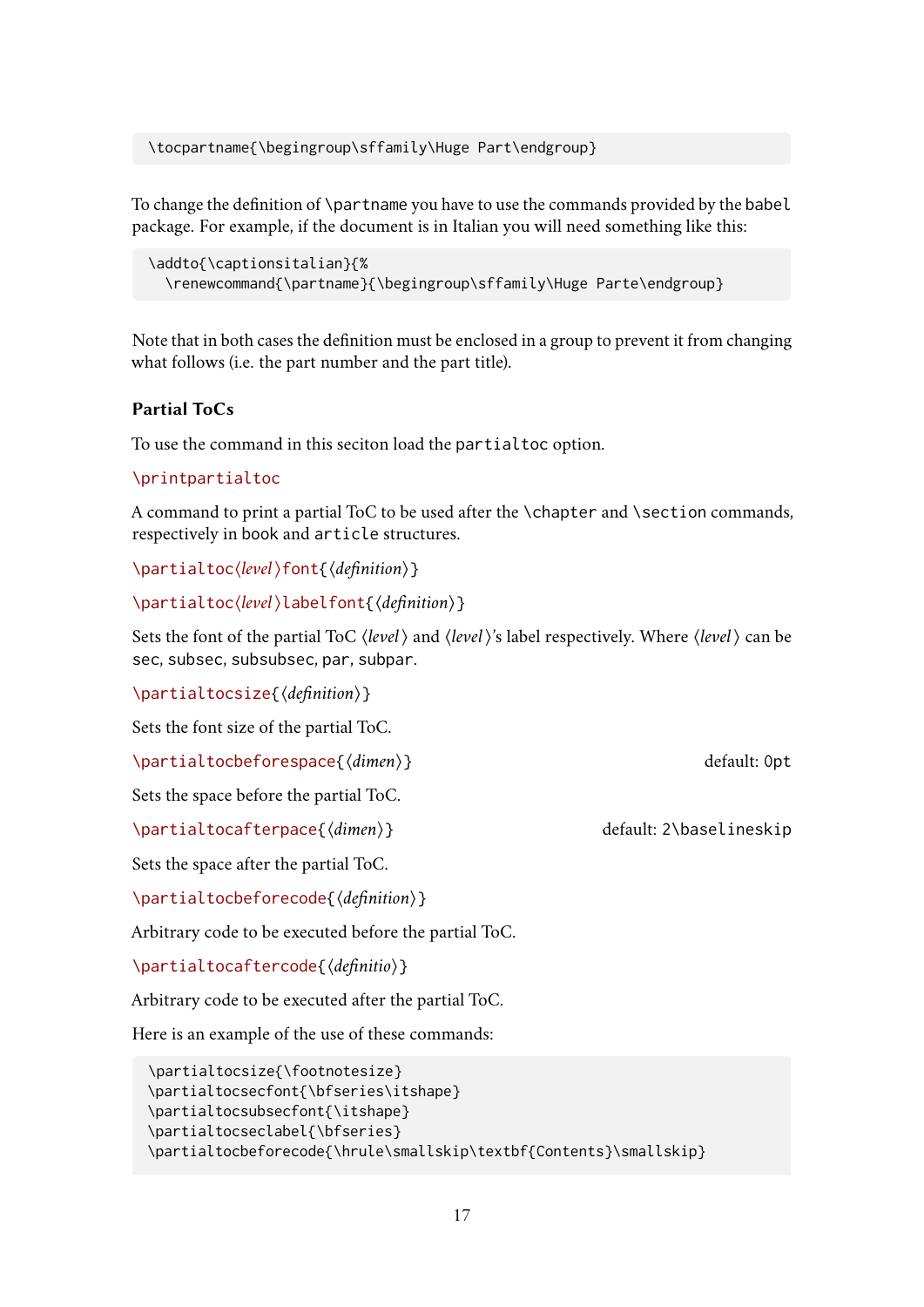```
\tocpartname{\begingroup\sffamily\Huge Part\endgroup}
```

To change the definition of `\partname` you have to use the commands provided by the `babel` package. For example, if the document is in Italian you will need something like this:

```
\addto{\captionsitalian}{%
  \renewcommand{\partname}{\begingroup\sffamily\Huge Parte\endgroup}
```

Note that in both cases the definition must be enclosed in a group to prevent it from changing what follows (i.e. the part number and the part title).

### Partial ToCs

To use the command in this seciton load the `partialtoc` option.

`\printpartialtoc`

A command to print a partial ToC to be used after the `\chapter` and `\section` commands, respectively in `book` and `article` structures.

`\partialtoc`⟨*level*⟩`font{`⟨*definition*⟩`}`

`\partialtoc`⟨*level*⟩`labelfont{`⟨*definition*⟩`}`

Sets the font of the partial ToC ⟨*level*⟩ and ⟨*level*⟩'s label respectively. Where ⟨*level*⟩ can be `sec`, `subsec`, `subsubsec`, `par`, `subpar`.

`\partialtocsize{`⟨*definition*⟩`}`

Sets the font size of the partial ToC.

`\partialtocbeforespace{`⟨*dimen*⟩`}` default: `0pt`

Sets the space before the partial ToC.

`\partialtocafterpace{`⟨*dimen*⟩`}` default: `2\baselineskip`

Sets the space after the partial ToC.

`\partialtocbeforecode{`⟨*definition*⟩`}`

Arbitrary code to be executed before the partial ToC.

`\partialtocaftercode{`⟨*definitio*⟩`}`

Arbitrary code to be executed after the partial ToC.

Here is an example of the use of these commands:

```
\partialtocsize{\footnotesize}
\partialtocsecfont{\bfseries\itshape}
\partialtocsubsecfont{\itshape}
\partialtocseclabel{\bfseries}
\partialtocbeforecode{\hrule\smallskip\textbf{Contents}\smallskip}
```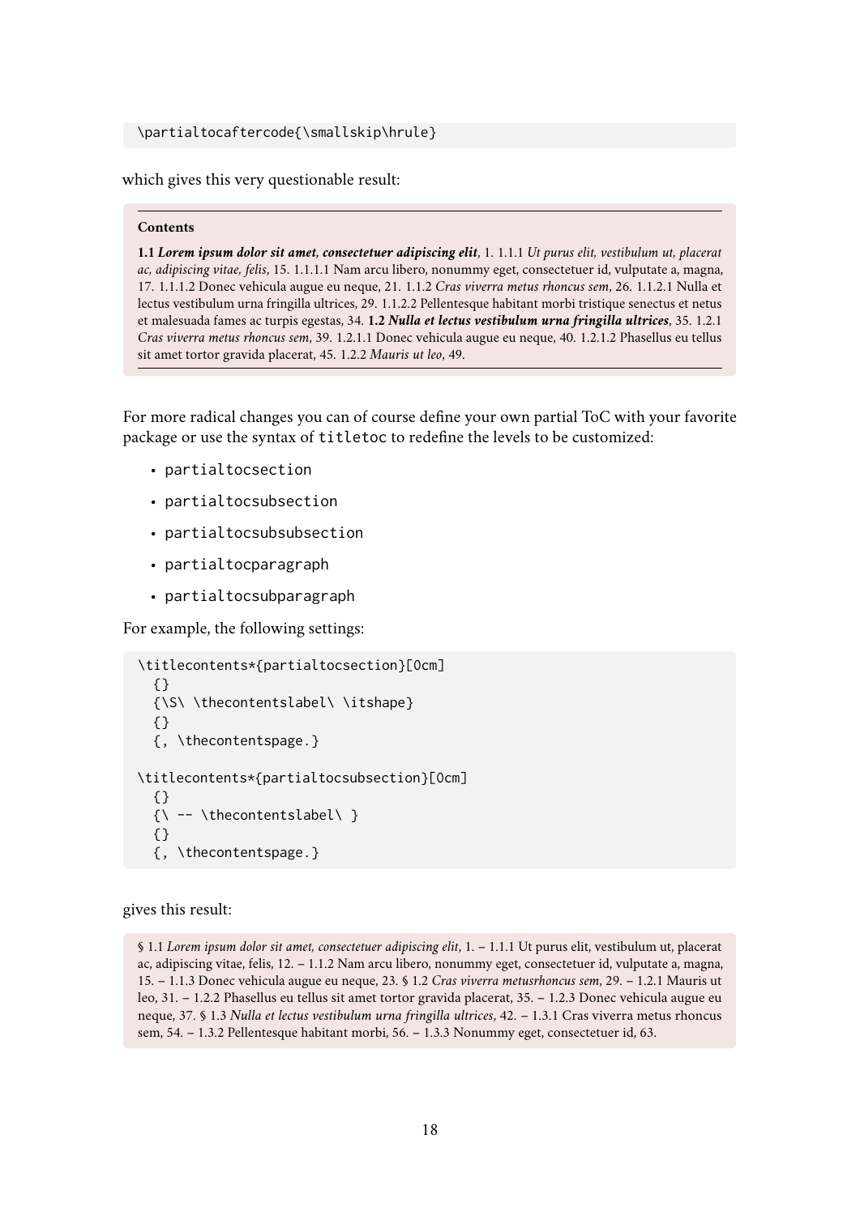```
\partialtocaftercode{\smallskip\hrule}
```

which gives this very questionable result:

> **Contents**
>
> **1.1** ***Lorem ipsum dolor sit amet, consectetuer adipiscing elit***, 1. 1.1.1 *Ut purus elit, vestibulum ut, placerat ac, adipiscing vitae, felis*, 15. 1.1.1.1 Nam arcu libero, nonummy eget, consectetuer id, vulputate a, magna, 17. 1.1.1.2 Donec vehicula augue eu neque, 21. 1.1.2 *Cras viverra metus rhoncus sem*, 26. 1.1.2.1 Nulla et lectus vestibulum urna fringilla ultrices, 29. 1.1.2.2 Pellentesque habitant morbi tristique senectus et netus et malesuada fames ac turpis egestas, 34. **1.2** ***Nulla et lectus vestibulum urna fringilla ultrices***, 35. 1.2.1 *Cras viverra metus rhoncus sem*, 39. 1.2.1.1 Donec vehicula augue eu neque, 40. 1.2.1.2 Phasellus eu tellus sit amet tortor gravida placerat, 45. 1.2.2 *Mauris ut leo*, 49.

For more radical changes you can of course define your own partial ToC with your favorite package or use the syntax of `titletoc` to redefine the levels to be customized:

- `partialtocsection`
- `partialtocsubsection`
- `partialtocsubsubsection`
- `partialtocparagraph`
- `partialtocsubparagraph`

For example, the following settings:

```
\titlecontents*{partialtocsection}[0cm]
  {}
  {\S\ \thecontentslabel\ \itshape}
  {}
  {, \thecontentspage.}

\titlecontents*{partialtocsubsection}[0cm]
  {}
  {\ -- \thecontentslabel\ }
  {}
  {, \thecontentspage.}
```

gives this result:

> § 1.1 *Lorem ipsum dolor sit amet, consectetuer adipiscing elit*, 1. – 1.1.1 Ut purus elit, vestibulum ut, placerat ac, adipiscing vitae, felis, 12. – 1.1.2 Nam arcu libero, nonummy eget, consectetuer id, vulputate a, magna, 15. – 1.1.3 Donec vehicula augue eu neque, 23. § 1.2 *Cras viverra metusrhoncus sem*, 29. – 1.2.1 Mauris ut leo, 31. – 1.2.2 Phasellus eu tellus sit amet tortor gravida placerat, 35. – 1.2.3 Donec vehicula augue eu neque, 37. § 1.3 *Nulla et lectus vestibulum urna fringilla ultrices*, 42. – 1.3.1 Cras viverra metus rhoncus sem, 54. – 1.3.2 Pellentesque habitant morbi, 56. – 1.3.3 Nonummy eget, consectetuer id, 63.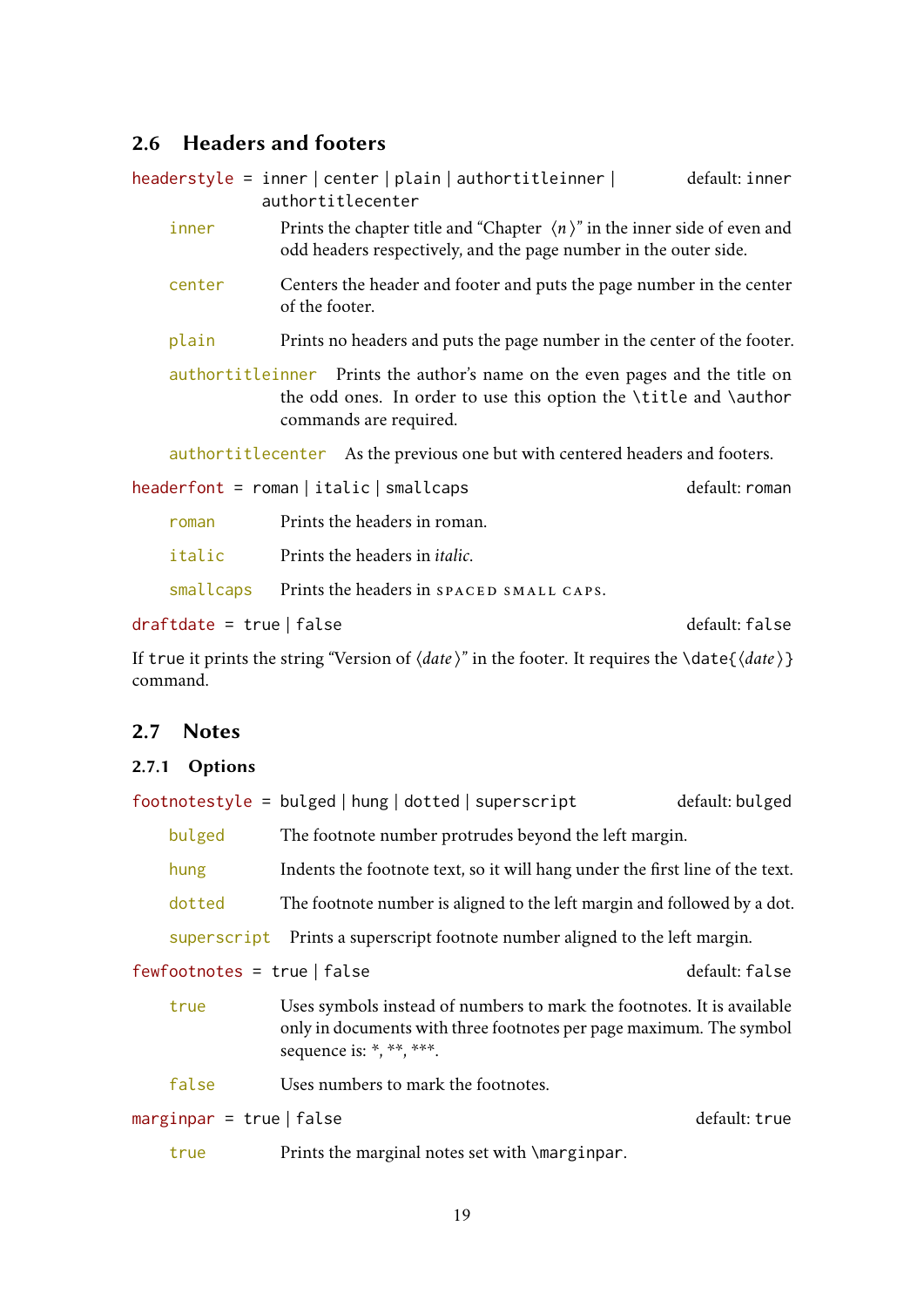## 2.6 Headers and footers

`headerstyle` = `inner` | `center` | `plain` | `authortitleinner` | `authortitlecenter` — default: `inner`

- `inner` — Prints the chapter title and "Chapter ⟨*n*⟩" in the inner side of even and odd headers respectively, and the page number in the outer side.
- `center` — Centers the header and footer and puts the page number in the center of the footer.
- `plain` — Prints no headers and puts the page number in the center of the footer.
- `authortitleinner` — Prints the author's name on the even pages and the title on the odd ones. In order to use this option the `\title` and `\author` commands are required.
- `authortitlecenter` — As the previous one but with centered headers and footers.

`headerfont` = `roman` | `italic` | `smallcaps` — default: `roman`

- `roman` — Prints the headers in roman.
- `italic` — Prints the headers in *italic*.
- `smallcaps` — Prints the headers in SPACED SMALL CAPS.

`draftdate` = `true` | `false` — default: `false`

If `true` it prints the string "Version of ⟨*date*⟩" in the footer. It requires the `\date{`⟨*date*⟩`}` command.

## 2.7 Notes

### 2.7.1 Options

`footnotestyle` = `bulged` | `hung` | `dotted` | `superscript` — default: `bulged`

- `bulged` — The footnote number protrudes beyond the left margin.
- `hung` — Indents the footnote text, so it will hang under the first line of the text.
- `dotted` — The footnote number is aligned to the left margin and followed by a dot.
- `superscript` — Prints a superscript footnote number aligned to the left margin.

`fewfootnotes` = `true` | `false` — default: `false`

- `true` — Uses symbols instead of numbers to mark the footnotes. It is available only in documents with three footnotes per page maximum. The symbol sequence is: *, **, ***.
- `false` — Uses numbers to mark the footnotes.

`marginpar` = `true` | `false` — default: `true`

- `true` — Prints the marginal notes set with `\marginpar`.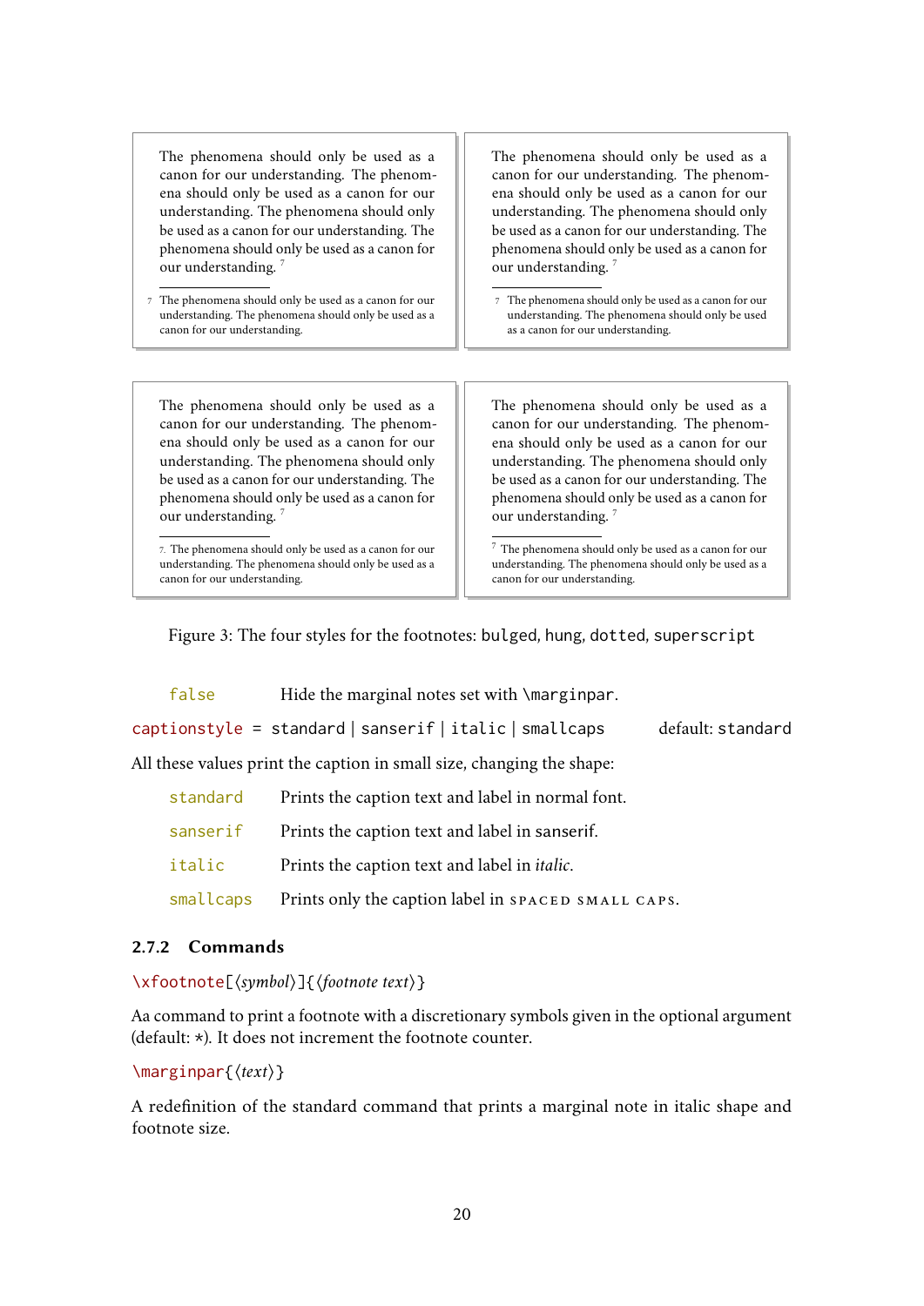The phenomena should only be used as a canon for our understanding. The phenomena should only be used as a canon for our understanding. The phenomena should only be used as a canon for our understanding. The phenomena should only be used as a canon for our understanding. [7]

7 The phenomena should only be used as a canon for our understanding. The phenomena should only be used as a canon for our understanding.

The phenomena should only be used as a canon for our understanding. The phenomena should only be used as a canon for our understanding. The phenomena should only be used as a canon for our understanding. The phenomena should only be used as a canon for our understanding. [7]

7 The phenomena should only be used as a canon for our understanding. The phenomena should only be used as a canon for our understanding.

The phenomena should only be used as a canon for our understanding. The phenomena should only be used as a canon for our understanding. The phenomena should only be used as a canon for our understanding. The phenomena should only be used as a canon for our understanding. [7]

7. The phenomena should only be used as a canon for our understanding. The phenomena should only be used as a canon for our understanding.

The phenomena should only be used as a canon for our understanding. The phenomena should only be used as a canon for our understanding. The phenomena should only be used as a canon for our understanding. The phenomena should only be used as a canon for our understanding. [7]

[7] The phenomena should only be used as a canon for our understanding. The phenomena should only be used as a canon for our understanding.

Figure 3: The four styles for the footnotes: `bulged`, `hung`, `dotted`, `superscript`

`false` Hide the marginal notes set with `\marginpar`.

`captionstyle = standard | sanserif | italic | smallcaps` default: `standard`

All these values print the caption in small size, changing the shape:

- `standard` Prints the caption text and label in normal font.
- `sanserif` Prints the caption text and label in sanserif.
- `italic` Prints the caption text and label in *italic*.
- `smallcaps` Prints only the caption label in SPACED SMALL CAPS.

### 2.7.2 Commands

`\xfootnote[⟨symbol⟩]{⟨footnote text⟩}`

Aa command to print a footnote with a discretionary symbols given in the optional argument (default: ∗). It does not increment the footnote counter.

`\marginpar{⟨text⟩}`

A redefinition of the standard command that prints a marginal note in italic shape and footnote size.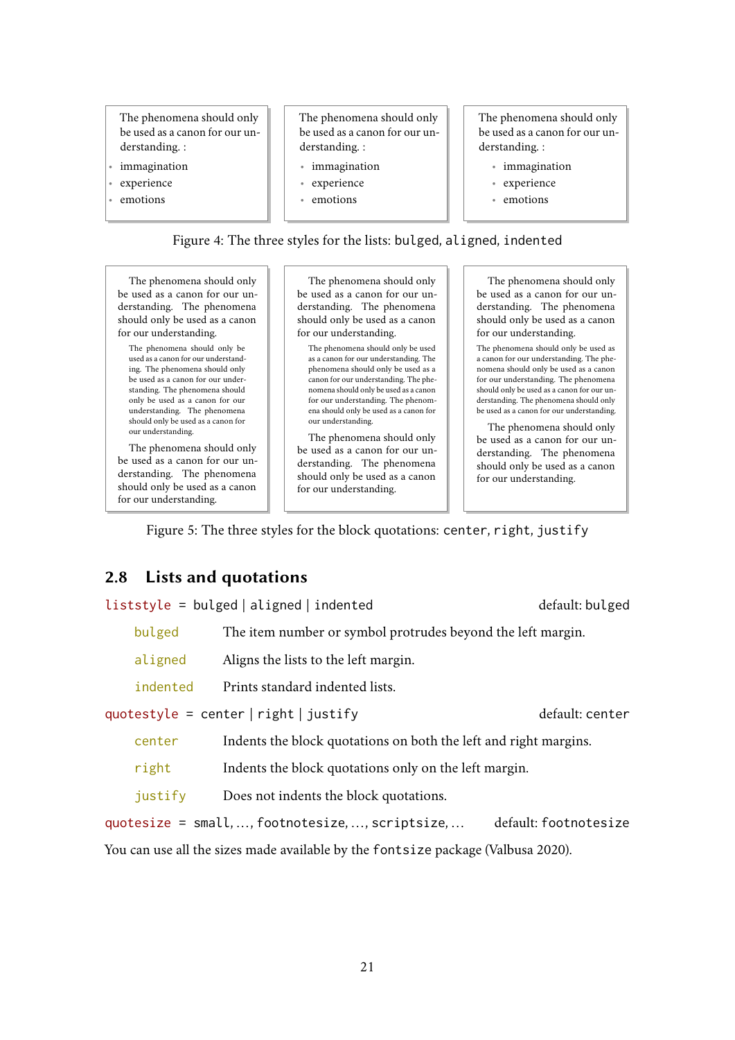The phenomena should only be used as a canon for our understanding. :

- immagination
- experience
- emotions

The phenomena should only be used as a canon for our understanding. :

- immagination
- experience
- emotions

The phenomena should only be used as a canon for our understanding. :

- immagination
- experience
- emotions

Figure 4: The three styles for the lists: `bulged`, `aligned`, `indented`

The phenomena should only be used as a canon for our understanding. The phenomena should only be used as a canon for our understanding.

> The phenomena should only be used as a canon for our understanding. The phenomena should only be used as a canon for our understanding. The phenomena should only be used as a canon for our understanding. The phenomena should only be used as a canon for our understanding.

The phenomena should only be used as a canon for our understanding. The phenomena should only be used as a canon for our understanding.

The phenomena should only be used as a canon for our understanding. The phenomena should only be used as a canon for our understanding.

> The phenomena should only be used as a canon for our understanding. The phenomena should only be used as a canon for our understanding. The phenomena should only be used as a canon for our understanding. The phenomena should only be used as a canon for our understanding.

The phenomena should only be used as a canon for our understanding. The phenomena should only be used as a canon for our understanding.

The phenomena should only be used as a canon for our understanding. The phenomena should only be used as a canon for our understanding.

> The phenomena should only be used as a canon for our understanding. The phenomena should only be used as a canon for our understanding. The phenomena should only be used as a canon for our understanding. The phenomena should only be used as a canon for our understanding.

The phenomena should only be used as a canon for our understanding. The phenomena should only be used as a canon for our understanding.

Figure 5: The three styles for the block quotations: `center`, `right`, `justify`

## 2.8 Lists and quotations

`liststyle` = `bulged` | `aligned` | `indented` default: `bulged`

`bulged` The item number or symbol protrudes beyond the left margin.

`aligned` Aligns the lists to the left margin.

`indented` Prints standard indented lists.

`quotestyle` = `center` | `right` | `justify` default: `center`

`center` Indents the block quotations on both the left and right margins.

`right` Indents the block quotations only on the left margin.

`justify` Does not indents the block quotations.

`quotesize` = `small`, …, `footnotesize`, …, `scriptsize`, … default: `footnotesize`

You can use all the sizes made available by the `fontsize` package (Valbusa 2020).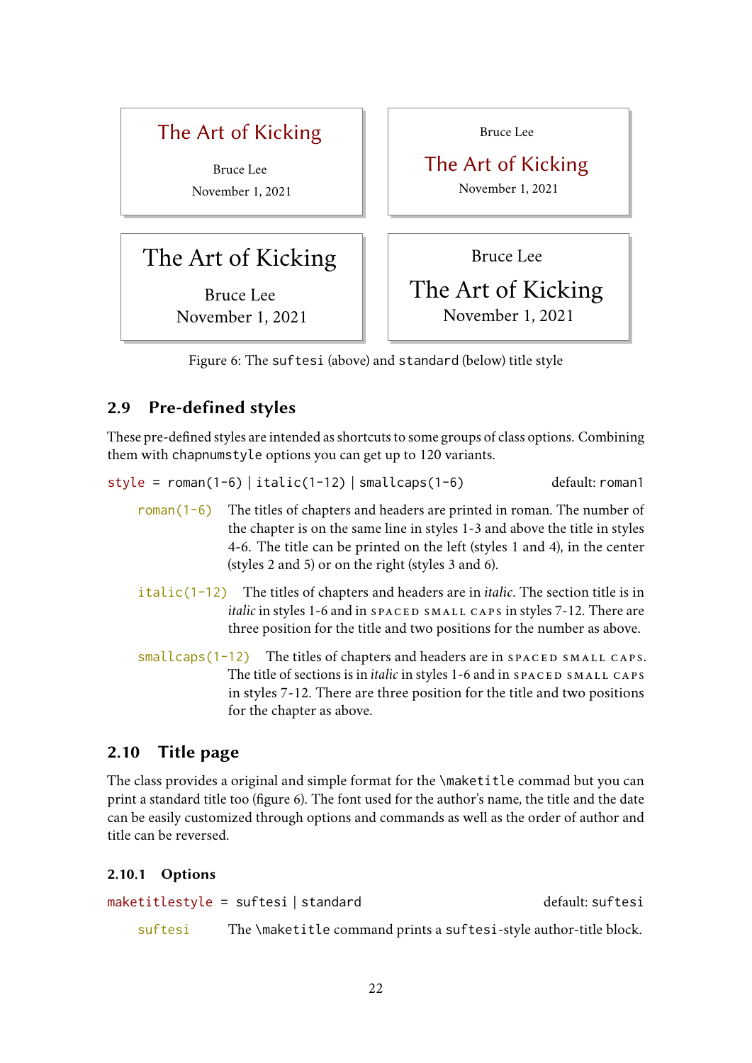The Art of Kicking

Bruce Lee

November 1, 2021

Bruce Lee

The Art of Kicking

November 1, 2021

The Art of Kicking

Bruce Lee

November 1, 2021

Bruce Lee

The Art of Kicking

November 1, 2021

Figure 6: The `suftesi` (above) and `standard` (below) title style

## 2.9 Pre-defined styles

These pre-defined styles are intended as shortcuts to some groups of class options. Combining them with `chapnumstyle` options you can get up to 120 variants.

`style = roman(1-6) | italic(1-12) | smallcaps(1-6)` default: `roman1`

`roman(1-6)` The titles of chapters and headers are printed in roman. The number of the chapter is on the same line in styles 1-3 and above the title in styles 4-6. The title can be printed on the left (styles 1 and 4), in the center (styles 2 and 5) or on the right (styles 3 and 6).

`italic(1-12)` The titles of chapters and headers are in *italic*. The section title is in *italic* in styles 1-6 and in SPACED SMALL CAPS in styles 7-12. There are three position for the title and two positions for the number as above.

`smallcaps(1-12)` The titles of chapters and headers are in SPACED SMALL CAPS. The title of sections is in *italic* in styles 1-6 and in SPACED SMALL CAPS in styles 7-12. There are three position for the title and two positions for the chapter as above.

## 2.10 Title page

The class provides a original and simple format for the `\maketitle` command but you can print a standard title too (figure 6). The font used for the author's name, the title and the date can be easily customized through options and commands as well as the order of author and title can be reversed.

### 2.10.1 Options

`maketitlestyle = suftesi | standard` default: `suftesi`

`suftesi` The `\maketitle` command prints a `suftesi`-style author-title block.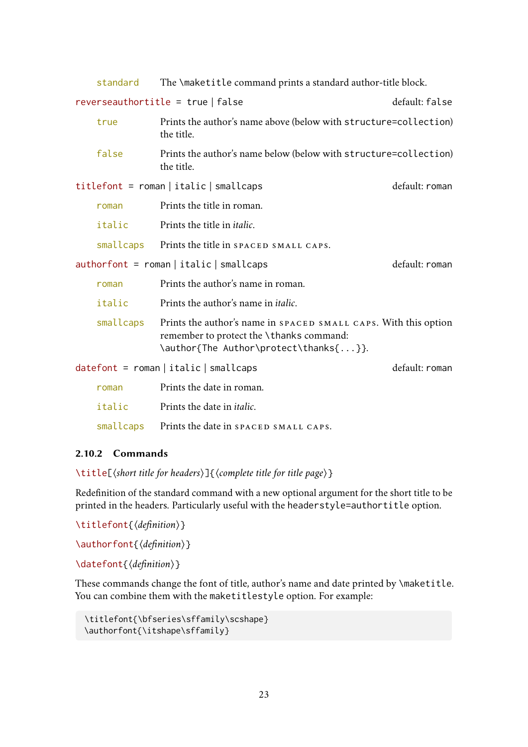`standard` The `\maketitle` command prints a standard author-title block.

`reverseauthortitle = true | false` default: `false`

`true` Prints the author's name above (below with `structure=collection`) the title.

`false` Prints the author's name below (below with `structure=collection`) the title.

`titlefont = roman | italic | smallcaps` default: `roman`

`roman` Prints the title in roman.

`italic` Prints the title in *italic*.

`smallcaps` Prints the title in SPACED SMALL CAPS.

`authorfont = roman | italic | smallcaps` default: `roman`

`roman` Prints the author's name in roman.

`italic` Prints the author's name in *italic*.

`smallcaps` Prints the author's name in SPACED SMALL CAPS. With this option remember to protect the `\thanks` command: `\author{The Author\protect\thanks{...}}`.

`datefont = roman | italic | smallcaps` default: `roman`

`roman` Prints the date in roman.

`italic` Prints the date in *italic*.

`smallcaps` Prints the date in SPACED SMALL CAPS.

### 2.10.2 Commands

`\title[`⟨*short title for headers*⟩`]{`⟨*complete title for title page*⟩`}`

Redefinition of the standard command with a new optional argument for the short title to be printed in the headers. Particularly useful with the `headerstyle=authortitle` option.

`\titlefont{`⟨*definition*⟩`}`

`\authorfont{`⟨*definition*⟩`}`

`\datefont{`⟨*definition*⟩`}`

These commands change the font of title, author's name and date printed by `\maketitle`. You can combine them with the `maketitlestyle` option. For example:

```
\titlefont{\bfseries\sffamily\scshape}
\authorfont{\itshape\sffamily}
```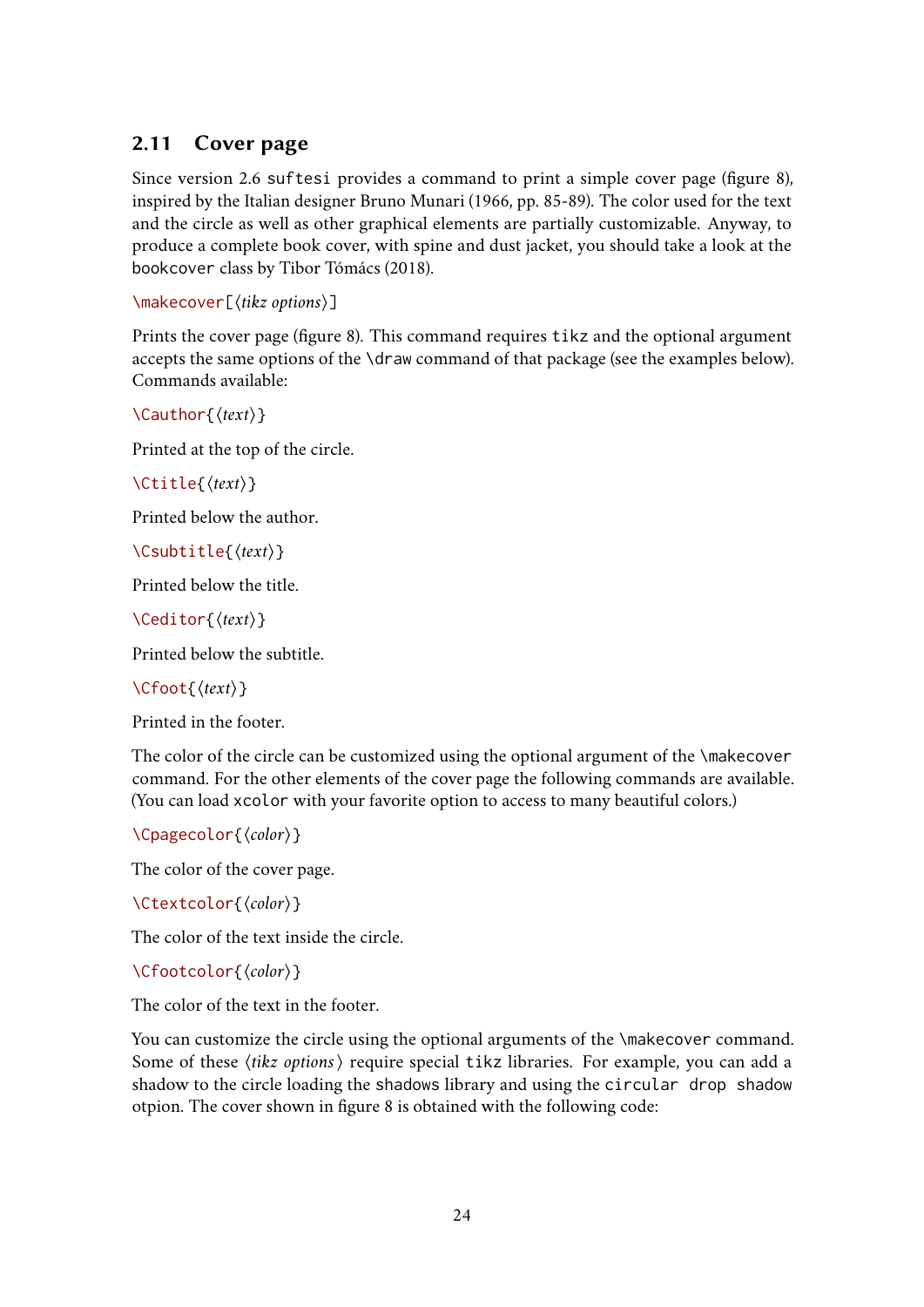## 2.11 Cover page

Since version 2.6 `suftesi` provides a command to print a simple cover page (figure 8), inspired by the Italian designer Bruno Munari (1966, pp. 85-89). The color used for the text and the circle as well as other graphical elements are partially customizable. Anyway, to produce a complete book cover, with spine and dust jacket, you should take a look at the `bookcover` class by Tibor Tómács (2018).

`\makecover[⟨tikz options⟩]`

Prints the cover page (figure 8). This command requires `tikz` and the optional argument accepts the same options of the `\draw` command of that package (see the examples below). Commands available:

`\Cauthor{⟨text⟩}`

Printed at the top of the circle.

`\Ctitle{⟨text⟩}`

Printed below the author.

`\Csubtitle{⟨text⟩}`

Printed below the title.

`\Ceditor{⟨text⟩}`

Printed below the subtitle.

`\Cfoot{⟨text⟩}`

Printed in the footer.

The color of the circle can be customized using the optional argument of the `\makecover` command. For the other elements of the cover page the following commands are available. (You can load `xcolor` with your favorite option to access to many beautiful colors.)

`\Cpagecolor{⟨color⟩}`

The color of the cover page.

`\Ctextcolor{⟨color⟩}`

The color of the text inside the circle.

`\Cfootcolor{⟨color⟩}`

The color of the text in the footer.

You can customize the circle using the optional arguments of the `\makecover` command. Some of these ⟨*tikz options*⟩ require special `tikz` libraries. For example, you can add a shadow to the circle loading the `shadows` library and using the `circular drop shadow` otpion. The cover shown in figure 8 is obtained with the following code: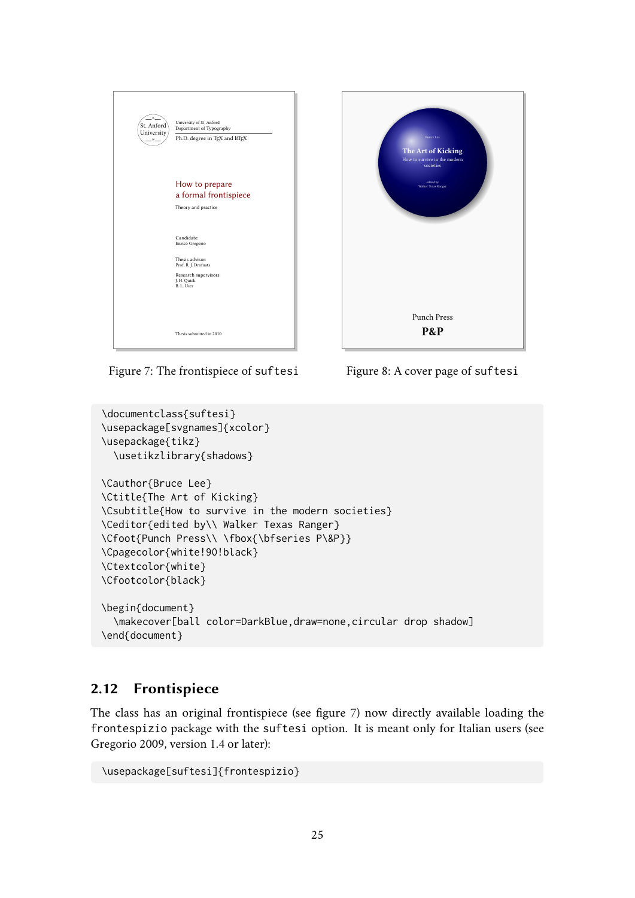Figure 7: The frontispiece of suftesi

Figure 8: A cover page of suftesi

```
\documentclass{suftesi}
\usepackage[svgnames]{xcolor}
\usepackage{tikz}
  \usetikzlibrary{shadows}

\Cauthor{Bruce Lee}
\Ctitle{The Art of Kicking}
\Csubtitle{How to survive in the modern societies}
\Ceditor{edited by\\ Walker Texas Ranger}
\Cfoot{Punch Press\\ \fbox{\bfseries P\&P}}
\Cpagecolor{white!90!black}
\Ctextcolor{white}
\Cfootcolor{black}

\begin{document}
  \makecover[ball color=DarkBlue,draw=none,circular drop shadow]
\end{document}
```

## 2.12 Frontispiece

The class has an original frontispiece (see figure 7) now directly available loading the frontespizio package with the suftesi option. It is meant only for Italian users (see Gregorio 2009, version 1.4 or later):

```
\usepackage[suftesi]{frontespizio}
```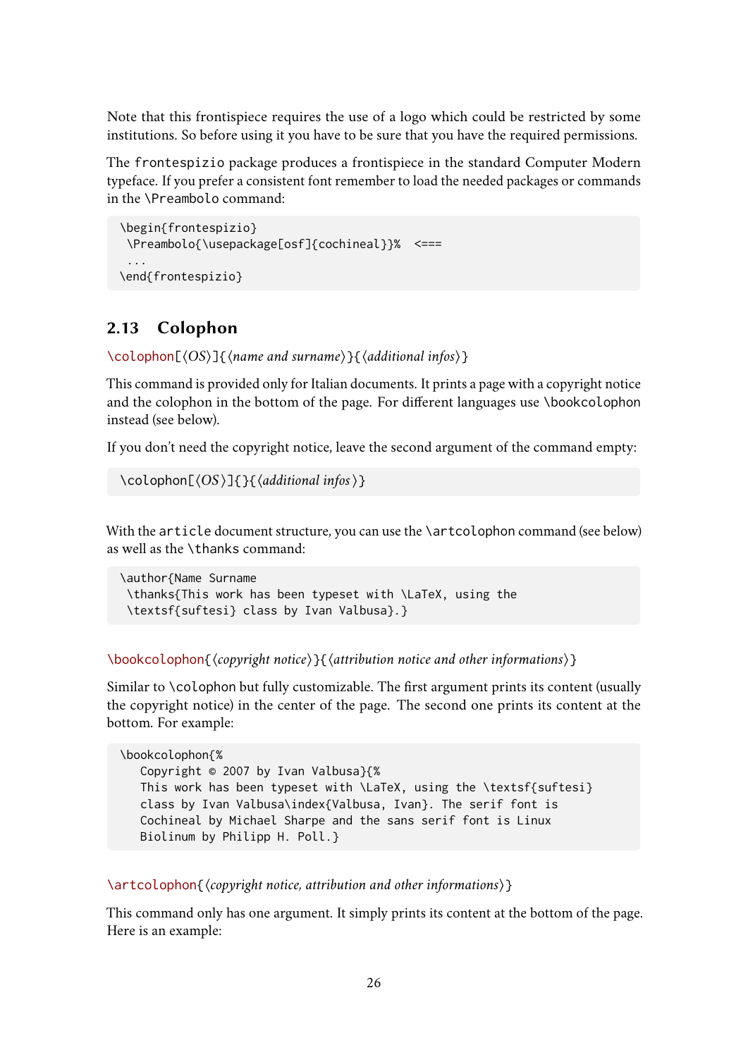Note that this frontispiece requires the use of a logo which could be restricted by some institutions. So before using it you have to be sure that you have the required permissions.

The `frontespizio` package produces a frontispiece in the standard Computer Modern typeface. If you prefer a consistent font remember to load the needed packages or commands in the `\Preambolo` command:

```
\begin{frontespizio}
 \Preambolo{\usepackage[osf]{cochineal}}%  <===
 ...
\end{frontespizio}
```

## 2.13 Colophon

`\colophon[⟨OS⟩]{⟨name and surname⟩}{⟨additional infos⟩}`

This command is provided only for Italian documents. It prints a page with a copyright notice and the colophon in the bottom of the page. For different languages use `\bookcolophon` instead (see below).

If you don't need the copyright notice, leave the second argument of the command empty:

```
\colophon[⟨OS⟩]{}{⟨additional infos⟩}
```

With the `article` document structure, you can use the `\artcolophon` command (see below) as well as the `\thanks` command:

```
\author{Name Surname
 \thanks{This work has been typeset with \LaTeX, using the
 \textsf{suftesi} class by Ivan Valbusa}.}
```

`\bookcolophon{⟨copyright notice⟩}{⟨attribution notice and other informations⟩}`

Similar to `\colophon` but fully customizable. The first argument prints its content (usually the copyright notice) in the center of the page. The second one prints its content at the bottom. For example:

```
\bookcolophon{%
   Copyright © 2007 by Ivan Valbusa}{%
   This work has been typeset with \LaTeX, using the \textsf{suftesi}
   class by Ivan Valbusa\index{Valbusa, Ivan}. The serif font is
   Cochineal by Michael Sharpe and the sans serif font is Linux
   Biolinum by Philipp H. Poll.}
```

`\artcolophon{⟨copyright notice, attribution and other informations⟩}`

This command only has one argument. It simply prints its content at the bottom of the page. Here is an example: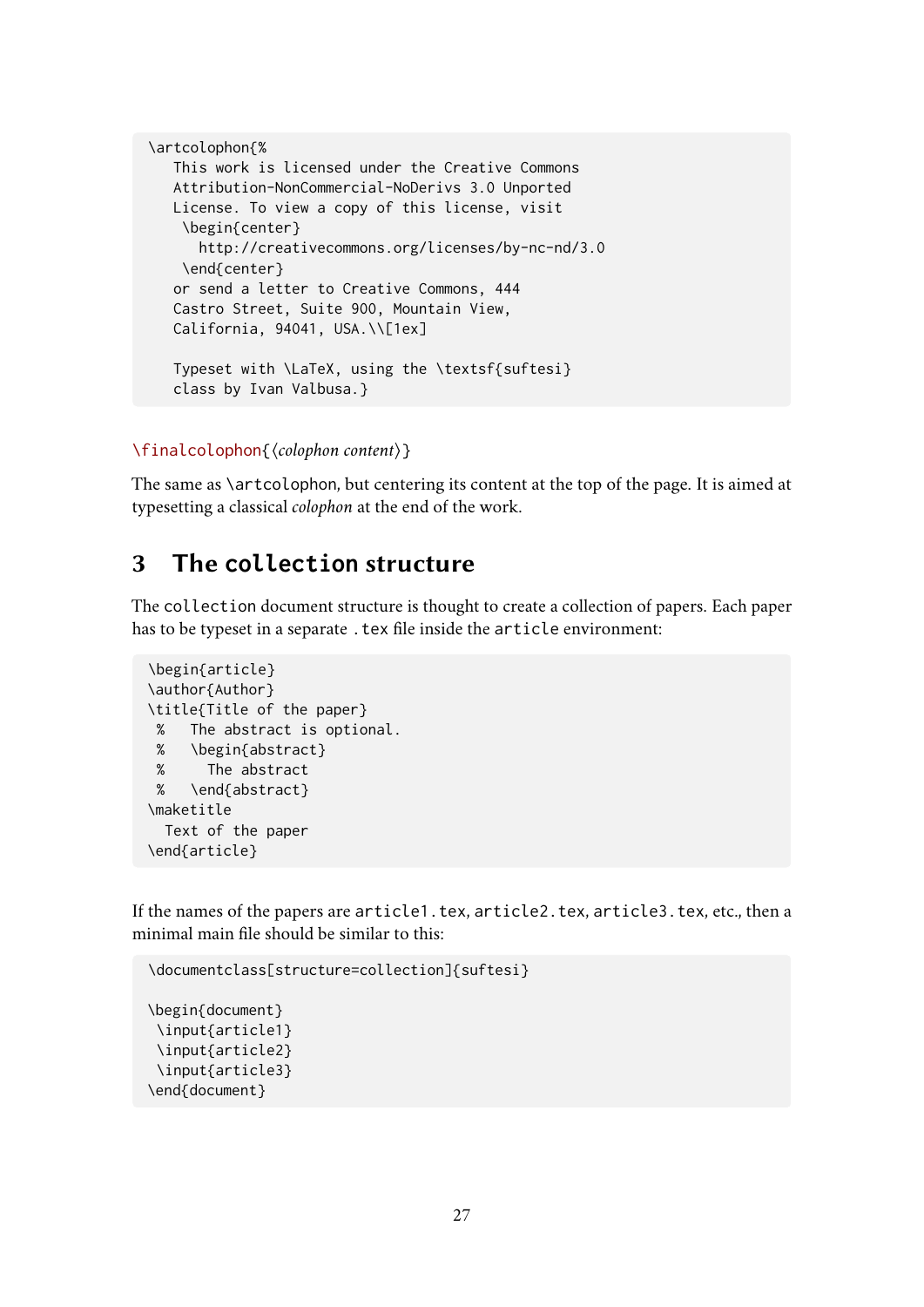```
\artcolophon{%
   This work is licensed under the Creative Commons
   Attribution-NonCommercial-NoDerivs 3.0 Unported
   License. To view a copy of this license, visit
    \begin{center}
      http://creativecommons.org/licenses/by-nc-nd/3.0
    \end{center}
   or send a letter to Creative Commons, 444
   Castro Street, Suite 900, Mountain View,
   California, 94041, USA.\\[1ex]

   Typeset with \LaTeX, using the \textsf{suftesi}
   class by Ivan Valbusa.}
```

`\finalcolophon`{⟨*colophon content*⟩}

The same as `\artcolophon`, but centering its content at the top of the page. It is aimed at typesetting a classical *colophon* at the end of the work.

## 3 The collection structure

The `collection` document structure is thought to create a collection of papers. Each paper has to be typeset in a separate `.tex` file inside the `article` environment:

```
\begin{article}
\author{Author}
\title{Title of the paper}
 %   The abstract is optional.
 %   \begin{abstract}
 %     The abstract
 %   \end{abstract}
\maketitle
  Text of the paper
\end{article}
```

If the names of the papers are `article1.tex`, `article2.tex`, `article3.tex`, etc., then a minimal main file should be similar to this:

```
\documentclass[structure=collection]{suftesi}

\begin{document}
 \input{article1}
 \input{article2}
 \input{article3}
\end{document}
```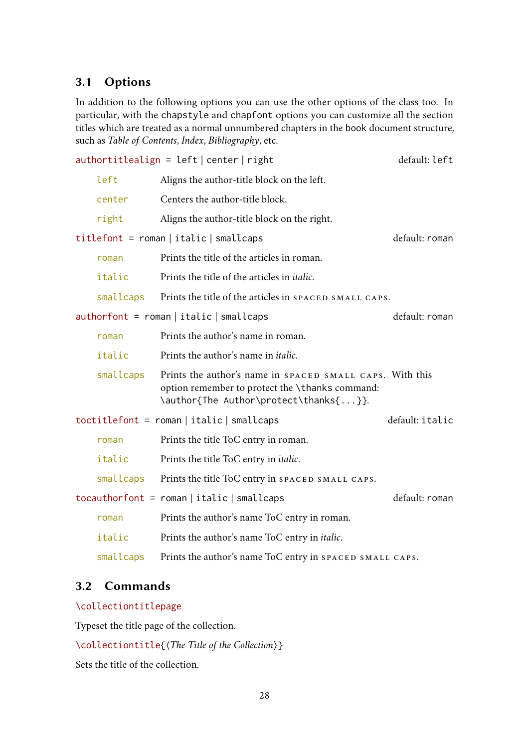## 3.1 Options

In addition to the following options you can use the other options of the class too. In particular, with the `chapstyle` and `chapfont` options you can customize all the section titles which are treated as a normal unnumbered chapters in the book document structure, such as *Table of Contents*, *Index*, *Bibliography*, etc.

`authortitlealign = left | center | right` default: `left`

- `left` Aligns the author-title block on the left.
- `center` Centers the author-title block.
- `right` Aligns the author-title block on the right.

`titlefont = roman | italic | smallcaps` default: `roman`

- `roman` Prints the title of the articles in roman.
- `italic` Prints the title of the articles in *italic*.
- `smallcaps` Prints the title of the articles in SPACED SMALL CAPS.

`authorfont = roman | italic | smallcaps` default: `roman`

- `roman` Prints the author's name in roman.
- `italic` Prints the author's name in *italic*.
- `smallcaps` Prints the author's name in SPACED SMALL CAPS. With this option remember to protect the `\thanks` command: `\author{The Author\protect\thanks{...}}`.

`toctitlefont = roman | italic | smallcaps` default: `italic`

- `roman` Prints the title ToC entry in roman.
- `italic` Prints the title ToC entry in *italic*.
- `smallcaps` Prints the title ToC entry in SPACED SMALL CAPS.

`tocauthorfont = roman | italic | smallcaps` default: `roman`

- `roman` Prints the author's name ToC entry in roman.
- `italic` Prints the author's name ToC entry in *italic*.
- `smallcaps` Prints the author's name ToC entry in SPACED SMALL CAPS.

## 3.2 Commands

`\collectiontitlepage`

Typeset the title page of the collection.

`\collectiontitle{⟨The Title of the Collection⟩}`

Sets the title of the collection.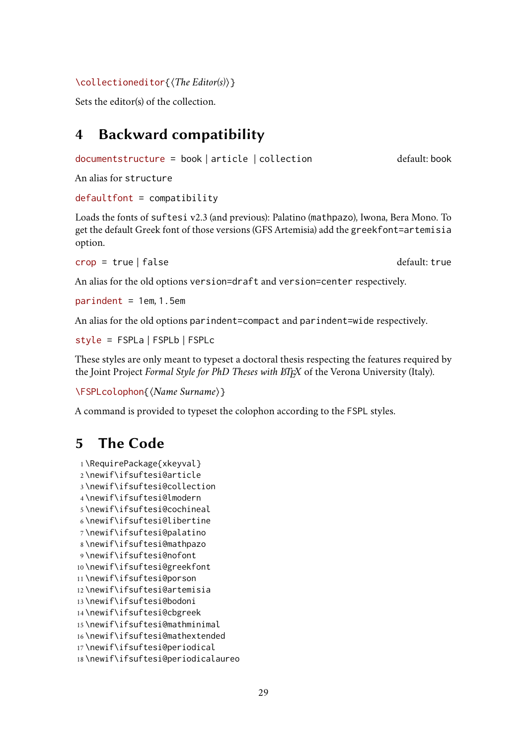`\collectioneditor{⟨The Editor(s)⟩}`

Sets the editor(s) of the collection.

## 4 Backward compatibility

`documentstructure = book | article | collection` default: book

An alias for `structure`

`defaultfont = compatibility`

Loads the fonts of `suftesi` v2.3 (and previous): Palatino (`mathpazo`), Iwona, Bera Mono. To get the default Greek font of those versions (GFS Artemisia) add the `greekfont=artemisia` option.

`crop = true | false` default: `true`

An alias for the old options `version=draft` and `version=center` respectively.

`parindent = 1em, 1.5em`

An alias for the old options `parindent=compact` and `parindent=wide` respectively.

`style = FSPLa | FSPLb | FSPLc`

These styles are only meant to typeset a doctoral thesis respecting the features required by the Joint Project *Formal Style for PhD Theses with LaTeX* of the Verona University (Italy).

`\FSPLcolophon{⟨Name Surname⟩}`

A command is provided to typeset the colophon according to the `FSPL` styles.

## 5 The Code

```
1 \RequirePackage{xkeyval}
2 \newif\ifsuftesi@article
3 \newif\ifsuftesi@collection
4 \newif\ifsuftesi@lmodern
5 \newif\ifsuftesi@cochineal
6 \newif\ifsuftesi@libertine
7 \newif\ifsuftesi@palatino
8 \newif\ifsuftesi@mathpazo
9 \newif\ifsuftesi@nofont
10 \newif\ifsuftesi@greekfont
11 \newif\ifsuftesi@porson
12 \newif\ifsuftesi@artemisia
13 \newif\ifsuftesi@bodoni
14 \newif\ifsuftesi@cbgreek
15 \newif\ifsuftesi@mathminimal
16 \newif\ifsuftesi@mathextended
17 \newif\ifsuftesi@periodical
18 \newif\ifsuftesi@periodicalaureo
```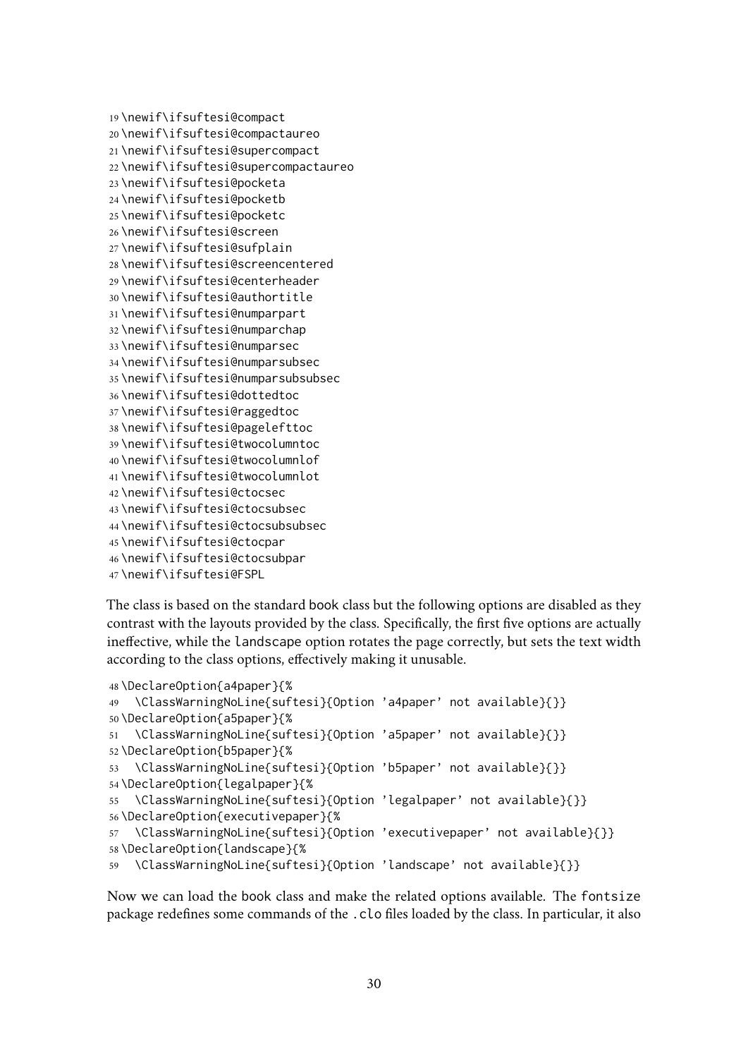```
19 \newif\ifsuftesi@compact
20 \newif\ifsuftesi@compactaureo
21 \newif\ifsuftesi@supercompact
22 \newif\ifsuftesi@supercompactaureo
23 \newif\ifsuftesi@pocketa
24 \newif\ifsuftesi@pocketb
25 \newif\ifsuftesi@pocketc
26 \newif\ifsuftesi@screen
27 \newif\ifsuftesi@sufplain
28 \newif\ifsuftesi@screencentered
29 \newif\ifsuftesi@centerheader
30 \newif\ifsuftesi@authortitle
31 \newif\ifsuftesi@numparpart
32 \newif\ifsuftesi@numparchap
33 \newif\ifsuftesi@numparsec
34 \newif\ifsuftesi@numparsubsec
35 \newif\ifsuftesi@numparsubsubsec
36 \newif\ifsuftesi@dottedtoc
37 \newif\ifsuftesi@raggedtoc
38 \newif\ifsuftesi@pagelefttoc
39 \newif\ifsuftesi@twocolumntoc
40 \newif\ifsuftesi@twocolumnlof
41 \newif\ifsuftesi@twocolumnlot
42 \newif\ifsuftesi@ctocsec
43 \newif\ifsuftesi@ctocsubsec
44 \newif\ifsuftesi@ctocsubsubsec
45 \newif\ifsuftesi@ctocpar
46 \newif\ifsuftesi@ctocsubpar
47 \newif\ifsuftesi@FSPL
```

The class is based on the standard book class but the following options are disabled as they contrast with the layouts provided by the class. Specifically, the first five options are actually ineffective, while the landscape option rotates the page correctly, but sets the text width according to the class options, effectively making it unusable.

```
48 \DeclareOption{a4paper}{%
49   \ClassWarningNoLine{suftesi}{Option 'a4paper' not available}{}}
50 \DeclareOption{a5paper}{%
51   \ClassWarningNoLine{suftesi}{Option 'a5paper' not available}{}}
52 \DeclareOption{b5paper}{%
53   \ClassWarningNoLine{suftesi}{Option 'b5paper' not available}{}}
54 \DeclareOption{legalpaper}{%
55   \ClassWarningNoLine{suftesi}{Option 'legalpaper' not available}{}}
56 \DeclareOption{executivepaper}{%
57   \ClassWarningNoLine{suftesi}{Option 'executivepaper' not available}{}}
58 \DeclareOption{landscape}{%
59   \ClassWarningNoLine{suftesi}{Option 'landscape' not available}{}}
```

Now we can load the book class and make the related options available. The fontsize package redefines some commands of the .clo files loaded by the class. In particular, it also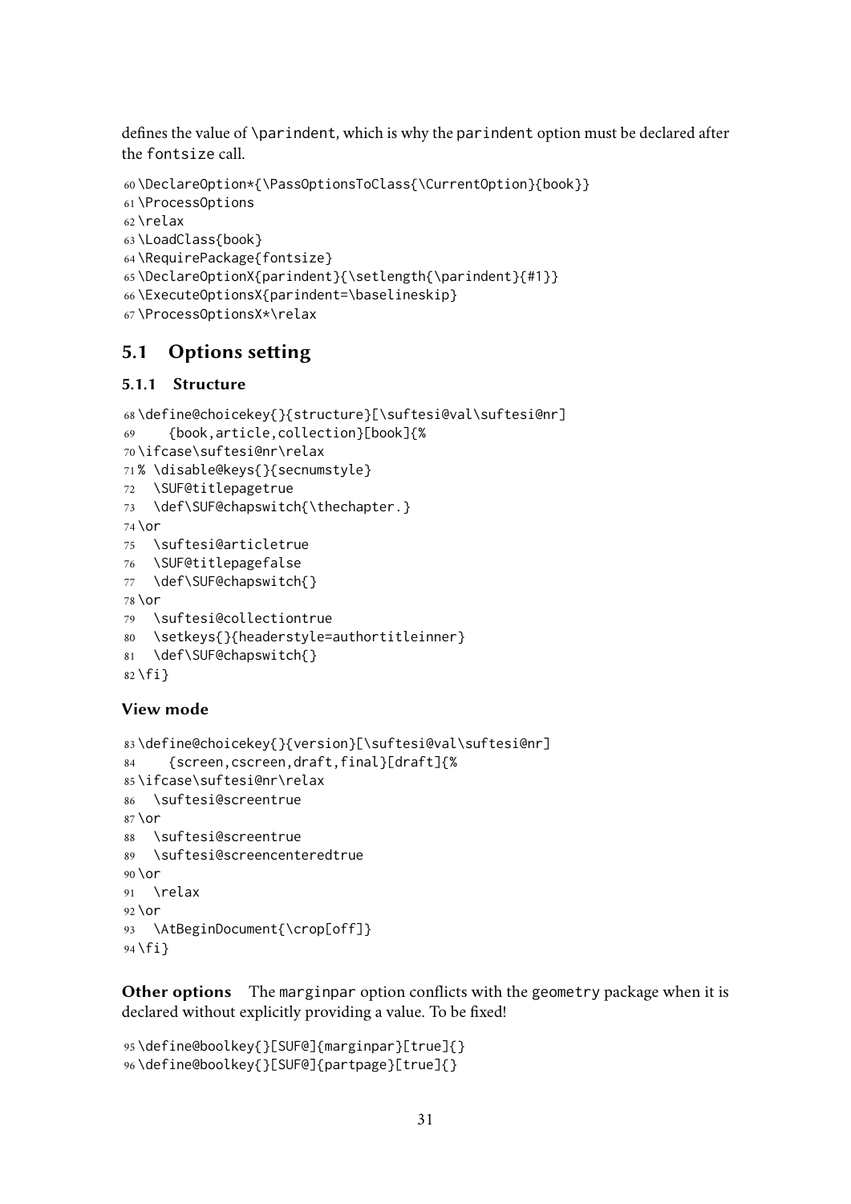defines the value of `\parindent`, which is why the `parindent` option must be declared after the `fontsize` call.

```
60 \DeclareOption*{\PassOptionsToClass{\CurrentOption}{book}}
61 \ProcessOptions
62 \relax
63 \LoadClass{book}
64 \RequirePackage{fontsize}
65 \DeclareOptionX{parindent}{\setlength{\parindent}{#1}}
66 \ExecuteOptionsX{parindent=\baselineskip}
67 \ProcessOptionsX*\relax
```

## 5.1 Options setting

### 5.1.1 Structure

```
68 \define@choicekey{}{structure}[\suftesi@val\suftesi@nr]
69     {book,article,collection}[book]{%
70 \ifcase\suftesi@nr\relax
71 % \disable@keys{}{secnumstyle}
72   \SUF@titlepagetrue
73   \def\SUF@chapswitch{\thechapter.}
74 \or
75   \suftesi@articletrue
76   \SUF@titlepagefalse
77   \def\SUF@chapswitch{}
78 \or
79   \suftesi@collectiontrue
80   \setkeys{}{headerstyle=authortitleinner}
81   \def\SUF@chapswitch{}
82 \fi}
```

#### View mode

```
83 \define@choicekey{}{version}[\suftesi@val\suftesi@nr]
84     {screen,cscreen,draft,final}[draft]{%
85 \ifcase\suftesi@nr\relax
86   \suftesi@screentrue
87 \or
88   \suftesi@screentrue
89   \suftesi@screencenteredtrue
90 \or
91   \relax
92 \or
93   \AtBeginDocument{\crop[off]}
94 \fi}
```

**Other options** The `marginpar` option conflicts with the `geometry` package when it is declared without explicitly providing a value. To be fixed!

```
95 \define@boolkey{}[SUF@]{marginpar}[true]{}
96 \define@boolkey{}[SUF@]{partpage}[true]{}
```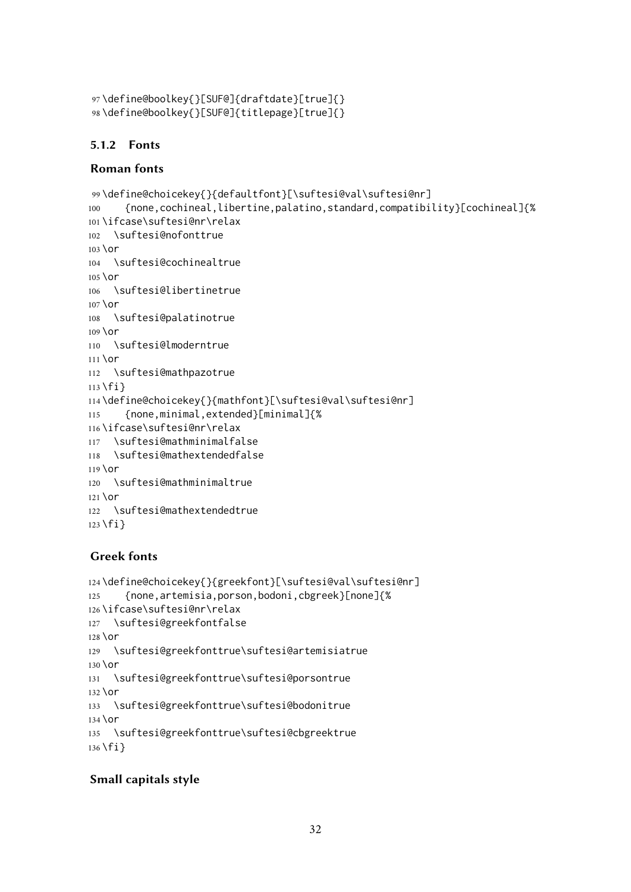```
97 \define@boolkey{}[SUF@]{draftdate}[true]{}
98 \define@boolkey{}[SUF@]{titlepage}[true]{}
```

### 5.1.2 Fonts

#### Roman fonts

```
99 \define@choicekey{}{defaultfont}[\suftesi@val\suftesi@nr]
100    {none,cochineal,libertine,palatino,standard,compatibility}[cochineal]{%
101 \ifcase\suftesi@nr\relax
102   \suftesi@nofonttrue
103 \or
104   \suftesi@cochinealtrue
105 \or
106   \suftesi@libertinetrue
107 \or
108   \suftesi@palatinotrue
109 \or
110   \suftesi@lmoderntrue
111 \or
112   \suftesi@mathpazotrue
113 \fi}
114 \define@choicekey{}{mathfont}[\suftesi@val\suftesi@nr]
115    {none,minimal,extended}[minimal]{%
116 \ifcase\suftesi@nr\relax
117   \suftesi@mathminimalfalse
118   \suftesi@mathextendedfalse
119 \or
120   \suftesi@mathminimaltrue
121 \or
122   \suftesi@mathextendedtrue
123 \fi}
```

#### Greek fonts

```
124 \define@choicekey{}{greekfont}[\suftesi@val\suftesi@nr]
125    {none,artemisia,porson,bodoni,cbgreek}[none]{%
126 \ifcase\suftesi@nr\relax
127   \suftesi@greekfontfalse
128 \or
129   \suftesi@greekfonttrue\suftesi@artemisiatrue
130 \or
131   \suftesi@greekfonttrue\suftesi@porsontrue
132 \or
133   \suftesi@greekfonttrue\suftesi@bodonitrue
134 \or
135   \suftesi@greekfonttrue\suftesi@cbgreektrue
136 \fi}
```

#### Small capitals style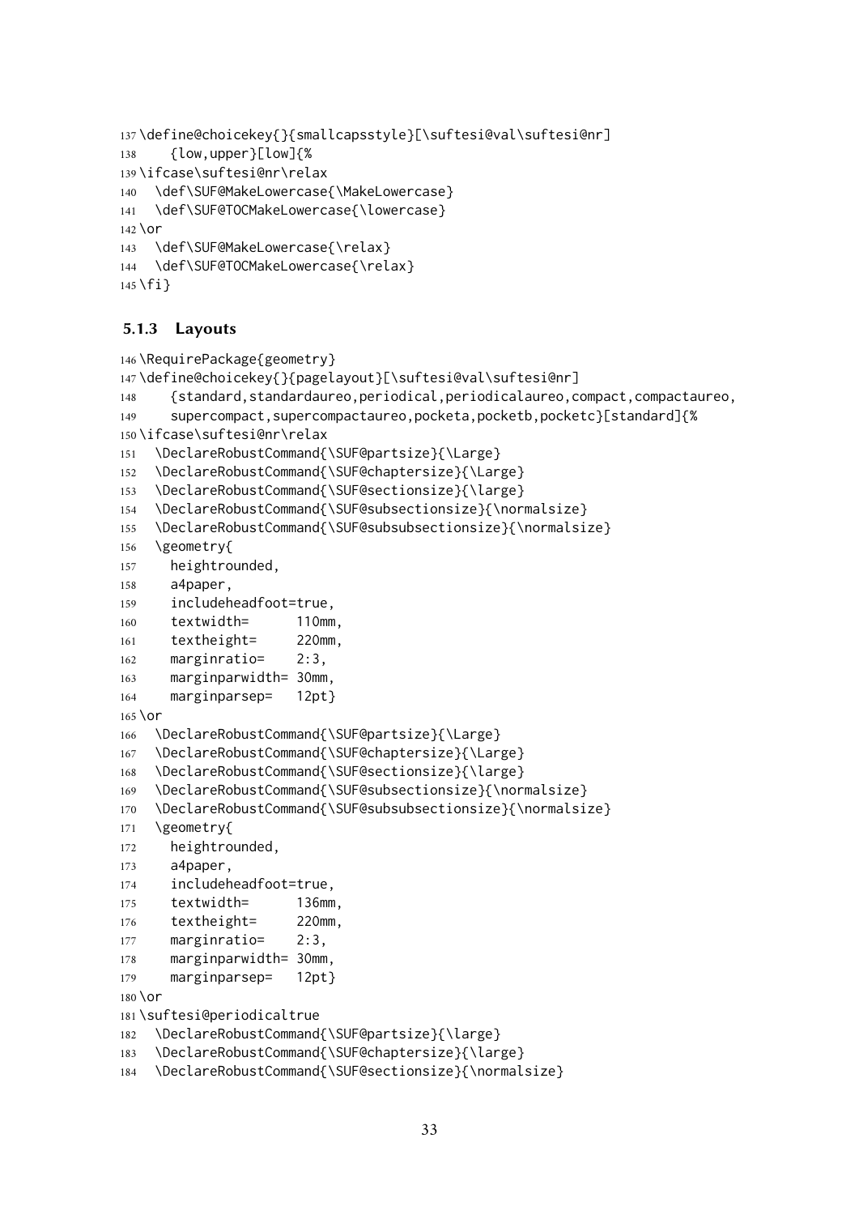```
137 \define@choicekey{}{smallcapsstyle}[\suftesi@val\suftesi@nr]
138     {low,upper}[low]{%
139 \ifcase\suftesi@nr\relax
140   \def\SUF@MakeLowercase{\MakeLowercase}
141   \def\SUF@TOCMakeLowercase{\lowercase}
142 \or
143   \def\SUF@MakeLowercase{\relax}
144   \def\SUF@TOCMakeLowercase{\relax}
145 \fi}
```

### 5.1.3 Layouts

```
146 \RequirePackage{geometry}
147 \define@choicekey{}{pagelayout}[\suftesi@val\suftesi@nr]
148     {standard,standardaureo,periodical,periodicalaureo,compact,compactaureo,
149     supercompact,supercompactaureo,pocketa,pocketb,pocketc}[standard]{%
150 \ifcase\suftesi@nr\relax
151   \DeclareRobustCommand{\SUF@partsize}{\Large}
152   \DeclareRobustCommand{\SUF@chaptersize}{\Large}
153   \DeclareRobustCommand{\SUF@sectionsize}{\large}
154   \DeclareRobustCommand{\SUF@subsectionsize}{\normalsize}
155   \DeclareRobustCommand{\SUF@subsubsectionsize}{\normalsize}
156   \geometry{
157     heightrounded,
158     a4paper,
159     includeheadfoot=true,
160     textwidth=      110mm,
161     textheight=     220mm,
162     marginratio=    2:3,
163     marginparwidth= 30mm,
164     marginparsep=   12pt}
165 \or
166   \DeclareRobustCommand{\SUF@partsize}{\Large}
167   \DeclareRobustCommand{\SUF@chaptersize}{\Large}
168   \DeclareRobustCommand{\SUF@sectionsize}{\large}
169   \DeclareRobustCommand{\SUF@subsectionsize}{\normalsize}
170   \DeclareRobustCommand{\SUF@subsubsectionsize}{\normalsize}
171   \geometry{
172     heightrounded,
173     a4paper,
174     includeheadfoot=true,
175     textwidth=      136mm,
176     textheight=     220mm,
177     marginratio=    2:3,
178     marginparwidth= 30mm,
179     marginparsep=   12pt}
180 \or
181 \suftesi@periodicaltrue
182   \DeclareRobustCommand{\SUF@partsize}{\large}
183   \DeclareRobustCommand{\SUF@chaptersize}{\large}
184   \DeclareRobustCommand{\SUF@sectionsize}{\normalsize}
```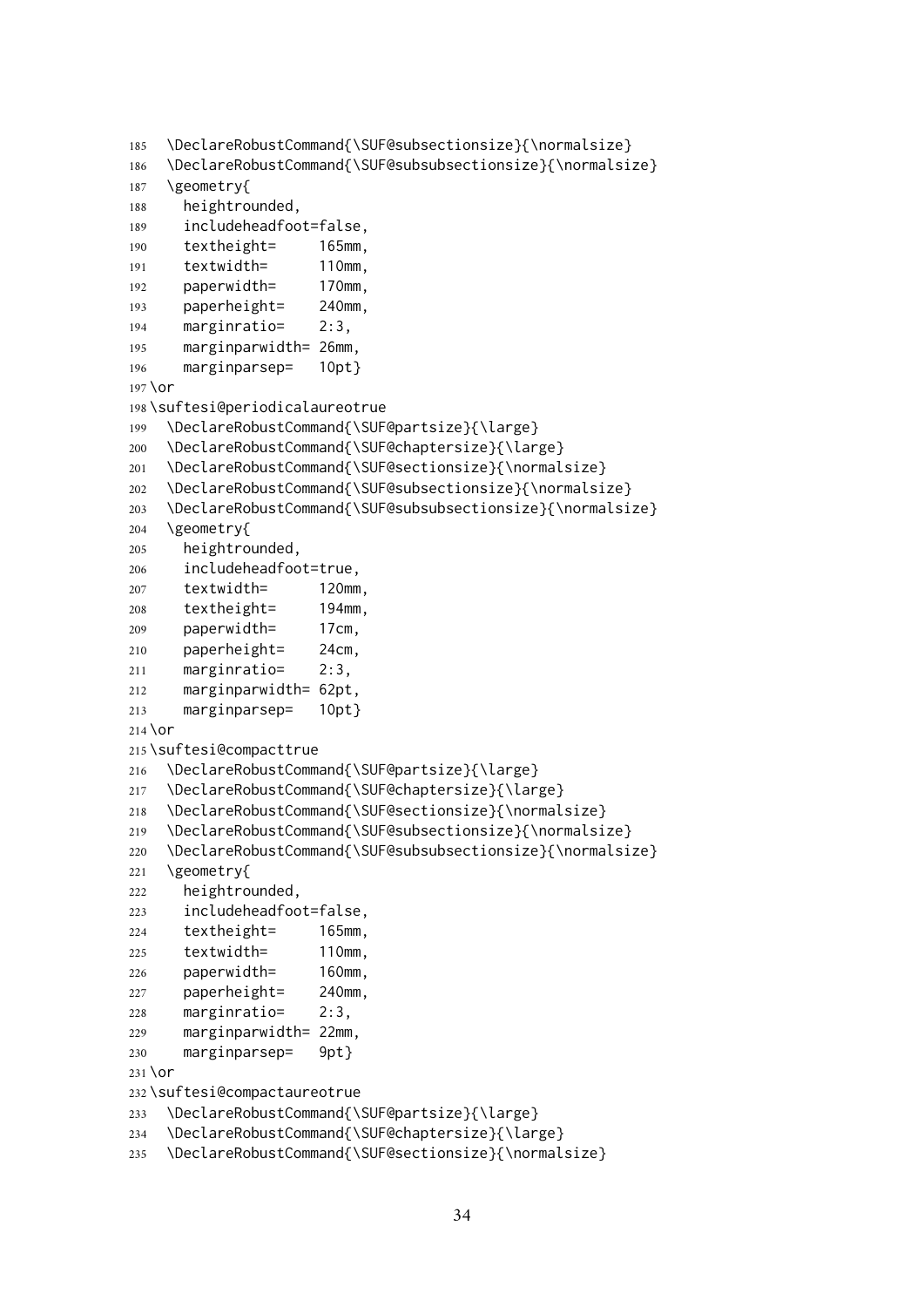```
185  \DeclareRobustCommand{\SUF@subsectionsize}{\normalsize}
186  \DeclareRobustCommand{\SUF@subsubsectionsize}{\normalsize}
187  \geometry{
188    heightrounded,
189    includeheadfoot=false,
190    textheight=     165mm,
191    textwidth=      110mm,
192    paperwidth=     170mm,
193    paperheight=    240mm,
194    marginratio=    2:3,
195    marginparwidth= 26mm,
196    marginparsep=   10pt}
197 \or
198 \suftesi@periodicalaureotrue
199  \DeclareRobustCommand{\SUF@partsize}{\large}
200  \DeclareRobustCommand{\SUF@chaptersize}{\large}
201  \DeclareRobustCommand{\SUF@sectionsize}{\normalsize}
202  \DeclareRobustCommand{\SUF@subsectionsize}{\normalsize}
203  \DeclareRobustCommand{\SUF@subsubsectionsize}{\normalsize}
204  \geometry{
205    heightrounded,
206    includeheadfoot=true,
207    textwidth=      120mm,
208    textheight=     194mm,
209    paperwidth=     17cm,
210    paperheight=    24cm,
211    marginratio=    2:3,
212    marginparwidth= 62pt,
213    marginparsep=   10pt}
214 \or
215 \suftesi@compacttrue
216  \DeclareRobustCommand{\SUF@partsize}{\large}
217  \DeclareRobustCommand{\SUF@chaptersize}{\large}
218  \DeclareRobustCommand{\SUF@sectionsize}{\normalsize}
219  \DeclareRobustCommand{\SUF@subsectionsize}{\normalsize}
220  \DeclareRobustCommand{\SUF@subsubsectionsize}{\normalsize}
221  \geometry{
222    heightrounded,
223    includeheadfoot=false,
224    textheight=     165mm,
225    textwidth=      110mm,
226    paperwidth=     160mm,
227    paperheight=    240mm,
228    marginratio=    2:3,
229    marginparwidth= 22mm,
230    marginparsep=   9pt}
231 \or
232 \suftesi@compactaureotrue
233  \DeclareRobustCommand{\SUF@partsize}{\large}
234  \DeclareRobustCommand{\SUF@chaptersize}{\large}
235  \DeclareRobustCommand{\SUF@sectionsize}{\normalsize}
```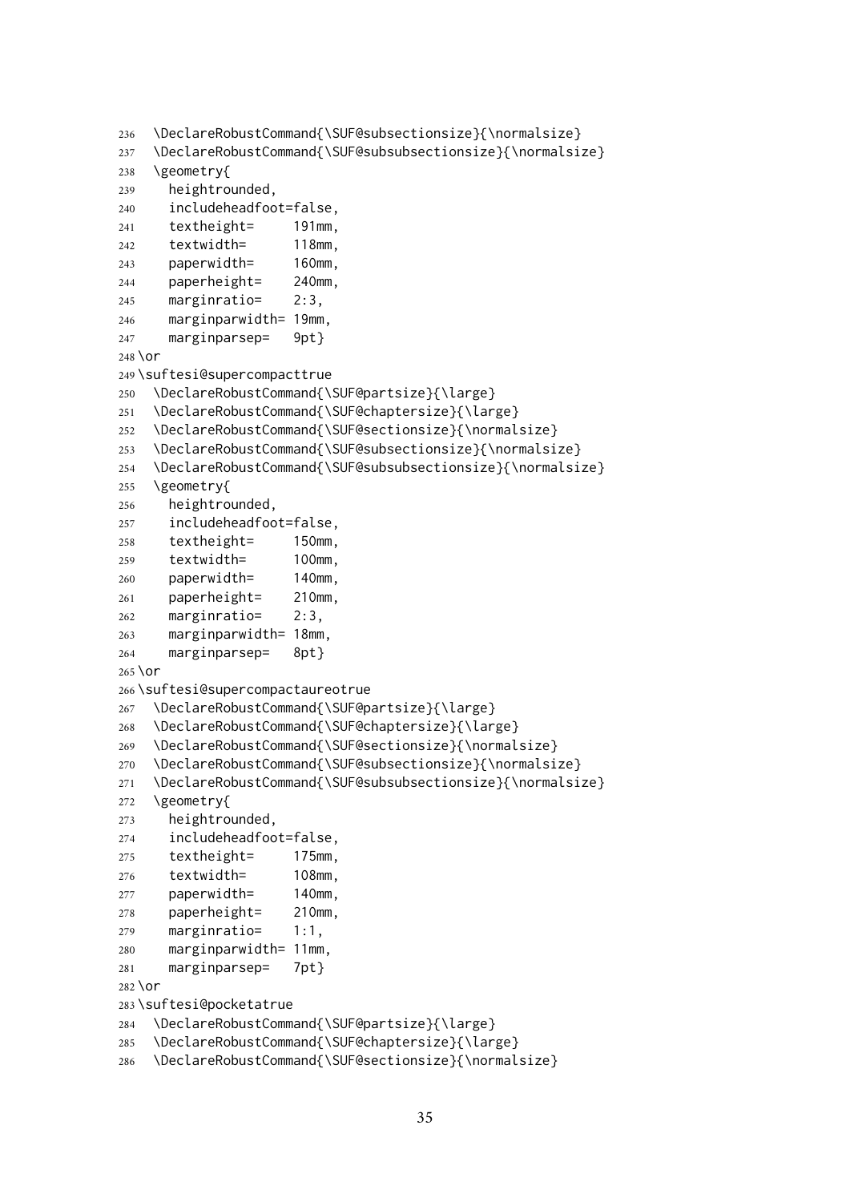```
236   \DeclareRobustCommand{\SUF@subsectionsize}{\normalsize}
237   \DeclareRobustCommand{\SUF@subsubsectionsize}{\normalsize}
238   \geometry{
239     heightrounded,
240     includeheadfoot=false,
241     textheight=     191mm,
242     textwidth=      118mm,
243     paperwidth=     160mm,
244     paperheight=    240mm,
245     marginratio=    2:3,
246     marginparwidth= 19mm,
247     marginparsep=   9pt}
248 \or
249 \suftesi@supercompacttrue
250   \DeclareRobustCommand{\SUF@partsize}{\large}
251   \DeclareRobustCommand{\SUF@chaptersize}{\large}
252   \DeclareRobustCommand{\SUF@sectionsize}{\normalsize}
253   \DeclareRobustCommand{\SUF@subsectionsize}{\normalsize}
254   \DeclareRobustCommand{\SUF@subsubsectionsize}{\normalsize}
255   \geometry{
256     heightrounded,
257     includeheadfoot=false,
258     textheight=     150mm,
259     textwidth=      100mm,
260     paperwidth=     140mm,
261     paperheight=    210mm,
262     marginratio=    2:3,
263     marginparwidth= 18mm,
264     marginparsep=   8pt}
265 \or
266 \suftesi@supercompactaureotrue
267   \DeclareRobustCommand{\SUF@partsize}{\large}
268   \DeclareRobustCommand{\SUF@chaptersize}{\large}
269   \DeclareRobustCommand{\SUF@sectionsize}{\normalsize}
270   \DeclareRobustCommand{\SUF@subsectionsize}{\normalsize}
271   \DeclareRobustCommand{\SUF@subsubsectionsize}{\normalsize}
272   \geometry{
273     heightrounded,
274     includeheadfoot=false,
275     textheight=     175mm,
276     textwidth=      108mm,
277     paperwidth=     140mm,
278     paperheight=    210mm,
279     marginratio=    1:1,
280     marginparwidth= 11mm,
281     marginparsep=   7pt}
282 \or
283 \suftesi@pocketatrue
284   \DeclareRobustCommand{\SUF@partsize}{\large}
285   \DeclareRobustCommand{\SUF@chaptersize}{\large}
286   \DeclareRobustCommand{\SUF@sectionsize}{\normalsize}
```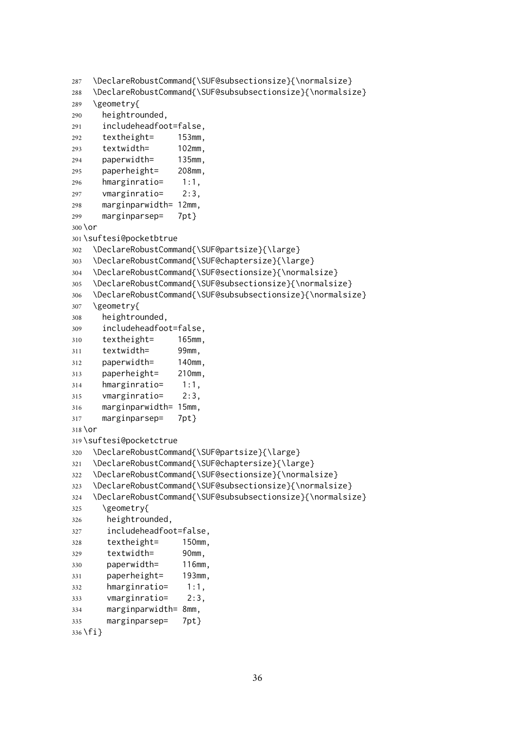```
287   \DeclareRobustCommand{\SUF@subsectionsize}{\normalsize}
288   \DeclareRobustCommand{\SUF@subsubsectionsize}{\normalsize}
289   \geometry{
290     heightrounded,
291     includeheadfoot=false,
292     textheight=     153mm,
293     textwidth=      102mm,
294     paperwidth=     135mm,
295     paperheight=    208mm,
296     hmarginratio=    1:1,
297     vmarginratio=    2:3,
298     marginparwidth= 12mm,
299     marginparsep=   7pt}
300 \or
301 \suftesi@pocketbtrue
302   \DeclareRobustCommand{\SUF@partsize}{\large}
303   \DeclareRobustCommand{\SUF@chaptersize}{\large}
304   \DeclareRobustCommand{\SUF@sectionsize}{\normalsize}
305   \DeclareRobustCommand{\SUF@subsectionsize}{\normalsize}
306   \DeclareRobustCommand{\SUF@subsubsectionsize}{\normalsize}
307   \geometry{
308     heightrounded,
309     includeheadfoot=false,
310     textheight=     165mm,
311     textwidth=      99mm,
312     paperwidth=     140mm,
313     paperheight=    210mm,
314     hmarginratio=    1:1,
315     vmarginratio=    2:3,
316     marginparwidth= 15mm,
317     marginparsep=   7pt}
318 \or
319 \suftesi@pocketctrue
320   \DeclareRobustCommand{\SUF@partsize}{\large}
321   \DeclareRobustCommand{\SUF@chaptersize}{\large}
322   \DeclareRobustCommand{\SUF@sectionsize}{\normalsize}
323   \DeclareRobustCommand{\SUF@subsectionsize}{\normalsize}
324   \DeclareRobustCommand{\SUF@subsubsectionsize}{\normalsize}
325     \geometry{
326      heightrounded,
327      includeheadfoot=false,
328      textheight=     150mm,
329      textwidth=      90mm,
330      paperwidth=     116mm,
331      paperheight=    193mm,
332      hmarginratio=    1:1,
333      vmarginratio=    2:3,
334      marginparwidth= 8mm,
335      marginparsep=   7pt}
336 \fi}
```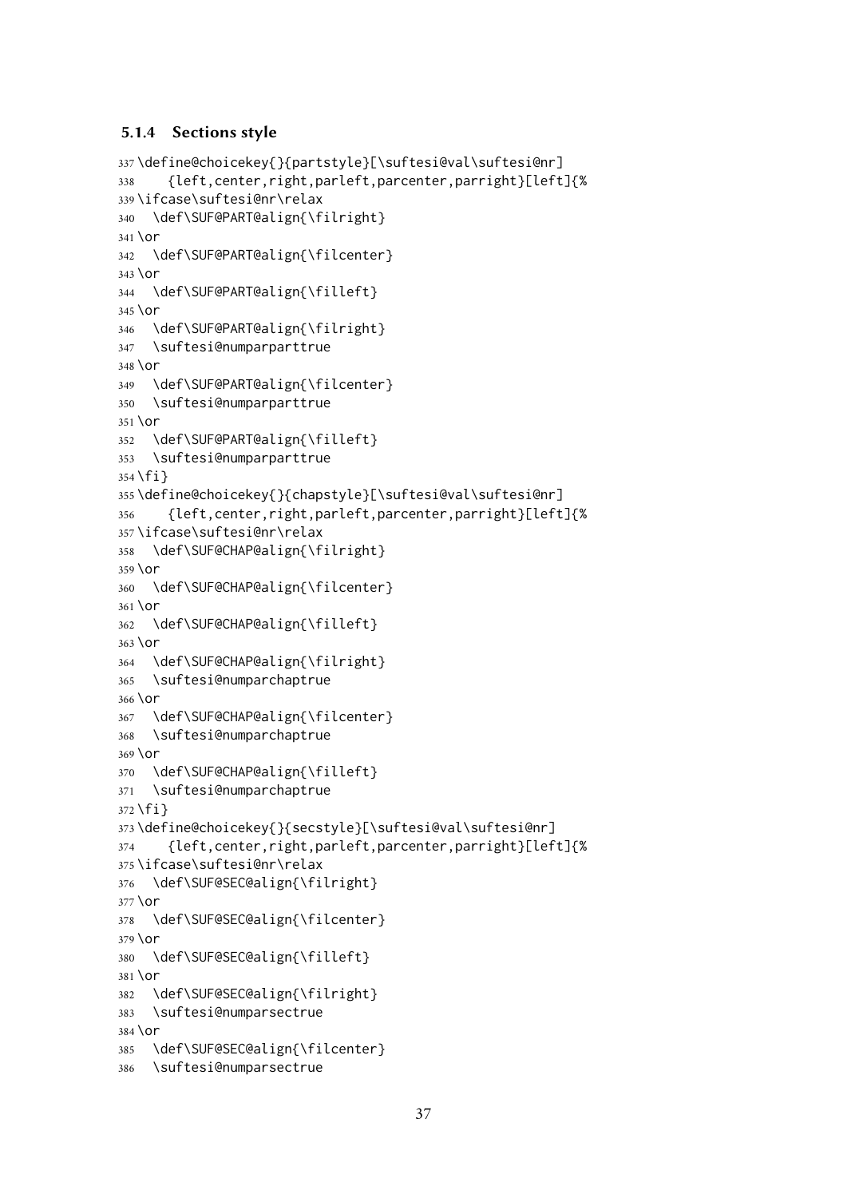### 5.1.4 Sections style

```
337 \define@choicekey{}{partstyle}[\suftesi@val\suftesi@nr]
338     {left,center,right,parleft,parcenter,parright}[left]{%
339 \ifcase\suftesi@nr\relax
340   \def\SUF@PART@align{\filright}
341 \or
342   \def\SUF@PART@align{\filcenter}
343 \or
344   \def\SUF@PART@align{\filleft}
345 \or
346   \def\SUF@PART@align{\filright}
347   \suftesi@numparparttrue
348 \or
349   \def\SUF@PART@align{\filcenter}
350   \suftesi@numparparttrue
351 \or
352   \def\SUF@PART@align{\filleft}
353   \suftesi@numparparttrue
354 \fi}
355 \define@choicekey{}{chapstyle}[\suftesi@val\suftesi@nr]
356     {left,center,right,parleft,parcenter,parright}[left]{%
357 \ifcase\suftesi@nr\relax
358   \def\SUF@CHAP@align{\filright}
359 \or
360   \def\SUF@CHAP@align{\filcenter}
361 \or
362   \def\SUF@CHAP@align{\filleft}
363 \or
364   \def\SUF@CHAP@align{\filright}
365   \suftesi@numparchaptrue
366 \or
367   \def\SUF@CHAP@align{\filcenter}
368   \suftesi@numparchaptrue
369 \or
370   \def\SUF@CHAP@align{\filleft}
371   \suftesi@numparchaptrue
372 \fi}
373 \define@choicekey{}{secstyle}[\suftesi@val\suftesi@nr]
374     {left,center,right,parleft,parcenter,parright}[left]{%
375 \ifcase\suftesi@nr\relax
376   \def\SUF@SEC@align{\filright}
377 \or
378   \def\SUF@SEC@align{\filcenter}
379 \or
380   \def\SUF@SEC@align{\filleft}
381 \or
382   \def\SUF@SEC@align{\filright}
383   \suftesi@numparsectrue
384 \or
385   \def\SUF@SEC@align{\filcenter}
386   \suftesi@numparsectrue
```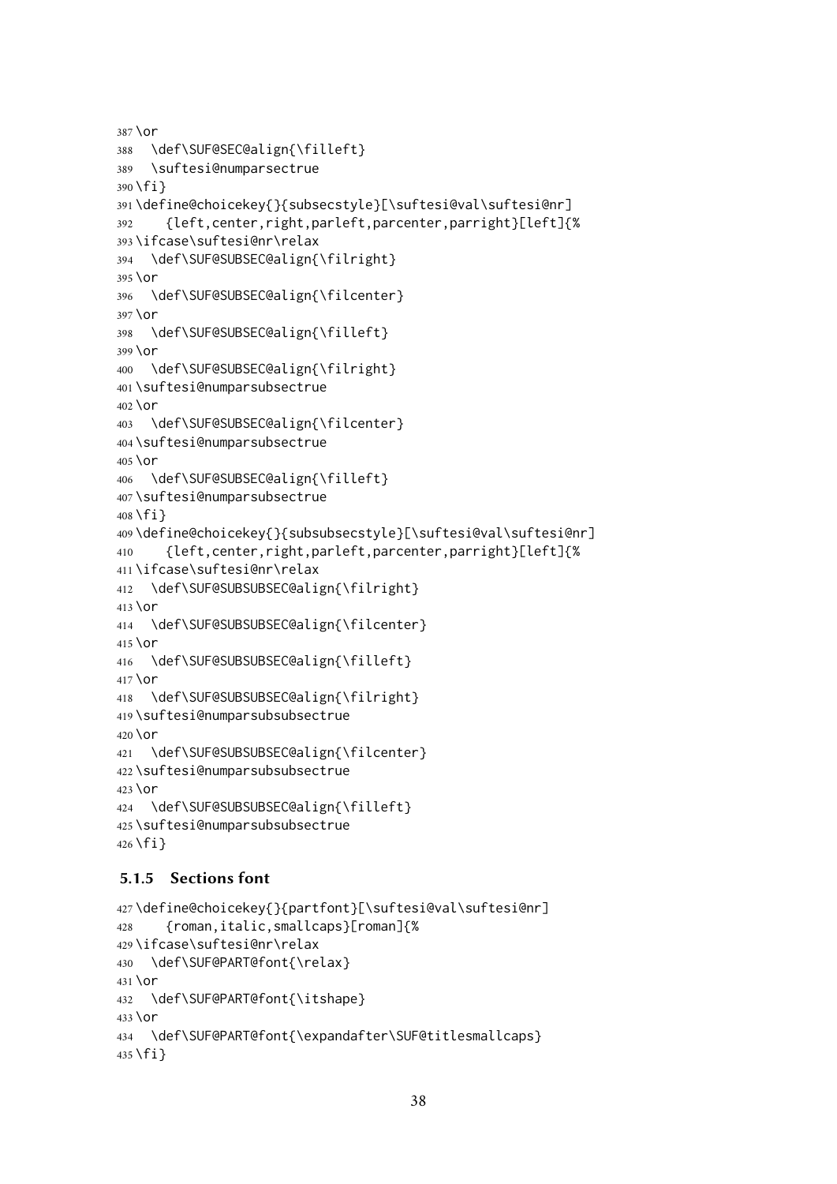```
387 \or
388   \def\SUF@SEC@align{\filleft}
389   \suftesi@numparsectrue
390 \fi}
391 \define@choicekey{}{subsecstyle}[\suftesi@val\suftesi@nr]
392     {left,center,right,parleft,parcenter,parright}[left]{%
393 \ifcase\suftesi@nr\relax
394   \def\SUF@SUBSEC@align{\filright}
395 \or
396   \def\SUF@SUBSEC@align{\filcenter}
397 \or
398   \def\SUF@SUBSEC@align{\filleft}
399 \or
400   \def\SUF@SUBSEC@align{\filright}
401 \suftesi@numparsubsectrue
402 \or
403   \def\SUF@SUBSEC@align{\filcenter}
404 \suftesi@numparsubsectrue
405 \or
406   \def\SUF@SUBSEC@align{\filleft}
407 \suftesi@numparsubsectrue
408 \fi}
409 \define@choicekey{}{subsubsecstyle}[\suftesi@val\suftesi@nr]
410     {left,center,right,parleft,parcenter,parright}[left]{%
411 \ifcase\suftesi@nr\relax
412   \def\SUF@SUBSUBSEC@align{\filright}
413 \or
414   \def\SUF@SUBSUBSEC@align{\filcenter}
415 \or
416   \def\SUF@SUBSUBSEC@align{\filleft}
417 \or
418   \def\SUF@SUBSUBSEC@align{\filright}
419 \suftesi@numparsubsubsectrue
420 \or
421   \def\SUF@SUBSUBSEC@align{\filcenter}
422 \suftesi@numparsubsubsectrue
423 \or
424   \def\SUF@SUBSUBSEC@align{\filleft}
425 \suftesi@numparsubsubsectrue
426 \fi}
```

### 5.1.5 Sections font

```
427 \define@choicekey{}{partfont}[\suftesi@val\suftesi@nr]
428     {roman,italic,smallcaps}[roman]{%
429 \ifcase\suftesi@nr\relax
430   \def\SUF@PART@font{\relax}
431 \or
432   \def\SUF@PART@font{\itshape}
433 \or
434   \def\SUF@PART@font{\expandafter\SUF@titlesmallcaps}
435 \fi}
```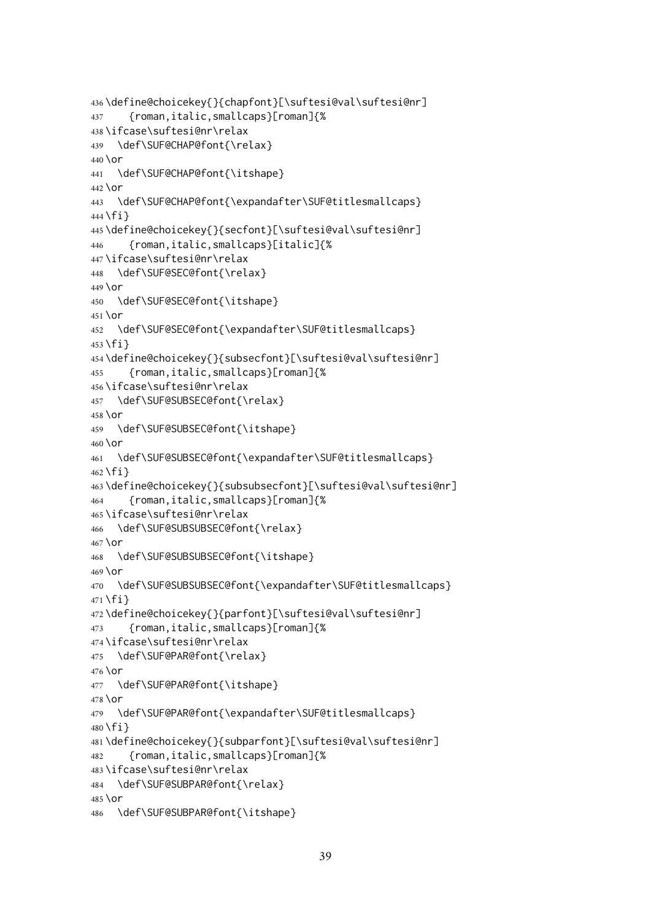```
436 \define@choicekey{}{chapfont}[\suftesi@val\suftesi@nr]
437     {roman,italic,smallcaps}[roman]{%
438 \ifcase\suftesi@nr\relax
439   \def\SUF@CHAP@font{\relax}
440 \or
441   \def\SUF@CHAP@font{\itshape}
442 \or
443   \def\SUF@CHAP@font{\expandafter\SUF@titlesmallcaps}
444 \fi}
445 \define@choicekey{}{secfont}[\suftesi@val\suftesi@nr]
446     {roman,italic,smallcaps}[italic]{%
447 \ifcase\suftesi@nr\relax
448   \def\SUF@SEC@font{\relax}
449 \or
450   \def\SUF@SEC@font{\itshape}
451 \or
452   \def\SUF@SEC@font{\expandafter\SUF@titlesmallcaps}
453 \fi}
454 \define@choicekey{}{subsecfont}[\suftesi@val\suftesi@nr]
455     {roman,italic,smallcaps}[roman]{%
456 \ifcase\suftesi@nr\relax
457   \def\SUF@SUBSEC@font{\relax}
458 \or
459   \def\SUF@SUBSEC@font{\itshape}
460 \or
461   \def\SUF@SUBSEC@font{\expandafter\SUF@titlesmallcaps}
462 \fi}
463 \define@choicekey{}{subsubsecfont}[\suftesi@val\suftesi@nr]
464     {roman,italic,smallcaps}[roman]{%
465 \ifcase\suftesi@nr\relax
466   \def\SUF@SUBSUBSEC@font{\relax}
467 \or
468   \def\SUF@SUBSUBSEC@font{\itshape}
469 \or
470   \def\SUF@SUBSUBSEC@font{\expandafter\SUF@titlesmallcaps}
471 \fi}
472 \define@choicekey{}{parfont}[\suftesi@val\suftesi@nr]
473     {roman,italic,smallcaps}[roman]{%
474 \ifcase\suftesi@nr\relax
475   \def\SUF@PAR@font{\relax}
476 \or
477   \def\SUF@PAR@font{\itshape}
478 \or
479   \def\SUF@PAR@font{\expandafter\SUF@titlesmallcaps}
480 \fi}
481 \define@choicekey{}{subparfont}[\suftesi@val\suftesi@nr]
482     {roman,italic,smallcaps}[roman]{%
483 \ifcase\suftesi@nr\relax
484   \def\SUF@SUBPAR@font{\relax}
485 \or
486   \def\SUF@SUBPAR@font{\itshape}
```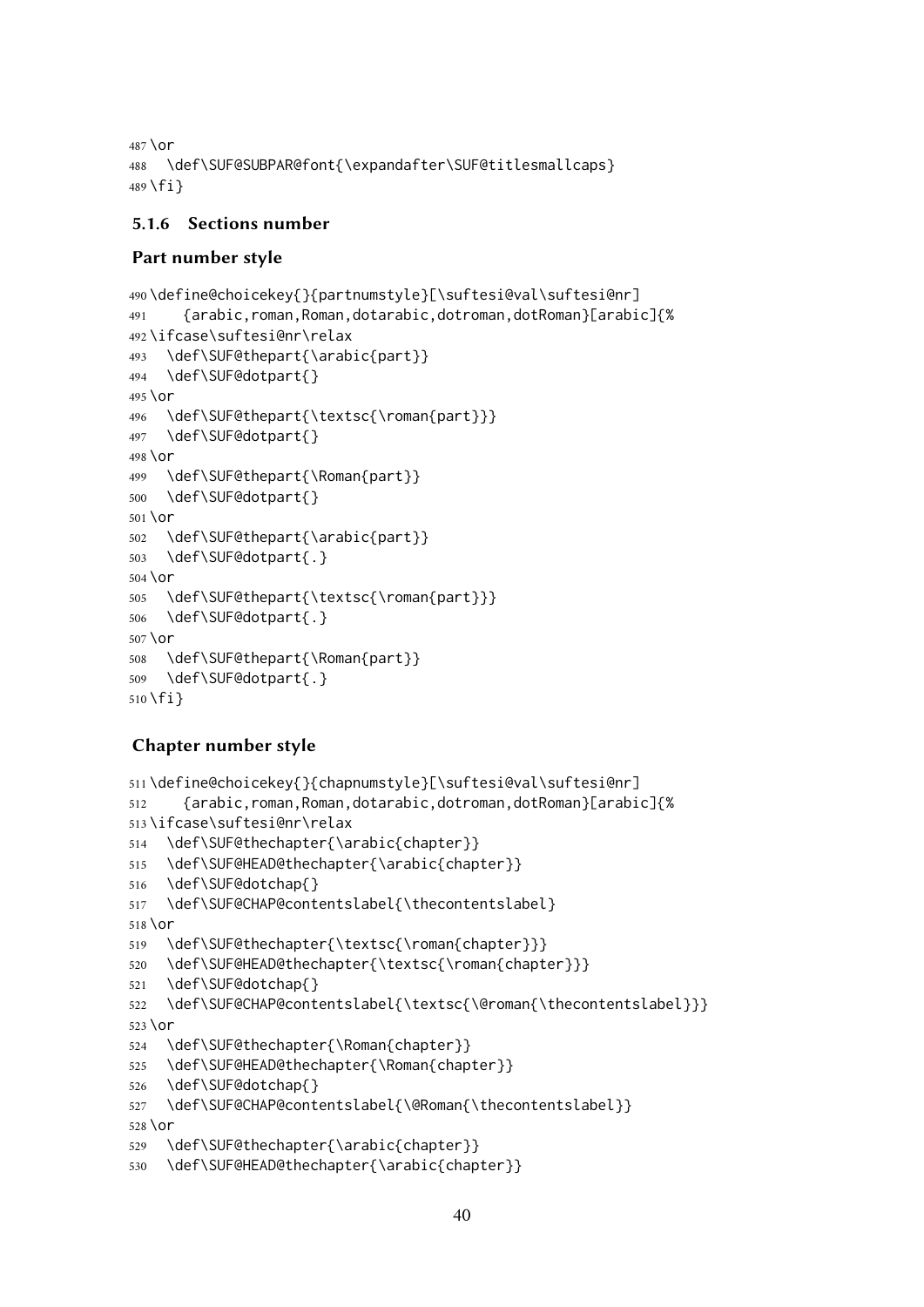```
487 \or
488   \def\SUF@SUBPAR@font{\expandafter\SUF@titlesmallcaps}
489 \fi}
```

### 5.1.6 Sections number

#### Part number style

```
490 \define@choicekey{}{partnumstyle}[\suftesi@val\suftesi@nr]
491     {arabic,roman,Roman,dotarabic,dotroman,dotRoman}[arabic]{%
492 \ifcase\suftesi@nr\relax
493   \def\SUF@thepart{\arabic{part}}
494   \def\SUF@dotpart{}
495 \or
496   \def\SUF@thepart{\textsc{\roman{part}}}
497   \def\SUF@dotpart{}
498 \or
499   \def\SUF@thepart{\Roman{part}}
500   \def\SUF@dotpart{}
501 \or
502   \def\SUF@thepart{\arabic{part}}
503   \def\SUF@dotpart{.}
504 \or
505   \def\SUF@thepart{\textsc{\roman{part}}}
506   \def\SUF@dotpart{.}
507 \or
508   \def\SUF@thepart{\Roman{part}}
509   \def\SUF@dotpart{.}
510 \fi}
```

#### Chapter number style

```
511 \define@choicekey{}{chapnumstyle}[\suftesi@val\suftesi@nr]
512     {arabic,roman,Roman,dotarabic,dotroman,dotRoman}[arabic]{%
513 \ifcase\suftesi@nr\relax
514   \def\SUF@thechapter{\arabic{chapter}}
515   \def\SUF@HEAD@thechapter{\arabic{chapter}}
516   \def\SUF@dotchap{}
517   \def\SUF@CHAP@contentslabel{\thecontentslabel}
518 \or
519   \def\SUF@thechapter{\textsc{\roman{chapter}}}
520   \def\SUF@HEAD@thechapter{\textsc{\roman{chapter}}}
521   \def\SUF@dotchap{}
522   \def\SUF@CHAP@contentslabel{\textsc{\@roman{\thecontentslabel}}}
523 \or
524   \def\SUF@thechapter{\Roman{chapter}}
525   \def\SUF@HEAD@thechapter{\Roman{chapter}}
526   \def\SUF@dotchap{}
527   \def\SUF@CHAP@contentslabel{\@Roman{\thecontentslabel}}
528 \or
529   \def\SUF@thechapter{\arabic{chapter}}
530   \def\SUF@HEAD@thechapter{\arabic{chapter}}
```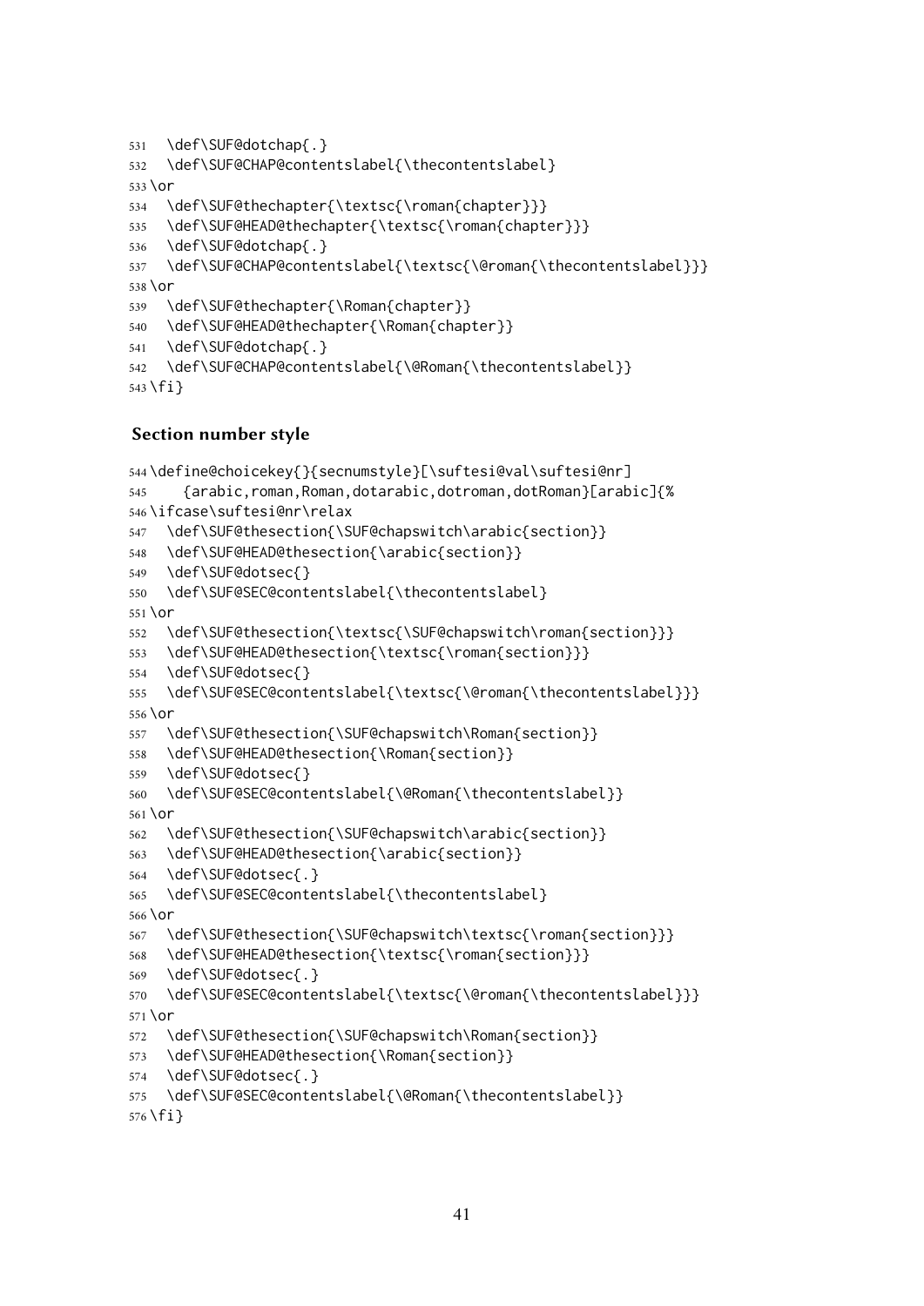```
531   \def\SUF@dotchap{.}
532   \def\SUF@CHAP@contentslabel{\thecontentslabel}
533 \or
534   \def\SUF@thechapter{\textsc{\roman{chapter}}}
535   \def\SUF@HEAD@thechapter{\textsc{\roman{chapter}}}
536   \def\SUF@dotchap{.}
537   \def\SUF@CHAP@contentslabel{\textsc{\@roman{\thecontentslabel}}}
538 \or
539   \def\SUF@thechapter{\Roman{chapter}}
540   \def\SUF@HEAD@thechapter{\Roman{chapter}}
541   \def\SUF@dotchap{.}
542   \def\SUF@CHAP@contentslabel{\@Roman{\thecontentslabel}}
543 \fi}
```

### Section number style

```
544 \define@choicekey{}{secnumstyle}[\suftesi@val\suftesi@nr]
545     {arabic,roman,Roman,dotarabic,dotroman,dotRoman}[arabic]{%
546 \ifcase\suftesi@nr\relax
547   \def\SUF@thesection{\SUF@chapswitch\arabic{section}}
548   \def\SUF@HEAD@thesection{\arabic{section}}
549   \def\SUF@dotsec{}
550   \def\SUF@SEC@contentslabel{\thecontentslabel}
551 \or
552   \def\SUF@thesection{\textsc{\SUF@chapswitch\roman{section}}}
553   \def\SUF@HEAD@thesection{\textsc{\roman{section}}}
554   \def\SUF@dotsec{}
555   \def\SUF@SEC@contentslabel{\textsc{\@roman{\thecontentslabel}}}
556 \or
557   \def\SUF@thesection{\SUF@chapswitch\Roman{section}}
558   \def\SUF@HEAD@thesection{\Roman{section}}
559   \def\SUF@dotsec{}
560   \def\SUF@SEC@contentslabel{\@Roman{\thecontentslabel}}
561 \or
562   \def\SUF@thesection{\SUF@chapswitch\arabic{section}}
563   \def\SUF@HEAD@thesection{\arabic{section}}
564   \def\SUF@dotsec{.}
565   \def\SUF@SEC@contentslabel{\thecontentslabel}
566 \or
567   \def\SUF@thesection{\SUF@chapswitch\textsc{\roman{section}}}
568   \def\SUF@HEAD@thesection{\textsc{\roman{section}}}
569   \def\SUF@dotsec{.}
570   \def\SUF@SEC@contentslabel{\textsc{\@roman{\thecontentslabel}}}
571 \or
572   \def\SUF@thesection{\SUF@chapswitch\Roman{section}}
573   \def\SUF@HEAD@thesection{\Roman{section}}
574   \def\SUF@dotsec{.}
575   \def\SUF@SEC@contentslabel{\@Roman{\thecontentslabel}}
576 \fi}
```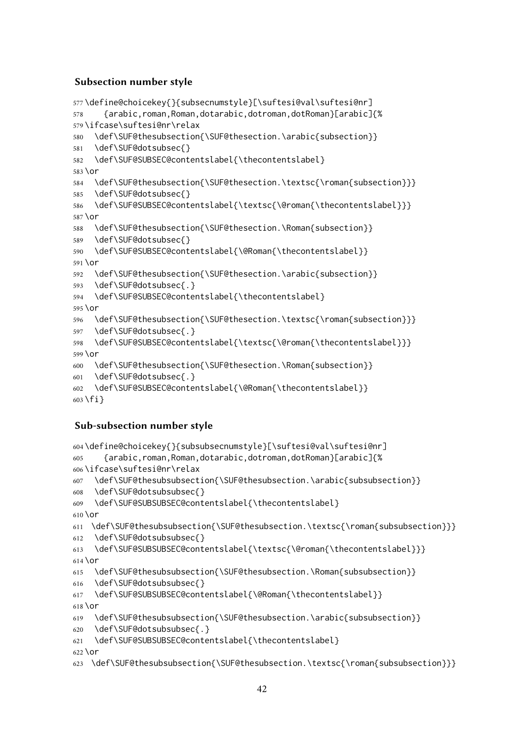### Subsection number style

```
577 \define@choicekey{}{subsecnumstyle}[\suftesi@val\suftesi@nr]
578     {arabic,roman,Roman,dotarabic,dotroman,dotRoman}[arabic]{%
579 \ifcase\suftesi@nr\relax
580   \def\SUF@thesubsection{\SUF@thesection.\arabic{subsection}}
581   \def\SUF@dotsubsec{}
582   \def\SUF@SUBSEC@contentslabel{\thecontentslabel}
583 \or
584   \def\SUF@thesubsection{\SUF@thesection.\textsc{\roman{subsection}}}
585   \def\SUF@dotsubsec{}
586   \def\SUF@SUBSEC@contentslabel{\textsc{\@roman{\thecontentslabel}}}
587 \or
588   \def\SUF@thesubsection{\SUF@thesection.\Roman{subsection}}
589   \def\SUF@dotsubsec{}
590   \def\SUF@SUBSEC@contentslabel{\@Roman{\thecontentslabel}}
591 \or
592   \def\SUF@thesubsection{\SUF@thesection.\arabic{subsection}}
593   \def\SUF@dotsubsec{.}
594   \def\SUF@SUBSEC@contentslabel{\thecontentslabel}
595 \or
596   \def\SUF@thesubsection{\SUF@thesection.\textsc{\roman{subsection}}}
597   \def\SUF@dotsubsec{.}
598   \def\SUF@SUBSEC@contentslabel{\textsc{\@roman{\thecontentslabel}}}
599 \or
600   \def\SUF@thesubsection{\SUF@thesection.\Roman{subsection}}
601   \def\SUF@dotsubsec{.}
602   \def\SUF@SUBSEC@contentslabel{\@Roman{\thecontentslabel}}
603 \fi}
```

### Sub-subsection number style

```
604 \define@choicekey{}{subsubsecnumstyle}[\suftesi@val\suftesi@nr]
605     {arabic,roman,Roman,dotarabic,dotroman,dotRoman}[arabic]{%
606 \ifcase\suftesi@nr\relax
607   \def\SUF@thesubsubsection{\SUF@thesubsection.\arabic{subsubsection}}
608   \def\SUF@dotsubsubsec{}
609   \def\SUF@SUBSUBSEC@contentslabel{\thecontentslabel}
610 \or
611  \def\SUF@thesubsubsection{\SUF@thesubsection.\textsc{\roman{subsubsection}}}
612   \def\SUF@dotsubsubsec{}
613   \def\SUF@SUBSUBSEC@contentslabel{\textsc{\@roman{\thecontentslabel}}}
614 \or
615   \def\SUF@thesubsubsection{\SUF@thesubsection.\Roman{subsubsection}}
616   \def\SUF@dotsubsubsec{}
617   \def\SUF@SUBSUBSEC@contentslabel{\@Roman{\thecontentslabel}}
618 \or
619   \def\SUF@thesubsubsection{\SUF@thesubsection.\arabic{subsubsection}}
620   \def\SUF@dotsubsubsec{.}
621   \def\SUF@SUBSUBSEC@contentslabel{\thecontentslabel}
622 \or
623  \def\SUF@thesubsubsection{\SUF@thesubsection.\textsc{\roman{subsubsection}}}
```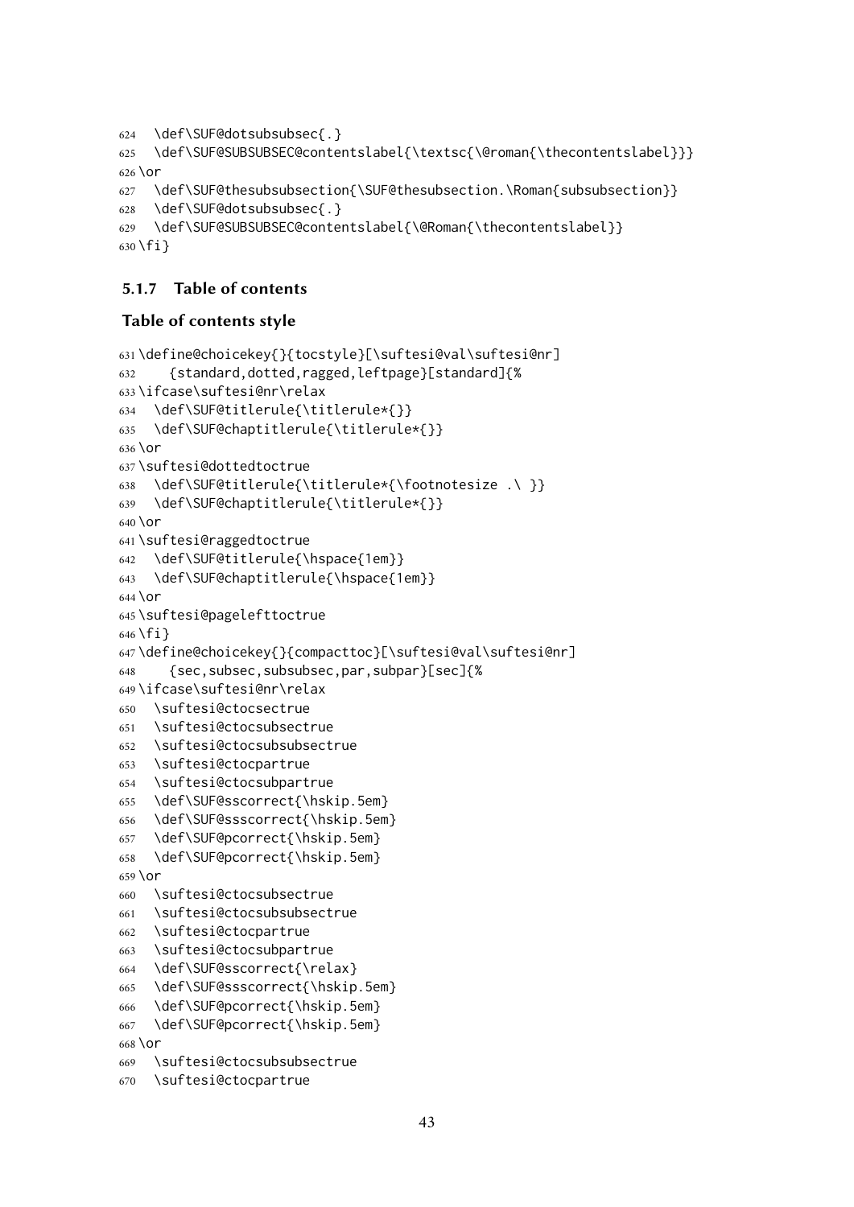```
624  \def\SUF@dotsubsubsec{.}
625  \def\SUF@SUBSUBSEC@contentslabel{\textsc{\@roman{\thecontentslabel}}}
626 \or
627  \def\SUF@thesubsubsection{\SUF@thesubsection.\Roman{subsubsection}}
628  \def\SUF@dotsubsubsec{.}
629  \def\SUF@SUBSUBSEC@contentslabel{\@Roman{\thecontentslabel}}
630 \fi}
```

### 5.1.7 Table of contents

#### Table of contents style

```
631 \define@choicekey{}{tocstyle}[\suftesi@val\suftesi@nr]
632     {standard,dotted,ragged,leftpage}[standard]{%
633 \ifcase\suftesi@nr\relax
634   \def\SUF@titlerule{\titlerule*{}}
635   \def\SUF@chaptitlerule{\titlerule*{}}
636 \or
637 \suftesi@dottedtoctrue
638   \def\SUF@titlerule{\titlerule*{\footnotesize .\ }}
639   \def\SUF@chaptitlerule{\titlerule*{}}
640 \or
641 \suftesi@raggedtoctrue
642   \def\SUF@titlerule{\hspace{1em}}
643   \def\SUF@chaptitlerule{\hspace{1em}}
644 \or
645 \suftesi@pagelefttoctrue
646 \fi}
647 \define@choicekey{}{compacttoc}[\suftesi@val\suftesi@nr]
648     {sec,subsec,subsubsec,par,subpar}[sec]{%
649 \ifcase\suftesi@nr\relax
650   \suftesi@ctocsectrue
651   \suftesi@ctocsubsectrue
652   \suftesi@ctocsubsubsectrue
653   \suftesi@ctocpartrue
654   \suftesi@ctocsubpartrue
655   \def\SUF@sscorrect{\hskip.5em}
656   \def\SUF@ssscorrect{\hskip.5em}
657   \def\SUF@pcorrect{\hskip.5em}
658   \def\SUF@pcorrect{\hskip.5em}
659 \or
660   \suftesi@ctocsubsectrue
661   \suftesi@ctocsubsubsectrue
662   \suftesi@ctocpartrue
663   \suftesi@ctocsubpartrue
664   \def\SUF@sscorrect{\relax}
665   \def\SUF@ssscorrect{\hskip.5em}
666   \def\SUF@pcorrect{\hskip.5em}
667   \def\SUF@pcorrect{\hskip.5em}
668 \or
669   \suftesi@ctocsubsubsectrue
670   \suftesi@ctocpartrue
```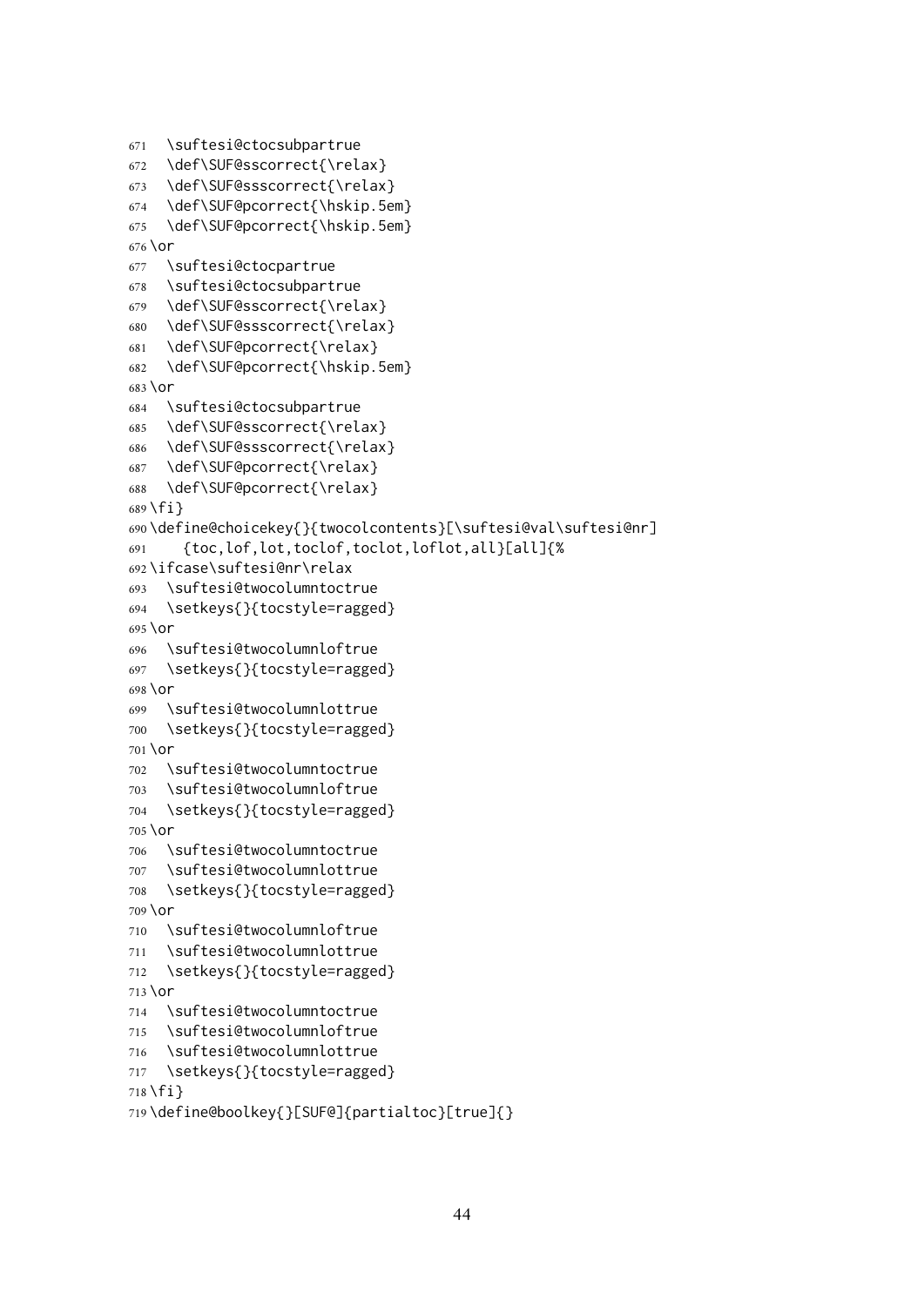```
671   \suftesi@ctocsubpartrue
672   \def\SUF@sscorrect{\relax}
673   \def\SUF@ssscorrect{\relax}
674   \def\SUF@pcorrect{\hskip.5em}
675   \def\SUF@pcorrect{\hskip.5em}
676 \or
677   \suftesi@ctocpartrue
678   \suftesi@ctocsubpartrue
679   \def\SUF@sscorrect{\relax}
680   \def\SUF@ssscorrect{\relax}
681   \def\SUF@pcorrect{\relax}
682   \def\SUF@pcorrect{\hskip.5em}
683 \or
684   \suftesi@ctocsubpartrue
685   \def\SUF@sscorrect{\relax}
686   \def\SUF@ssscorrect{\relax}
687   \def\SUF@pcorrect{\relax}
688   \def\SUF@pcorrect{\relax}
689 \fi}
690 \define@choicekey{}{twocolcontents}[\suftesi@val\suftesi@nr]
691     {toc,lof,lot,toclof,toclot,loflot,all}[all]{%
692 \ifcase\suftesi@nr\relax
693   \suftesi@twocolumntoctrue
694   \setkeys{}{tocstyle=ragged}
695 \or
696   \suftesi@twocolumnloftrue
697   \setkeys{}{tocstyle=ragged}
698 \or
699   \suftesi@twocolumnlottrue
700   \setkeys{}{tocstyle=ragged}
701 \or
702   \suftesi@twocolumntoctrue
703   \suftesi@twocolumnloftrue
704   \setkeys{}{tocstyle=ragged}
705 \or
706   \suftesi@twocolumntoctrue
707   \suftesi@twocolumnlottrue
708   \setkeys{}{tocstyle=ragged}
709 \or
710   \suftesi@twocolumnloftrue
711   \suftesi@twocolumnlottrue
712   \setkeys{}{tocstyle=ragged}
713 \or
714   \suftesi@twocolumntoctrue
715   \suftesi@twocolumnloftrue
716   \suftesi@twocolumnlottrue
717   \setkeys{}{tocstyle=ragged}
718 \fi}
719 \define@boolkey{}[SUF@]{partialtoc}[true]{}
```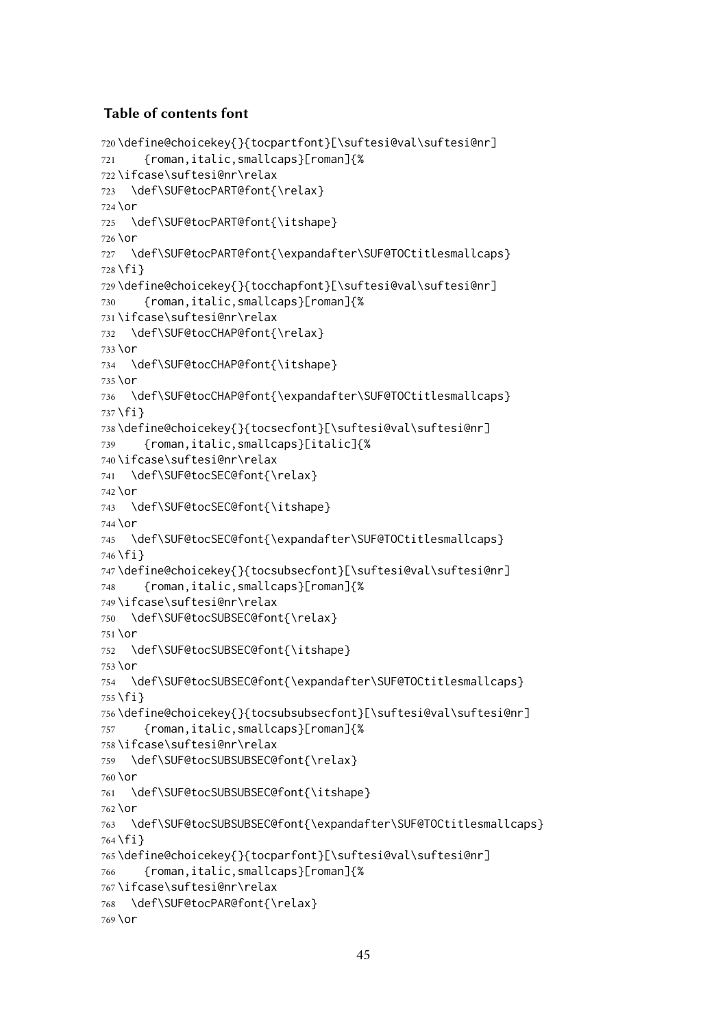### Table of contents font

```
720 \define@choicekey{}{tocpartfont}[\suftesi@val\suftesi@nr]
721     {roman,italic,smallcaps}[roman]{%
722 \ifcase\suftesi@nr\relax
723   \def\SUF@tocPART@font{\relax}
724 \or
725   \def\SUF@tocPART@font{\itshape}
726 \or
727   \def\SUF@tocPART@font{\expandafter\SUF@TOCtitlesmallcaps}
728 \fi}
729 \define@choicekey{}{tocchapfont}[\suftesi@val\suftesi@nr]
730     {roman,italic,smallcaps}[roman]{%
731 \ifcase\suftesi@nr\relax
732   \def\SUF@tocCHAP@font{\relax}
733 \or
734   \def\SUF@tocCHAP@font{\itshape}
735 \or
736   \def\SUF@tocCHAP@font{\expandafter\SUF@TOCtitlesmallcaps}
737 \fi}
738 \define@choicekey{}{tocsecfont}[\suftesi@val\suftesi@nr]
739     {roman,italic,smallcaps}[italic]{%
740 \ifcase\suftesi@nr\relax
741   \def\SUF@tocSEC@font{\relax}
742 \or
743   \def\SUF@tocSEC@font{\itshape}
744 \or
745   \def\SUF@tocSEC@font{\expandafter\SUF@TOCtitlesmallcaps}
746 \fi}
747 \define@choicekey{}{tocsubsecfont}[\suftesi@val\suftesi@nr]
748     {roman,italic,smallcaps}[roman]{%
749 \ifcase\suftesi@nr\relax
750   \def\SUF@tocSUBSEC@font{\relax}
751 \or
752   \def\SUF@tocSUBSEC@font{\itshape}
753 \or
754   \def\SUF@tocSUBSEC@font{\expandafter\SUF@TOCtitlesmallcaps}
755 \fi}
756 \define@choicekey{}{tocsubsubsecfont}[\suftesi@val\suftesi@nr]
757     {roman,italic,smallcaps}[roman]{%
758 \ifcase\suftesi@nr\relax
759   \def\SUF@tocSUBSUBSEC@font{\relax}
760 \or
761   \def\SUF@tocSUBSUBSEC@font{\itshape}
762 \or
763   \def\SUF@tocSUBSUBSEC@font{\expandafter\SUF@TOCtitlesmallcaps}
764 \fi}
765 \define@choicekey{}{tocparfont}[\suftesi@val\suftesi@nr]
766     {roman,italic,smallcaps}[roman]{%
767 \ifcase\suftesi@nr\relax
768   \def\SUF@tocPAR@font{\relax}
769 \or
```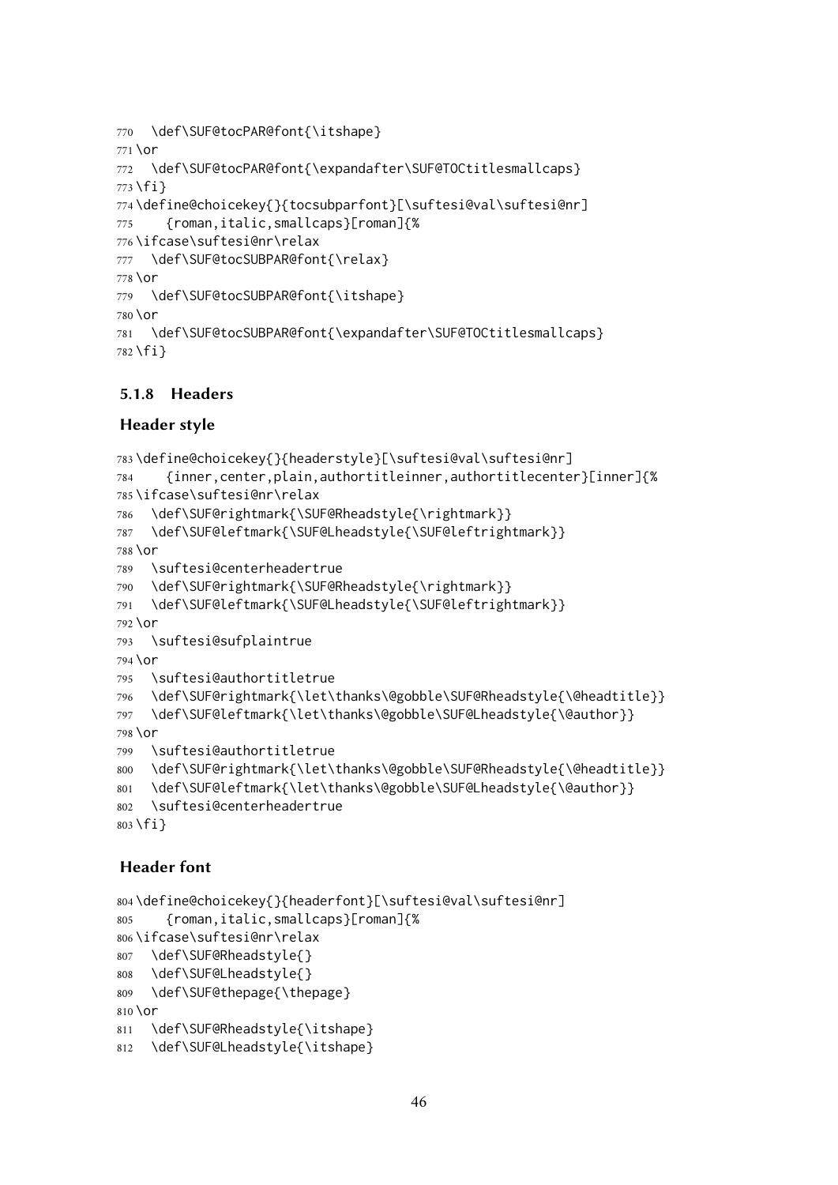```
770   \def\SUF@tocPAR@font{\itshape}
771 \or
772   \def\SUF@tocPAR@font{\expandafter\SUF@TOCtitlesmallcaps}
773 \fi}
774 \define@choicekey{}{tocsubparfont}[\suftesi@val\suftesi@nr]
775     {roman,italic,smallcaps}[roman]{%
776 \ifcase\suftesi@nr\relax
777   \def\SUF@tocSUBPAR@font{\relax}
778 \or
779   \def\SUF@tocSUBPAR@font{\itshape}
780 \or
781   \def\SUF@tocSUBPAR@font{\expandafter\SUF@TOCtitlesmallcaps}
782 \fi}
```

### 5.1.8 Headers

#### Header style

```
783 \define@choicekey{}{headerstyle}[\suftesi@val\suftesi@nr]
784     {inner,center,plain,authortitleinner,authortitlecenter}[inner]{%
785 \ifcase\suftesi@nr\relax
786   \def\SUF@rightmark{\SUF@Rheadstyle{\rightmark}}
787   \def\SUF@leftmark{\SUF@Lheadstyle{\SUF@leftrightmark}}
788 \or
789   \suftesi@centerheadertrue
790   \def\SUF@rightmark{\SUF@Rheadstyle{\rightmark}}
791   \def\SUF@leftmark{\SUF@Lheadstyle{\SUF@leftrightmark}}
792 \or
793   \suftesi@sufplaintrue
794 \or
795   \suftesi@authortitletrue
796   \def\SUF@rightmark{\let\thanks\@gobble\SUF@Rheadstyle{\@headtitle}}
797   \def\SUF@leftmark{\let\thanks\@gobble\SUF@Lheadstyle{\@author}}
798 \or
799   \suftesi@authortitletrue
800   \def\SUF@rightmark{\let\thanks\@gobble\SUF@Rheadstyle{\@headtitle}}
801   \def\SUF@leftmark{\let\thanks\@gobble\SUF@Lheadstyle{\@author}}
802   \suftesi@centerheadertrue
803 \fi}
```

#### Header font

```
804 \define@choicekey{}{headerfont}[\suftesi@val\suftesi@nr]
805     {roman,italic,smallcaps}[roman]{%
806 \ifcase\suftesi@nr\relax
807   \def\SUF@Rheadstyle{}
808   \def\SUF@Lheadstyle{}
809   \def\SUF@thepage{\thepage}
810 \or
811   \def\SUF@Rheadstyle{\itshape}
812   \def\SUF@Lheadstyle{\itshape}
```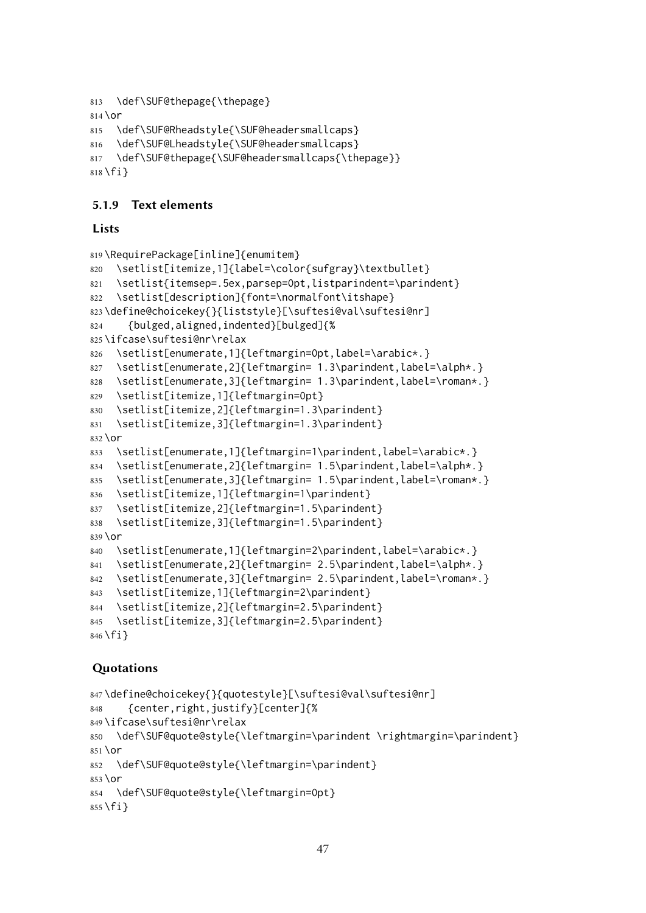```
813   \def\SUF@thepage{\thepage}
814 \or
815   \def\SUF@Rheadstyle{\SUF@headersmallcaps}
816   \def\SUF@Lheadstyle{\SUF@headersmallcaps}
817   \def\SUF@thepage{\SUF@headersmallcaps{\thepage}}
818 \fi}
```

### 5.1.9 Text elements

#### Lists

```
819 \RequirePackage[inline]{enumitem}
820   \setlist[itemize,1]{label=\color{sufgray}\textbullet}
821   \setlist{itemsep=.5ex,parsep=0pt,listparindent=\parindent}
822   \setlist[description]{font=\normalfont\itshape}
823 \define@choicekey{}{liststyle}[\suftesi@val\suftesi@nr]
824     {bulged,aligned,indented}[bulged]{%
825 \ifcase\suftesi@nr\relax
826   \setlist[enumerate,1]{leftmargin=0pt,label=\arabic*.}
827   \setlist[enumerate,2]{leftmargin= 1.3\parindent,label=\alph*.}
828   \setlist[enumerate,3]{leftmargin= 1.3\parindent,label=\roman*.}
829   \setlist[itemize,1]{leftmargin=0pt}
830   \setlist[itemize,2]{leftmargin=1.3\parindent}
831   \setlist[itemize,3]{leftmargin=1.3\parindent}
832 \or
833   \setlist[enumerate,1]{leftmargin=1\parindent,label=\arabic*.}
834   \setlist[enumerate,2]{leftmargin= 1.5\parindent,label=\alph*.}
835   \setlist[enumerate,3]{leftmargin= 1.5\parindent,label=\roman*.}
836   \setlist[itemize,1]{leftmargin=1\parindent}
837   \setlist[itemize,2]{leftmargin=1.5\parindent}
838   \setlist[itemize,3]{leftmargin=1.5\parindent}
839 \or
840   \setlist[enumerate,1]{leftmargin=2\parindent,label=\arabic*.}
841   \setlist[enumerate,2]{leftmargin= 2.5\parindent,label=\alph*.}
842   \setlist[enumerate,3]{leftmargin= 2.5\parindent,label=\roman*.}
843   \setlist[itemize,1]{leftmargin=2\parindent}
844   \setlist[itemize,2]{leftmargin=2.5\parindent}
845   \setlist[itemize,3]{leftmargin=2.5\parindent}
846 \fi}
```

#### Quotations

```
847 \define@choicekey{}{quotestyle}[\suftesi@val\suftesi@nr]
848     {center,right,justify}[center]{%
849 \ifcase\suftesi@nr\relax
850   \def\SUF@quote@style{\leftmargin=\parindent \rightmargin=\parindent}
851 \or
852   \def\SUF@quote@style{\leftmargin=\parindent}
853 \or
854   \def\SUF@quote@style{\leftmargin=0pt}
855 \fi}
```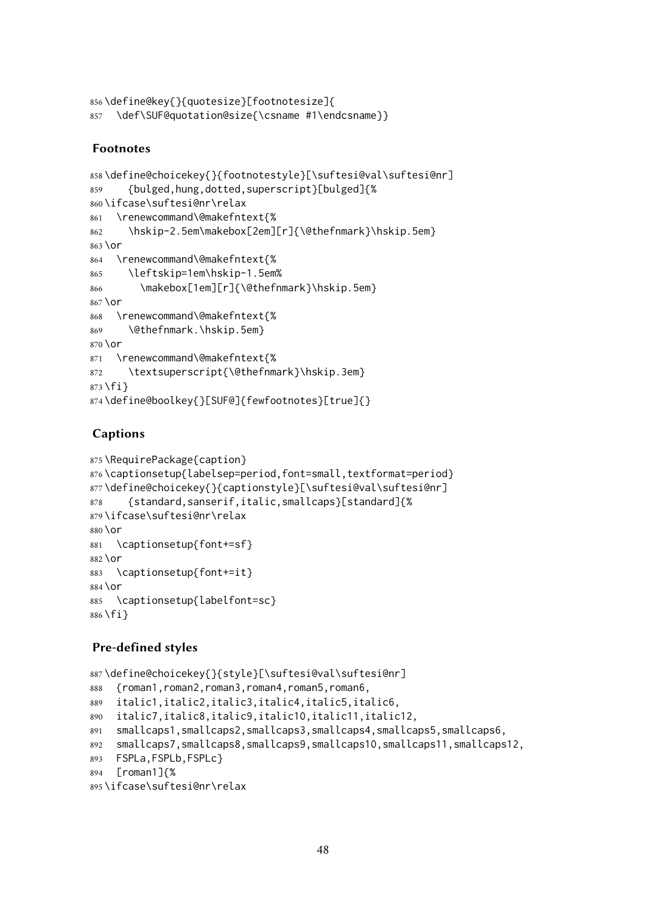```
856 \define@key{}{quotesize}[footnotesize]{
857   \def\SUF@quotation@size{\csname #1\endcsname}}
```

### Footnotes

```
858 \define@choicekey{}{footnotestyle}[\suftesi@val\suftesi@nr]
859     {bulged,hung,dotted,superscript}[bulged]{%
860 \ifcase\suftesi@nr\relax
861   \renewcommand\@makefntext{%
862     \hskip-2.5em\makebox[2em][r]{\@thefnmark}\hskip.5em}
863 \or
864   \renewcommand\@makefntext{%
865     \leftskip=1em\hskip-1.5em%
866       \makebox[1em][r]{\@thefnmark}\hskip.5em}
867 \or
868   \renewcommand\@makefntext{%
869     \@thefnmark.\hskip.5em}
870 \or
871   \renewcommand\@makefntext{%
872     \textsuperscript{\@thefnmark}\hskip.3em}
873 \fi}
874 \define@boolkey{}[SUF@]{fewfootnotes}[true]{}
```

### Captions

```
875 \RequirePackage{caption}
876 \captionsetup{labelsep=period,font=small,textformat=period}
877 \define@choicekey{}{captionstyle}[\suftesi@val\suftesi@nr]
878     {standard,sanserif,italic,smallcaps}[standard]{%
879 \ifcase\suftesi@nr\relax
880 \or
881   \captionsetup{font+=sf}
882 \or
883   \captionsetup{font+=it}
884 \or
885   \captionsetup{labelfont=sc}
886 \fi}
```

### Pre-defined styles

```
887 \define@choicekey{}{style}[\suftesi@val\suftesi@nr]
888   {roman1,roman2,roman3,roman4,roman5,roman6,
889   italic1,italic2,italic3,italic4,italic5,italic6,
890   italic7,italic8,italic9,italic10,italic11,italic12,
891   smallcaps1,smallcaps2,smallcaps3,smallcaps4,smallcaps5,smallcaps6,
892   smallcaps7,smallcaps8,smallcaps9,smallcaps10,smallcaps11,smallcaps12,
893   FSPLa,FSPLb,FSPLc}
894   [roman1]{%
895 \ifcase\suftesi@nr\relax
```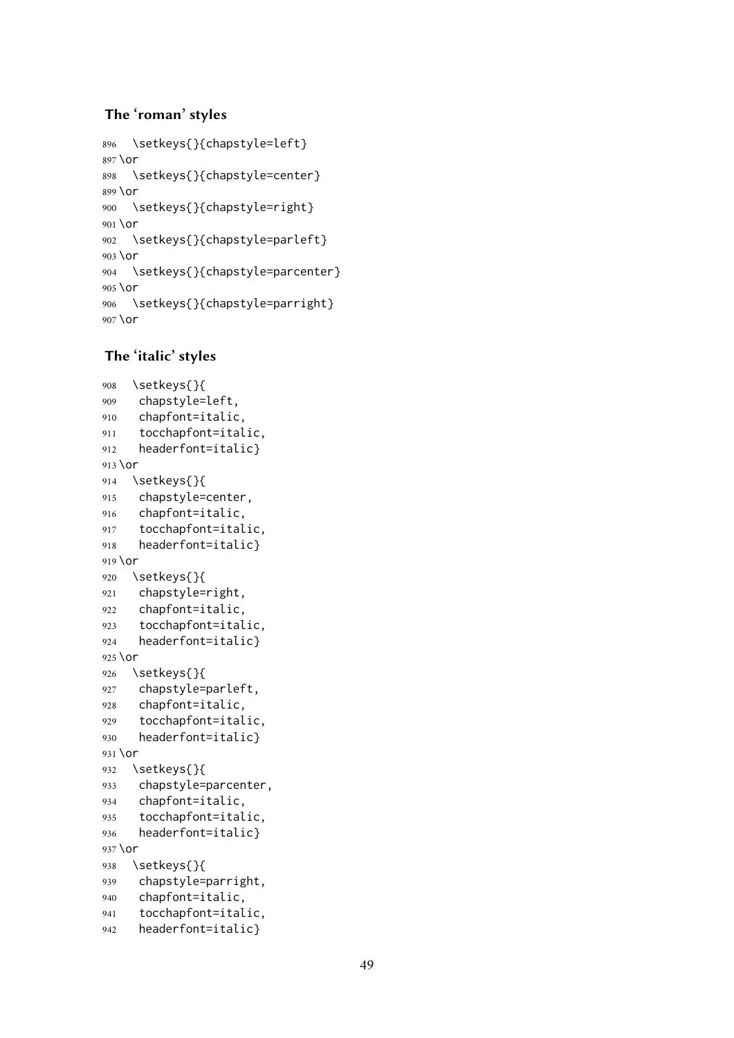### The 'roman' styles

```
896   \setkeys{}{chapstyle=left}
897 \or
898   \setkeys{}{chapstyle=center}
899 \or
900   \setkeys{}{chapstyle=right}
901 \or
902   \setkeys{}{chapstyle=parleft}
903 \or
904   \setkeys{}{chapstyle=parcenter}
905 \or
906   \setkeys{}{chapstyle=parright}
907 \or
```

### The 'italic' styles

```
908   \setkeys{}{
909    chapstyle=left,
910    chapfont=italic,
911    tocchapfont=italic,
912    headerfont=italic}
913 \or
914   \setkeys{}{
915    chapstyle=center,
916    chapfont=italic,
917    tocchapfont=italic,
918    headerfont=italic}
919 \or
920   \setkeys{}{
921    chapstyle=right,
922    chapfont=italic,
923    tocchapfont=italic,
924    headerfont=italic}
925 \or
926   \setkeys{}{
927    chapstyle=parleft,
928    chapfont=italic,
929    tocchapfont=italic,
930    headerfont=italic}
931 \or
932   \setkeys{}{
933    chapstyle=parcenter,
934    chapfont=italic,
935    tocchapfont=italic,
936    headerfont=italic}
937 \or
938   \setkeys{}{
939    chapstyle=parright,
940    chapfont=italic,
941    tocchapfont=italic,
942    headerfont=italic}
```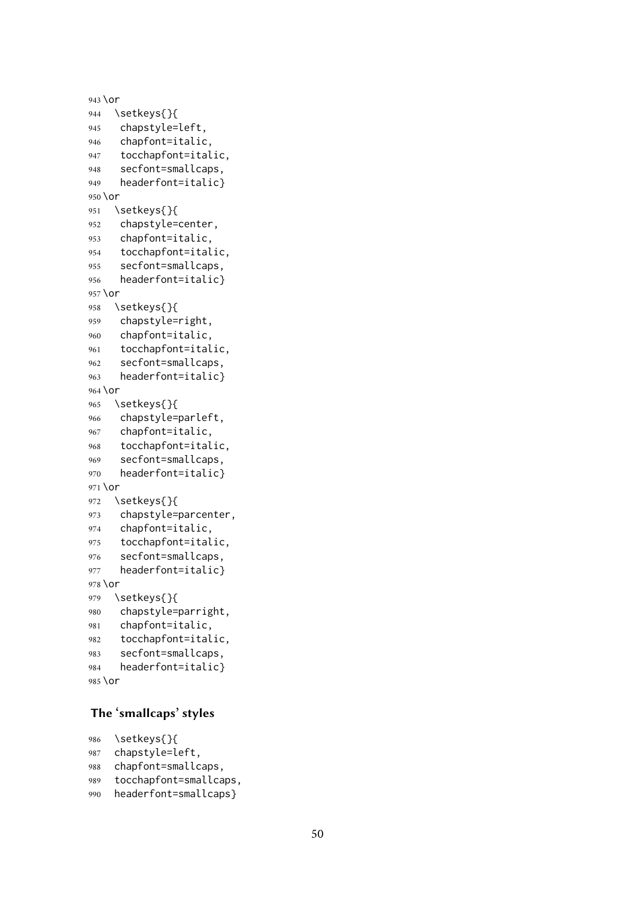```
943 \or
944   \setkeys{}{
945    chapstyle=left,
946    chapfont=italic,
947    tocchapfont=italic,
948    secfont=smallcaps,
949    headerfont=italic}
950 \or
951   \setkeys{}{
952    chapstyle=center,
953    chapfont=italic,
954    tocchapfont=italic,
955    secfont=smallcaps,
956    headerfont=italic}
957 \or
958   \setkeys{}{
959    chapstyle=right,
960    chapfont=italic,
961    tocchapfont=italic,
962    secfont=smallcaps,
963    headerfont=italic}
964 \or
965   \setkeys{}{
966    chapstyle=parleft,
967    chapfont=italic,
968    tocchapfont=italic,
969    secfont=smallcaps,
970    headerfont=italic}
971 \or
972   \setkeys{}{
973    chapstyle=parcenter,
974    chapfont=italic,
975    tocchapfont=italic,
976    secfont=smallcaps,
977    headerfont=italic}
978 \or
979   \setkeys{}{
980    chapstyle=parright,
981    chapfont=italic,
982    tocchapfont=italic,
983    secfont=smallcaps,
984    headerfont=italic}
985 \or
```

### The 'smallcaps' styles

```
986   \setkeys{}{
987   chapstyle=left,
988   chapfont=smallcaps,
989   tocchapfont=smallcaps,
990   headerfont=smallcaps}
```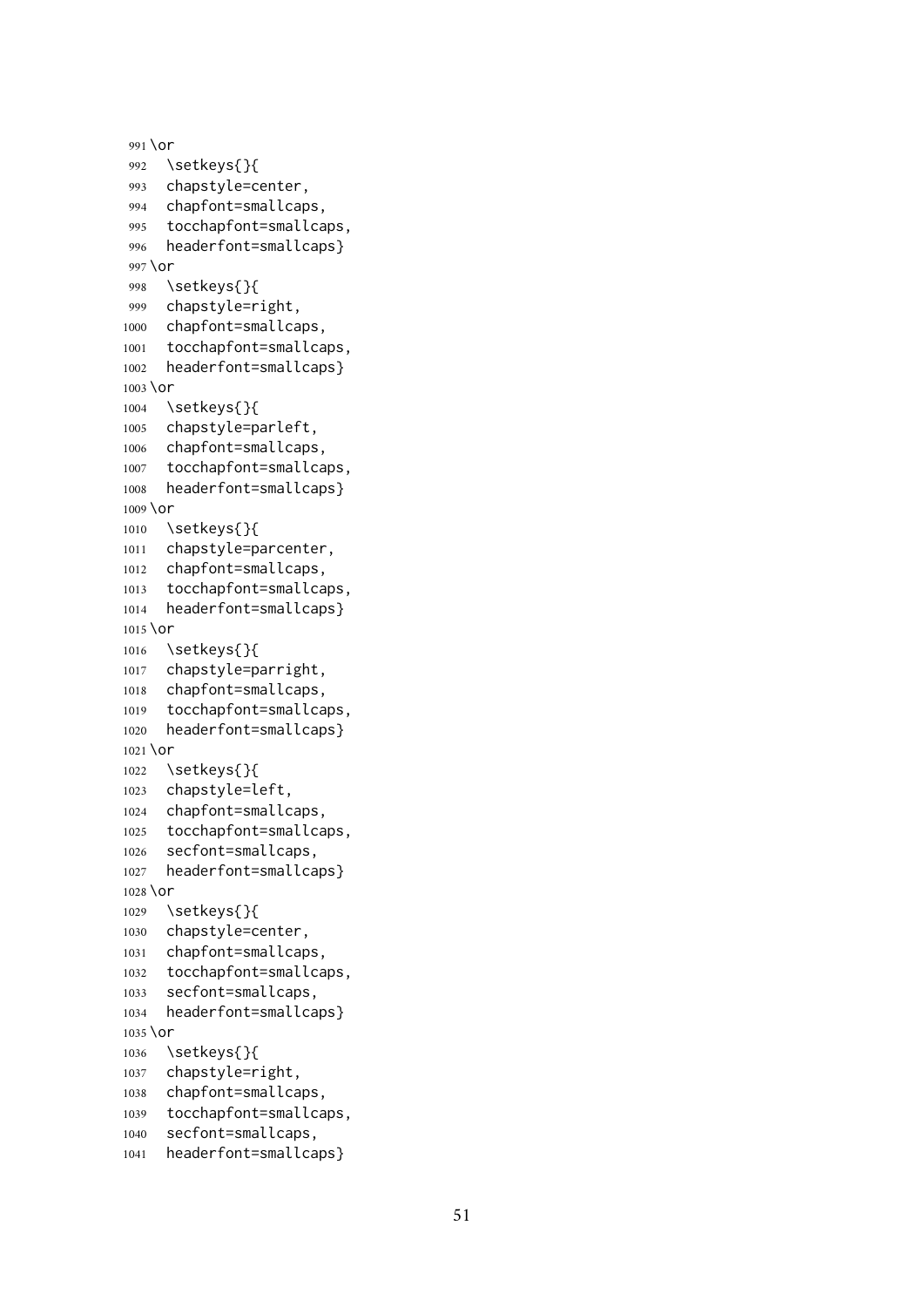```
991 \or
992   \setkeys{}{
993   chapstyle=center,
994   chapfont=smallcaps,
995   tocchapfont=smallcaps,
996   headerfont=smallcaps}
997 \or
998   \setkeys{}{
999   chapstyle=right,
1000   chapfont=smallcaps,
1001   tocchapfont=smallcaps,
1002   headerfont=smallcaps}
1003 \or
1004   \setkeys{}{
1005   chapstyle=parleft,
1006   chapfont=smallcaps,
1007   tocchapfont=smallcaps,
1008   headerfont=smallcaps}
1009 \or
1010   \setkeys{}{
1011   chapstyle=parcenter,
1012   chapfont=smallcaps,
1013   tocchapfont=smallcaps,
1014   headerfont=smallcaps}
1015 \or
1016   \setkeys{}{
1017   chapstyle=parright,
1018   chapfont=smallcaps,
1019   tocchapfont=smallcaps,
1020   headerfont=smallcaps}
1021 \or
1022   \setkeys{}{
1023   chapstyle=left,
1024   chapfont=smallcaps,
1025   tocchapfont=smallcaps,
1026   secfont=smallcaps,
1027   headerfont=smallcaps}
1028 \or
1029   \setkeys{}{
1030   chapstyle=center,
1031   chapfont=smallcaps,
1032   tocchapfont=smallcaps,
1033   secfont=smallcaps,
1034   headerfont=smallcaps}
1035 \or
1036   \setkeys{}{
1037   chapstyle=right,
1038   chapfont=smallcaps,
1039   tocchapfont=smallcaps,
1040   secfont=smallcaps,
1041   headerfont=smallcaps}
```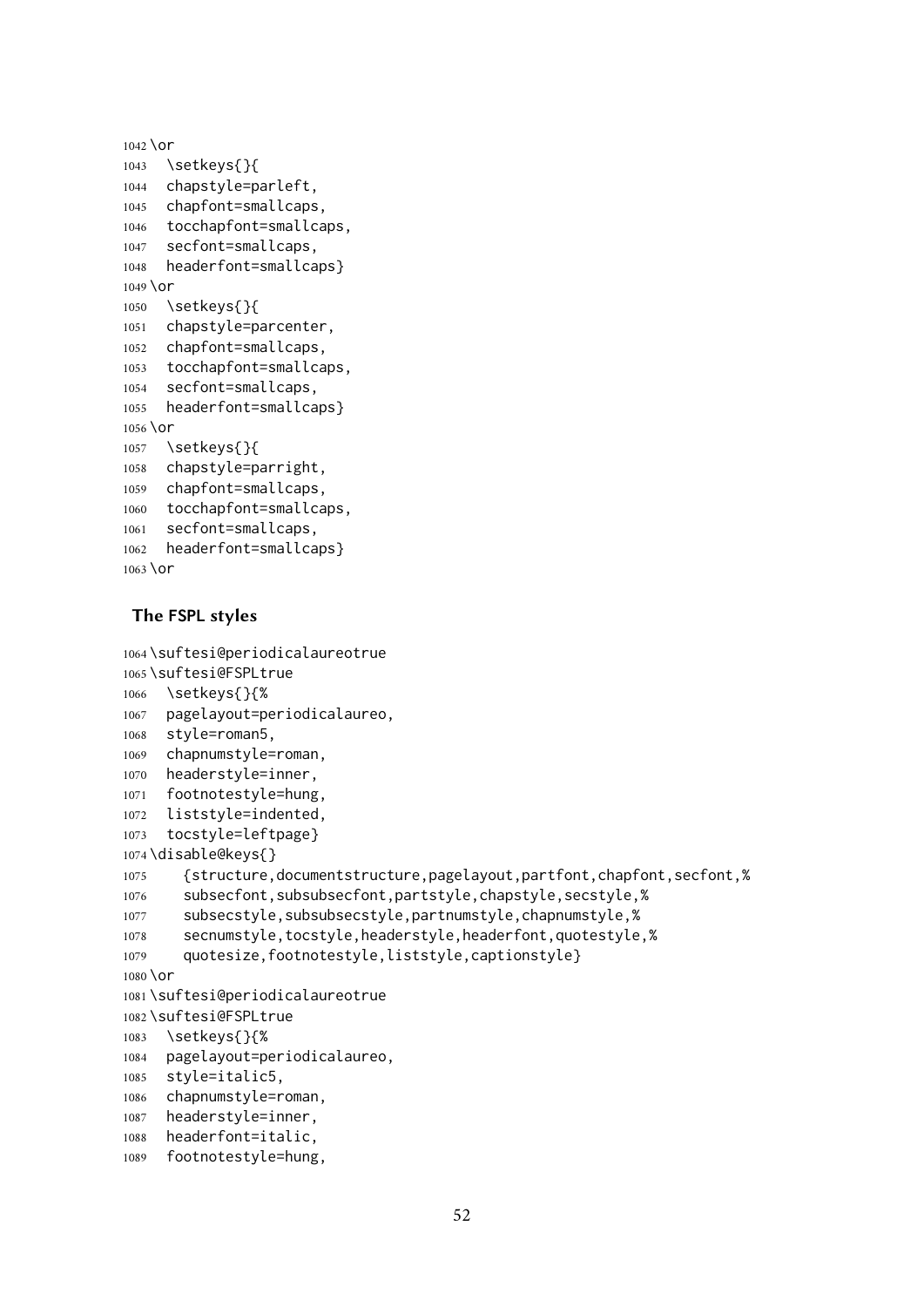```
1042 \or
1043   \setkeys{}{
1044   chapstyle=parleft,
1045   chapfont=smallcaps,
1046   tocchapfont=smallcaps,
1047   secfont=smallcaps,
1048   headerfont=smallcaps}
1049 \or
1050   \setkeys{}{
1051   chapstyle=parcenter,
1052   chapfont=smallcaps,
1053   tocchapfont=smallcaps,
1054   secfont=smallcaps,
1055   headerfont=smallcaps}
1056 \or
1057   \setkeys{}{
1058   chapstyle=parright,
1059   chapfont=smallcaps,
1060   tocchapfont=smallcaps,
1061   secfont=smallcaps,
1062   headerfont=smallcaps}
1063 \or
```

### The FSPL styles

```
1064 \suftesi@periodicalaureotrue
1065 \suftesi@FSPLtrue
1066   \setkeys{}{%
1067   pagelayout=periodicalaureo,
1068   style=roman5,
1069   chapnumstyle=roman,
1070   headerstyle=inner,
1071   footnotestyle=hung,
1072   liststyle=indented,
1073   tocstyle=leftpage}
1074 \disable@keys{}
1075     {structure,documentstructure,pagelayout,partfont,chapfont,secfont,%
1076     subsecfont,subsubsecfont,partstyle,chapstyle,secstyle,%
1077     subsecstyle,subsubsecstyle,partnumstyle,chapnumstyle,%
1078     secnumstyle,tocstyle,headerstyle,headerfont,quotestyle,%
1079     quotesize,footnotestyle,liststyle,captionstyle}
1080 \or
1081 \suftesi@periodicalaureotrue
1082 \suftesi@FSPLtrue
1083   \setkeys{}{%
1084   pagelayout=periodicalaureo,
1085   style=italic5,
1086   chapnumstyle=roman,
1087   headerstyle=inner,
1088   headerfont=italic,
1089   footnotestyle=hung,
```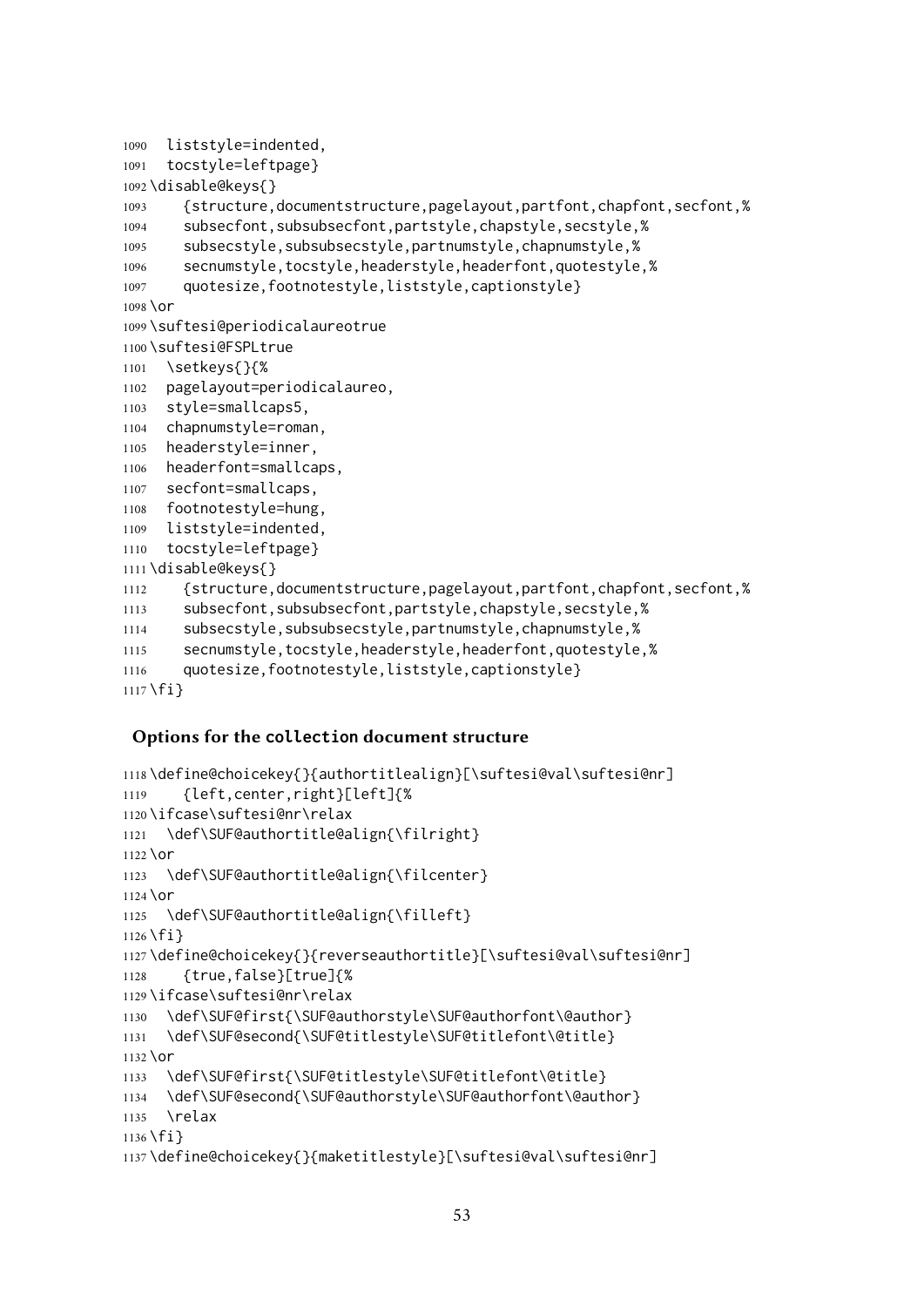```
1090   liststyle=indented,
1091   tocstyle=leftpage}
1092 \disable@keys{}
1093     {structure,documentstructure,pagelayout,partfont,chapfont,secfont,%
1094     subsecfont,subsubsecfont,partstyle,chapstyle,secstyle,%
1095     subsecstyle,subsubsecstyle,partnumstyle,chapnumstyle,%
1096     secnumstyle,tocstyle,headerstyle,headerfont,quotestyle,%
1097     quotesize,footnotestyle,liststyle,captionstyle}
1098 \or
1099 \suftesi@periodicalaureotrue
1100 \suftesi@FSPLtrue
1101   \setkeys{}{%
1102   pagelayout=periodicalaureo,
1103   style=smallcaps5,
1104   chapnumstyle=roman,
1105   headerstyle=inner,
1106   headerfont=smallcaps,
1107   secfont=smallcaps,
1108   footnotestyle=hung,
1109   liststyle=indented,
1110   tocstyle=leftpage}
1111 \disable@keys{}
1112     {structure,documentstructure,pagelayout,partfont,chapfont,secfont,%
1113     subsecfont,subsubsecfont,partstyle,chapstyle,secstyle,%
1114     subsecstyle,subsubsecstyle,partnumstyle,chapnumstyle,%
1115     secnumstyle,tocstyle,headerstyle,headerfont,quotestyle,%
1116     quotesize,footnotestyle,liststyle,captionstyle}
1117 \fi}
```

### Options for the `collection` document structure

```
1118 \define@choicekey{}{authortitlealign}[\suftesi@val\suftesi@nr]
1119     {left,center,right}[left]{%
1120 \ifcase\suftesi@nr\relax
1121   \def\SUF@authortitle@align{\filright}
1122 \or
1123   \def\SUF@authortitle@align{\filcenter}
1124 \or
1125   \def\SUF@authortitle@align{\filleft}
1126 \fi}
1127 \define@choicekey{}{reverseauthortitle}[\suftesi@val\suftesi@nr]
1128     {true,false}[true]{%
1129 \ifcase\suftesi@nr\relax
1130   \def\SUF@first{\SUF@authorstyle\SUF@authorfont\@author}
1131   \def\SUF@second{\SUF@titlestyle\SUF@titlefont\@title}
1132 \or
1133   \def\SUF@first{\SUF@titlestyle\SUF@titlefont\@title}
1134   \def\SUF@second{\SUF@authorstyle\SUF@authorfont\@author}
1135   \relax
1136 \fi}
1137 \define@choicekey{}{maketitlestyle}[\suftesi@val\suftesi@nr]
```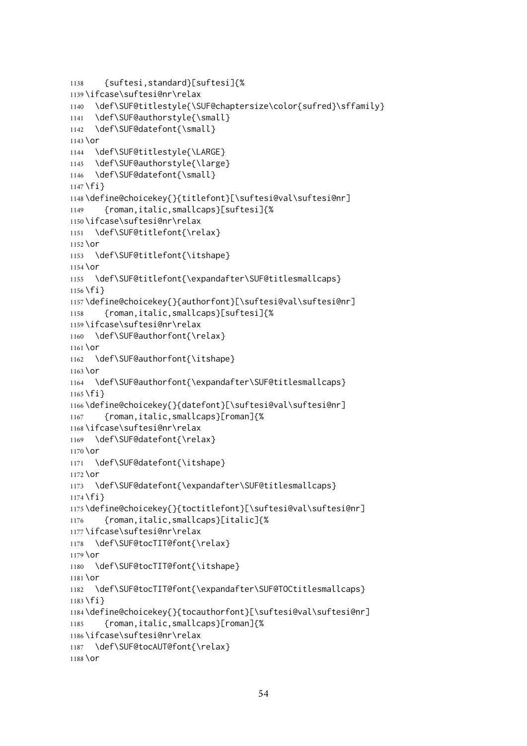```
1138    {suftesi,standard}[suftesi]{%
1139 \ifcase\suftesi@nr\relax
1140   \def\SUF@titlestyle{\SUF@chaptersize\color{sufred}\sffamily}
1141   \def\SUF@authorstyle{\small}
1142   \def\SUF@datefont{\small}
1143 \or
1144   \def\SUF@titlestyle{\LARGE}
1145   \def\SUF@authorstyle{\large}
1146   \def\SUF@datefont{\small}
1147 \fi}
1148 \define@choicekey{}{titlefont}[\suftesi@val\suftesi@nr]
1149    {roman,italic,smallcaps}[suftesi]{%
1150 \ifcase\suftesi@nr\relax
1151   \def\SUF@titlefont{\relax}
1152 \or
1153   \def\SUF@titlefont{\itshape}
1154 \or
1155   \def\SUF@titlefont{\expandafter\SUF@titlesmallcaps}
1156 \fi}
1157 \define@choicekey{}{authorfont}[\suftesi@val\suftesi@nr]
1158    {roman,italic,smallcaps}[suftesi]{%
1159 \ifcase\suftesi@nr\relax
1160   \def\SUF@authorfont{\relax}
1161 \or
1162   \def\SUF@authorfont{\itshape}
1163 \or
1164   \def\SUF@authorfont{\expandafter\SUF@titlesmallcaps}
1165 \fi}
1166 \define@choicekey{}{datefont}[\suftesi@val\suftesi@nr]
1167    {roman,italic,smallcaps}[roman]{%
1168 \ifcase\suftesi@nr\relax
1169   \def\SUF@datefont{\relax}
1170 \or
1171   \def\SUF@datefont{\itshape}
1172 \or
1173   \def\SUF@datefont{\expandafter\SUF@titlesmallcaps}
1174 \fi}
1175 \define@choicekey{}{toctitlefont}[\suftesi@val\suftesi@nr]
1176    {roman,italic,smallcaps}[italic]{%
1177 \ifcase\suftesi@nr\relax
1178   \def\SUF@tocTIT@font{\relax}
1179 \or
1180   \def\SUF@tocTIT@font{\itshape}
1181 \or
1182   \def\SUF@tocTIT@font{\expandafter\SUF@TOCtitlesmallcaps}
1183 \fi}
1184 \define@choicekey{}{tocauthorfont}[\suftesi@val\suftesi@nr]
1185    {roman,italic,smallcaps}[roman]{%
1186 \ifcase\suftesi@nr\relax
1187   \def\SUF@tocAUT@font{\relax}
1188 \or
```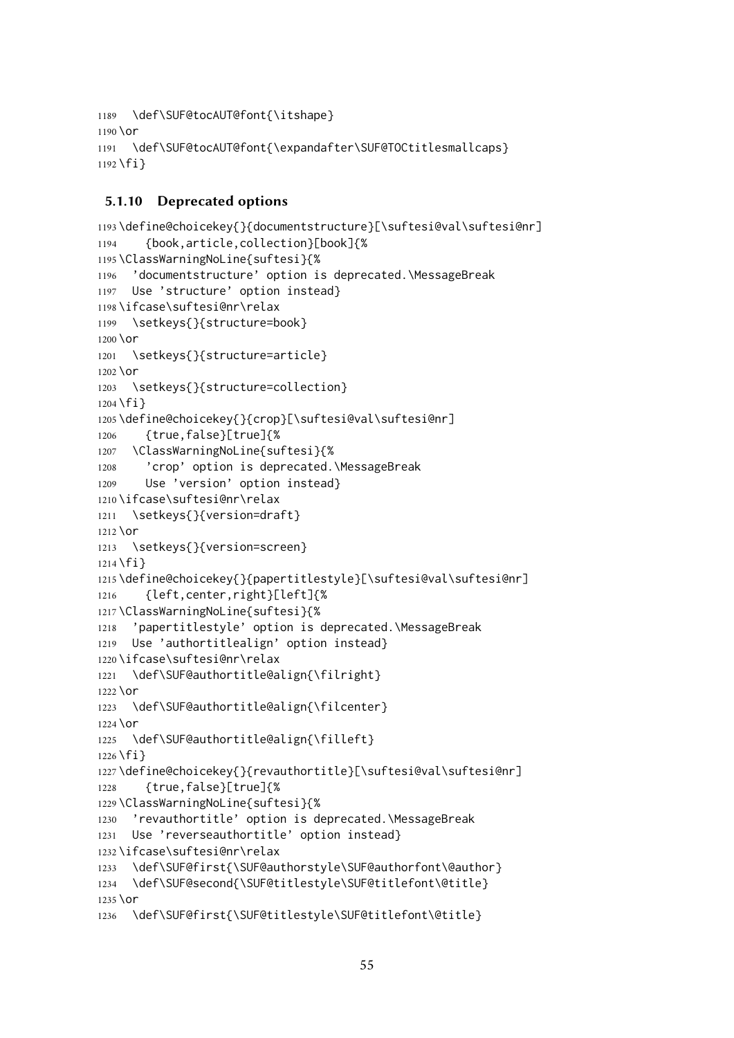```
1189   \def\SUF@tocAUT@font{\itshape}
1190 \or
1191   \def\SUF@tocAUT@font{\expandafter\SUF@TOCtitlesmallcaps}
1192 \fi}
```

### 5.1.10 Deprecated options

```
1193 \define@choicekey{}{documentstructure}[\suftesi@val\suftesi@nr]
1194     {book,article,collection}[book]{%
1195 \ClassWarningNoLine{suftesi}{%
1196   'documentstructure' option is deprecated.\MessageBreak
1197   Use 'structure' option instead}
1198 \ifcase\suftesi@nr\relax
1199   \setkeys{}{structure=book}
1200 \or
1201   \setkeys{}{structure=article}
1202 \or
1203   \setkeys{}{structure=collection}
1204 \fi}
1205 \define@choicekey{}{crop}[\suftesi@val\suftesi@nr]
1206     {true,false}[true]{%
1207   \ClassWarningNoLine{suftesi}{%
1208     'crop' option is deprecated.\MessageBreak
1209     Use 'version' option instead}
1210 \ifcase\suftesi@nr\relax
1211   \setkeys{}{version=draft}
1212 \or
1213   \setkeys{}{version=screen}
1214 \fi}
1215 \define@choicekey{}{papertitlestyle}[\suftesi@val\suftesi@nr]
1216     {left,center,right}[left]{%
1217 \ClassWarningNoLine{suftesi}{%
1218   'papertitlestyle' option is deprecated.\MessageBreak
1219   Use 'authortitlealign' option instead}
1220 \ifcase\suftesi@nr\relax
1221   \def\SUF@authortitle@align{\filright}
1222 \or
1223   \def\SUF@authortitle@align{\filcenter}
1224 \or
1225   \def\SUF@authortitle@align{\filleft}
1226 \fi}
1227 \define@choicekey{}{revauthortitle}[\suftesi@val\suftesi@nr]
1228     {true,false}[true]{%
1229 \ClassWarningNoLine{suftesi}{%
1230   'revauthortitle' option is deprecated.\MessageBreak
1231   Use 'reverseauthortitle' option instead}
1232 \ifcase\suftesi@nr\relax
1233   \def\SUF@first{\SUF@authorstyle\SUF@authorfont\@author}
1234   \def\SUF@second{\SUF@titlestyle\SUF@titlefont\@title}
1235 \or
1236   \def\SUF@first{\SUF@titlestyle\SUF@titlefont\@title}
```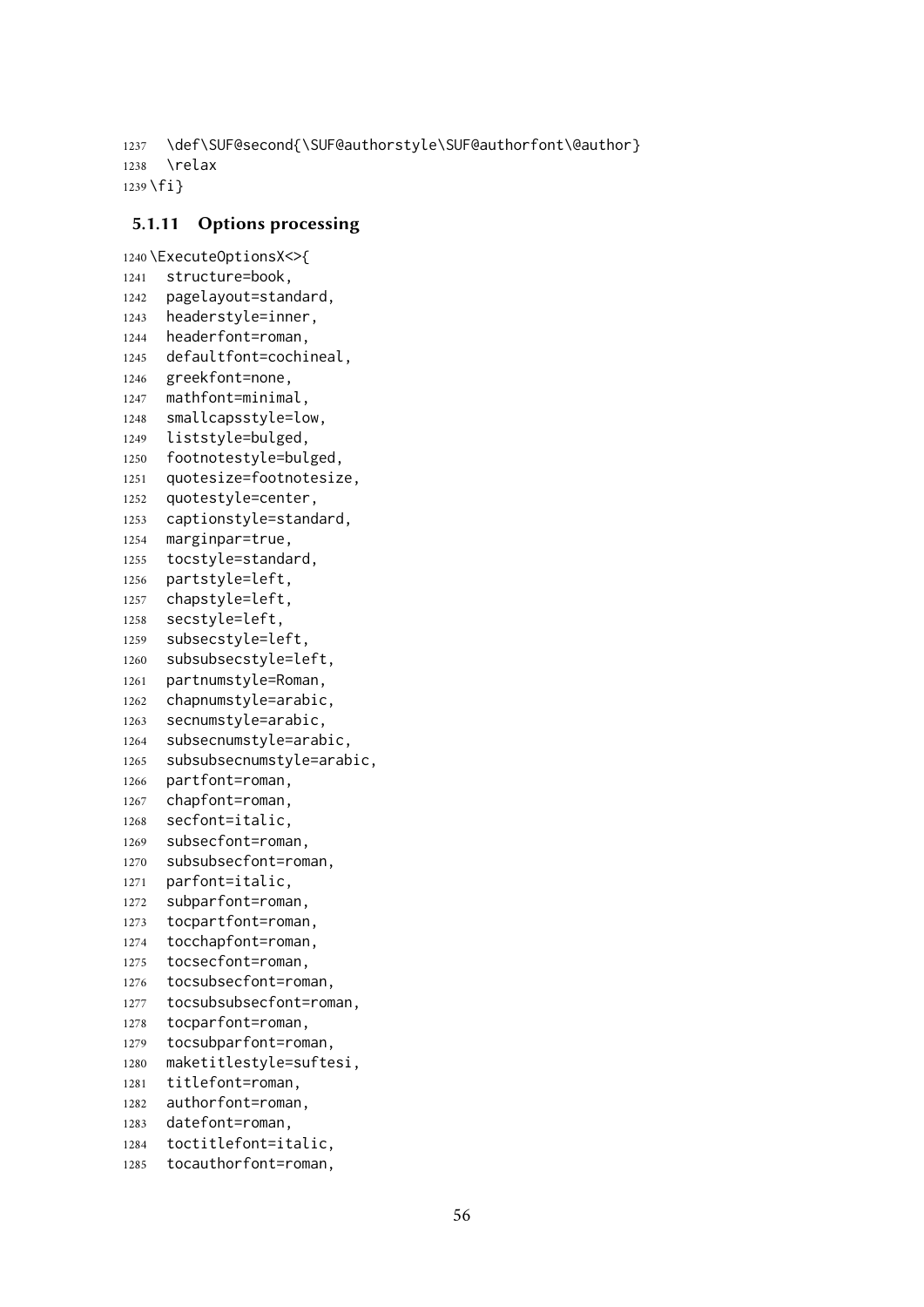```
1237   \def\SUF@second{\SUF@authorstyle\SUF@authorfont\@author}
1238   \relax
1239 \fi}
```

#### 5.1.11 Options processing

```
1240 \ExecuteOptionsX<>{
1241   structure=book,
1242   pagelayout=standard,
1243   headerstyle=inner,
1244   headerfont=roman,
1245   defaultfont=cochineal,
1246   greekfont=none,
1247   mathfont=minimal,
1248   smallcapsstyle=low,
1249   liststyle=bulged,
1250   footnotestyle=bulged,
1251   quotesize=footnotesize,
1252   quotestyle=center,
1253   captionstyle=standard,
1254   marginpar=true,
1255   tocstyle=standard,
1256   partstyle=left,
1257   chapstyle=left,
1258   secstyle=left,
1259   subsecstyle=left,
1260   subsubsecstyle=left,
1261   partnumstyle=Roman,
1262   chapnumstyle=arabic,
1263   secnumstyle=arabic,
1264   subsecnumstyle=arabic,
1265   subsubsecnumstyle=arabic,
1266   partfont=roman,
1267   chapfont=roman,
1268   secfont=italic,
1269   subsecfont=roman,
1270   subsubsecfont=roman,
1271   parfont=italic,
1272   subparfont=roman,
1273   tocpartfont=roman,
1274   tocchapfont=roman,
1275   tocsecfont=roman,
1276   tocsubsecfont=roman,
1277   tocsubsubsecfont=roman,
1278   tocparfont=roman,
1279   tocsubparfont=roman,
1280   maketitlestyle=suftesi,
1281   titlefont=roman,
1282   authorfont=roman,
1283   datefont=roman,
1284   toctitlefont=italic,
1285   tocauthorfont=roman,
```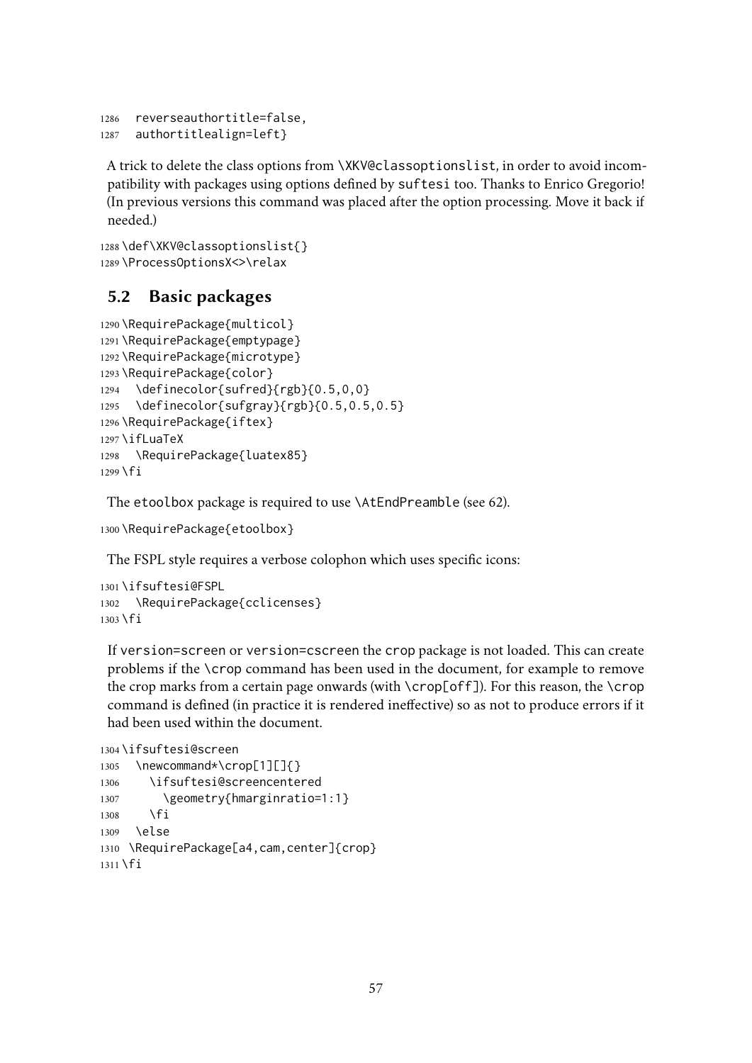```
1286  reverseauthortitle=false,
1287  authortitlealign=left}
```

A trick to delete the class options from \XKV@classoptionslist, in order to avoid incompatibility with packages using options defined by suftesi too. Thanks to Enrico Gregorio! (In previous versions this command was placed after the option processing. Move it back if needed.)

```
1288 \def\XKV@classoptionslist{}
1289 \ProcessOptionsX<>\relax
```

## 5.2 Basic packages

```
1290 \RequirePackage{multicol}
1291 \RequirePackage{emptypage}
1292 \RequirePackage{microtype}
1293 \RequirePackage{color}
1294   \definecolor{sufred}{rgb}{0.5,0,0}
1295   \definecolor{sufgray}{rgb}{0.5,0.5,0.5}
1296 \RequirePackage{iftex}
1297 \ifLuaTeX
1298   \RequirePackage{luatex85}
1299 \fi
```

The etoolbox package is required to use \AtEndPreamble (see 62).

```
1300 \RequirePackage{etoolbox}
```

The FSPL style requires a verbose colophon which uses specific icons:

```
1301 \ifsuftesi@FSPL
1302   \RequirePackage{cclicenses}
1303 \fi
```

If version=screen or version=cscreen the crop package is not loaded. This can create problems if the \crop command has been used in the document, for example to remove the crop marks from a certain page onwards (with \crop[off]). For this reason, the \crop command is defined (in practice it is rendered ineffective) so as not to produce errors if it had been used within the document.

```
1304 \ifsuftesi@screen
1305   \newcommand*\crop[1][]{}
1306     \ifsuftesi@screencentered
1307       \geometry{hmarginratio=1:1}
1308     \fi
1309   \else
1310 \RequirePackage[a4,cam,center]{crop}
1311 \fi
```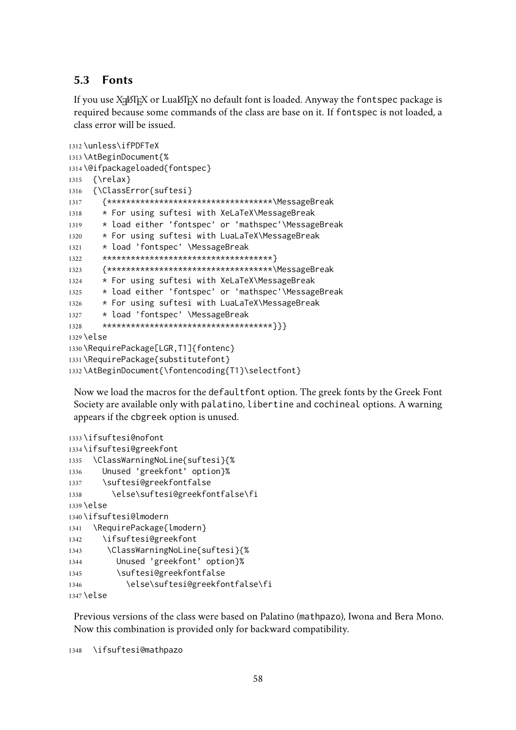## 5.3 Fonts

If you use XƎLaTeX or LuaLaTeX no default font is loaded. Anyway the fontspec package is required because some commands of the class are base on it. If fontspec is not loaded, a class error will be issued.

```
1312 \unless\ifPDFTeX
1313 \AtBeginDocument{%
1314 \@ifpackageloaded{fontspec}
1315   {\relax}
1316   {\ClassError{suftesi}
1317     {**********************************\MessageBreak
1318     * For using suftesi with XeLaTeX\MessageBreak
1319     * load either 'fontspec' or 'mathspec'\MessageBreak
1320     * For using suftesi with LuaLaTeX\MessageBreak
1321     * load 'fontspec' \MessageBreak
1322     ***********************************}
1323     {**********************************\MessageBreak
1324     * For using suftesi with XeLaTeX\MessageBreak
1325     * load either 'fontspec' or 'mathspec'\MessageBreak
1326     * For using suftesi with LuaLaTeX\MessageBreak
1327     * load 'fontspec' \MessageBreak
1328     ***********************************}}}
1329 \else
1330 \RequirePackage[LGR,T1]{fontenc}
1331 \RequirePackage{substitutefont}
1332 \AtBeginDocument{\fontencoding{T1}\selectfont}
```

Now we load the macros for the defaultfont option. The greek fonts by the Greek Font Society are available only with palatino, libertine and cochineal options. A warning appears if the cbgreek option is unused.

```
1333 \ifsuftesi@nofont
1334 \ifsuftesi@greekfont
1335   \ClassWarningNoLine{suftesi}{%
1336     Unused 'greekfont' option}%
1337     \suftesi@greekfontfalse
1338       \else\suftesi@greekfontfalse\fi
1339 \else
1340 \ifsuftesi@lmodern
1341   \RequirePackage{lmodern}
1342     \ifsuftesi@greekfont
1343      \ClassWarningNoLine{suftesi}{%
1344        Unused 'greekfont' option}%
1345        \suftesi@greekfontfalse
1346          \else\suftesi@greekfontfalse\fi
1347 \else
```

Previous versions of the class were based on Palatino (mathpazo), Iwona and Bera Mono. Now this combination is provided only for backward compatibility.

```
1348   \ifsuftesi@mathpazo
```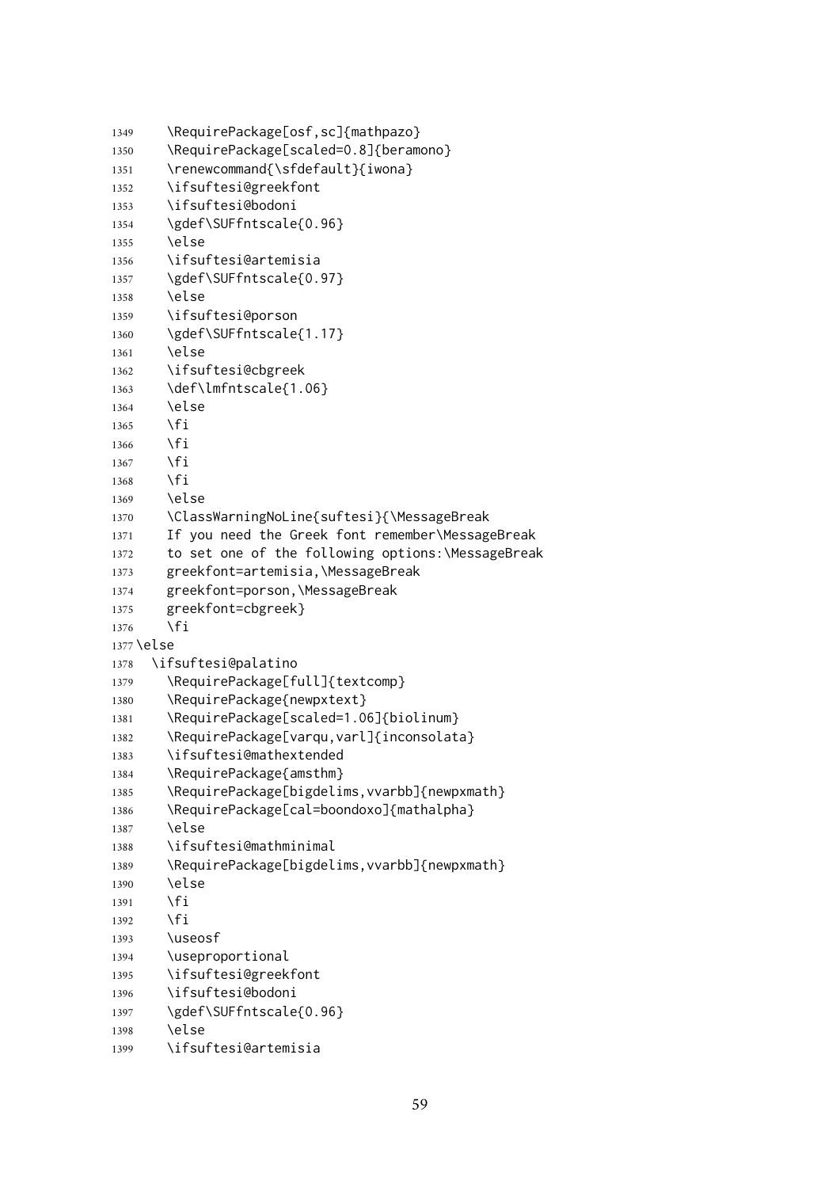```
1349     \RequirePackage[osf,sc]{mathpazo}
1350     \RequirePackage[scaled=0.8]{beramono}
1351     \renewcommand{\sfdefault}{iwona}
1352     \ifsuftesi@greekfont
1353     \ifsuftesi@bodoni
1354     \gdef\SUFfntscale{0.96}
1355     \else
1356     \ifsuftesi@artemisia
1357     \gdef\SUFfntscale{0.97}
1358     \else
1359     \ifsuftesi@porson
1360     \gdef\SUFfntscale{1.17}
1361     \else
1362     \ifsuftesi@cbgreek
1363     \def\lmfntscale{1.06}
1364     \else
1365     \fi
1366     \fi
1367     \fi
1368     \fi
1369     \else
1370     \ClassWarningNoLine{suftesi}{\MessageBreak
1371     If you need the Greek font remember\MessageBreak
1372     to set one of the following options:\MessageBreak
1373     greekfont=artemisia,\MessageBreak
1374     greekfont=porson,\MessageBreak
1375     greekfont=cbgreek}
1376     \fi
1377 \else
1378   \ifsuftesi@palatino
1379     \RequirePackage[full]{textcomp}
1380     \RequirePackage{newpxtext}
1381     \RequirePackage[scaled=1.06]{biolinum}
1382     \RequirePackage[varqu,varl]{inconsolata}
1383     \ifsuftesi@mathextended
1384     \RequirePackage{amsthm}
1385     \RequirePackage[bigdelims,vvarbb]{newpxmath}
1386     \RequirePackage[cal=boondoxo]{mathalpha}
1387     \else
1388     \ifsuftesi@mathminimal
1389     \RequirePackage[bigdelims,vvarbb]{newpxmath}
1390     \else
1391     \fi
1392     \fi
1393     \useosf
1394     \useproportional
1395     \ifsuftesi@greekfont
1396     \ifsuftesi@bodoni
1397     \gdef\SUFfntscale{0.96}
1398     \else
1399     \ifsuftesi@artemisia
```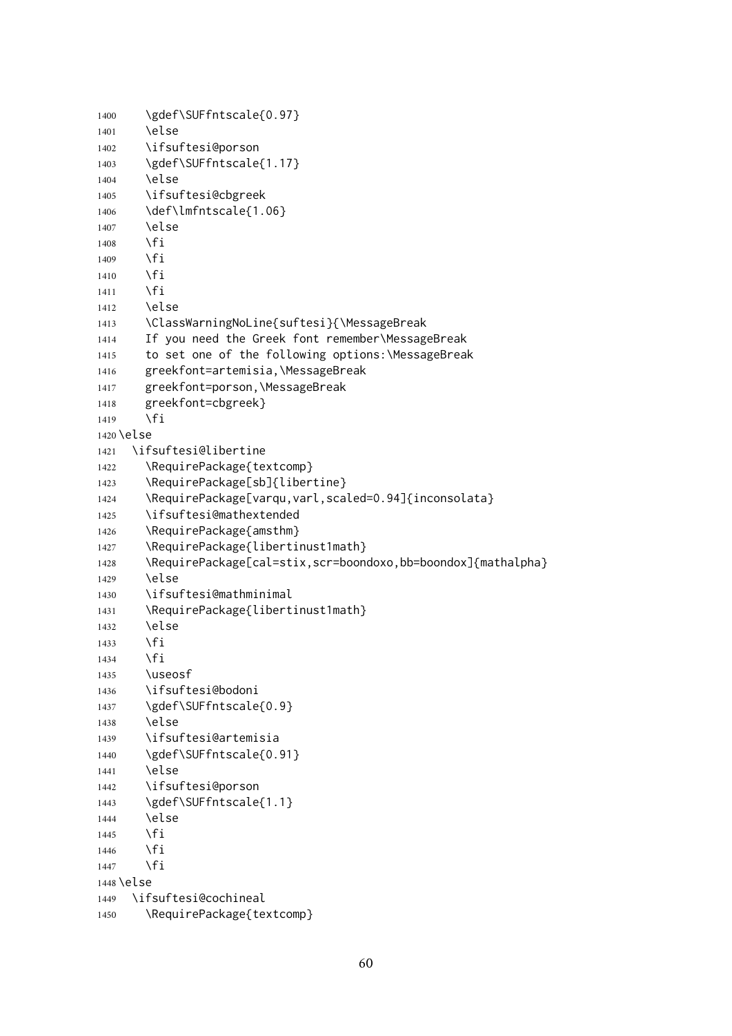```
1400    \gdef\SUFfntscale{0.97}
1401    \else
1402    \ifsuftesi@porson
1403    \gdef\SUFfntscale{1.17}
1404    \else
1405    \ifsuftesi@cbgreek
1406    \def\lmfntscale{1.06}
1407    \else
1408    \fi
1409    \fi
1410    \fi
1411    \fi
1412    \else
1413    \ClassWarningNoLine{suftesi}{\MessageBreak
1414    If you need the Greek font remember\MessageBreak
1415    to set one of the following options:\MessageBreak
1416    greekfont=artemisia,\MessageBreak
1417    greekfont=porson,\MessageBreak
1418    greekfont=cbgreek}
1419    \fi
1420 \else
1421   \ifsuftesi@libertine
1422    \RequirePackage{textcomp}
1423    \RequirePackage[sb]{libertine}
1424    \RequirePackage[varqu,varl,scaled=0.94]{inconsolata}
1425    \ifsuftesi@mathextended
1426    \RequirePackage{amsthm}
1427    \RequirePackage{libertinust1math}
1428    \RequirePackage[cal=stix,scr=boondoxo,bb=boondox]{mathalpha}
1429    \else
1430    \ifsuftesi@mathminimal
1431    \RequirePackage{libertinust1math}
1432    \else
1433    \fi
1434    \fi
1435    \useosf
1436    \ifsuftesi@bodoni
1437    \gdef\SUFfntscale{0.9}
1438    \else
1439    \ifsuftesi@artemisia
1440    \gdef\SUFfntscale{0.91}
1441    \else
1442    \ifsuftesi@porson
1443    \gdef\SUFfntscale{1.1}
1444    \else
1445    \fi
1446    \fi
1447    \fi
1448 \else
1449   \ifsuftesi@cochineal
1450    \RequirePackage{textcomp}
```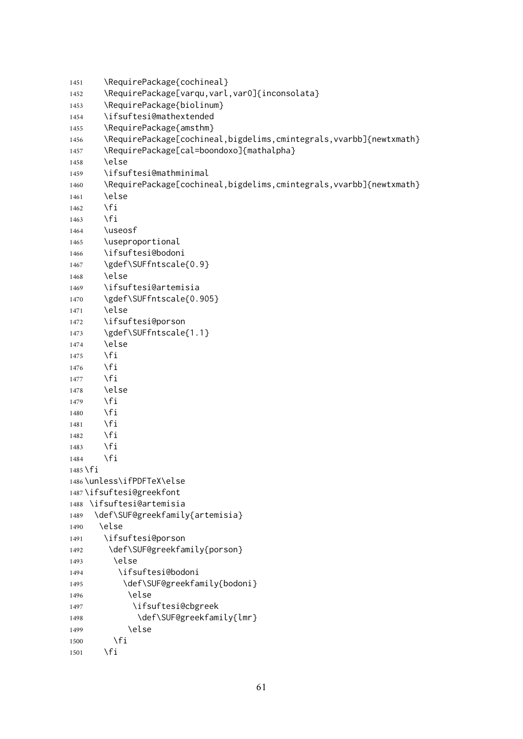```
1451    \RequirePackage{cochineal}
1452    \RequirePackage[varqu,varl,var0]{inconsolata}
1453    \RequirePackage{biolinum}
1454    \ifsuftesi@mathextended
1455    \RequirePackage{amsthm}
1456    \RequirePackage[cochineal,bigdelims,cmintegrals,vvarbb]{newtxmath}
1457    \RequirePackage[cal=boondoxo]{mathalpha}
1458    \else
1459    \ifsuftesi@mathminimal
1460    \RequirePackage[cochineal,bigdelims,cmintegrals,vvarbb]{newtxmath}
1461    \else
1462    \fi
1463    \fi
1464    \useosf
1465    \useproportional
1466    \ifsuftesi@bodoni
1467    \gdef\SUFfntscale{0.9}
1468    \else
1469    \ifsuftesi@artemisia
1470    \gdef\SUFfntscale{0.905}
1471    \else
1472    \ifsuftesi@porson
1473    \gdef\SUFfntscale{1.1}
1474    \else
1475    \fi
1476    \fi
1477    \fi
1478    \else
1479    \fi
1480    \fi
1481    \fi
1482    \fi
1483    \fi
1484    \fi
1485 \fi
1486 \unless\ifPDFTeX\else
1487 \ifsuftesi@greekfont
1488  \ifsuftesi@artemisia
1489   \def\SUF@greekfamily{artemisia}
1490    \else
1491     \ifsuftesi@porson
1492      \def\SUF@greekfamily{porson}
1493       \else
1494        \ifsuftesi@bodoni
1495         \def\SUF@greekfamily{bodoni}
1496          \else
1497           \ifsuftesi@cbgreek
1498            \def\SUF@greekfamily{lmr}
1499          \else
1500       \fi
1501     \fi
```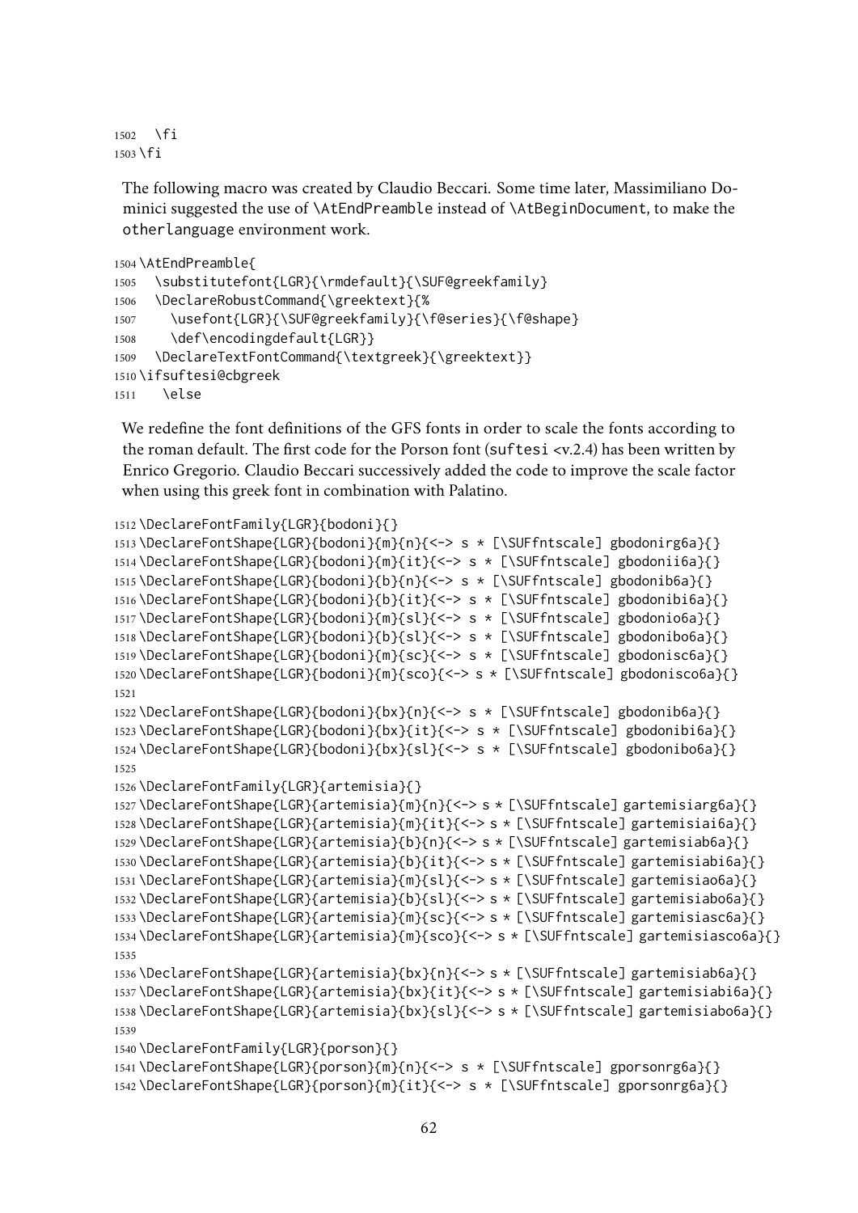```
1502   \fi
1503 \fi
```

The following macro was created by Claudio Beccari. Some time later, Massimiliano Dominici suggested the use of \AtEndPreamble instead of \AtBeginDocument, to make the otherlanguage environment work.

```
1504 \AtEndPreamble{
1505   \substitutefont{LGR}{\rmdefault}{\SUF@greekfamily}
1506   \DeclareRobustCommand{\greektext}{%
1507     \usefont{LGR}{\SUF@greekfamily}{\f@series}{\f@shape}
1508     \def\encodingdefault{LGR}}
1509   \DeclareTextFontCommand{\textgreek}{\greektext}}
1510 \ifsuftesi@cbgreek
1511   \else
```

We redefine the font definitions of the GFS fonts in order to scale the fonts according to the roman default. The first code for the Porson font (suftesi <v.2.4) has been written by Enrico Gregorio. Claudio Beccari successively added the code to improve the scale factor when using this greek font in combination with Palatino.

```
1512 \DeclareFontFamily{LGR}{bodoni}{}
1513 \DeclareFontShape{LGR}{bodoni}{m}{n}{<-> s * [\SUFfntscale] gbodonirg6a}{}
1514 \DeclareFontShape{LGR}{bodoni}{m}{it}{<-> s * [\SUFfntscale] gbodonii6a}{}
1515 \DeclareFontShape{LGR}{bodoni}{b}{n}{<-> s * [\SUFfntscale] gbodonib6a}{}
1516 \DeclareFontShape{LGR}{bodoni}{b}{it}{<-> s * [\SUFfntscale] gbodonibi6a}{}
1517 \DeclareFontShape{LGR}{bodoni}{m}{sl}{<-> s * [\SUFfntscale] gbodonio6a}{}
1518 \DeclareFontShape{LGR}{bodoni}{b}{sl}{<-> s * [\SUFfntscale] gbodonibo6a}{}
1519 \DeclareFontShape{LGR}{bodoni}{m}{sc}{<-> s * [\SUFfntscale] gbodonisc6a}{}
1520 \DeclareFontShape{LGR}{bodoni}{m}{sco}{<-> s * [\SUFfntscale] gbodonisco6a}{}
1521 
1522 \DeclareFontShape{LGR}{bodoni}{bx}{n}{<-> s * [\SUFfntscale] gbodonib6a}{}
1523 \DeclareFontShape{LGR}{bodoni}{bx}{it}{<-> s * [\SUFfntscale] gbodonibi6a}{}
1524 \DeclareFontShape{LGR}{bodoni}{bx}{sl}{<-> s * [\SUFfntscale] gbodonibo6a}{}
1525 
1526 \DeclareFontFamily{LGR}{artemisia}{}
1527 \DeclareFontShape{LGR}{artemisia}{m}{n}{<-> s * [\SUFfntscale] gartemisiarg6a}{}
1528 \DeclareFontShape{LGR}{artemisia}{m}{it}{<-> s * [\SUFfntscale] gartemisiai6a}{}
1529 \DeclareFontShape{LGR}{artemisia}{b}{n}{<-> s * [\SUFfntscale] gartemisiab6a}{}
1530 \DeclareFontShape{LGR}{artemisia}{b}{it}{<-> s * [\SUFfntscale] gartemisiabi6a}{}
1531 \DeclareFontShape{LGR}{artemisia}{m}{sl}{<-> s * [\SUFfntscale] gartemisiao6a}{}
1532 \DeclareFontShape{LGR}{artemisia}{b}{sl}{<-> s * [\SUFfntscale] gartemisiabo6a}{}
1533 \DeclareFontShape{LGR}{artemisia}{m}{sc}{<-> s * [\SUFfntscale] gartemisiasc6a}{}
1534 \DeclareFontShape{LGR}{artemisia}{m}{sco}{<-> s * [\SUFfntscale] gartemisiasco6a}{}
1535 
1536 \DeclareFontShape{LGR}{artemisia}{bx}{n}{<-> s * [\SUFfntscale] gartemisiab6a}{}
1537 \DeclareFontShape{LGR}{artemisia}{bx}{it}{<-> s * [\SUFfntscale] gartemisiabi6a}{}
1538 \DeclareFontShape{LGR}{artemisia}{bx}{sl}{<-> s * [\SUFfntscale] gartemisiabo6a}{}
1539 
1540 \DeclareFontFamily{LGR}{porson}{}
1541 \DeclareFontShape{LGR}{porson}{m}{n}{<-> s * [\SUFfntscale] gporsonrg6a}{}
1542 \DeclareFontShape{LGR}{porson}{m}{it}{<-> s * [\SUFfntscale] gporsonrg6a}{}
```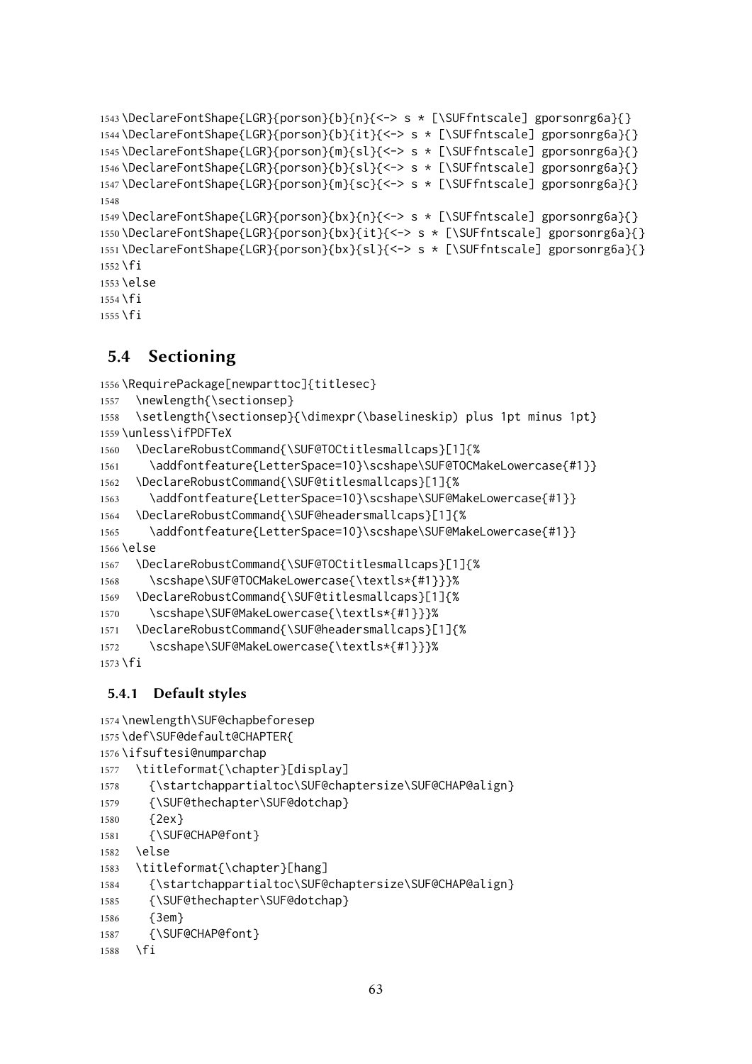```
1543 \DeclareFontShape{LGR}{porson}{b}{n}{<-> s * [\SUFfntscale] gporsonrg6a}{}
1544 \DeclareFontShape{LGR}{porson}{b}{it}{<-> s * [\SUFfntscale] gporsonrg6a}{}
1545 \DeclareFontShape{LGR}{porson}{m}{sl}{<-> s * [\SUFfntscale] gporsonrg6a}{}
1546 \DeclareFontShape{LGR}{porson}{b}{sl}{<-> s * [\SUFfntscale] gporsonrg6a}{}
1547 \DeclareFontShape{LGR}{porson}{m}{sc}{<-> s * [\SUFfntscale] gporsonrg6a}{}
1548
1549 \DeclareFontShape{LGR}{porson}{bx}{n}{<-> s * [\SUFfntscale] gporsonrg6a}{}
1550 \DeclareFontShape{LGR}{porson}{bx}{it}{<-> s * [\SUFfntscale] gporsonrg6a}{}
1551 \DeclareFontShape{LGR}{porson}{bx}{sl}{<-> s * [\SUFfntscale] gporsonrg6a}{}
1552 \fi
1553 \else
1554 \fi
1555 \fi
```

## 5.4 Sectioning

```
1556 \RequirePackage[newparttoc]{titlesec}
1557   \newlength{\sectionsep}
1558   \setlength{\sectionsep}{\dimexpr(\baselineskip) plus 1pt minus 1pt}
1559 \unless\ifPDFTeX
1560   \DeclareRobustCommand{\SUF@TOCtitlesmallcaps}[1]{%
1561     \addfontfeature{LetterSpace=10}\scshape\SUF@TOCMakeLowercase{#1}}
1562   \DeclareRobustCommand{\SUF@titlesmallcaps}[1]{%
1563     \addfontfeature{LetterSpace=10}\scshape\SUF@MakeLowercase{#1}}
1564   \DeclareRobustCommand{\SUF@headersmallcaps}[1]{%
1565     \addfontfeature{LetterSpace=10}\scshape\SUF@MakeLowercase{#1}}
1566 \else
1567   \DeclareRobustCommand{\SUF@TOCtitlesmallcaps}[1]{%
1568     \scshape\SUF@TOCMakeLowercase{\textls*{#1}}}%
1569   \DeclareRobustCommand{\SUF@titlesmallcaps}[1]{%
1570     \scshape\SUF@MakeLowercase{\textls*{#1}}}%
1571   \DeclareRobustCommand{\SUF@headersmallcaps}[1]{%
1572     \scshape\SUF@MakeLowercase{\textls*{#1}}}%
1573 \fi
```

### 5.4.1 Default styles

```
1574 \newlength\SUF@chapbeforesep
1575 \def\SUF@default@CHAPTER{
1576 \ifsuftesi@numparchap
1577   \titleformat{\chapter}[display]
1578     {\startchappartialtoc\SUF@chaptersize\SUF@CHAP@align}
1579     {\SUF@thechapter\SUF@dotchap}
1580     {2ex}
1581     {\SUF@CHAP@font}
1582   \else
1583   \titleformat{\chapter}[hang]
1584     {\startchappartialtoc\SUF@chaptersize\SUF@CHAP@align}
1585     {\SUF@thechapter\SUF@dotchap}
1586     {3em}
1587     {\SUF@CHAP@font}
1588   \fi
```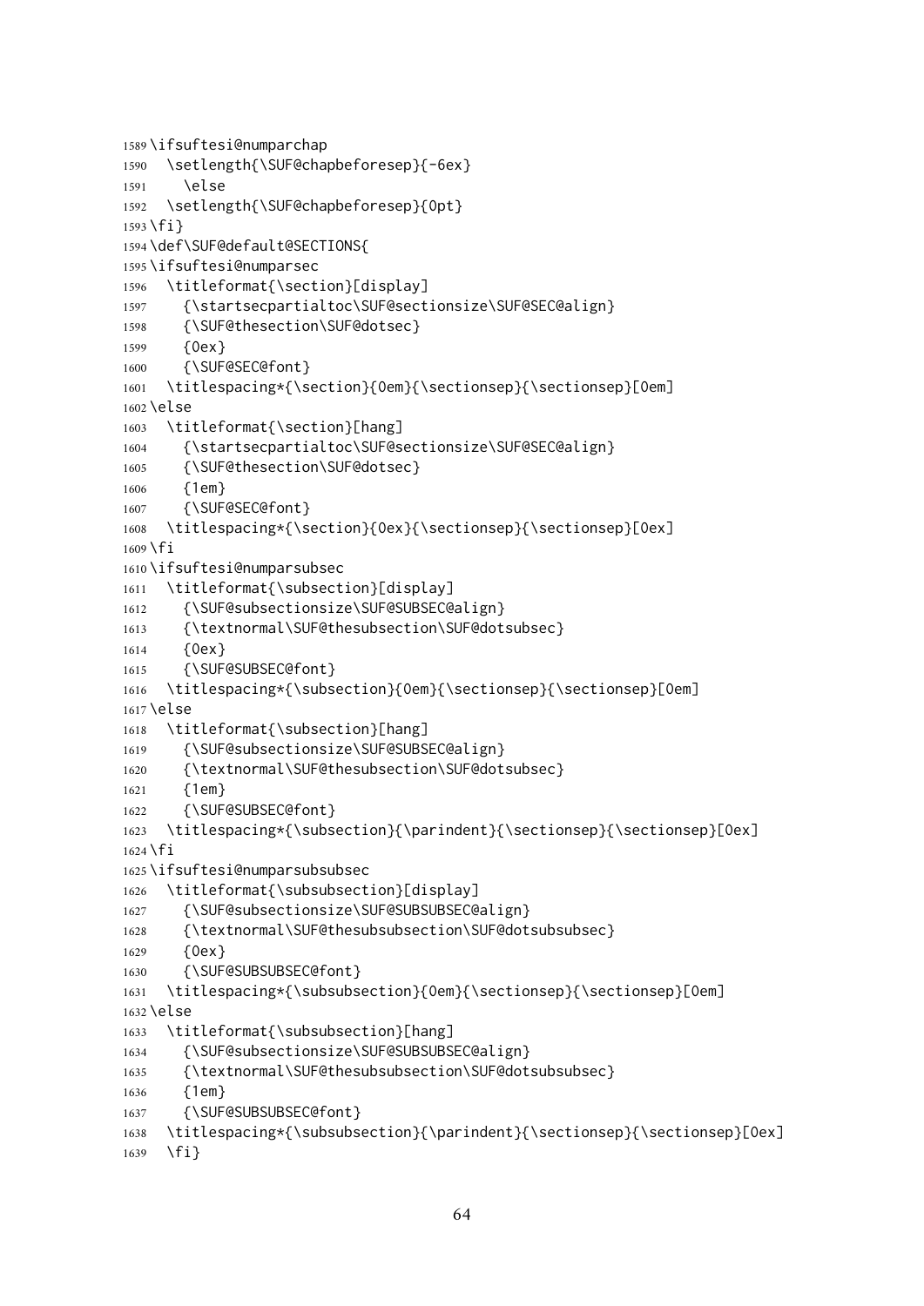```
1589 \ifsuftesi@numparchap
1590   \setlength{\SUF@chapbeforesep}{-6ex}
1591     \else
1592   \setlength{\SUF@chapbeforesep}{0pt}
1593 \fi}
1594 \def\SUF@default@SECTIONS{
1595 \ifsuftesi@numparsec
1596   \titleformat{\section}[display]
1597     {\startsecpartialtoc\SUF@sectionsize\SUF@SEC@align}
1598     {\SUF@thesection\SUF@dotsec}
1599     {0ex}
1600     {\SUF@SEC@font}
1601   \titlespacing*{\section}{0em}{\sectionsep}{\sectionsep}[0em]
1602 \else
1603   \titleformat{\section}[hang]
1604     {\startsecpartialtoc\SUF@sectionsize\SUF@SEC@align}
1605     {\SUF@thesection\SUF@dotsec}
1606     {1em}
1607     {\SUF@SEC@font}
1608   \titlespacing*{\section}{0ex}{\sectionsep}{\sectionsep}[0ex]
1609 \fi
1610 \ifsuftesi@numparsubsec
1611   \titleformat{\subsection}[display]
1612     {\SUF@subsectionsize\SUF@SUBSEC@align}
1613     {\textnormal\SUF@thesubsection\SUF@dotsubsec}
1614     {0ex}
1615     {\SUF@SUBSEC@font}
1616   \titlespacing*{\subsection}{0em}{\sectionsep}{\sectionsep}[0em]
1617 \else
1618   \titleformat{\subsection}[hang]
1619     {\SUF@subsectionsize\SUF@SUBSEC@align}
1620     {\textnormal\SUF@thesubsection\SUF@dotsubsec}
1621     {1em}
1622     {\SUF@SUBSEC@font}
1623   \titlespacing*{\subsection}{\parindent}{\sectionsep}{\sectionsep}[0ex]
1624 \fi
1625 \ifsuftesi@numparsubsubsec
1626   \titleformat{\subsubsection}[display]
1627     {\SUF@subsectionsize\SUF@SUBSUBSEC@align}
1628     {\textnormal\SUF@thesubsubsection\SUF@dotsubsubsec}
1629     {0ex}
1630     {\SUF@SUBSUBSEC@font}
1631   \titlespacing*{\subsubsection}{0em}{\sectionsep}{\sectionsep}[0em]
1632 \else
1633   \titleformat{\subsubsection}[hang]
1634     {\SUF@subsectionsize\SUF@SUBSUBSEC@align}
1635     {\textnormal\SUF@thesubsubsection\SUF@dotsubsubsec}
1636     {1em}
1637     {\SUF@SUBSUBSEC@font}
1638   \titlespacing*{\subsubsection}{\parindent}{\sectionsep}{\sectionsep}[0ex]
1639   \fi}
```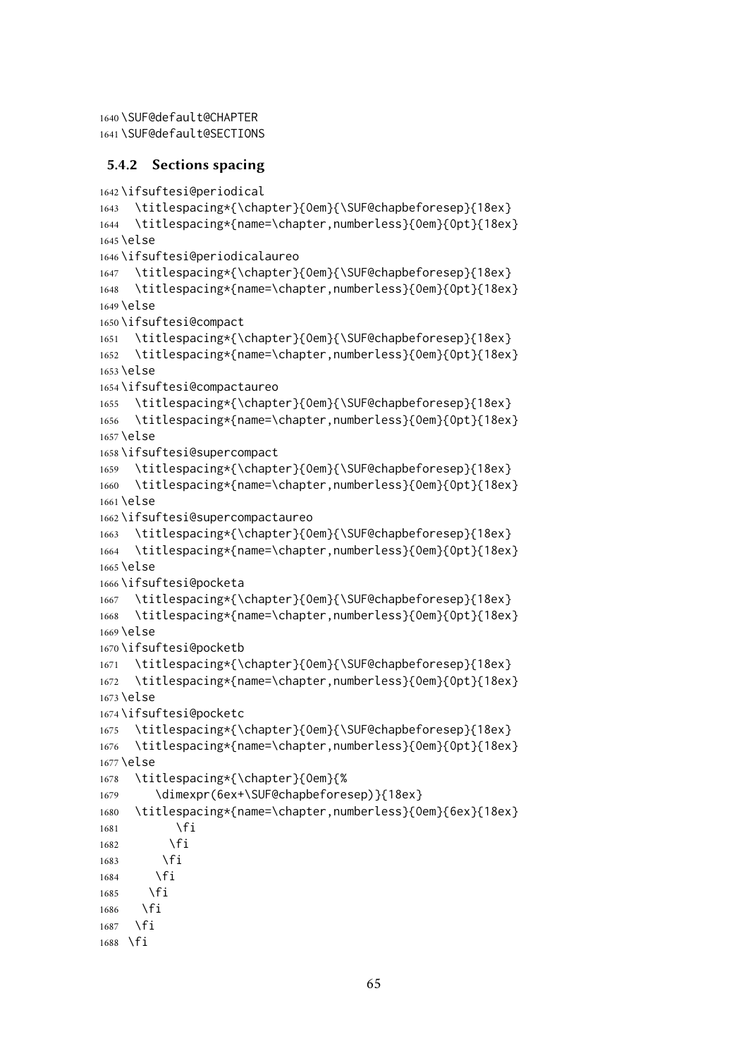```
1640 \SUF@default@CHAPTER
1641 \SUF@default@SECTIONS
```

### 5.4.2 Sections spacing

```
1642 \ifsuftesi@periodical
1643   \titlespacing*{\chapter}{0em}{\SUF@chapbeforesep}{18ex}
1644   \titlespacing*{name=\chapter,numberless}{0em}{0pt}{18ex}
1645 \else
1646 \ifsuftesi@periodicalaureo
1647   \titlespacing*{\chapter}{0em}{\SUF@chapbeforesep}{18ex}
1648   \titlespacing*{name=\chapter,numberless}{0em}{0pt}{18ex}
1649 \else
1650 \ifsuftesi@compact
1651   \titlespacing*{\chapter}{0em}{\SUF@chapbeforesep}{18ex}
1652   \titlespacing*{name=\chapter,numberless}{0em}{0pt}{18ex}
1653 \else
1654 \ifsuftesi@compactaureo
1655   \titlespacing*{\chapter}{0em}{\SUF@chapbeforesep}{18ex}
1656   \titlespacing*{name=\chapter,numberless}{0em}{0pt}{18ex}
1657 \else
1658 \ifsuftesi@supercompact
1659   \titlespacing*{\chapter}{0em}{\SUF@chapbeforesep}{18ex}
1660   \titlespacing*{name=\chapter,numberless}{0em}{0pt}{18ex}
1661 \else
1662 \ifsuftesi@supercompactaureo
1663   \titlespacing*{\chapter}{0em}{\SUF@chapbeforesep}{18ex}
1664   \titlespacing*{name=\chapter,numberless}{0em}{0pt}{18ex}
1665 \else
1666 \ifsuftesi@pocketa
1667   \titlespacing*{\chapter}{0em}{\SUF@chapbeforesep}{18ex}
1668   \titlespacing*{name=\chapter,numberless}{0em}{0pt}{18ex}
1669 \else
1670 \ifsuftesi@pocketb
1671   \titlespacing*{\chapter}{0em}{\SUF@chapbeforesep}{18ex}
1672   \titlespacing*{name=\chapter,numberless}{0em}{0pt}{18ex}
1673 \else
1674 \ifsuftesi@pocketc
1675   \titlespacing*{\chapter}{0em}{\SUF@chapbeforesep}{18ex}
1676   \titlespacing*{name=\chapter,numberless}{0em}{0pt}{18ex}
1677 \else
1678   \titlespacing*{\chapter}{0em}{%
1679     \dimexpr(6ex+\SUF@chapbeforesep)}{18ex}
1680   \titlespacing*{name=\chapter,numberless}{0em}{6ex}{18ex}
1681         \fi
1682        \fi
1683       \fi
1684      \fi
1685     \fi
1686    \fi
1687   \fi
1688  \fi
```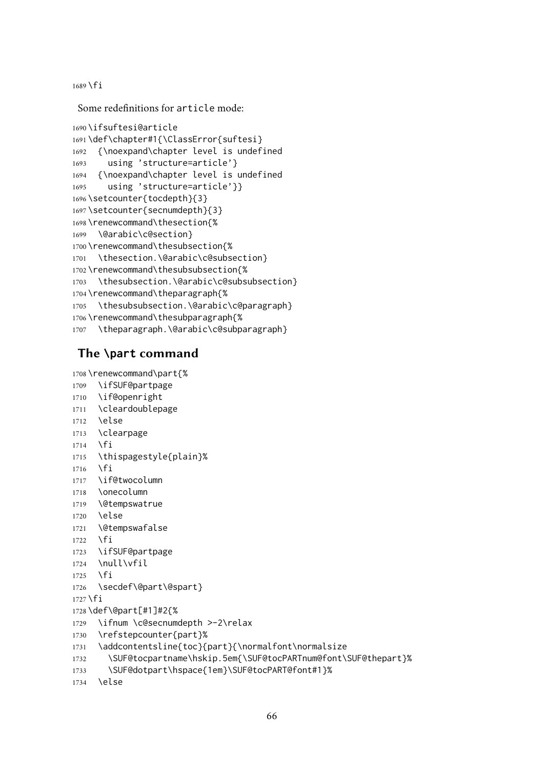```
1689 \fi
```

Some redefinitions for article mode:

```
1690 \ifsuftesi@article
1691 \def\chapter#1{\ClassError{suftesi}
1692   {\noexpand\chapter level is undefined
1693     using 'structure=article'}
1694   {\noexpand\chapter level is undefined
1695     using 'structure=article'}}
1696 \setcounter{tocdepth}{3}
1697 \setcounter{secnumdepth}{3}
1698 \renewcommand\thesection{%
1699   \@arabic\c@section}
1700 \renewcommand\thesubsection{%
1701   \thesection.\@arabic\c@subsection}
1702 \renewcommand\thesubsubsection{%
1703   \thesubsection.\@arabic\c@subsubsection}
1704 \renewcommand\theparagraph{%
1705   \thesubsubsection.\@arabic\c@paragraph}
1706 \renewcommand\thesubparagraph{%
1707   \theparagraph.\@arabic\c@subparagraph}
```

## The \part command

```
1708 \renewcommand\part{%
1709   \ifSUF@partpage
1710   \if@openright
1711   \cleardoublepage
1712   \else
1713   \clearpage
1714   \fi
1715   \thispagestyle{plain}%
1716   \fi
1717   \if@twocolumn
1718   \onecolumn
1719   \@tempswatrue
1720   \else
1721   \@tempswafalse
1722   \fi
1723   \ifSUF@partpage
1724   \null\vfil
1725   \fi
1726   \secdef\@part\@spart}
1727 \fi
1728 \def\@part[#1]#2{%
1729   \ifnum \c@secnumdepth >-2\relax
1730   \refstepcounter{part}%
1731   \addcontentsline{toc}{part}{\normalfont\normalsize
1732     \SUF@tocpartname\hskip.5em{\SUF@tocPARTnum@font\SUF@thepart}%
1733     \SUF@dotpart\hspace{1em}\SUF@tocPART@font#1}%
1734   \else
```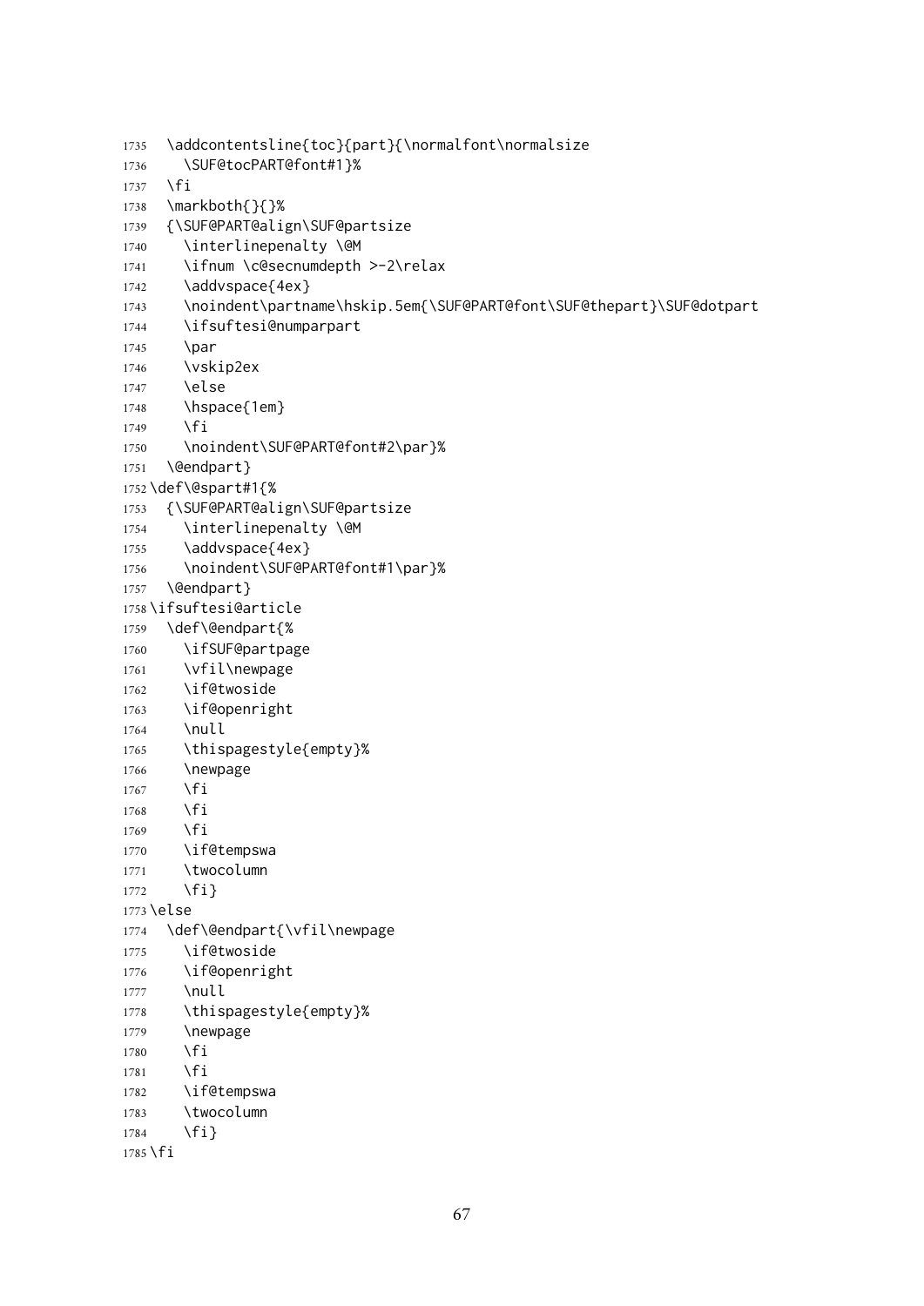```
1735   \addcontentsline{toc}{part}{\normalfont\normalsize
1736     \SUF@tocPART@font#1}%
1737   \fi
1738   \markboth{}{}%
1739   {\SUF@PART@align\SUF@partsize
1740     \interlinepenalty \@M
1741     \ifnum \c@secnumdepth >-2\relax
1742     \addvspace{4ex}
1743     \noindent\partname\hskip.5em{\SUF@PART@font\SUF@thepart}\SUF@dotpart
1744     \ifsuftesi@numparpart
1745     \par
1746     \vskip2ex
1747     \else
1748     \hspace{1em}
1749     \fi
1750     \noindent\SUF@PART@font#2\par}%
1751   \@endpart}
1752 \def\@spart#1{%
1753   {\SUF@PART@align\SUF@partsize
1754     \interlinepenalty \@M
1755     \addvspace{4ex}
1756     \noindent\SUF@PART@font#1\par}%
1757   \@endpart}
1758 \ifsuftesi@article
1759   \def\@endpart{%
1760     \ifSUF@partpage
1761     \vfil\newpage
1762     \if@twoside
1763     \if@openright
1764     \null
1765     \thispagestyle{empty}%
1766     \newpage
1767     \fi
1768     \fi
1769     \fi
1770     \if@tempswa
1771     \twocolumn
1772     \fi}
1773 \else
1774   \def\@endpart{\vfil\newpage
1775     \if@twoside
1776     \if@openright
1777     \null
1778     \thispagestyle{empty}%
1779     \newpage
1780     \fi
1781     \fi
1782     \if@tempswa
1783     \twocolumn
1784     \fi}
1785 \fi
```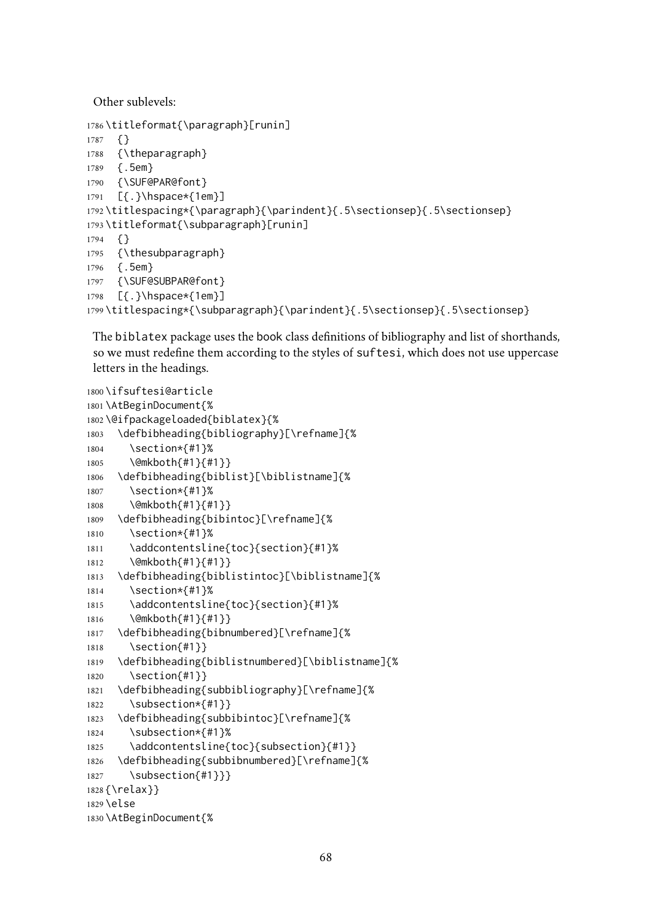Other sublevels:

```
1786 \titleformat{\paragraph}[runin]
1787   {}
1788   {\theparagraph}
1789   {.5em}
1790   {\SUF@PAR@font}
1791   [{.}\hspace*{1em}]
1792 \titlespacing*{\paragraph}{\parindent}{.5\sectionsep}{.5\sectionsep}
1793 \titleformat{\subparagraph}[runin]
1794   {}
1795   {\thesubparagraph}
1796   {.5em}
1797   {\SUF@SUBPAR@font}
1798   [{.}\hspace*{1em}]
1799 \titlespacing*{\subparagraph}{\parindent}{.5\sectionsep}{.5\sectionsep}
```

The biblatex package uses the book class definitions of bibliography and list of shorthands, so we must redefine them according to the styles of suftesi, which does not use uppercase letters in the headings.

```
1800 \ifsuftesi@article
1801 \AtBeginDocument{%
1802 \@ifpackageloaded{biblatex}{%
1803   \defbibheading{bibliography}[\refname]{%
1804     \section*{#1}%
1805     \@mkboth{#1}{#1}}
1806   \defbibheading{biblist}[\biblistname]{%
1807     \section*{#1}%
1808     \@mkboth{#1}{#1}}
1809   \defbibheading{bibintoc}[\refname]{%
1810     \section*{#1}%
1811     \addcontentsline{toc}{section}{#1}%
1812     \@mkboth{#1}{#1}}
1813   \defbibheading{biblistintoc}[\biblistname]{%
1814     \section*{#1}%
1815     \addcontentsline{toc}{section}{#1}%
1816     \@mkboth{#1}{#1}}
1817   \defbibheading{bibnumbered}[\refname]{%
1818     \section{#1}}
1819   \defbibheading{biblistnumbered}[\biblistname]{%
1820     \section{#1}}
1821   \defbibheading{subbibliography}[\refname]{%
1822     \subsection*{#1}}
1823   \defbibheading{subbibintoc}[\refname]{%
1824     \subsection*{#1}%
1825     \addcontentsline{toc}{subsection}{#1}}
1826   \defbibheading{subbibnumbered}[\refname]{%
1827     \subsection{#1}}}
1828 {\relax}}
1829 \else
1830 \AtBeginDocument{%
```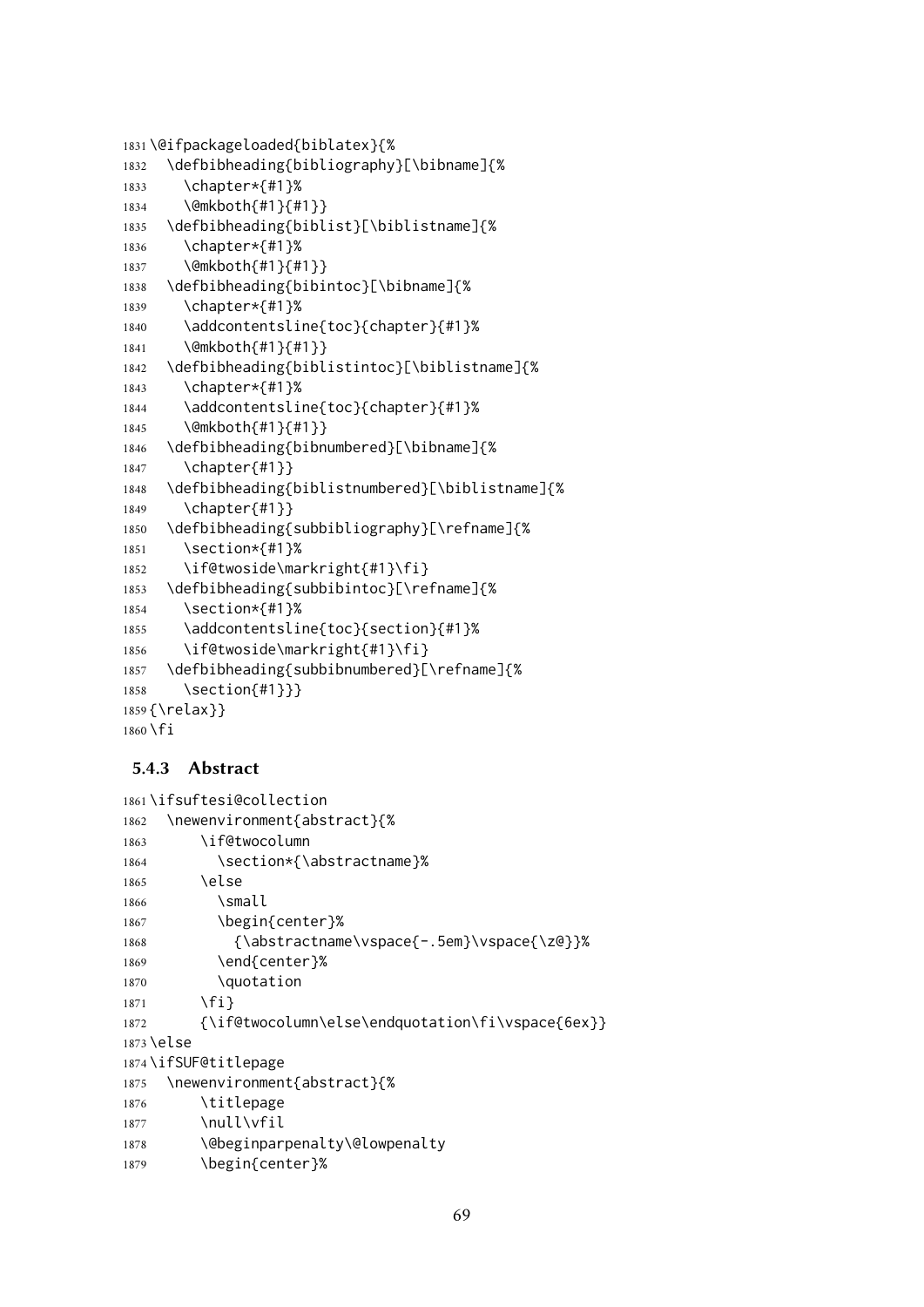```
1831 \@ifpackageloaded{biblatex}{%
1832   \defbibheading{bibliography}[\bibname]{%
1833     \chapter*{#1}%
1834     \@mkboth{#1}{#1}}
1835   \defbibheading{biblist}[\biblistname]{%
1836     \chapter*{#1}%
1837     \@mkboth{#1}{#1}}
1838   \defbibheading{bibintoc}[\bibname]{%
1839     \chapter*{#1}%
1840     \addcontentsline{toc}{chapter}{#1}%
1841     \@mkboth{#1}{#1}}
1842   \defbibheading{biblistintoc}[\biblistname]{%
1843     \chapter*{#1}%
1844     \addcontentsline{toc}{chapter}{#1}%
1845     \@mkboth{#1}{#1}}
1846   \defbibheading{bibnumbered}[\bibname]{%
1847     \chapter{#1}}
1848   \defbibheading{biblistnumbered}[\biblistname]{%
1849     \chapter{#1}}
1850   \defbibheading{subbibliography}[\refname]{%
1851     \section*{#1}%
1852     \if@twoside\markright{#1}\fi}
1853   \defbibheading{subbibintoc}[\refname]{%
1854     \section*{#1}%
1855     \addcontentsline{toc}{section}{#1}%
1856     \if@twoside\markright{#1}\fi}
1857   \defbibheading{subbibnumbered}[\refname]{%
1858     \section{#1}}}
1859 {\relax}}
1860 \fi
```

### 5.4.3 Abstract

```
1861 \ifsuftesi@collection
1862   \newenvironment{abstract}{%
1863       \if@twocolumn
1864         \section*{\abstractname}%
1865       \else
1866         \small
1867         \begin{center}%
1868           {\abstractname\vspace{-.5em}\vspace{\z@}}%
1869         \end{center}%
1870         \quotation
1871       \fi}
1872       {\if@twocolumn\else\endquotation\fi\vspace{6ex}}
1873 \else
1874 \ifSUF@titlepage
1875   \newenvironment{abstract}{%
1876       \titlepage
1877       \null\vfil
1878       \@beginparpenalty\@lowpenalty
1879       \begin{center}%
```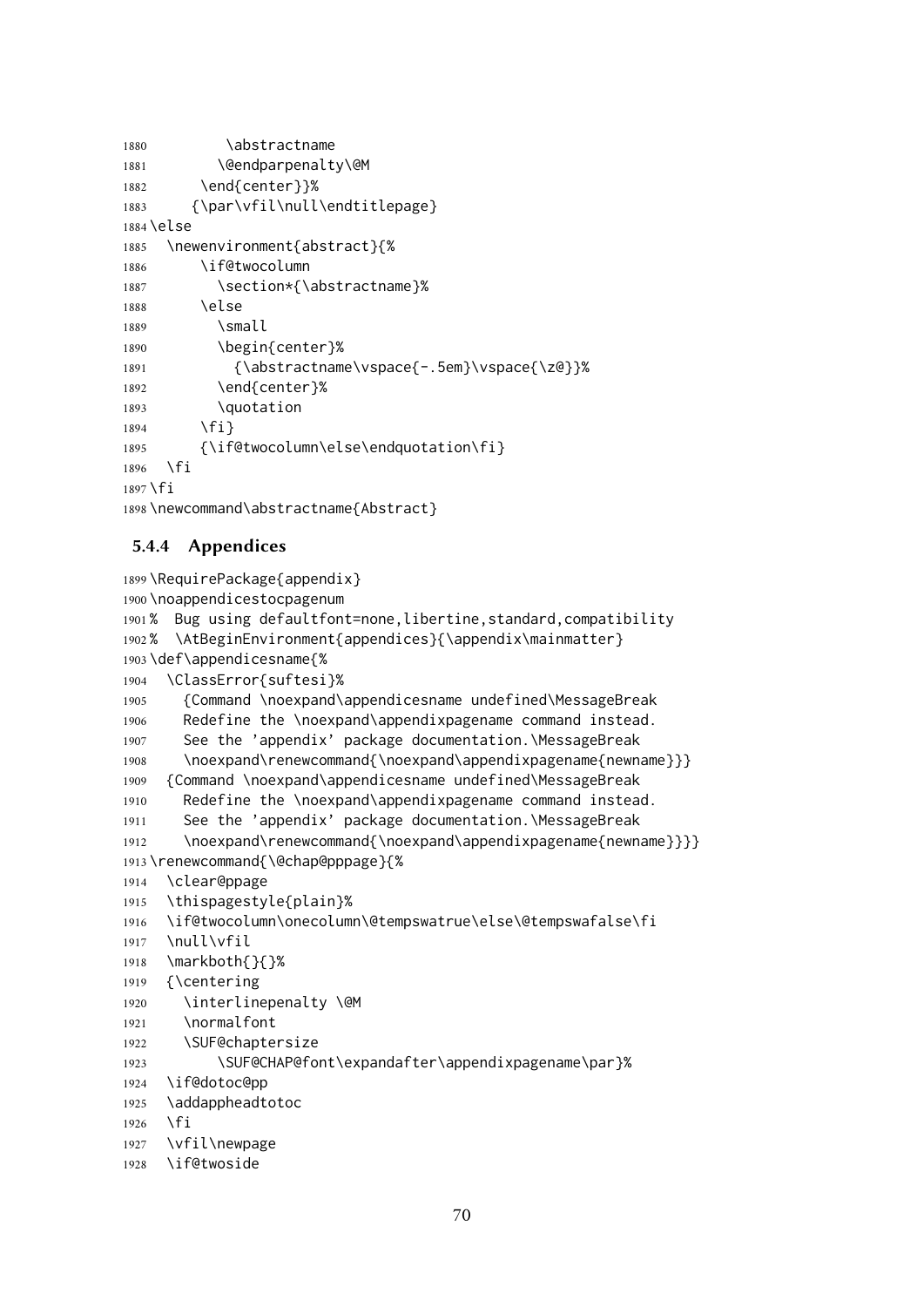```
1880        \abstractname
1881        \@endparpenalty\@M
1882      \end{center}}%
1883     {\par\vfil\null\endtitlepage}
1884 \else
1885   \newenvironment{abstract}{%
1886      \if@twocolumn
1887        \section*{\abstractname}%
1888      \else
1889        \small
1890        \begin{center}%
1891          {\abstractname\vspace{-.5em}\vspace{\z@}}%
1892        \end{center}%
1893        \quotation
1894      \fi}
1895      {\if@twocolumn\else\endquotation\fi}
1896   \fi
1897 \fi
1898 \newcommand\abstractname{Abstract}
```

### 5.4.4 Appendices

```
1899 \RequirePackage{appendix}
1900 \noappendicestocpagenum
1901 %  Bug using defaultfont=none,libertine,standard,compatibility
1902 %  \AtBeginEnvironment{appendices}{\appendix\mainmatter}
1903 \def\appendicesname{%
1904   \ClassError{suftesi}%
1905     {Command \noexpand\appendicesname undefined\MessageBreak
1906     Redefine the \noexpand\appendixpagename command instead.
1907     See the 'appendix' package documentation.\MessageBreak
1908     \noexpand\renewcommand{\noexpand\appendixpagename{newname}}}
1909   {Command \noexpand\appendicesname undefined\MessageBreak
1910     Redefine the \noexpand\appendixpagename command instead.
1911     See the 'appendix' package documentation.\MessageBreak
1912     \noexpand\renewcommand{\noexpand\appendixpagename{newname}}}}
1913 \renewcommand{\@chap@pppage}{%
1914   \clear@ppage
1915   \thispagestyle{plain}%
1916   \if@twocolumn\onecolumn\@tempswatrue\else\@tempswafalse\fi
1917   \null\vfil
1918   \markboth{}{}%
1919   {\centering
1920     \interlinepenalty \@M
1921     \normalfont
1922     \SUF@chaptersize
1923         \SUF@CHAP@font\expandafter\appendixpagename\par}%
1924   \if@dotoc@pp
1925   \addappheadtotoc
1926   \fi
1927   \vfil\newpage
1928   \if@twoside
```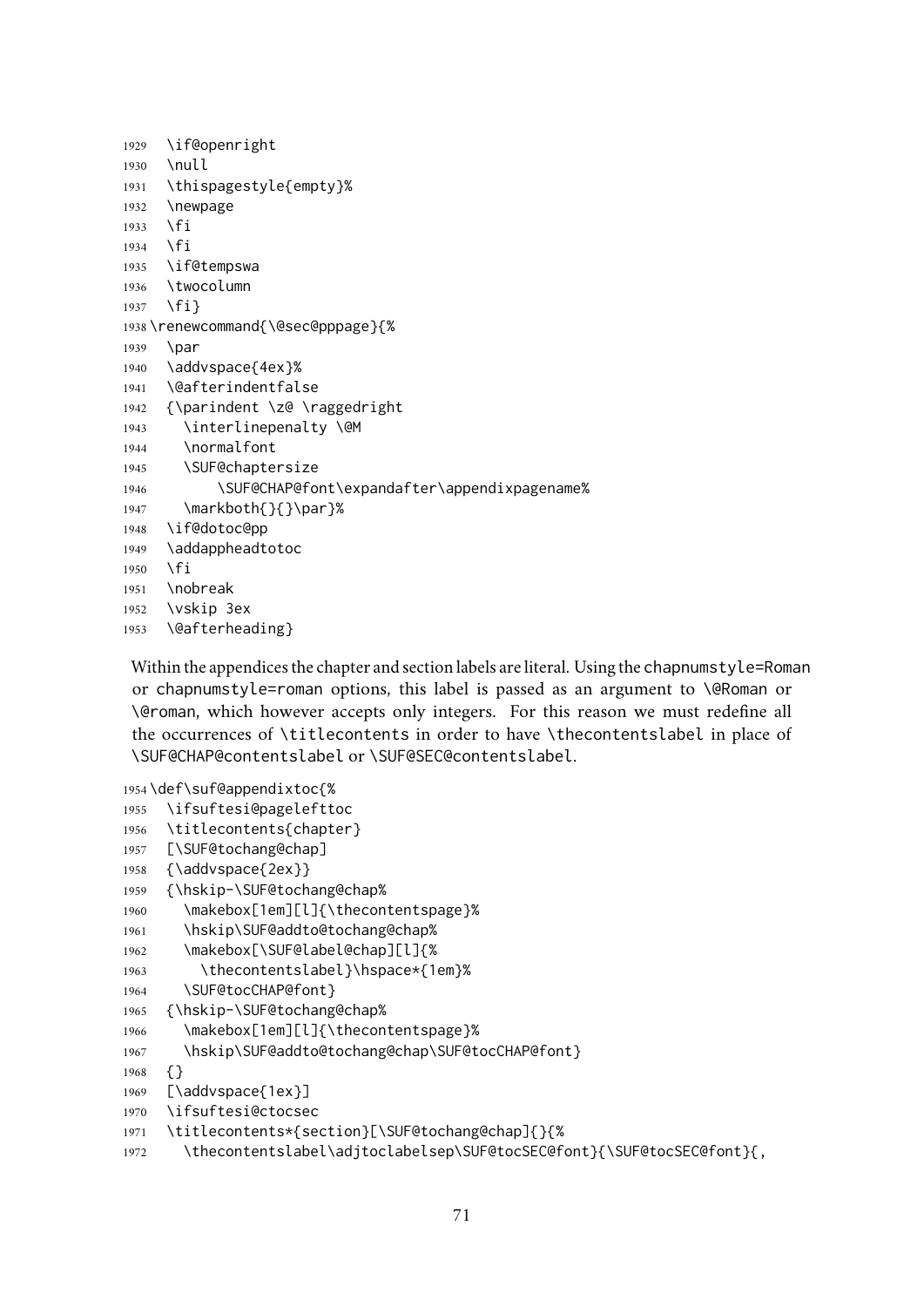```
1929   \if@openright
1930   \null
1931   \thispagestyle{empty}%
1932   \newpage
1933   \fi
1934   \fi
1935   \if@tempswa
1936   \twocolumn
1937   \fi}
1938 \renewcommand{\@sec@pppage}{%
1939   \par
1940   \addvspace{4ex}%
1941   \@afterindentfalse
1942   {\parindent \z@ \raggedright
1943     \interlinepenalty \@M
1944     \normalfont
1945     \SUF@chaptersize
1946         \SUF@CHAP@font\expandafter\appendixpagename%
1947     \markboth{}{}\par}%
1948   \if@dotoc@pp
1949   \addappheadtotoc
1950   \fi
1951   \nobreak
1952   \vskip 3ex
1953   \@afterheading}
```

Within the appendices the chapter and section labels are literal. Using the chapnumstyle=Roman or chapnumstyle=roman options, this label is passed as an argument to \@Roman or \@roman, which however accepts only integers. For this reason we must redefine all the occurrences of \titlecontents in order to have \thecontentslabel in place of \SUF@CHAP@contentslabel or \SUF@SEC@contentslabel.

```
1954 \def\suf@appendixtoc{%
1955   \ifsuftesi@pagelefttoc
1956   \titlecontents{chapter}
1957   [\SUF@tochang@chap]
1958   {\addvspace{2ex}}
1959   {\hskip-\SUF@tochang@chap%
1960     \makebox[1em][l]{\thecontentspage}%
1961     \hskip\SUF@addto@tochang@chap%
1962     \makebox[\SUF@label@chap][l]{%
1963       \thecontentslabel}\hspace*{1em}%
1964     \SUF@tocCHAP@font}
1965   {\hskip-\SUF@tochang@chap%
1966     \makebox[1em][l]{\thecontentspage}%
1967     \hskip\SUF@addto@tochang@chap\SUF@tocCHAP@font}
1968   {}
1969   [\addvspace{1ex}]
1970   \ifsuftesi@ctocsec
1971   \titlecontents*{section}[\SUF@tochang@chap]{}{%
1972     \thecontentslabel\adjtoclabelsep\SUF@tocSEC@font}{\SUF@tocSEC@font}{,
```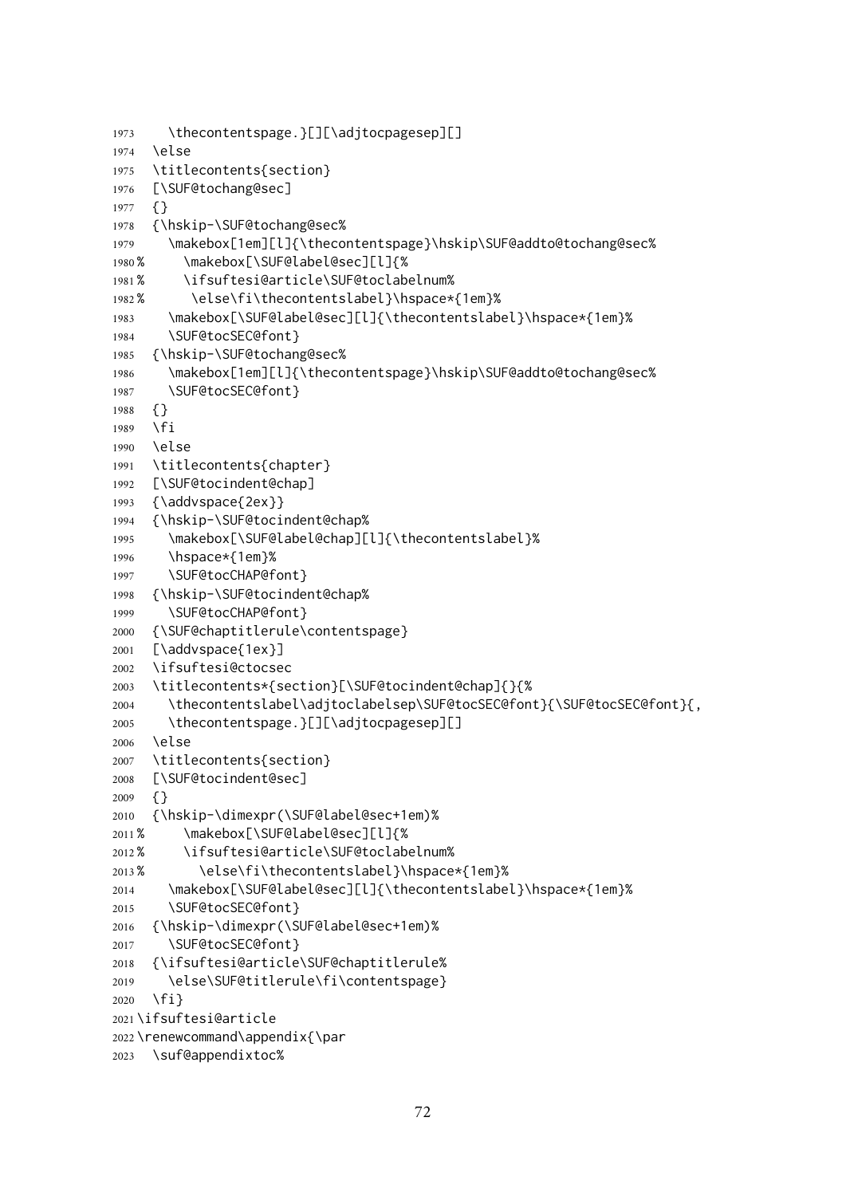```
1973     \thecontentspage.}[][\adjtocpagesep][]
1974   \else
1975   \titlecontents{section}
1976   [\SUF@tochang@sec]
1977   {}
1978   {\hskip-\SUF@tochang@sec%
1979     \makebox[1em][l]{\thecontentspage}\hskip\SUF@addto@tochang@sec%
1980 %     \makebox[\SUF@label@sec][l]{%
1981 %     \ifsuftesi@article\SUF@toclabelnum%
1982 %      \else\fi\thecontentslabel}\hspace*{1em}%
1983     \makebox[\SUF@label@sec][l]{\thecontentslabel}\hspace*{1em}%
1984     \SUF@tocSEC@font}
1985   {\hskip-\SUF@tochang@sec%
1986     \makebox[1em][l]{\thecontentspage}\hskip\SUF@addto@tochang@sec%
1987     \SUF@tocSEC@font}
1988   {}
1989   \fi
1990   \else
1991   \titlecontents{chapter}
1992   [\SUF@tocindent@chap]
1993   {\addvspace{2ex}}
1994   {\hskip-\SUF@tocindent@chap%
1995     \makebox[\SUF@label@chap][l]{\thecontentslabel}%
1996     \hspace*{1em}%
1997     \SUF@tocCHAP@font}
1998   {\hskip-\SUF@tocindent@chap%
1999     \SUF@tocCHAP@font}
2000   {\SUF@chaptitlerule\contentspage}
2001   [\addvspace{1ex}]
2002   \ifsuftesi@ctocsec
2003   \titlecontents*{section}[\SUF@tocindent@chap]{}{%
2004     \thecontentslabel\adjtoclabelsep\SUF@tocSEC@font}{\SUF@tocSEC@font}{,
2005     \thecontentspage.}[][\adjtocpagesep][]
2006   \else
2007   \titlecontents{section}
2008   [\SUF@tocindent@sec]
2009   {}
2010   {\hskip-\dimexpr(\SUF@label@sec+1em)%
2011 %     \makebox[\SUF@label@sec][l]{%
2012 %     \ifsuftesi@article\SUF@toclabelnum%
2013 %       \else\fi\thecontentslabel}\hspace*{1em}%
2014     \makebox[\SUF@label@sec][l]{\thecontentslabel}\hspace*{1em}%
2015     \SUF@tocSEC@font}
2016   {\hskip-\dimexpr(\SUF@label@sec+1em)%
2017     \SUF@tocSEC@font}
2018   {\ifsuftesi@article\SUF@chaptitlerule%
2019     \else\SUF@titlerule\fi\contentspage}
2020   \fi}
2021 \ifsuftesi@article
2022 \renewcommand\appendix{\par
2023   \suf@appendixtoc%
```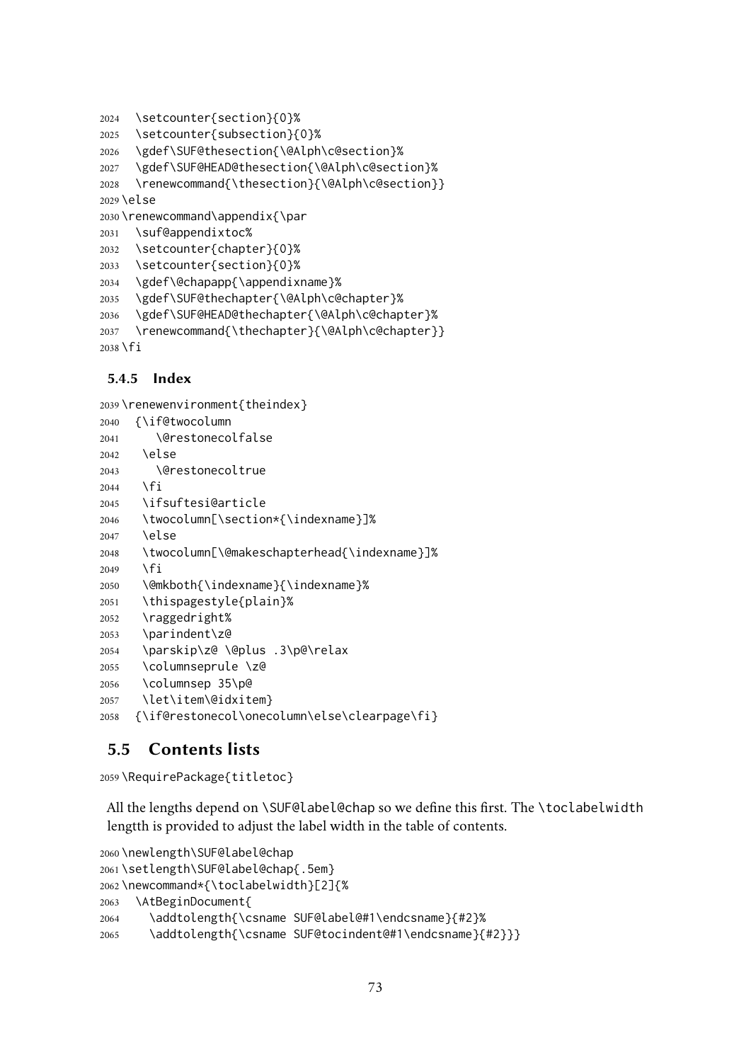```
2024   \setcounter{section}{0}%
2025   \setcounter{subsection}{0}%
2026   \gdef\SUF@thesection{\@Alph\c@section}%
2027   \gdef\SUF@HEAD@thesection{\@Alph\c@section}%
2028   \renewcommand{\thesection}{\@Alph\c@section}}
2029 \else
2030 \renewcommand\appendix{\par
2031   \suf@appendixtoc%
2032   \setcounter{chapter}{0}%
2033   \setcounter{section}{0}%
2034   \gdef\@chapapp{\appendixname}%
2035   \gdef\SUF@thechapter{\@Alph\c@chapter}%
2036   \gdef\SUF@HEAD@thechapter{\@Alph\c@chapter}%
2037   \renewcommand{\thechapter}{\@Alph\c@chapter}}
2038 \fi
```

### 5.4.5 Index

```
2039 \renewenvironment{theindex}
2040   {\if@twocolumn
2041      \@restonecolfalse
2042    \else
2043      \@restonecoltrue
2044    \fi
2045    \ifsuftesi@article
2046    \twocolumn[\section*{\indexname}]%
2047    \else
2048    \twocolumn[\@makeschapterhead{\indexname}]%
2049    \fi
2050    \@mkboth{\indexname}{\indexname}%
2051    \thispagestyle{plain}%
2052    \raggedright%
2053    \parindent\z@
2054    \parskip\z@ \@plus .3\p@\relax
2055    \columnseprule \z@
2056    \columnsep 35\p@
2057    \let\item\@idxitem}
2058   {\if@restonecol\onecolumn\else\clearpage\fi}
```

## 5.5 Contents lists

```
2059 \RequirePackage{titletoc}
```

All the lengths depend on `\SUF@label@chap` so we define this first. The `\toclabelwidth` lengtth is provided to adjust the label width in the table of contents.

```
2060 \newlength\SUF@label@chap
2061 \setlength\SUF@label@chap{.5em}
2062 \newcommand*{\toclabelwidth}[2]{%
2063   \AtBeginDocument{
2064     \addtolength{\csname SUF@label@#1\endcsname}{#2}%
2065     \addtolength{\csname SUF@tocindent@#1\endcsname}{#2}}}
```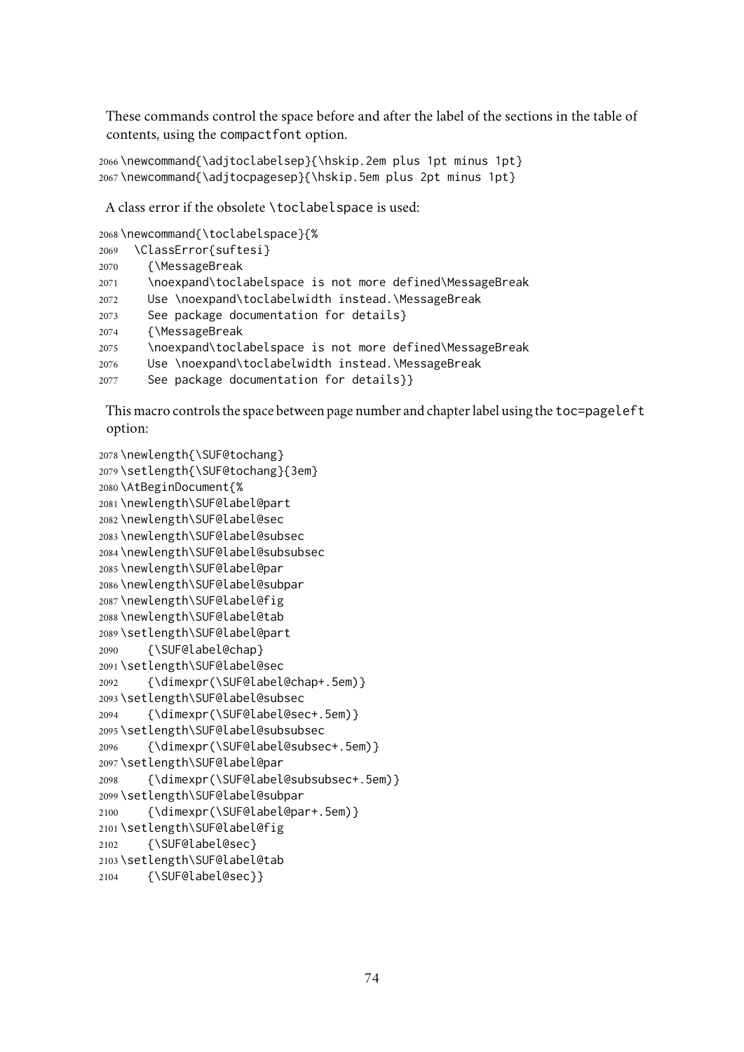These commands control the space before and after the label of the sections in the table of contents, using the compactfont option.

```
2066 \newcommand{\adjtoclabelsep}{\hskip.2em plus 1pt minus 1pt}
2067 \newcommand{\adjtocpagesep}{\hskip.5em plus 2pt minus 1pt}
```

A class error if the obsolete \toclabelspace is used:

```
2068 \newcommand{\toclabelspace}{%
2069   \ClassError{suftesi}
2070     {\MessageBreak
2071     \noexpand\toclabelspace is not more defined\MessageBreak
2072     Use \noexpand\toclabelwidth instead.\MessageBreak
2073     See package documentation for details}
2074     {\MessageBreak
2075     \noexpand\toclabelspace is not more defined\MessageBreak
2076     Use \noexpand\toclabelwidth instead.\MessageBreak
2077     See package documentation for details}}
```

This macro controls the space between page number and chapter label using the toc=pageleft option:

```
2078 \newlength{\SUF@tochang}
2079 \setlength{\SUF@tochang}{3em}
2080 \AtBeginDocument{%
2081 \newlength\SUF@label@part
2082 \newlength\SUF@label@sec
2083 \newlength\SUF@label@subsec
2084 \newlength\SUF@label@subsubsec
2085 \newlength\SUF@label@par
2086 \newlength\SUF@label@subpar
2087 \newlength\SUF@label@fig
2088 \newlength\SUF@label@tab
2089 \setlength\SUF@label@part
2090     {\SUF@label@chap}
2091 \setlength\SUF@label@sec
2092     {\dimexpr(\SUF@label@chap+.5em)}
2093 \setlength\SUF@label@subsec
2094     {\dimexpr(\SUF@label@sec+.5em)}
2095 \setlength\SUF@label@subsubsec
2096     {\dimexpr(\SUF@label@subsec+.5em)}
2097 \setlength\SUF@label@par
2098     {\dimexpr(\SUF@label@subsubsec+.5em)}
2099 \setlength\SUF@label@subpar
2100     {\dimexpr(\SUF@label@par+.5em)}
2101 \setlength\SUF@label@fig
2102     {\SUF@label@sec}
2103 \setlength\SUF@label@tab
2104     {\SUF@label@sec}}
```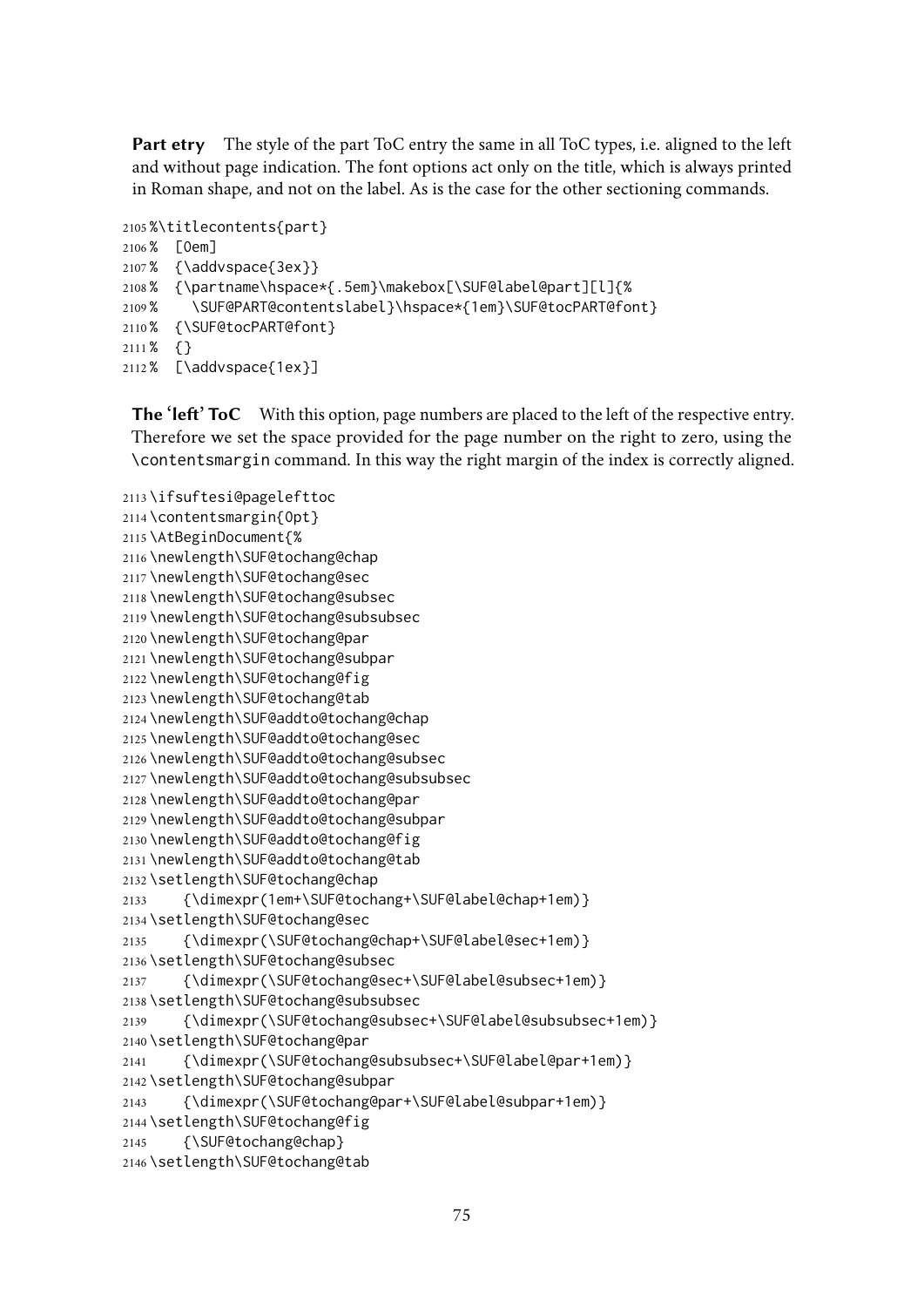**Part etry** The style of the part ToC entry the same in all ToC types, i.e. aligned to the left and without page indication. The font options act only on the title, which is always printed in Roman shape, and not on the label. As is the case for the other sectioning commands.

```
2105 %\titlecontents{part}
2106 %  [0em]
2107 %  {\addvspace{3ex}}
2108 %  {\partname\hspace*{.5em}\makebox[\SUF@label@part][l]{%
2109 %    \SUF@PART@contentslabel}\hspace*{1em}\SUF@tocPART@font}
2110 %  {\SUF@tocPART@font}
2111 %  {}
2112 %  [\addvspace{1ex}]
```

**The 'left' ToC** With this option, page numbers are placed to the left of the respective entry. Therefore we set the space provided for the page number on the right to zero, using the \contentsmargin command. In this way the right margin of the index is correctly aligned.

```
2113 \ifsuftesi@pagelefttoc
2114 \contentsmargin{0pt}
2115 \AtBeginDocument{%
2116 \newlength\SUF@tochang@chap
2117 \newlength\SUF@tochang@sec
2118 \newlength\SUF@tochang@subsec
2119 \newlength\SUF@tochang@subsubsec
2120 \newlength\SUF@tochang@par
2121 \newlength\SUF@tochang@subpar
2122 \newlength\SUF@tochang@fig
2123 \newlength\SUF@tochang@tab
2124 \newlength\SUF@addto@tochang@chap
2125 \newlength\SUF@addto@tochang@sec
2126 \newlength\SUF@addto@tochang@subsec
2127 \newlength\SUF@addto@tochang@subsubsec
2128 \newlength\SUF@addto@tochang@par
2129 \newlength\SUF@addto@tochang@subpar
2130 \newlength\SUF@addto@tochang@fig
2131 \newlength\SUF@addto@tochang@tab
2132 \setlength\SUF@tochang@chap
2133     {\dimexpr(1em+\SUF@tochang+\SUF@label@chap+1em)}
2134 \setlength\SUF@tochang@sec
2135     {\dimexpr(\SUF@tochang@chap+\SUF@label@sec+1em)}
2136 \setlength\SUF@tochang@subsec
2137     {\dimexpr(\SUF@tochang@sec+\SUF@label@subsec+1em)}
2138 \setlength\SUF@tochang@subsubsec
2139     {\dimexpr(\SUF@tochang@subsec+\SUF@label@subsubsec+1em)}
2140 \setlength\SUF@tochang@par
2141     {\dimexpr(\SUF@tochang@subsubsec+\SUF@label@par+1em)}
2142 \setlength\SUF@tochang@subpar
2143     {\dimexpr(\SUF@tochang@par+\SUF@label@subpar+1em)}
2144 \setlength\SUF@tochang@fig
2145     {\SUF@tochang@chap}
2146 \setlength\SUF@tochang@tab
```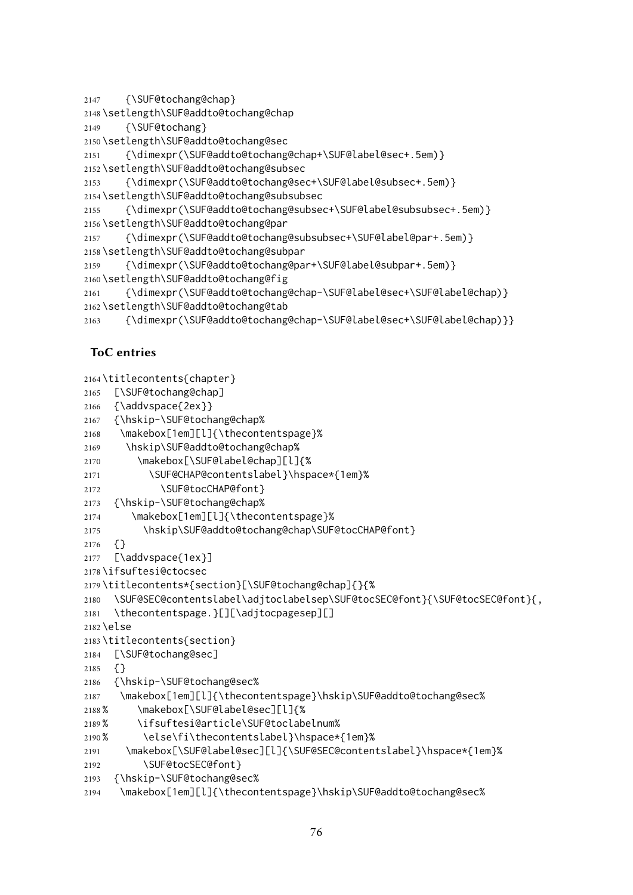```
2147    {\SUF@tochang@chap}
2148 \setlength\SUF@addto@tochang@chap
2149    {\SUF@tochang}
2150 \setlength\SUF@addto@tochang@sec
2151    {\dimexpr(\SUF@addto@tochang@chap+\SUF@label@sec+.5em)}
2152 \setlength\SUF@addto@tochang@subsec
2153    {\dimexpr(\SUF@addto@tochang@sec+\SUF@label@subsec+.5em)}
2154 \setlength\SUF@addto@tochang@subsubsec
2155    {\dimexpr(\SUF@addto@tochang@subsec+\SUF@label@subsubsec+.5em)}
2156 \setlength\SUF@addto@tochang@par
2157    {\dimexpr(\SUF@addto@tochang@subsubsec+\SUF@label@par+.5em)}
2158 \setlength\SUF@addto@tochang@subpar
2159    {\dimexpr(\SUF@addto@tochang@par+\SUF@label@subpar+.5em)}
2160 \setlength\SUF@addto@tochang@fig
2161    {\dimexpr(\SUF@addto@tochang@chap-\SUF@label@sec+\SUF@label@chap)}
2162 \setlength\SUF@addto@tochang@tab
2163    {\dimexpr(\SUF@addto@tochang@chap-\SUF@label@sec+\SUF@label@chap)}}
```

### ToC entries

```
2164 \titlecontents{chapter}
2165   [\SUF@tochang@chap]
2166   {\addvspace{2ex}}
2167   {\hskip-\SUF@tochang@chap%
2168    \makebox[1em][l]{\thecontentspage}%
2169     \hskip\SUF@addto@tochang@chap%
2170       \makebox[\SUF@label@chap][l]{%
2171         \SUF@CHAP@contentslabel}\hspace*{1em}%
2172           \SUF@tocCHAP@font}
2173   {\hskip-\SUF@tochang@chap%
2174      \makebox[1em][l]{\thecontentspage}%
2175        \hskip\SUF@addto@tochang@chap\SUF@tocCHAP@font}
2176   {}
2177   [\addvspace{1ex}]
2178 \ifsuftesi@ctocsec
2179 \titlecontents*{section}[\SUF@tochang@chap]{}{%
2180   \SUF@SEC@contentslabel\adjtoclabelsep\SUF@tocSEC@font}{\SUF@tocSEC@font}{,
2181   \thecontentspage.}[][\adjtocpagesep][]
2182 \else
2183 \titlecontents{section}
2184   [\SUF@tochang@sec]
2185   {}
2186   {\hskip-\SUF@tochang@sec%
2187    \makebox[1em][l]{\thecontentspage}\hskip\SUF@addto@tochang@sec%
2188 %      \makebox[\SUF@label@sec][l]{%
2189 %      \ifsuftesi@article\SUF@toclabelnum%
2190 %       \else\fi\thecontentslabel}\hspace*{1em}%
2191     \makebox[\SUF@label@sec][l]{\SUF@SEC@contentslabel}\hspace*{1em}%
2192       \SUF@tocSEC@font}
2193   {\hskip-\SUF@tochang@sec%
2194    \makebox[1em][l]{\thecontentspage}\hskip\SUF@addto@tochang@sec%
```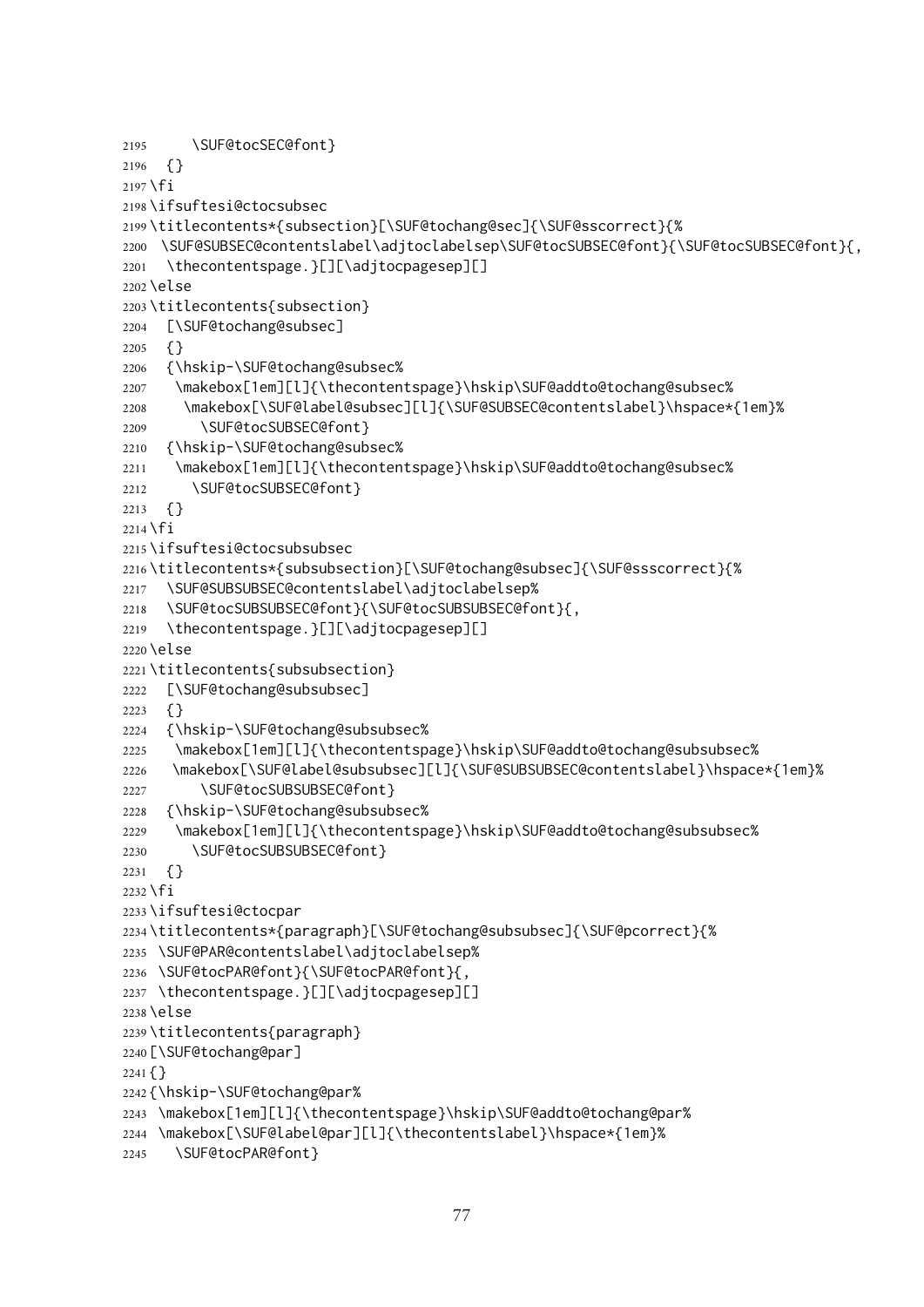```
2195      \SUF@tocSEC@font}
2196   {}
2197 \fi
2198 \ifsuftesi@ctocsubsec
2199 \titlecontents*{subsection}[\SUF@tochang@sec]{\SUF@sscorrect}{%
2200  \SUF@SUBSEC@contentslabel\adjtoclabelsep\SUF@tocSUBSEC@font}{\SUF@tocSUBSEC@font}{,
2201   \thecontentspage.}[][\adjtocpagesep][]
2202 \else
2203 \titlecontents{subsection}
2204   [\SUF@tochang@subsec]
2205   {}
2206   {\hskip-\SUF@tochang@subsec%
2207    \makebox[1em][l]{\thecontentspage}\hskip\SUF@addto@tochang@subsec%
2208     \makebox[\SUF@label@subsec][l]{\SUF@SUBSEC@contentslabel}\hspace*{1em}%
2209       \SUF@tocSUBSEC@font}
2210   {\hskip-\SUF@tochang@subsec%
2211    \makebox[1em][l]{\thecontentspage}\hskip\SUF@addto@tochang@subsec%
2212      \SUF@tocSUBSEC@font}
2213   {}
2214 \fi
2215 \ifsuftesi@ctocsubsubsec
2216 \titlecontents*{subsubsection}[\SUF@tochang@subsec]{\SUF@ssscorrect}{%
2217   \SUF@SUBSUBSEC@contentslabel\adjtoclabelsep%
2218   \SUF@tocSUBSUBSEC@font}{\SUF@tocSUBSUBSEC@font}{,
2219   \thecontentspage.}[][\adjtocpagesep][]
2220 \else
2221 \titlecontents{subsubsection}
2222   [\SUF@tochang@subsubsec]
2223   {}
2224   {\hskip-\SUF@tochang@subsubsec%
2225    \makebox[1em][l]{\thecontentspage}\hskip\SUF@addto@tochang@subsubsec%
2226    \makebox[\SUF@label@subsubsec][l]{\SUF@SUBSUBSEC@contentslabel}\hspace*{1em}%
2227       \SUF@tocSUBSUBSEC@font}
2228   {\hskip-\SUF@tochang@subsubsec%
2229    \makebox[1em][l]{\thecontentspage}\hskip\SUF@addto@tochang@subsubsec%
2230      \SUF@tocSUBSUBSEC@font}
2231   {}
2232 \fi
2233 \ifsuftesi@ctocpar
2234 \titlecontents*{paragraph}[\SUF@tochang@subsubsec]{\SUF@pcorrect}{%
2235  \SUF@PAR@contentslabel\adjtoclabelsep%
2236  \SUF@tocPAR@font}{\SUF@tocPAR@font}{,
2237  \thecontentspage.}[][\adjtocpagesep][]
2238 \else
2239 \titlecontents{paragraph}
2240 [\SUF@tochang@par]
2241 {}
2242 {\hskip-\SUF@tochang@par%
2243  \makebox[1em][l]{\thecontentspage}\hskip\SUF@addto@tochang@par%
2244  \makebox[\SUF@label@par][l]{\thecontentslabel}\hspace*{1em}%
2245    \SUF@tocPAR@font}
```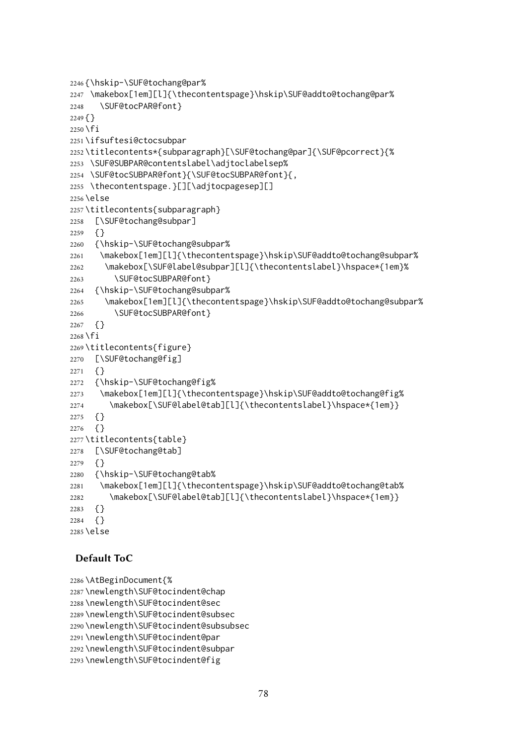```
2246 {\hskip-\SUF@tochang@par%
2247  \makebox[1em][l]{\thecontentspage}\hskip\SUF@addto@tochang@par%
2248    \SUF@tocPAR@font}
2249 {}
2250 \fi
2251 \ifsuftesi@ctocsubpar
2252 \titlecontents*{subparagraph}[\SUF@tochang@par]{\SUF@pcorrect}{%
2253  \SUF@SUBPAR@contentslabel\adjtoclabelsep%
2254  \SUF@tocSUBPAR@font}{\SUF@tocSUBPAR@font}{,
2255  \thecontentspage.}[][\adjtocpagesep][]
2256 \else
2257 \titlecontents{subparagraph}
2258   [\SUF@tochang@subpar]
2259   {}
2260   {\hskip-\SUF@tochang@subpar%
2261    \makebox[1em][l]{\thecontentspage}\hskip\SUF@addto@tochang@subpar%
2262     \makebox[\SUF@label@subpar][l]{\thecontentslabel}\hspace*{1em}%
2263       \SUF@tocSUBPAR@font}
2264   {\hskip-\SUF@tochang@subpar%
2265     \makebox[1em][l]{\thecontentspage}\hskip\SUF@addto@tochang@subpar%
2266       \SUF@tocSUBPAR@font}
2267   {}
2268 \fi
2269 \titlecontents{figure}
2270   [\SUF@tochang@fig]
2271   {}
2272   {\hskip-\SUF@tochang@fig%
2273    \makebox[1em][l]{\thecontentspage}\hskip\SUF@addto@tochang@fig%
2274      \makebox[\SUF@label@tab][l]{\thecontentslabel}\hspace*{1em}}
2275   {}
2276   {}
2277 \titlecontents{table}
2278   [\SUF@tochang@tab]
2279   {}
2280   {\hskip-\SUF@tochang@tab%
2281    \makebox[1em][l]{\thecontentspage}\hskip\SUF@addto@tochang@tab%
2282      \makebox[\SUF@label@tab][l]{\thecontentslabel}\hspace*{1em}}
2283   {}
2284   {}
2285 \else
```

### Default ToC

```
2286 \AtBeginDocument{%
2287 \newlength\SUF@tocindent@chap
2288 \newlength\SUF@tocindent@sec
2289 \newlength\SUF@tocindent@subsec
2290 \newlength\SUF@tocindent@subsubsec
2291 \newlength\SUF@tocindent@par
2292 \newlength\SUF@tocindent@subpar
2293 \newlength\SUF@tocindent@fig
```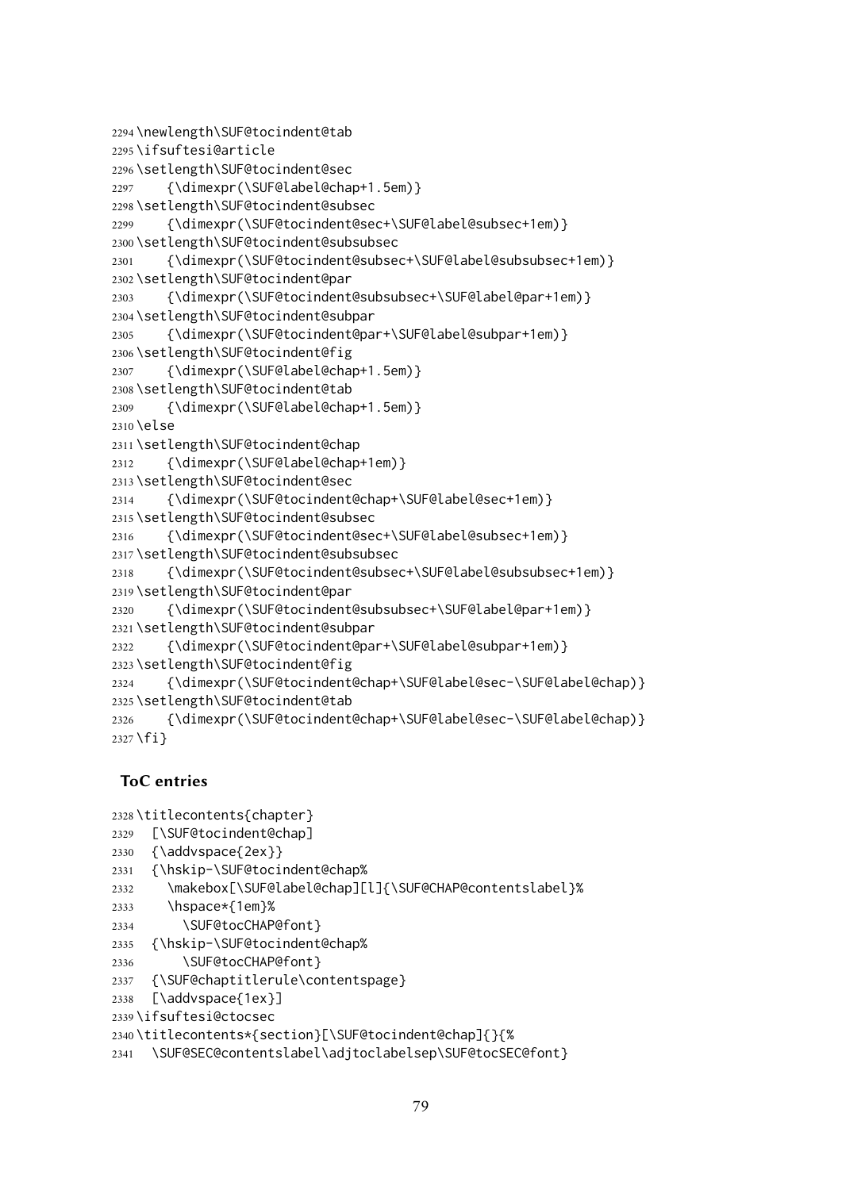```
2294 \newlength\SUF@tocindent@tab
2295 \ifsuftesi@article
2296 \setlength\SUF@tocindent@sec
2297     {\dimexpr(\SUF@label@chap+1.5em)}
2298 \setlength\SUF@tocindent@subsec
2299     {\dimexpr(\SUF@tocindent@sec+\SUF@label@subsec+1em)}
2300 \setlength\SUF@tocindent@subsubsec
2301     {\dimexpr(\SUF@tocindent@subsec+\SUF@label@subsubsec+1em)}
2302 \setlength\SUF@tocindent@par
2303     {\dimexpr(\SUF@tocindent@subsubsec+\SUF@label@par+1em)}
2304 \setlength\SUF@tocindent@subpar
2305     {\dimexpr(\SUF@tocindent@par+\SUF@label@subpar+1em)}
2306 \setlength\SUF@tocindent@fig
2307     {\dimexpr(\SUF@label@chap+1.5em)}
2308 \setlength\SUF@tocindent@tab
2309     {\dimexpr(\SUF@label@chap+1.5em)}
2310 \else
2311 \setlength\SUF@tocindent@chap
2312     {\dimexpr(\SUF@label@chap+1em)}
2313 \setlength\SUF@tocindent@sec
2314     {\dimexpr(\SUF@tocindent@chap+\SUF@label@sec+1em)}
2315 \setlength\SUF@tocindent@subsec
2316     {\dimexpr(\SUF@tocindent@sec+\SUF@label@subsec+1em)}
2317 \setlength\SUF@tocindent@subsubsec
2318     {\dimexpr(\SUF@tocindent@subsec+\SUF@label@subsubsec+1em)}
2319 \setlength\SUF@tocindent@par
2320     {\dimexpr(\SUF@tocindent@subsubsec+\SUF@label@par+1em)}
2321 \setlength\SUF@tocindent@subpar
2322     {\dimexpr(\SUF@tocindent@par+\SUF@label@subpar+1em)}
2323 \setlength\SUF@tocindent@fig
2324     {\dimexpr(\SUF@tocindent@chap+\SUF@label@sec-\SUF@label@chap)}
2325 \setlength\SUF@tocindent@tab
2326     {\dimexpr(\SUF@tocindent@chap+\SUF@label@sec-\SUF@label@chap)}
2327 \fi}
```

**ToC entries**

```
2328 \titlecontents{chapter}
2329   [\SUF@tocindent@chap]
2330   {\addvspace{2ex}}
2331   {\hskip-\SUF@tocindent@chap%
2332     \makebox[\SUF@label@chap][l]{\SUF@CHAP@contentslabel}%
2333     \hspace*{1em}%
2334       \SUF@tocCHAP@font}
2335   {\hskip-\SUF@tocindent@chap%
2336       \SUF@tocCHAP@font}
2337   {\SUF@chaptitlerule\contentspage}
2338   [\addvspace{1ex}]
2339 \ifsuftesi@ctocsec
2340 \titlecontents*{section}[\SUF@tocindent@chap]{}{%
2341   \SUF@SEC@contentslabel\adjtoclabelsep\SUF@tocSEC@font}
```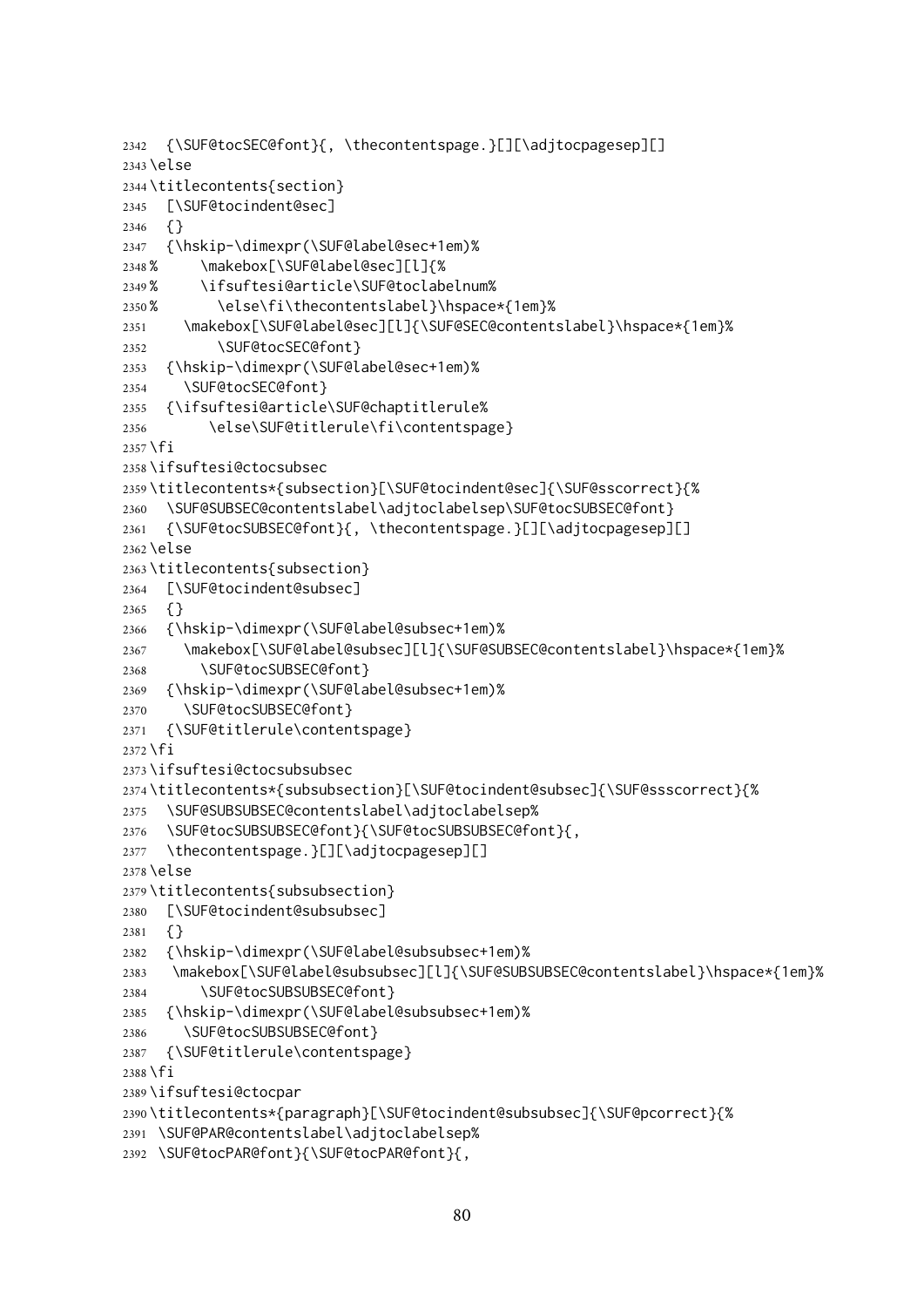```
2342   {\SUF@tocSEC@font}{, \thecontentspage.}[][\adjtocpagesep][]
2343 \else
2344 \titlecontents{section}
2345   [\SUF@tocindent@sec]
2346   {}
2347   {\hskip-\dimexpr(\SUF@label@sec+1em)%
2348 %      \makebox[\SUF@label@sec][l]{%
2349 %      \ifsuftesi@article\SUF@toclabelnum%
2350 %        \else\fi\thecontentslabel}\hspace*{1em}%
2351     \makebox[\SUF@label@sec][l]{\SUF@SEC@contentslabel}\hspace*{1em}%
2352         \SUF@tocSEC@font}
2353   {\hskip-\dimexpr(\SUF@label@sec+1em)%
2354     \SUF@tocSEC@font}
2355   {\ifsuftesi@article\SUF@chaptitlerule%
2356        \else\SUF@titlerule\fi\contentspage}
2357 \fi
2358 \ifsuftesi@ctocsubsec
2359 \titlecontents*{subsection}[\SUF@tocindent@sec]{\SUF@sscorrect}{%
2360   \SUF@SUBSEC@contentslabel\adjtoclabelsep\SUF@tocSUBSEC@font}
2361   {\SUF@tocSUBSEC@font}{, \thecontentspage.}[][\adjtocpagesep][]
2362 \else
2363 \titlecontents{subsection}
2364   [\SUF@tocindent@subsec]
2365   {}
2366   {\hskip-\dimexpr(\SUF@label@subsec+1em)%
2367     \makebox[\SUF@label@subsec][l]{\SUF@SUBSEC@contentslabel}\hspace*{1em}%
2368       \SUF@tocSUBSEC@font}
2369   {\hskip-\dimexpr(\SUF@label@subsec+1em)%
2370     \SUF@tocSUBSEC@font}
2371   {\SUF@titlerule\contentspage}
2372 \fi
2373 \ifsuftesi@ctocsubsubsec
2374 \titlecontents*{subsubsection}[\SUF@tocindent@subsec]{\SUF@ssscorrect}{%
2375   \SUF@SUBSUBSEC@contentslabel\adjtoclabelsep%
2376   \SUF@tocSUBSUBSEC@font}{\SUF@tocSUBSUBSEC@font}{,
2377   \thecontentspage.}[][\adjtocpagesep][]
2378 \else
2379 \titlecontents{subsubsection}
2380   [\SUF@tocindent@subsubsec]
2381   {}
2382   {\hskip-\dimexpr(\SUF@label@subsubsec+1em)%
2383    \makebox[\SUF@label@subsubsec][l]{\SUF@SUBSUBSEC@contentslabel}\hspace*{1em}%
2384       \SUF@tocSUBSUBSEC@font}
2385   {\hskip-\dimexpr(\SUF@label@subsubsec+1em)%
2386     \SUF@tocSUBSUBSEC@font}
2387   {\SUF@titlerule\contentspage}
2388 \fi
2389 \ifsuftesi@ctocpar
2390 \titlecontents*{paragraph}[\SUF@tocindent@subsubsec]{\SUF@pcorrect}{%
2391  \SUF@PAR@contentslabel\adjtoclabelsep%
2392  \SUF@tocPAR@font}{\SUF@tocPAR@font}{,
```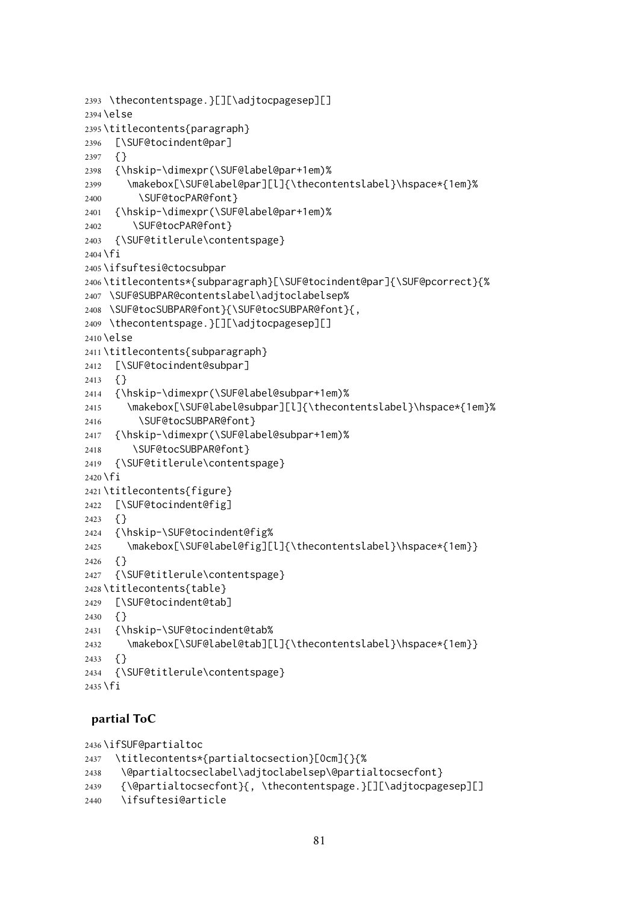```
2393 \thecontentspage.}[][\adjtocpagesep][]
2394 \else
2395 \titlecontents{paragraph}
2396   [\SUF@tocindent@par]
2397   {}
2398   {\hskip-\dimexpr(\SUF@label@par+1em)%
2399     \makebox[\SUF@label@par][l]{\thecontentslabel}\hspace*{1em}%
2400       \SUF@tocPAR@font}
2401   {\hskip-\dimexpr(\SUF@label@par+1em)%
2402      \SUF@tocPAR@font}
2403   {\SUF@titlerule\contentspage}
2404 \fi
2405 \ifsuftesi@ctocsubpar
2406 \titlecontents*{subparagraph}[\SUF@tocindent@par]{\SUF@pcorrect}{%
2407  \SUF@SUBPAR@contentslabel\adjtoclabelsep%
2408  \SUF@tocSUBPAR@font}{\SUF@tocSUBPAR@font}{,
2409  \thecontentspage.}[][\adjtocpagesep][]
2410 \else
2411 \titlecontents{subparagraph}
2412   [\SUF@tocindent@subpar]
2413   {}
2414   {\hskip-\dimexpr(\SUF@label@subpar+1em)%
2415     \makebox[\SUF@label@subpar][l]{\thecontentslabel}\hspace*{1em}%
2416       \SUF@tocSUBPAR@font}
2417   {\hskip-\dimexpr(\SUF@label@subpar+1em)%
2418      \SUF@tocSUBPAR@font}
2419   {\SUF@titlerule\contentspage}
2420 \fi
2421 \titlecontents{figure}
2422   [\SUF@tocindent@fig]
2423   {}
2424   {\hskip-\SUF@tocindent@fig%
2425     \makebox[\SUF@label@fig][l]{\thecontentslabel}\hspace*{1em}}
2426   {}
2427   {\SUF@titlerule\contentspage}
2428 \titlecontents{table}
2429   [\SUF@tocindent@tab]
2430   {}
2431   {\hskip-\SUF@tocindent@tab%
2432     \makebox[\SUF@label@tab][l]{\thecontentslabel}\hspace*{1em}}
2433   {}
2434   {\SUF@titlerule\contentspage}
2435 \fi
```

**partial ToC**

```
2436 \ifSUF@partialtoc
2437   \titlecontents*{partialtocsection}[0cm]{}{%
2438    \@partialtocseclabel\adjtoclabelsep\@partialtocsecfont}
2439    {\@partialtocsecfont}{, \thecontentspage.}[][\adjtocpagesep][]
2440   \ifsuftesi@article
```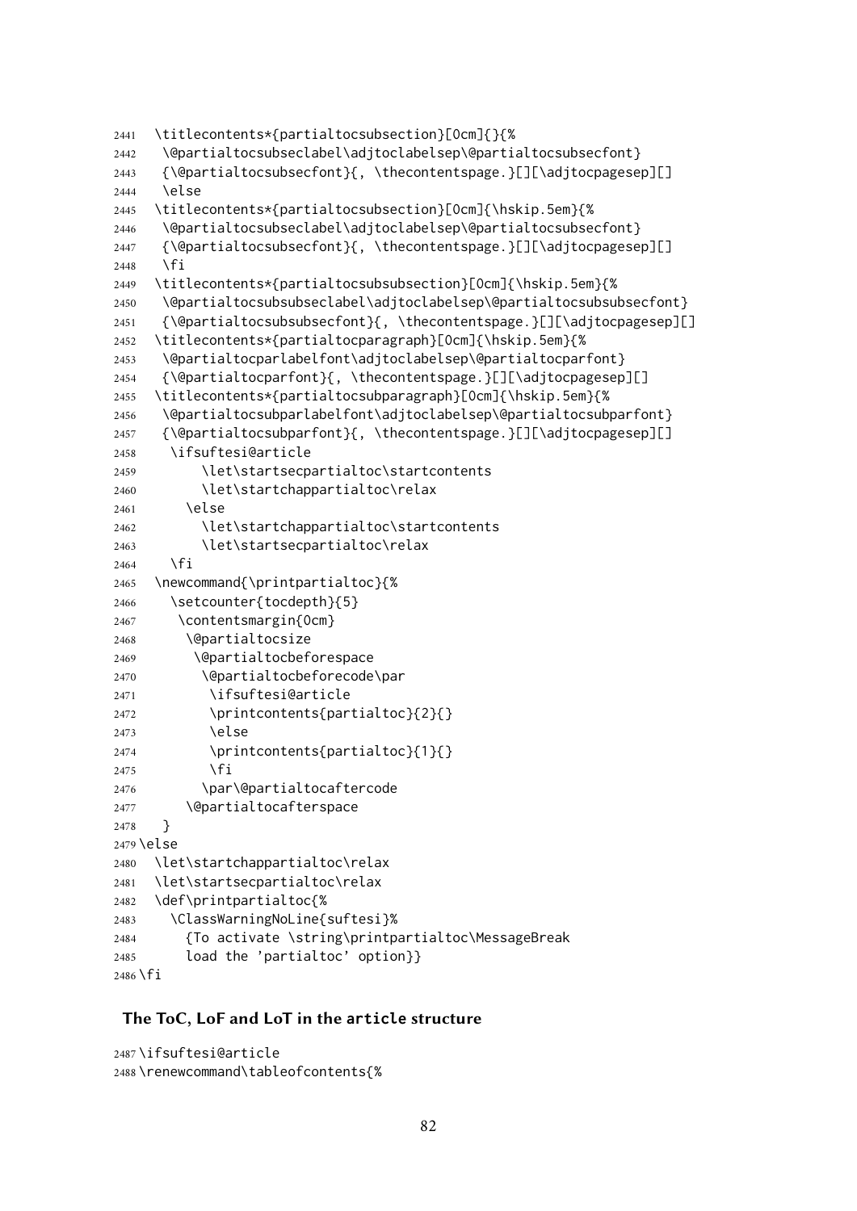```
2441  \titlecontents*{partialtocsubsection}[0cm]{}{%
2442   \@partialtocsubseclabel\adjtoclabelsep\@partialtocsubsecfont}
2443   {\@partialtocsubsecfont}{, \thecontentspage.}[][\adjtocpagesep][]
2444   \else
2445  \titlecontents*{partialtocsubsection}[0cm]{\hskip.5em}{%
2446   \@partialtocsubseclabel\adjtoclabelsep\@partialtocsubsecfont}
2447   {\@partialtocsubsecfont}{, \thecontentspage.}[][\adjtocpagesep][]
2448   \fi
2449  \titlecontents*{partialtocsubsubsection}[0cm]{\hskip.5em}{%
2450   \@partialtocsubsubseclabel\adjtoclabelsep\@partialtocsubsubsecfont}
2451   {\@partialtocsubsubsecfont}{, \thecontentspage.}[][\adjtocpagesep][]
2452  \titlecontents*{partialtocparagraph}[0cm]{\hskip.5em}{%
2453   \@partialtocparlabelfont\adjtoclabelsep\@partialtocparfont}
2454   {\@partialtocparfont}{, \thecontentspage.}[][\adjtocpagesep][]
2455  \titlecontents*{partialtocsubparagraph}[0cm]{\hskip.5em}{%
2456   \@partialtocsubparlabelfont\adjtoclabelsep\@partialtocsubparfont}
2457   {\@partialtocsubparfont}{, \thecontentspage.}[][\adjtocpagesep][]
2458    \ifsuftesi@article
2459        \let\startsecpartialtoc\startcontents
2460        \let\startchappartialtoc\relax
2461      \else
2462        \let\startchappartialtoc\startcontents
2463        \let\startsecpartialtoc\relax
2464    \fi
2465  \newcommand{\printpartialtoc}{%
2466    \setcounter{tocdepth}{5}
2467     \contentsmargin{0cm}
2468      \@partialtocsize
2469       \@partialtocbeforespace
2470        \@partialtocbeforecode\par
2471         \ifsuftesi@article
2472         \printcontents{partialtoc}{2}{}
2473         \else
2474         \printcontents{partialtoc}{1}{}
2475         \fi
2476        \par\@partialtocaftercode
2477      \@partialtocafterspace
2478   }
2479 \else
2480  \let\startchappartialtoc\relax
2481  \let\startsecpartialtoc\relax
2482  \def\printpartialtoc{%
2483    \ClassWarningNoLine{suftesi}%
2484      {To activate \string\printpartialtoc\MessageBreak
2485      load the 'partialtoc' option}}
2486 \fi
```

### The ToC, LoF and LoT in the article structure

```
2487 \ifsuftesi@article
2488 \renewcommand\tableofcontents{%
```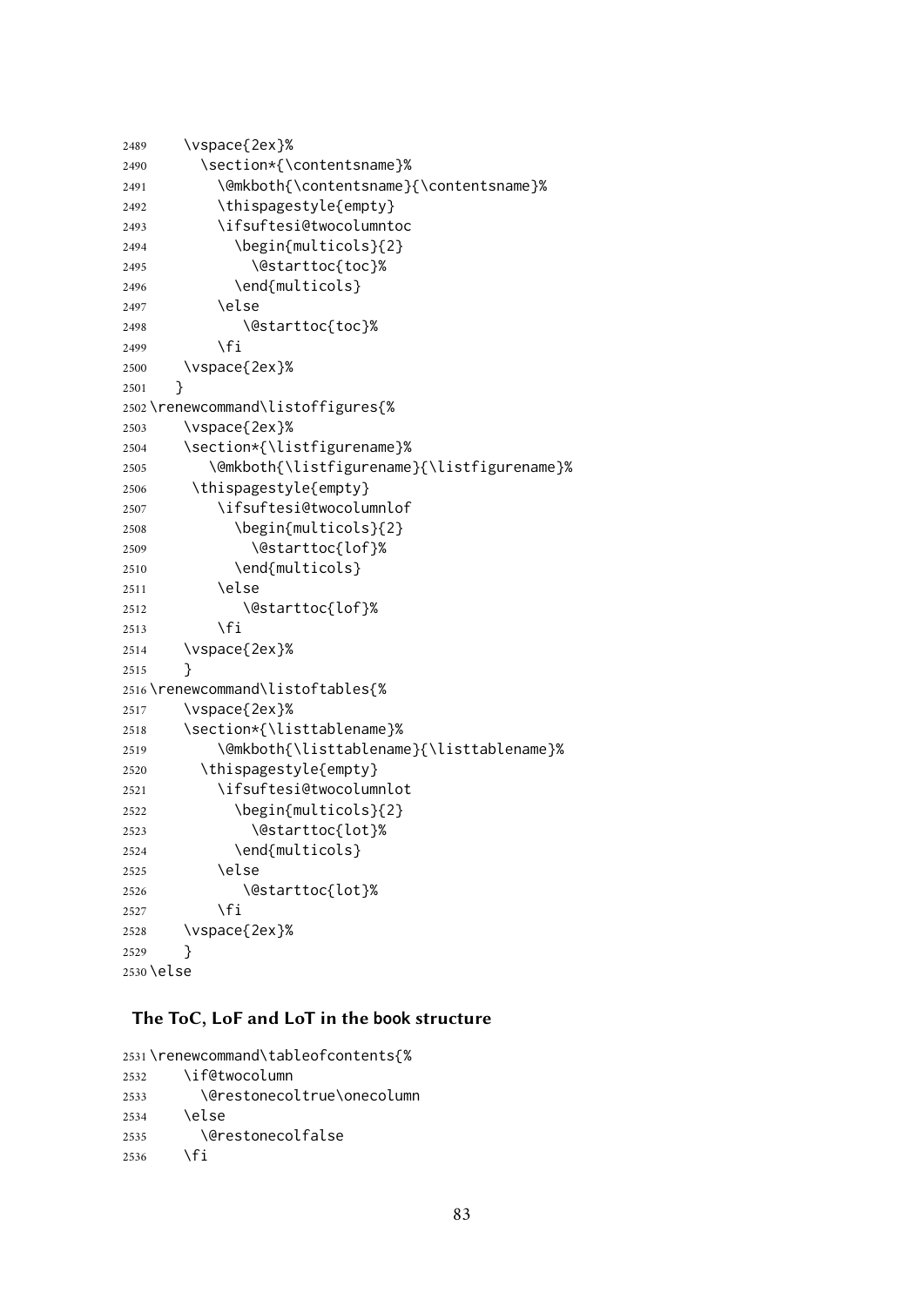```
2489     \vspace{2ex}%
2490       \section*{\contentsname}%
2491         \@mkboth{\contentsname}{\contentsname}%
2492         \thispagestyle{empty}
2493         \ifsuftesi@twocolumntoc
2494           \begin{multicols}{2}
2495             \@starttoc{toc}%
2496           \end{multicols}
2497         \else
2498            \@starttoc{toc}%
2499         \fi
2500     \vspace{2ex}%
2501   }
2502 \renewcommand\listoffigures{%
2503     \vspace{2ex}%
2504     \section*{\listfigurename}%
2505        \@mkboth{\listfigurename}{\listfigurename}%
2506      \thispagestyle{empty}
2507         \ifsuftesi@twocolumnlof
2508           \begin{multicols}{2}
2509             \@starttoc{lof}%
2510           \end{multicols}
2511         \else
2512            \@starttoc{lof}%
2513         \fi
2514     \vspace{2ex}%
2515     }
2516 \renewcommand\listoftables{%
2517     \vspace{2ex}%
2518     \section*{\listtablename}%
2519         \@mkboth{\listtablename}{\listtablename}%
2520       \thispagestyle{empty}
2521         \ifsuftesi@twocolumnlot
2522           \begin{multicols}{2}
2523             \@starttoc{lot}%
2524           \end{multicols}
2525         \else
2526            \@starttoc{lot}%
2527         \fi
2528     \vspace{2ex}%
2529     }
2530 \else
```

### The ToC, LoF and LoT in the book structure

```
2531 \renewcommand\tableofcontents{%
2532     \if@twocolumn
2533       \@restonecoltrue\onecolumn
2534     \else
2535       \@restonecolfalse
2536     \fi
```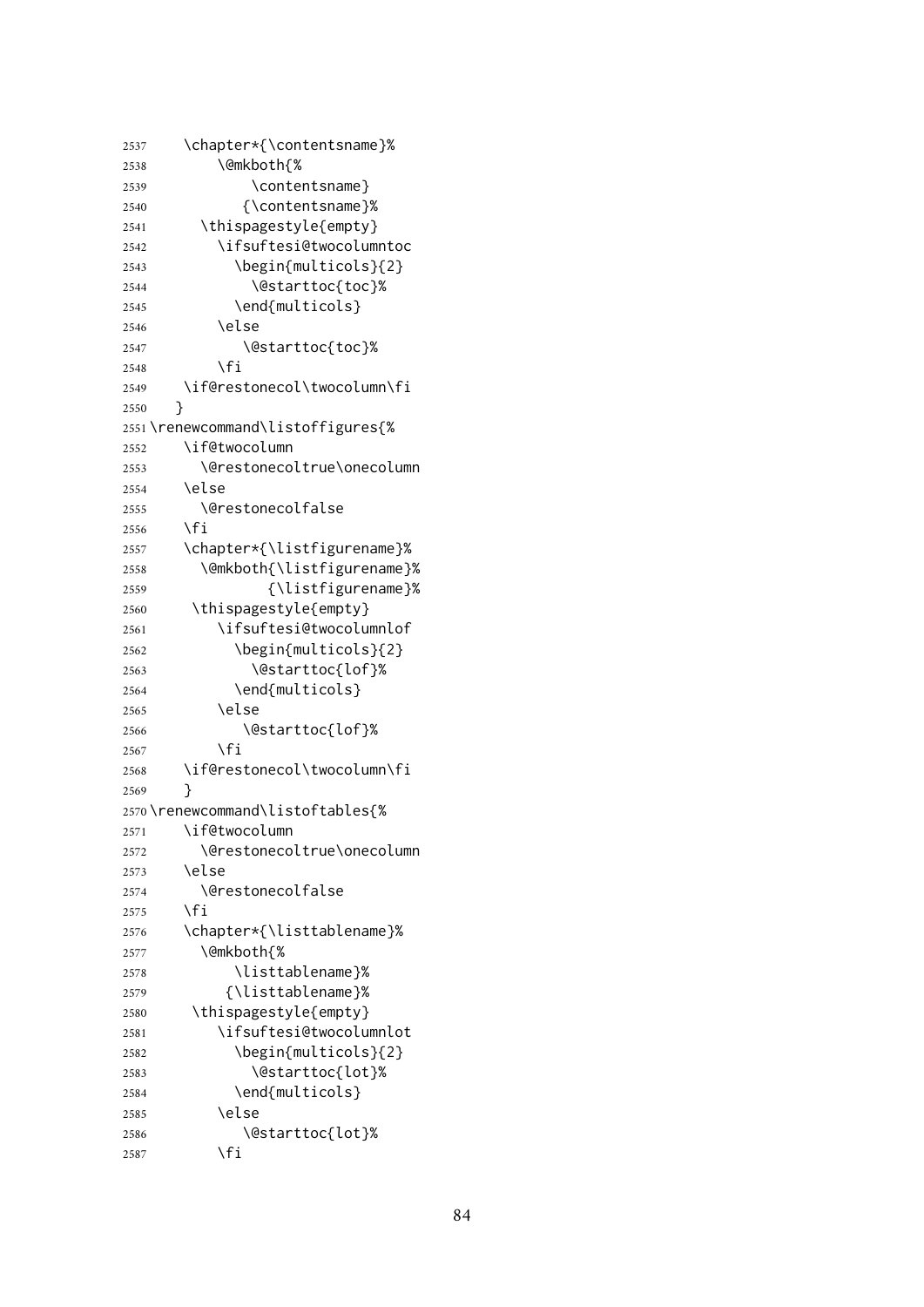```
2537    \chapter*{\contentsname}%
2538        \@mkboth{%
2539            \contentsname}
2540           {\contentsname}%
2541      \thispagestyle{empty}
2542        \ifsuftesi@twocolumntoc
2543          \begin{multicols}{2}
2544            \@starttoc{toc}%
2545          \end{multicols}
2546        \else
2547           \@starttoc{toc}%
2548        \fi
2549    \if@restonecol\twocolumn\fi
2550   }
2551 \renewcommand\listoffigures{%
2552    \if@twocolumn
2553      \@restonecoltrue\onecolumn
2554    \else
2555      \@restonecolfalse
2556    \fi
2557    \chapter*{\listfigurename}%
2558      \@mkboth{\listfigurename}%
2559              {\listfigurename}%
2560     \thispagestyle{empty}
2561        \ifsuftesi@twocolumnlof
2562          \begin{multicols}{2}
2563            \@starttoc{lof}%
2564          \end{multicols}
2565        \else
2566           \@starttoc{lof}%
2567        \fi
2568    \if@restonecol\twocolumn\fi
2569    }
2570 \renewcommand\listoftables{%
2571    \if@twocolumn
2572      \@restonecoltrue\onecolumn
2573    \else
2574      \@restonecolfalse
2575    \fi
2576    \chapter*{\listtablename}%
2577      \@mkboth{%
2578          \listtablename}%
2579         {\listtablename}%
2580     \thispagestyle{empty}
2581        \ifsuftesi@twocolumnlot
2582          \begin{multicols}{2}
2583            \@starttoc{lot}%
2584          \end{multicols}
2585        \else
2586           \@starttoc{lot}%
2587        \fi
```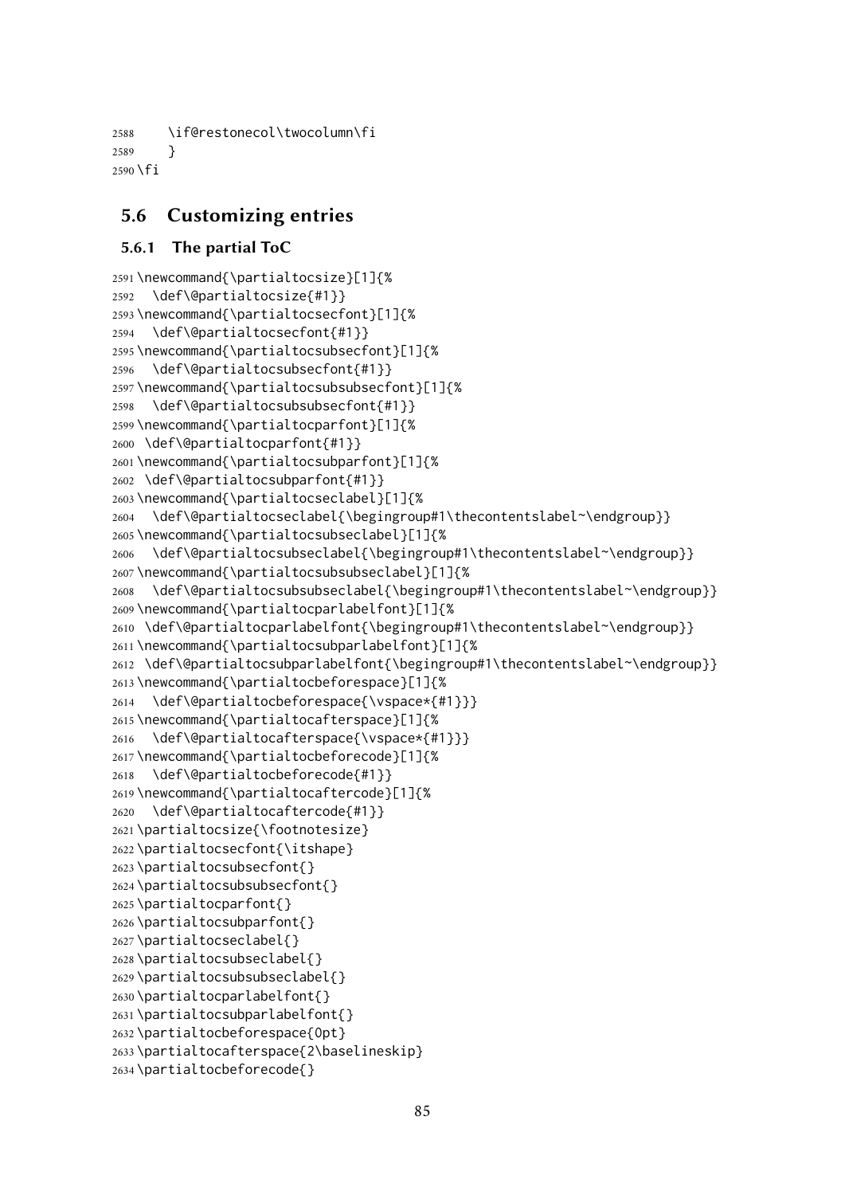```
2588    \if@restonecol\twocolumn\fi
2589    }
2590 \fi
```

## 5.6 Customizing entries

### 5.6.1 The partial ToC

```
2591 \newcommand{\partialtocsize}[1]{%
2592   \def\@partialtocsize{#1}}
2593 \newcommand{\partialtocsecfont}[1]{%
2594   \def\@partialtocsecfont{#1}}
2595 \newcommand{\partialtocsubsecfont}[1]{%
2596   \def\@partialtocsubsecfont{#1}}
2597 \newcommand{\partialtocsubsubsecfont}[1]{%
2598   \def\@partialtocsubsubsecfont{#1}}
2599 \newcommand{\partialtocparfont}[1]{%
2600  \def\@partialtocparfont{#1}}
2601 \newcommand{\partialtocsubparfont}[1]{%
2602  \def\@partialtocsubparfont{#1}}
2603 \newcommand{\partialtocseclabel}[1]{%
2604   \def\@partialtocseclabel{\begingroup#1\thecontentslabel~\endgroup}}
2605 \newcommand{\partialtocsubseclabel}[1]{%
2606   \def\@partialtocsubseclabel{\begingroup#1\thecontentslabel~\endgroup}}
2607 \newcommand{\partialtocsubsubseclabel}[1]{%
2608   \def\@partialtocsubsubseclabel{\begingroup#1\thecontentslabel~\endgroup}}
2609 \newcommand{\partialtocparlabelfont}[1]{%
2610  \def\@partialtocparlabelfont{\begingroup#1\thecontentslabel~\endgroup}}
2611 \newcommand{\partialtocsubparlabelfont}[1]{%
2612  \def\@partialtocsubparlabelfont{\begingroup#1\thecontentslabel~\endgroup}}
2613 \newcommand{\partialtocbeforespace}[1]{%
2614   \def\@partialtocbeforespace{\vspace*{#1}}}
2615 \newcommand{\partialtocafterspace}[1]{%
2616   \def\@partialtocafterspace{\vspace*{#1}}}
2617 \newcommand{\partialtocbeforecode}[1]{%
2618   \def\@partialtocbeforecode{#1}}
2619 \newcommand{\partialtocaftercode}[1]{%
2620   \def\@partialtocaftercode{#1}}
2621 \partialtocsize{\footnotesize}
2622 \partialtocsecfont{\itshape}
2623 \partialtocsubsecfont{}
2624 \partialtocsubsubsecfont{}
2625 \partialtocparfont{}
2626 \partialtocsubparfont{}
2627 \partialtocseclabel{}
2628 \partialtocsubseclabel{}
2629 \partialtocsubsubseclabel{}
2630 \partialtocparlabelfont{}
2631 \partialtocsubparlabelfont{}
2632 \partialtocbeforespace{0pt}
2633 \partialtocafterspace{2\baselineskip}
2634 \partialtocbeforecode{}
```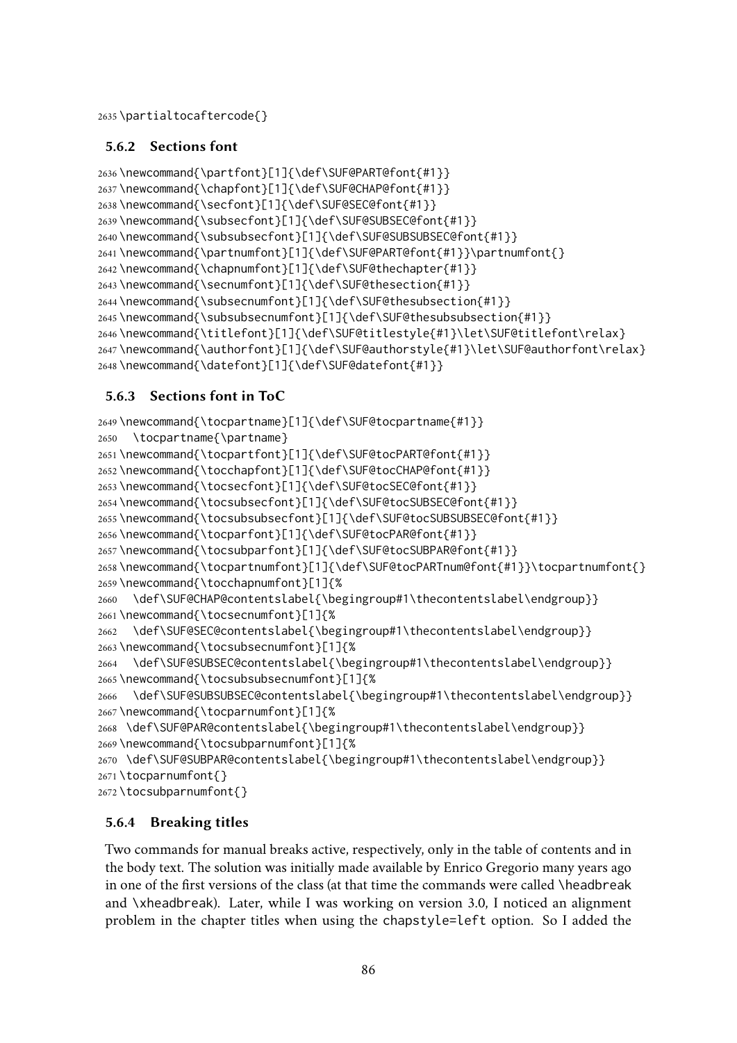```
2635 \partialtocaftercode{}
```

### 5.6.2 Sections font

```
2636 \newcommand{\partfont}[1]{\def\SUF@PART@font{#1}}
2637 \newcommand{\chapfont}[1]{\def\SUF@CHAP@font{#1}}
2638 \newcommand{\secfont}[1]{\def\SUF@SEC@font{#1}}
2639 \newcommand{\subsecfont}[1]{\def\SUF@SUBSEC@font{#1}}
2640 \newcommand{\subsubsecfont}[1]{\def\SUF@SUBSUBSEC@font{#1}}
2641 \newcommand{\partnumfont}[1]{\def\SUF@PART@font{#1}}\partnumfont{}
2642 \newcommand{\chapnumfont}[1]{\def\SUF@thechapter{#1}}
2643 \newcommand{\secnumfont}[1]{\def\SUF@thesection{#1}}
2644 \newcommand{\subsecnumfont}[1]{\def\SUF@thesubsection{#1}}
2645 \newcommand{\subsubsecnumfont}[1]{\def\SUF@thesubsubsection{#1}}
2646 \newcommand{\titlefont}[1]{\def\SUF@titlestyle{#1}\let\SUF@titlefont\relax}
2647 \newcommand{\authorfont}[1]{\def\SUF@authorstyle{#1}\let\SUF@authorfont\relax}
2648 \newcommand{\datefont}[1]{\def\SUF@datefont{#1}}
```

### 5.6.3 Sections font in ToC

```
2649 \newcommand{\tocpartname}[1]{\def\SUF@tocpartname{#1}}
2650   \tocpartname{\partname}
2651 \newcommand{\tocpartfont}[1]{\def\SUF@tocPART@font{#1}}
2652 \newcommand{\tocchapfont}[1]{\def\SUF@tocCHAP@font{#1}}
2653 \newcommand{\tocsecfont}[1]{\def\SUF@tocSEC@font{#1}}
2654 \newcommand{\tocsubsecfont}[1]{\def\SUF@tocSUBSEC@font{#1}}
2655 \newcommand{\tocsubsubsecfont}[1]{\def\SUF@tocSUBSUBSEC@font{#1}}
2656 \newcommand{\tocparfont}[1]{\def\SUF@tocPAR@font{#1}}
2657 \newcommand{\tocsubparfont}[1]{\def\SUF@tocSUBPAR@font{#1}}
2658 \newcommand{\tocpartnumfont}[1]{\def\SUF@tocPARTnum@font{#1}}\tocpartnumfont{}
2659 \newcommand{\tocchapnumfont}[1]{%
2660   \def\SUF@CHAP@contentslabel{\begingroup#1\thecontentslabel\endgroup}}
2661 \newcommand{\tocsecnumfont}[1]{%
2662   \def\SUF@SEC@contentslabel{\begingroup#1\thecontentslabel\endgroup}}
2663 \newcommand{\tocsubsecnumfont}[1]{%
2664   \def\SUF@SUBSEC@contentslabel{\begingroup#1\thecontentslabel\endgroup}}
2665 \newcommand{\tocsubsubsecnumfont}[1]{%
2666   \def\SUF@SUBSUBSEC@contentslabel{\begingroup#1\thecontentslabel\endgroup}}
2667 \newcommand{\tocparnumfont}[1]{%
2668  \def\SUF@PAR@contentslabel{\begingroup#1\thecontentslabel\endgroup}}
2669 \newcommand{\tocsubparnumfont}[1]{%
2670  \def\SUF@SUBPAR@contentslabel{\begingroup#1\thecontentslabel\endgroup}}
2671 \tocparnumfont{}
2672 \tocsubparnumfont{}
```

### 5.6.4 Breaking titles

Two commands for manual breaks active, respectively, only in the table of contents and in the body text. The solution was initially made available by Enrico Gregorio many years ago in one of the first versions of the class (at that time the commands were called `\headbreak` and `\xheadbreak`). Later, while I was working on version 3.0, I noticed an alignment problem in the chapter titles when using the `chapstyle=left` option. So I added the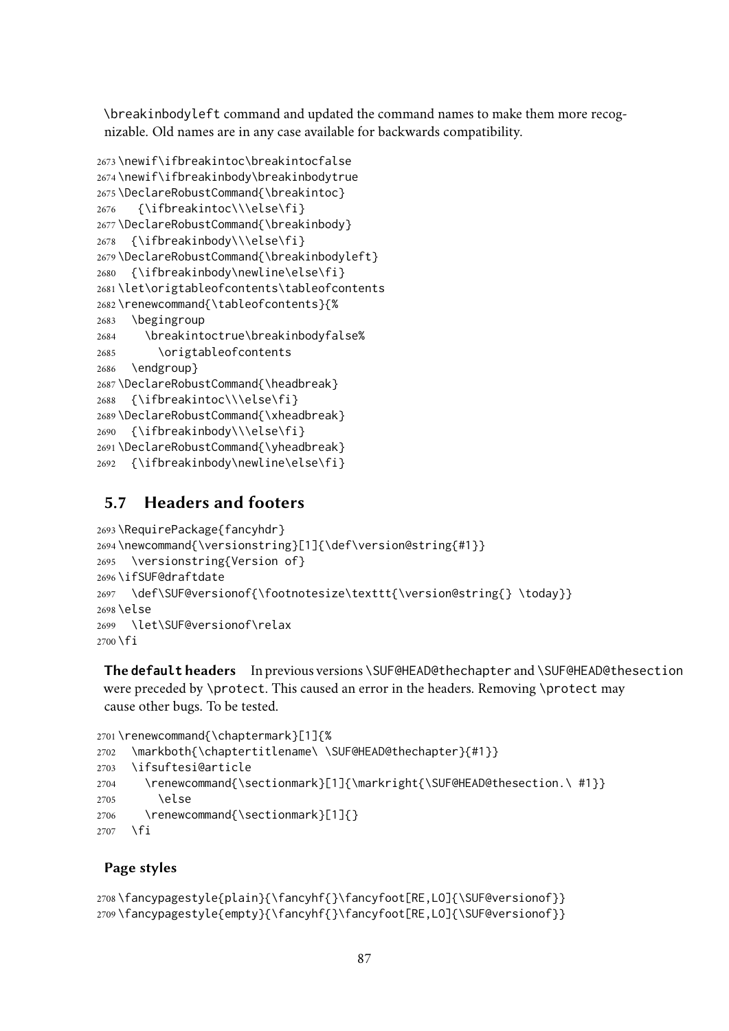\breakinbodyleft command and updated the command names to make them more recognizable. Old names are in any case available for backwards compatibility.

```
2673 \newif\ifbreakintoc\breakintocfalse
2674 \newif\ifbreakinbody\breakinbodytrue
2675 \DeclareRobustCommand{\breakintoc}
2676    {\ifbreakintoc\\\else\fi}
2677 \DeclareRobustCommand{\breakinbody}
2678   {\ifbreakinbody\\\else\fi}
2679 \DeclareRobustCommand{\breakinbodyleft}
2680   {\ifbreakinbody\newline\else\fi}
2681 \let\origtableofcontents\tableofcontents
2682 \renewcommand{\tableofcontents}{%
2683   \begingroup
2684     \breakintoctrue\breakinbodyfalse%
2685       \origtableofcontents
2686   \endgroup}
2687 \DeclareRobustCommand{\headbreak}
2688   {\ifbreakintoc\\\else\fi}
2689 \DeclareRobustCommand{\xheadbreak}
2690   {\ifbreakinbody\\\else\fi}
2691 \DeclareRobustCommand{\yheadbreak}
2692   {\ifbreakinbody\newline\else\fi}
```

## 5.7 Headers and footers

```
2693 \RequirePackage{fancyhdr}
2694 \newcommand{\versionstring}[1]{\def\version@string{#1}}
2695   \versionstring{Version of}
2696 \ifSUF@draftdate
2697   \def\SUF@versionof{\footnotesize\texttt{\version@string{} \today}}
2698 \else
2699   \let\SUF@versionof\relax
2700 \fi
```

**The default headers** In previous versions \SUF@HEAD@thechapter and \SUF@HEAD@thesection were preceded by \protect. This caused an error in the headers. Removing \protect may cause other bugs. To be tested.

```
2701 \renewcommand{\chaptermark}[1]{%
2702   \markboth{\chaptertitlename\ \SUF@HEAD@thechapter}{#1}}
2703   \ifsuftesi@article
2704     \renewcommand{\sectionmark}[1]{\markright{\SUF@HEAD@thesection.\ #1}}
2705       \else
2706     \renewcommand{\sectionmark}[1]{}
2707   \fi
```

### Page styles

```
2708 \fancypagestyle{plain}{\fancyhf{}\fancyfoot[RE,LO]{\SUF@versionof}}
2709 \fancypagestyle{empty}{\fancyhf{}\fancyfoot[RE,LO]{\SUF@versionof}}
```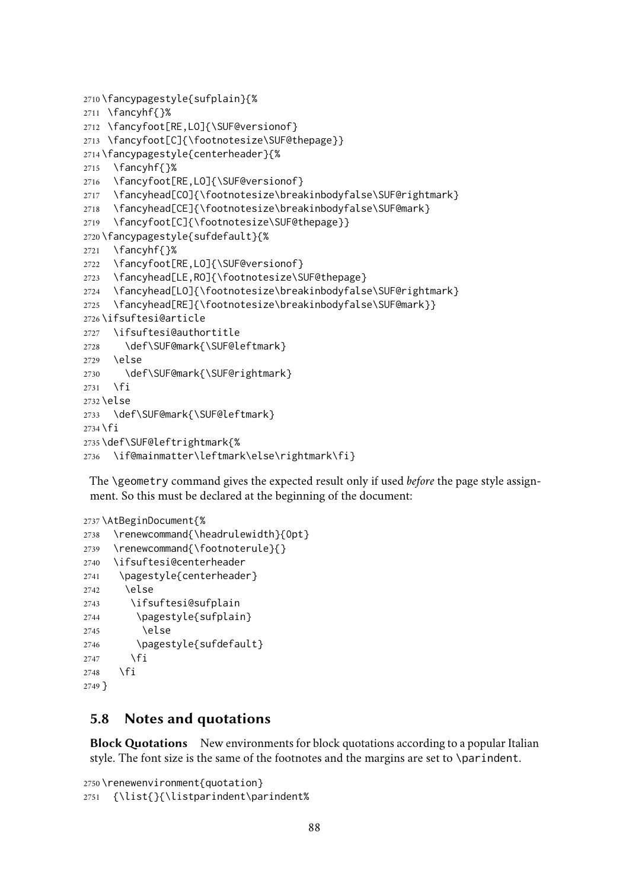```
2710 \fancypagestyle{sufplain}{%
2711  \fancyhf{}%
2712  \fancyfoot[RE,LO]{\SUF@versionof}
2713  \fancyfoot[C]{\footnotesize\SUF@thepage}}
2714 \fancypagestyle{centerheader}{%
2715   \fancyhf{}%
2716   \fancyfoot[RE,LO]{\SUF@versionof}
2717   \fancyhead[CO]{\footnotesize\breakinbodyfalse\SUF@rightmark}
2718   \fancyhead[CE]{\footnotesize\breakinbodyfalse\SUF@mark}
2719   \fancyfoot[C]{\footnotesize\SUF@thepage}}
2720 \fancypagestyle{sufdefault}{%
2721   \fancyhf{}%
2722   \fancyfoot[RE,LO]{\SUF@versionof}
2723   \fancyhead[LE,RO]{\footnotesize\SUF@thepage}
2724   \fancyhead[LO]{\footnotesize\breakinbodyfalse\SUF@rightmark}
2725   \fancyhead[RE]{\footnotesize\breakinbodyfalse\SUF@mark}}
2726 \ifsuftesi@article
2727   \ifsuftesi@authortitle
2728     \def\SUF@mark{\SUF@leftmark}
2729   \else
2730     \def\SUF@mark{\SUF@rightmark}
2731   \fi
2732 \else
2733   \def\SUF@mark{\SUF@leftmark}
2734 \fi
2735 \def\SUF@leftrightmark{%
2736   \if@mainmatter\leftmark\else\rightmark\fi}
```

The `\geometry` command gives the expected result only if used *before* the page style assignment. So this must be declared at the beginning of the document:

```
2737 \AtBeginDocument{%
2738   \renewcommand{\headrulewidth}{0pt}
2739   \renewcommand{\footnoterule}{}
2740   \ifsuftesi@centerheader
2741    \pagestyle{centerheader}
2742     \else
2743      \ifsuftesi@sufplain
2744       \pagestyle{sufplain}
2745        \else
2746       \pagestyle{sufdefault}
2747      \fi
2748    \fi
2749 }
```

## 5.8 Notes and quotations

**Block Quotations** New environments for block quotations according to a popular Italian style. The font size is the same of the footnotes and the margins are set to `\parindent`.

```
2750 \renewenvironment{quotation}
2751   {\list{}{\listparindent\parindent%
```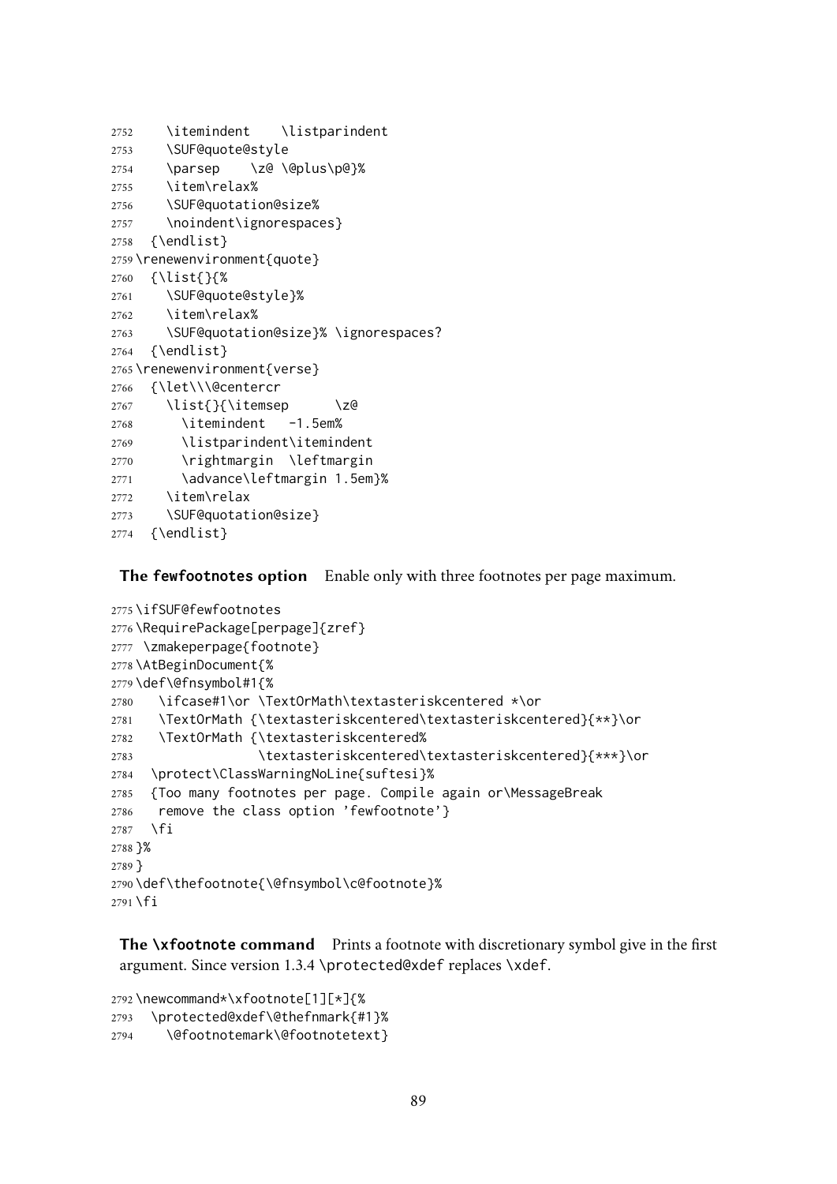```
2752    \itemindent    \listparindent
2753    \SUF@quote@style
2754    \parsep    \z@ \@plus\p@}%
2755    \item\relax%
2756    \SUF@quotation@size%
2757    \noindent\ignorespaces}
2758  {\endlist}
2759 \renewenvironment{quote}
2760  {\list{}{%
2761    \SUF@quote@style}%
2762    \item\relax%
2763    \SUF@quotation@size}% \ignorespaces?
2764  {\endlist}
2765 \renewenvironment{verse}
2766  {\let\\\@centercr
2767    \list{}{\itemsep      \z@
2768      \itemindent   -1.5em%
2769      \listparindent\itemindent
2770      \rightmargin  \leftmargin
2771      \advance\leftmargin 1.5em}%
2772    \item\relax
2773    \SUF@quotation@size}
2774  {\endlist}
```

**The fewfootnotes option** Enable only with three footnotes per page maximum.

```
2775 \ifSUF@fewfootnotes
2776 \RequirePackage[perpage]{zref}
2777  \zmakeperpage{footnote}
2778 \AtBeginDocument{%
2779 \def\@fnsymbol#1{%
2780    \ifcase#1\or \TextOrMath\textasteriskcentered *\or
2781    \TextOrMath {\textasteriskcentered\textasteriskcentered}{**}\or
2782    \TextOrMath {\textasteriskcentered%
2783                 \textasteriskcentered\textasteriskcentered}{***}\or
2784   \protect\ClassWarningNoLine{suftesi}%
2785   {Too many footnotes per page. Compile again or\MessageBreak
2786    remove the class option 'fewfootnote'}
2787   \fi
2788 }%
2789 }
2790 \def\thefootnote{\@fnsymbol\c@footnote}%
2791 \fi
```

**The \xfootnote command** Prints a footnote with discretionary symbol give in the first argument. Since version 1.3.4 \protected@xdef replaces \xdef.

```
2792 \newcommand*\xfootnote[1][*]{%
2793   \protected@xdef\@thefnmark{#1}%
2794     \@footnotemark\@footnotetext}
```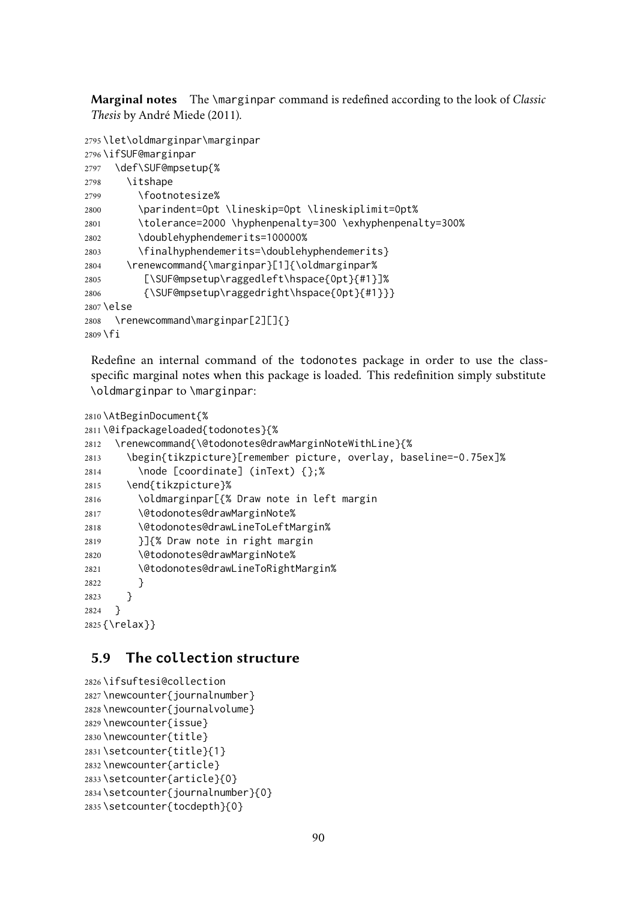**Marginal notes** The \marginpar command is redefined according to the look of *Classic Thesis* by André Miede (2011).

```
2795 \let\oldmarginpar\marginpar
2796 \ifSUF@marginpar
2797   \def\SUF@mpsetup{%
2798     \itshape
2799       \footnotesize%
2800       \parindent=0pt \lineskip=0pt \lineskiplimit=0pt%
2801       \tolerance=2000 \hyphenpenalty=300 \exhyphenpenalty=300%
2802       \doublehyphendemerits=100000%
2803       \finalhyphendemerits=\doublehyphendemerits}
2804     \renewcommand{\marginpar}[1]{\oldmarginpar%
2805        [\SUF@mpsetup\raggedleft\hspace{0pt}{#1}]%
2806        {\SUF@mpsetup\raggedright\hspace{0pt}{#1}}}
2807 \else
2808   \renewcommand\marginpar[2][]{}
2809 \fi
```

Redefine an internal command of the todonotes package in order to use the class-specific marginal notes when this package is loaded. This redefinition simply substitute \oldmarginpar to \marginpar:

```
2810 \AtBeginDocument{%
2811 \@ifpackageloaded{todonotes}{%
2812   \renewcommand{\@todonotes@drawMarginNoteWithLine}{%
2813     \begin{tikzpicture}[remember picture, overlay, baseline=-0.75ex]%
2814       \node [coordinate] (inText) {};%
2815     \end{tikzpicture}%
2816       \oldmarginpar[{% Draw note in left margin
2817       \@todonotes@drawMarginNote%
2818       \@todonotes@drawLineToLeftMargin%
2819       }]{% Draw note in right margin
2820       \@todonotes@drawMarginNote%
2821       \@todonotes@drawLineToRightMargin%
2822       }
2823     }
2824   }
2825 {\relax}}
```

## 5.9 The collection structure

```
2826 \ifsuftesi@collection
2827 \newcounter{journalnumber}
2828 \newcounter{journalvolume}
2829 \newcounter{issue}
2830 \newcounter{title}
2831 \setcounter{title}{1}
2832 \newcounter{article}
2833 \setcounter{article}{0}
2834 \setcounter{journalnumber}{0}
2835 \setcounter{tocdepth}{0}
```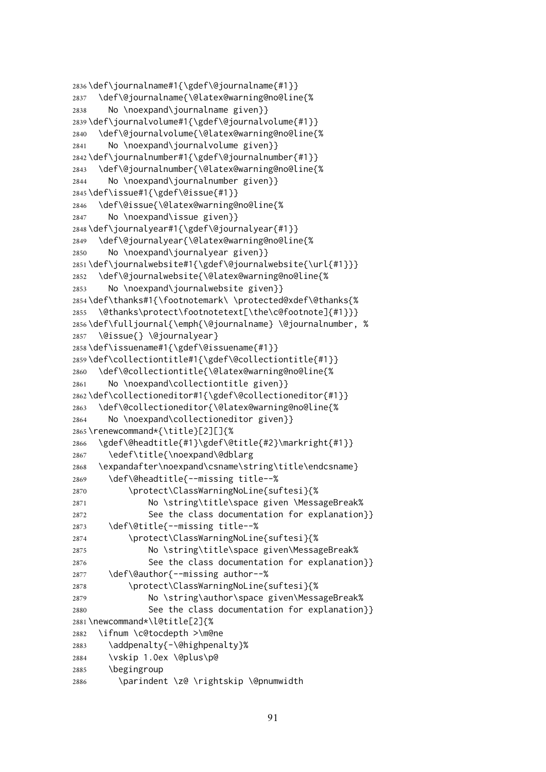```
2836 \def\journalname#1{\gdef\@journalname{#1}}
2837   \def\@journalname{\@latex@warning@no@line{%
2838     No \noexpand\journalname given}}
2839 \def\journalvolume#1{\gdef\@journalvolume{#1}}
2840   \def\@journalvolume{\@latex@warning@no@line{%
2841     No \noexpand\journalvolume given}}
2842 \def\journalnumber#1{\gdef\@journalnumber{#1}}
2843   \def\@journalnumber{\@latex@warning@no@line{%
2844     No \noexpand\journalnumber given}}
2845 \def\issue#1{\gdef\@issue{#1}}
2846   \def\@issue{\@latex@warning@no@line{%
2847     No \noexpand\issue given}}
2848 \def\journalyear#1{\gdef\@journalyear{#1}}
2849   \def\@journalyear{\@latex@warning@no@line{%
2850     No \noexpand\journalyear given}}
2851 \def\journalwebsite#1{\gdef\@journalwebsite{\url{#1}}}
2852   \def\@journalwebsite{\@latex@warning@no@line{%
2853     No \noexpand\journalwebsite given}}
2854 \def\thanks#1{\footnotemark\ \protected@xdef\@thanks{%
2855   \@thanks\protect\footnotetext[\the\c@footnote]{#1}}}
2856 \def\fulljournal{\emph{\@journalname} \@journalnumber, %
2857   \@issue{} \@journalyear}
2858 \def\issuename#1{\gdef\@issuename{#1}}
2859 \def\collectiontitle#1{\gdef\@collectiontitle{#1}}
2860   \def\@collectiontitle{\@latex@warning@no@line{%
2861     No \noexpand\collectiontitle given}}
2862 \def\collectioneditor#1{\gdef\@collectioneditor{#1}}
2863   \def\@collectioneditor{\@latex@warning@no@line{%
2864     No \noexpand\collectioneditor given}}
2865 \renewcommand*{\title}[2][]{%
2866   \gdef\@headtitle{#1}\gdef\@title{#2}\markright{#1}}
2867     \edef\title{\noexpand\@dblarg
2868   \expandafter\noexpand\csname\string\title\endcsname}
2869     \def\@headtitle{--missing title--%
2870         \protect\ClassWarningNoLine{suftesi}{%
2871             No \string\title\space given \MessageBreak%
2872             See the class documentation for explanation}}
2873     \def\@title{--missing title--%
2874         \protect\ClassWarningNoLine{suftesi}{%
2875             No \string\title\space given\MessageBreak%
2876             See the class documentation for explanation}}
2877     \def\@author{--missing author--%
2878         \protect\ClassWarningNoLine{suftesi}{%
2879             No \string\author\space given\MessageBreak%
2880             See the class documentation for explanation}}
2881 \newcommand*\l@title[2]{%
2882   \ifnum \c@tocdepth >\m@ne
2883     \addpenalty{-\@highpenalty}%
2884     \vskip 1.0ex \@plus\p@
2885     \begingroup
2886       \parindent \z@ \rightskip \@pnumwidth
```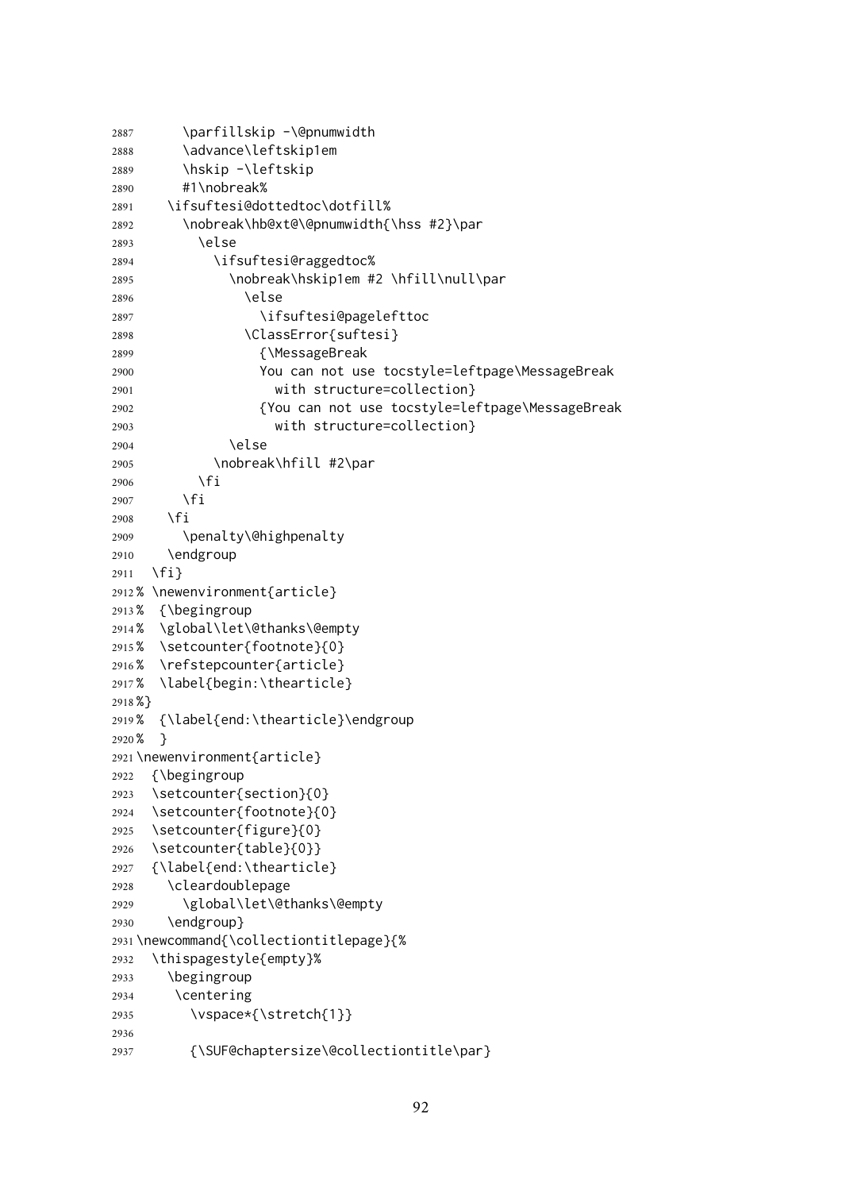```
2887      \parfillskip -\@pnumwidth
2888      \advance\leftskip1em
2889      \hskip -\leftskip
2890      #1\nobreak%
2891    \ifsuftesi@dottedtoc\dotfill%
2892      \nobreak\hb@xt@\@pnumwidth{\hss #2}\par
2893        \else
2894          \ifsuftesi@raggedtoc%
2895            \nobreak\hskip1em #2 \hfill\null\par
2896              \else
2897                \ifsuftesi@pagelefttoc
2898              \ClassError{suftesi}
2899                {\MessageBreak
2900                You can not use tocstyle=leftpage\MessageBreak
2901                  with structure=collection}
2902                {You can not use tocstyle=leftpage\MessageBreak
2903                  with structure=collection}
2904            \else
2905          \nobreak\hfill #2\par
2906        \fi
2907      \fi
2908    \fi
2909      \penalty\@highpenalty
2910    \endgroup
2911  \fi}
2912 % \newenvironment{article}
2913 %  {\begingroup
2914 %  \global\let\@thanks\@empty
2915 %  \setcounter{footnote}{0}
2916 %  \refstepcounter{article}
2917 %  \label{begin:\thearticle}
2918 %}
2919 %  {\label{end:\thearticle}\endgroup
2920 %  }
2921 \newenvironment{article}
2922   {\begingroup
2923   \setcounter{section}{0}
2924   \setcounter{footnote}{0}
2925   \setcounter{figure}{0}
2926   \setcounter{table}{0}}
2927   {\label{end:\thearticle}
2928     \cleardoublepage
2929       \global\let\@thanks\@empty
2930     \endgroup}
2931 \newcommand{\collectiontitlepage}{%
2932   \thispagestyle{empty}%
2933     \begingroup
2934      \centering
2935        \vspace*{\stretch{1}}
2936
2937        {\SUF@chaptersize\@collectiontitle\par}
```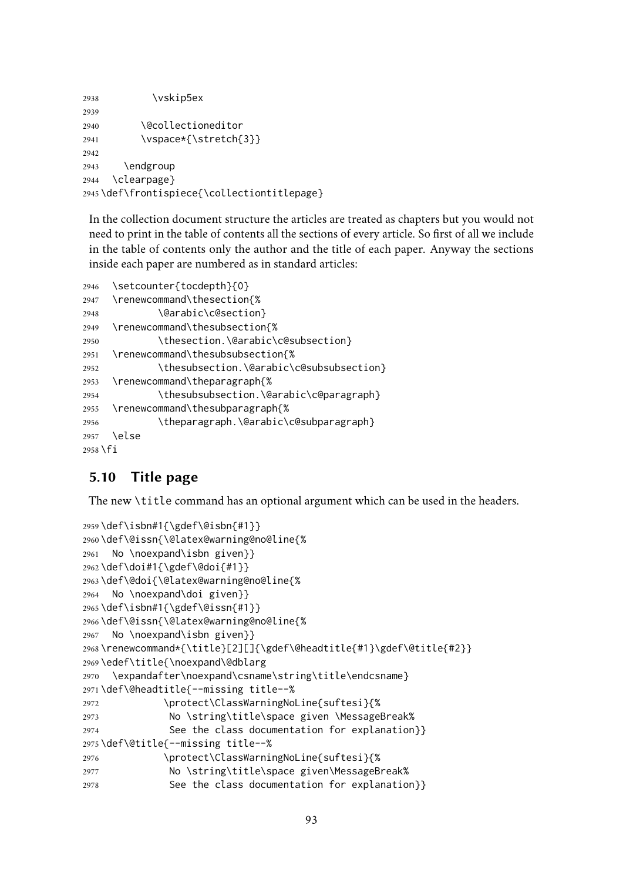```
2938        \vskip5ex
2939
2940      \@collectioneditor
2941      \vspace*{\stretch{3}}
2942
2943   \endgroup
2944  \clearpage}
2945 \def\frontispiece{\collectiontitlepage}
```

In the collection document structure the articles are treated as chapters but you would not need to print in the table of contents all the sections of every article. So first of all we include in the table of contents only the author and the title of each paper. Anyway the sections inside each paper are numbered as in standard articles:

```
2946  \setcounter{tocdepth}{0}
2947  \renewcommand\thesection{%
2948         \@arabic\c@section}
2949  \renewcommand\thesubsection{%
2950         \thesection.\@arabic\c@subsection}
2951  \renewcommand\thesubsubsection{%
2952         \thesubsection.\@arabic\c@subsubsection}
2953  \renewcommand\theparagraph{%
2954         \thesubsubsection.\@arabic\c@paragraph}
2955  \renewcommand\thesubparagraph{%
2956         \theparagraph.\@arabic\c@subparagraph}
2957  \else
2958 \fi
```

## 5.10 Title page

The new `\title` command has an optional argument which can be used in the headers.

```
2959 \def\isbn#1{\gdef\@isbn{#1}}
2960 \def\@issn{\@latex@warning@no@line{%
2961   No \noexpand\isbn given}}
2962 \def\doi#1{\gdef\@doi{#1}}
2963 \def\@doi{\@latex@warning@no@line{%
2964   No \noexpand\doi given}}
2965 \def\isbn#1{\gdef\@issn{#1}}
2966 \def\@issn{\@latex@warning@no@line{%
2967   No \noexpand\isbn given}}
2968 \renewcommand*{\title}[2][]{\gdef\@headtitle{#1}\gdef\@title{#2}}
2969 \edef\title{\noexpand\@dblarg
2970   \expandafter\noexpand\csname\string\title\endcsname}
2971 \def\@headtitle{--missing title--%
2972           \protect\ClassWarningNoLine{suftesi}{%
2973            No \string\title\space given \MessageBreak%
2974            See the class documentation for explanation}}
2975 \def\@title{--missing title--%
2976           \protect\ClassWarningNoLine{suftesi}{%
2977            No \string\title\space given\MessageBreak%
2978            See the class documentation for explanation}}
```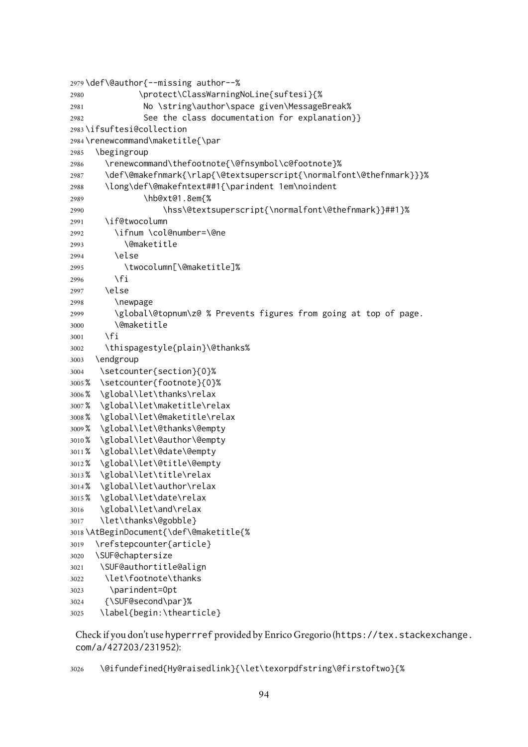```
2979 \def\@author{--missing author--%
2980           \protect\ClassWarningNoLine{suftesi}{%
2981            No \string\author\space given\MessageBreak%
2982            See the class documentation for explanation}}
2983 \ifsuftesi@collection
2984 \renewcommand\maketitle{\par
2985   \begingroup
2986     \renewcommand\thefootnote{\@fnsymbol\c@footnote}%
2987     \def\@makefnmark{\rlap{\@textsuperscript{\normalfont\@thefnmark}}}%
2988     \long\def\@makefntext##1{\parindent 1em\noindent
2989             \hb@xt@1.8em{%
2990                 \hss\@textsuperscript{\normalfont\@thefnmark}}##1}%
2991     \if@twocolumn
2992       \ifnum \col@number=\@ne
2993         \@maketitle
2994       \else
2995         \twocolumn[\@maketitle]%
2996       \fi
2997     \else
2998       \newpage
2999       \global\@topnum\z@ % Prevents figures from going at top of page.
3000       \@maketitle
3001     \fi
3002     \thispagestyle{plain}\@thanks%
3003   \endgroup
3004    \setcounter{section}{0}%
3005 %  \setcounter{footnote}{0}%
3006 %  \global\let\thanks\relax
3007 %  \global\let\maketitle\relax
3008 %  \global\let\@maketitle\relax
3009 %  \global\let\@thanks\@empty
3010 %  \global\let\@author\@empty
3011 %  \global\let\@date\@empty
3012 %  \global\let\@title\@empty
3013 %  \global\let\title\relax
3014 %  \global\let\author\relax
3015 %  \global\let\date\relax
3016    \global\let\and\relax
3017    \let\thanks\@gobble}
3018 \AtBeginDocument{\def\@maketitle{%
3019   \refstepcounter{article}
3020   \SUF@chaptersize
3021    \SUF@authortitle@align
3022     \let\footnote\thanks
3023      \parindent=0pt
3024     {\SUF@second\par}%
3025    \label{begin:\thearticle}
```

Check if you don't use hyperrref provided by Enrico Gregorio (https://tex.stackexchange.com/a/427203/231952):

```
3026    \@ifundefined{Hy@raisedlink}{\let\texorpdfstring\@firstoftwo}{%
```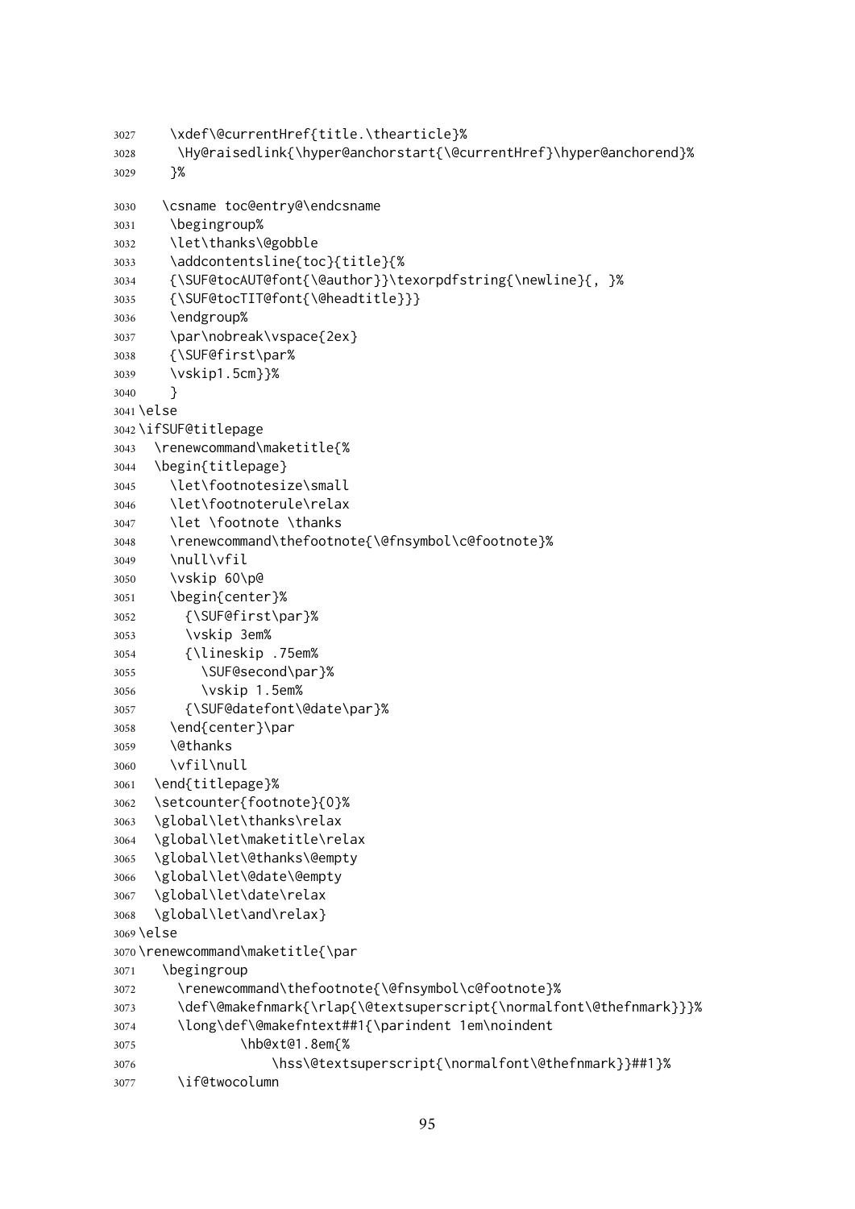```
3027      \xdef\@currentHref{title.\thearticle}%
3028       \Hy@raisedlink{\hyper@anchorstart{\@currentHref}\hyper@anchorend}%
3029      }%
3030    \csname toc@entry@\endcsname
3031      \begingroup%
3032      \let\thanks\@gobble
3033      \addcontentsline{toc}{title}{%
3034      {\SUF@tocAUT@font{\@author}}\texorpdfstring{\newline}{, }%
3035      {\SUF@tocTIT@font{\@headtitle}}}
3036      \endgroup%
3037      \par\nobreak\vspace{2ex}
3038      {\SUF@first\par%
3039      \vskip1.5cm}}%
3040      }
3041 \else
3042 \ifSUF@titlepage
3043   \renewcommand\maketitle{%
3044   \begin{titlepage}
3045     \let\footnotesize\small
3046     \let\footnoterule\relax
3047     \let \footnote \thanks
3048     \renewcommand\thefootnote{\@fnsymbol\c@footnote}%
3049     \null\vfil
3050     \vskip 60\p@
3051     \begin{center}%
3052       {\SUF@first\par}%
3053       \vskip 3em%
3054       {\lineskip .75em%
3055         \SUF@second\par}%
3056         \vskip 1.5em%
3057       {\SUF@datefont\@date\par}%
3058     \end{center}\par
3059     \@thanks
3060     \vfil\null
3061   \end{titlepage}%
3062   \setcounter{footnote}{0}%
3063   \global\let\thanks\relax
3064   \global\let\maketitle\relax
3065   \global\let\@thanks\@empty
3066   \global\let\@date\@empty
3067   \global\let\date\relax
3068   \global\let\and\relax}
3069 \else
3070 \renewcommand\maketitle{\par
3071     \begingroup
3072       \renewcommand\thefootnote{\@fnsymbol\c@footnote}%
3073       \def\@makefnmark{\rlap{\@textsuperscript{\normalfont\@thefnmark}}}%
3074       \long\def\@makefntext##1{\parindent 1em\noindent
3075               \hb@xt@1.8em{%
3076                   \hss\@textsuperscript{\normalfont\@thefnmark}}##1}%
3077       \if@twocolumn
```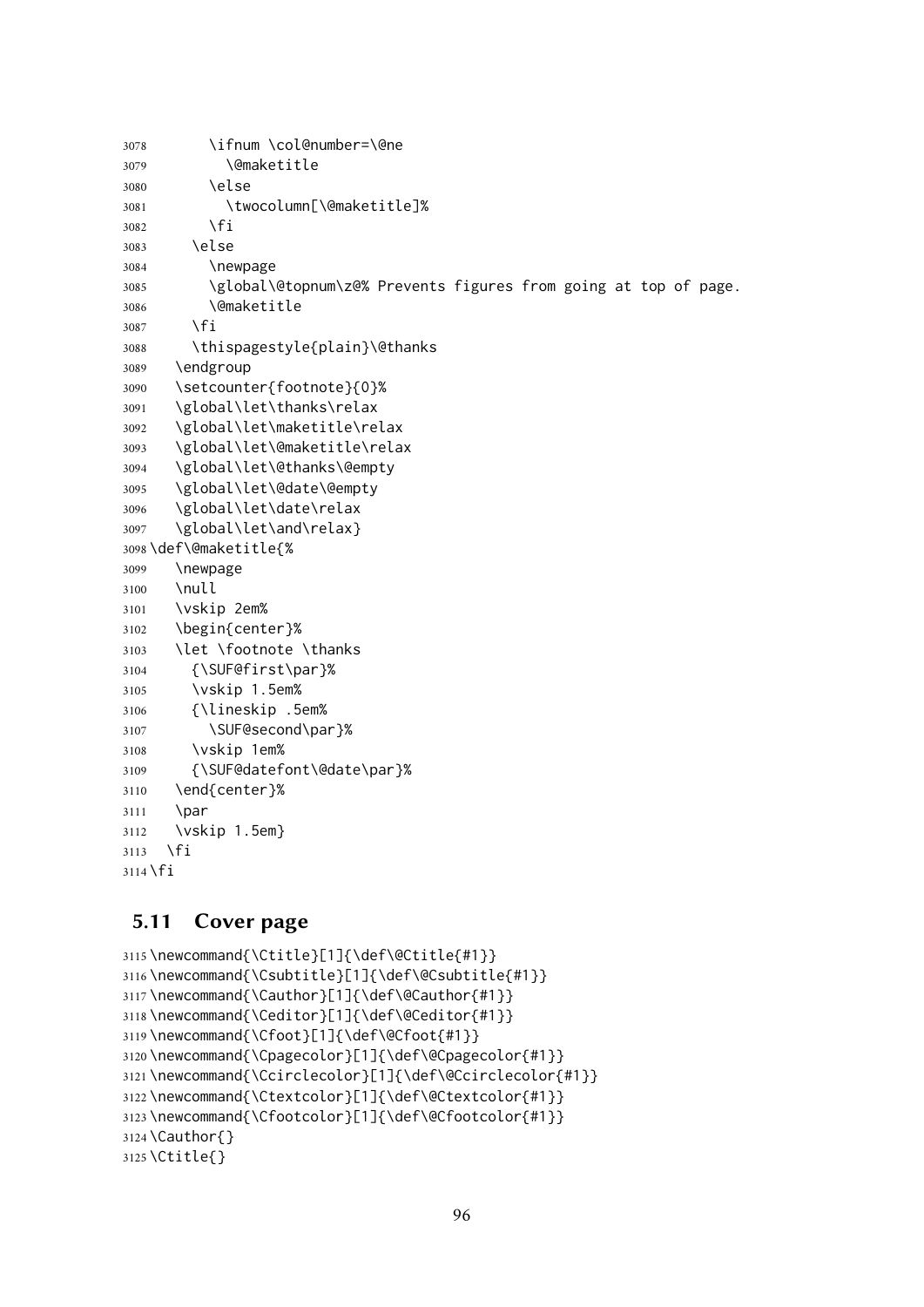```
3078       \ifnum \col@number=\@ne
3079         \@maketitle
3080       \else
3081         \twocolumn[\@maketitle]%
3082       \fi
3083     \else
3084       \newpage
3085       \global\@topnum\z@% Prevents figures from going at top of page.
3086       \@maketitle
3087     \fi
3088     \thispagestyle{plain}\@thanks
3089   \endgroup
3090   \setcounter{footnote}{0}%
3091   \global\let\thanks\relax
3092   \global\let\maketitle\relax
3093   \global\let\@maketitle\relax
3094   \global\let\@thanks\@empty
3095   \global\let\@date\@empty
3096   \global\let\date\relax
3097   \global\let\and\relax}
3098 \def\@maketitle{%
3099   \newpage
3100   \null
3101   \vskip 2em%
3102   \begin{center}%
3103   \let \footnote \thanks
3104     {\SUF@first\par}%
3105     \vskip 1.5em%
3106     {\lineskip .5em%
3107       \SUF@second\par}%
3108     \vskip 1em%
3109     {\SUF@datefont\@date\par}%
3110   \end{center}%
3111   \par
3112   \vskip 1.5em}
3113   \fi
3114 \fi
```

## 5.11 Cover page

```
3115 \newcommand{\Ctitle}[1]{\def\@Ctitle{#1}}
3116 \newcommand{\Csubtitle}[1]{\def\@Csubtitle{#1}}
3117 \newcommand{\Cauthor}[1]{\def\@Cauthor{#1}}
3118 \newcommand{\Ceditor}[1]{\def\@Ceditor{#1}}
3119 \newcommand{\Cfoot}[1]{\def\@Cfoot{#1}}
3120 \newcommand{\Cpagecolor}[1]{\def\@Cpagecolor{#1}}
3121 \newcommand{\Ccirclecolor}[1]{\def\@Ccirclecolor{#1}}
3122 \newcommand{\Ctextcolor}[1]{\def\@Ctextcolor{#1}}
3123 \newcommand{\Cfootcolor}[1]{\def\@Cfootcolor{#1}}
3124 \Cauthor{}
3125 \Ctitle{}
```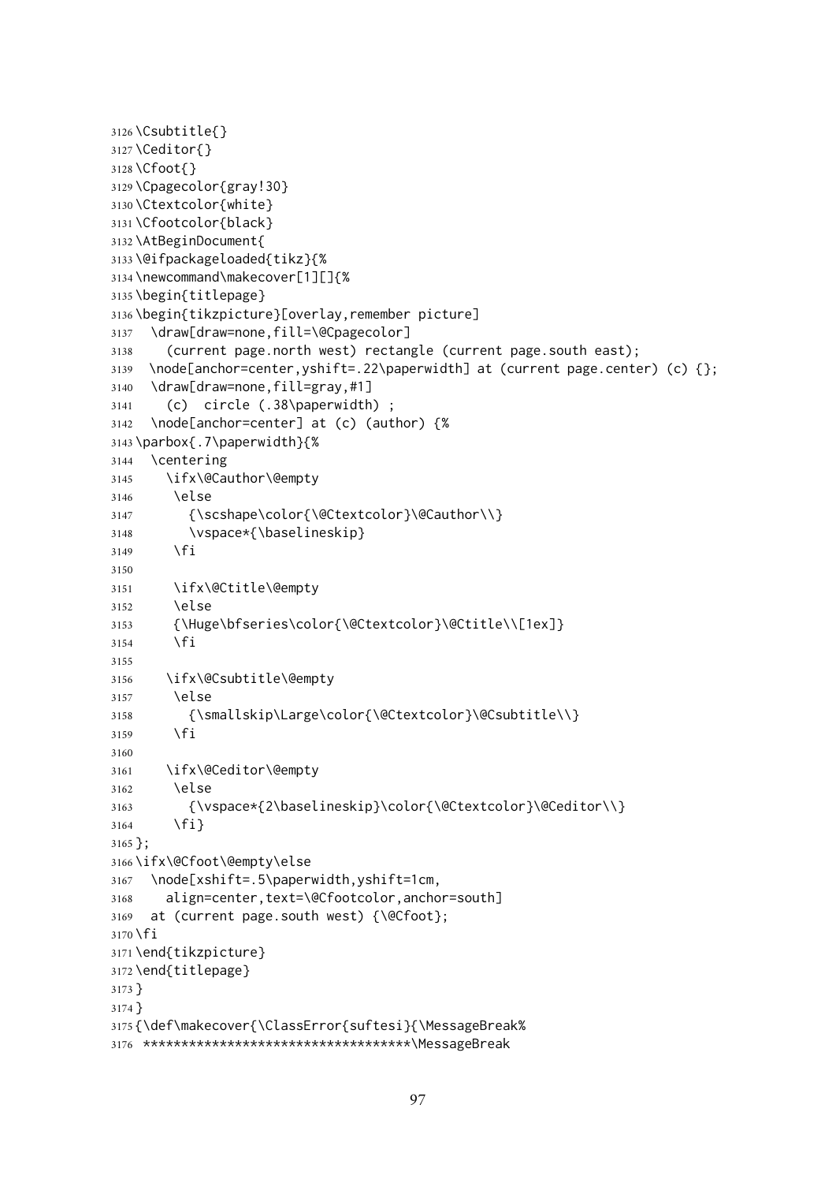```
3126 \Csubtitle{}
3127 \Ceditor{}
3128 \Cfoot{}
3129 \Cpagecolor{gray!30}
3130 \Ctextcolor{white}
3131 \Cfootcolor{black}
3132 \AtBeginDocument{
3133 \@ifpackageloaded{tikz}{%
3134 \newcommand\makecover[1][]{%
3135 \begin{titlepage}
3136 \begin{tikzpicture}[overlay,remember picture]
3137   \draw[draw=none,fill=\@Cpagecolor]
3138     (current page.north west) rectangle (current page.south east);
3139   \node[anchor=center,yshift=.22\paperwidth] at (current page.center) (c) {};
3140   \draw[draw=none,fill=gray,#1]
3141     (c)  circle (.38\paperwidth) ;
3142   \node[anchor=center] at (c) (author) {%
3143 \parbox{.7\paperwidth}{%
3144   \centering
3145     \ifx\@Cauthor\@empty
3146      \else
3147        {\scshape\color{\@Ctextcolor}\@Cauthor\\}
3148        \vspace*{\baselineskip}
3149      \fi
3150 
3151      \ifx\@Ctitle\@empty
3152      \else
3153      {\Huge\bfseries\color{\@Ctextcolor}\@Ctitle\\[1ex]}
3154      \fi
3155 
3156     \ifx\@Csubtitle\@empty
3157      \else
3158        {\smallskip\Large\color{\@Ctextcolor}\@Csubtitle\\}
3159      \fi
3160 
3161     \ifx\@Ceditor\@empty
3162      \else
3163        {\vspace*{2\baselineskip}\color{\@Ctextcolor}\@Ceditor\\}
3164      \fi}
3165 };
3166 \ifx\@Cfoot\@empty\else
3167   \node[xshift=.5\paperwidth,yshift=1cm,
3168     align=center,text=\@Cfootcolor,anchor=south]
3169   at (current page.south west) {\@Cfoot};
3170 \fi
3171 \end{tikzpicture}
3172 \end{titlepage}
3173 }
3174 }
3175 {\def\makecover{\ClassError{suftesi}{\MessageBreak%
3176  **********************************\MessageBreak
```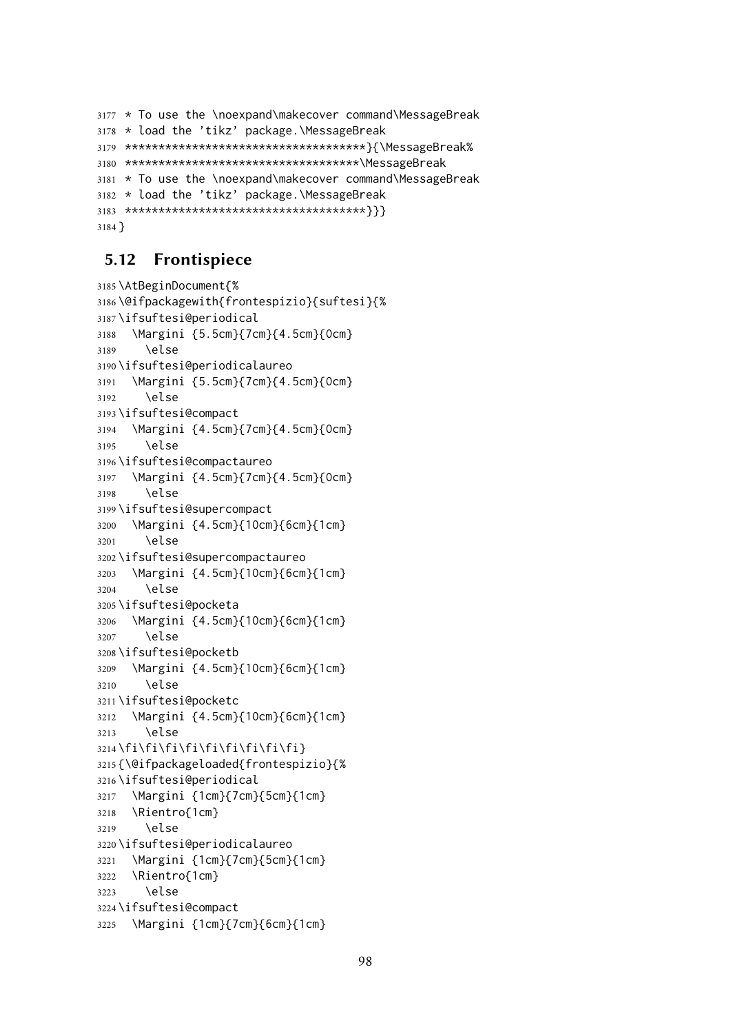```
3177 * To use the \noexpand\makecover command\MessageBreak
3178 * load the 'tikz' package.\MessageBreak
3179 ************************************}{\MessageBreak%
3180 ***********************************\MessageBreak
3181 * To use the \noexpand\makecover command\MessageBreak
3182 * load the 'tikz' package.\MessageBreak
3183 ************************************}}}
3184 }
```

## 5.12 Frontispiece

```
3185 \AtBeginDocument{%
3186 \@ifpackagewith{frontespizio}{suftesi}{%
3187 \ifsuftesi@periodical
3188   \Margini {5.5cm}{7cm}{4.5cm}{0cm}
3189     \else
3190 \ifsuftesi@periodicalaureo
3191   \Margini {5.5cm}{7cm}{4.5cm}{0cm}
3192     \else
3193 \ifsuftesi@compact
3194   \Margini {4.5cm}{7cm}{4.5cm}{0cm}
3195     \else
3196 \ifsuftesi@compactaureo
3197   \Margini {4.5cm}{7cm}{4.5cm}{0cm}
3198     \else
3199 \ifsuftesi@supercompact
3200   \Margini {4.5cm}{10cm}{6cm}{1cm}
3201     \else
3202 \ifsuftesi@supercompactaureo
3203   \Margini {4.5cm}{10cm}{6cm}{1cm}
3204     \else
3205 \ifsuftesi@pocketa
3206   \Margini {4.5cm}{10cm}{6cm}{1cm}
3207     \else
3208 \ifsuftesi@pocketb
3209   \Margini {4.5cm}{10cm}{6cm}{1cm}
3210     \else
3211 \ifsuftesi@pocketc
3212   \Margini {4.5cm}{10cm}{6cm}{1cm}
3213     \else
3214 \fi\fi\fi\fi\fi\fi\fi\fi\fi}
3215 {\@ifpackageloaded{frontespizio}{%
3216 \ifsuftesi@periodical
3217   \Margini {1cm}{7cm}{5cm}{1cm}
3218   \Rientro{1cm}
3219     \else
3220 \ifsuftesi@periodicalaureo
3221   \Margini {1cm}{7cm}{5cm}{1cm}
3222   \Rientro{1cm}
3223     \else
3224 \ifsuftesi@compact
3225   \Margini {1cm}{7cm}{6cm}{1cm}
```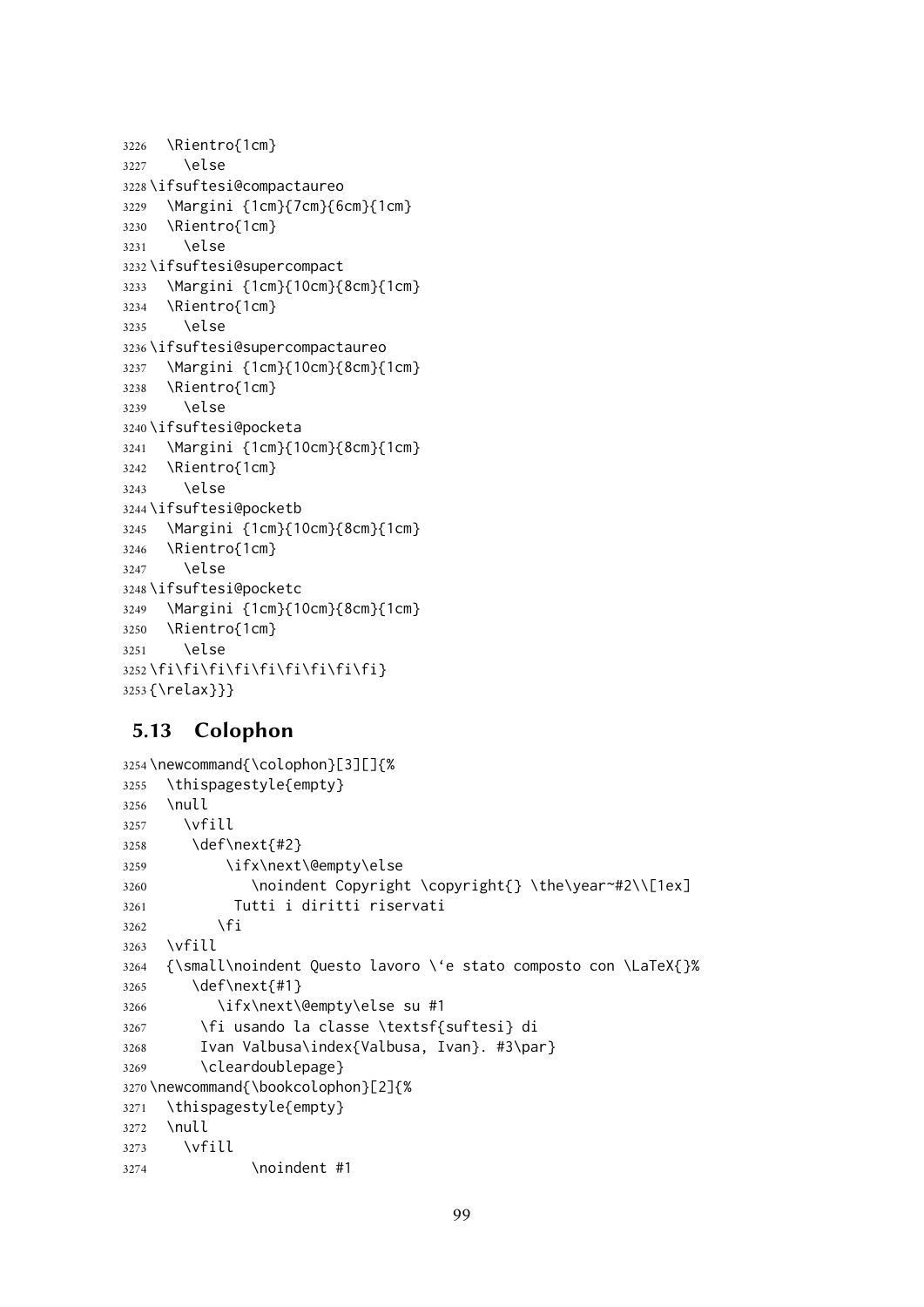```
3226   \Rientro{1cm}
3227     \else
3228 \ifsuftesi@compactaureo
3229   \Margini {1cm}{7cm}{6cm}{1cm}
3230   \Rientro{1cm}
3231     \else
3232 \ifsuftesi@supercompact
3233   \Margini {1cm}{10cm}{8cm}{1cm}
3234   \Rientro{1cm}
3235     \else
3236 \ifsuftesi@supercompactaureo
3237   \Margini {1cm}{10cm}{8cm}{1cm}
3238   \Rientro{1cm}
3239     \else
3240 \ifsuftesi@pocketa
3241   \Margini {1cm}{10cm}{8cm}{1cm}
3242   \Rientro{1cm}
3243     \else
3244 \ifsuftesi@pocketb
3245   \Margini {1cm}{10cm}{8cm}{1cm}
3246   \Rientro{1cm}
3247     \else
3248 \ifsuftesi@pocketc
3249   \Margini {1cm}{10cm}{8cm}{1cm}
3250   \Rientro{1cm}
3251     \else
3252 \fi\fi\fi\fi\fi\fi\fi\fi\fi}
3253 {\relax}}}
```

## 5.13 Colophon

```
3254 \newcommand{\colophon}[3][]{%
3255   \thispagestyle{empty}
3256   \null
3257     \vfill
3258      \def\next{#2}
3259          \ifx\next\@empty\else
3260             \noindent Copyright \copyright{} \the\year~#2\\[1ex]
3261           Tutti i diritti riservati
3262         \fi
3263   \vfill
3264   {\small\noindent Questo lavoro \`e stato composto con \LaTeX{}%
3265      \def\next{#1}
3266         \ifx\next\@empty\else su #1
3267       \fi usando la classe \textsf{suftesi} di
3268       Ivan Valbusa\index{Valbusa, Ivan}. #3\par}
3269       \cleardoublepage}
3270 \newcommand{\bookcolophon}[2]{%
3271   \thispagestyle{empty}
3272   \null
3273     \vfill
3274             \noindent #1
```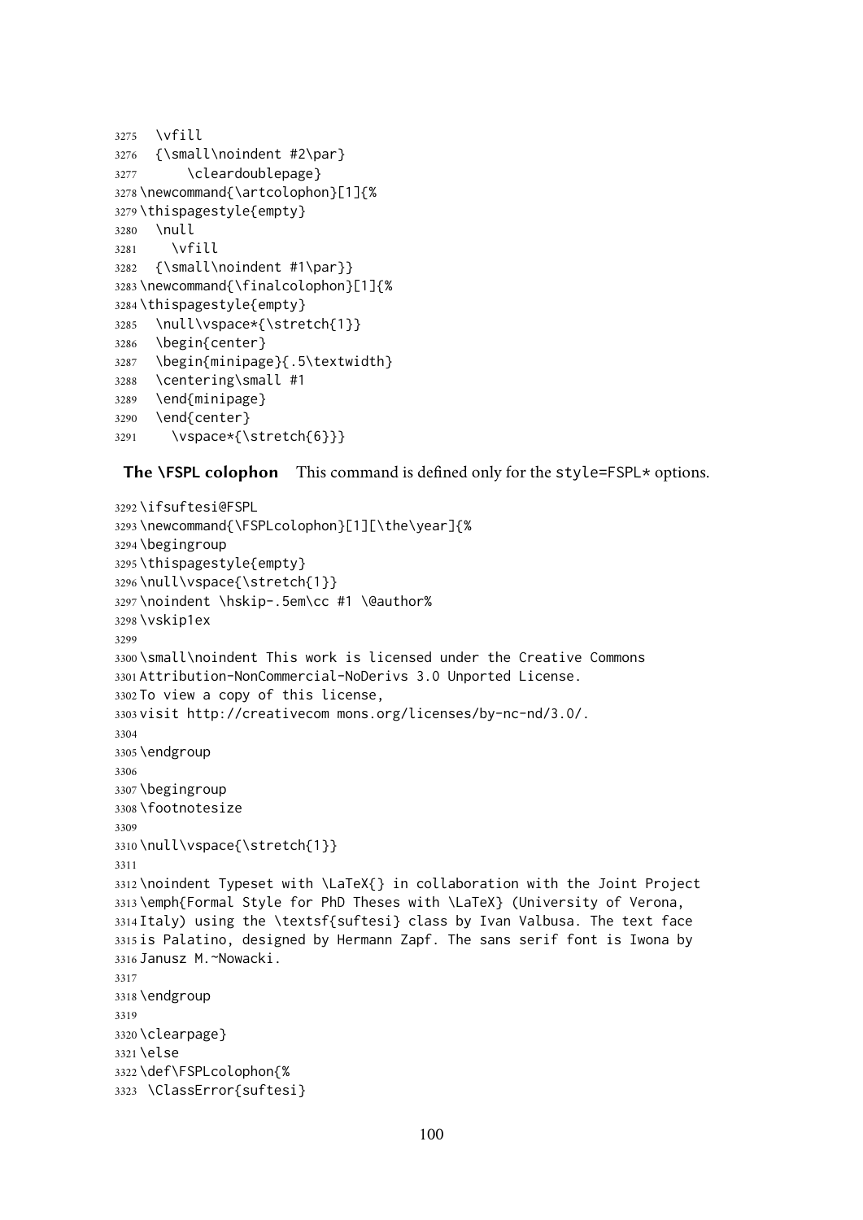```
3275  \vfill
3276  {\small\noindent #2\par}
3277      \cleardoublepage}
3278 \newcommand{\artcolophon}[1]{%
3279 \thispagestyle{empty}
3280  \null
3281    \vfill
3282  {\small\noindent #1\par}}
3283 \newcommand{\finalcolophon}[1]{%
3284 \thispagestyle{empty}
3285  \null\vspace*{\stretch{1}}
3286  \begin{center}
3287  \begin{minipage}{.5\textwidth}
3288  \centering\small #1
3289  \end{minipage}
3290  \end{center}
3291    \vspace*{\stretch{6}}}
```

**The \FSPL colophon** This command is defined only for the style=FSPL* options.

```
3292 \ifsuftesi@FSPL
3293 \newcommand{\FSPLcolophon}[1][\the\year]{%
3294 \begingroup
3295 \thispagestyle{empty}
3296 \null\vspace{\stretch{1}}
3297 \noindent \hskip-.5em\cc #1 \@author%
3298 \vskip1ex
3299
3300 \small\noindent This work is licensed under the Creative Commons
3301 Attribution-NonCommercial-NoDerivs 3.0 Unported License.
3302 To view a copy of this license,
3303 visit http://creativecom mons.org/licenses/by-nc-nd/3.0/.
3304
3305 \endgroup
3306
3307 \begingroup
3308 \footnotesize
3309
3310 \null\vspace{\stretch{1}}
3311
3312 \noindent Typeset with \LaTeX{} in collaboration with the Joint Project
3313 \emph{Formal Style for PhD Theses with \LaTeX} (University of Verona,
3314 Italy) using the \textsf{suftesi} class by Ivan Valbusa. The text face
3315 is Palatino, designed by Hermann Zapf. The sans serif font is Iwona by
3316 Janusz M.~Nowacki.
3317
3318 \endgroup
3319
3320 \clearpage}
3321 \else
3322 \def\FSPLcolophon{%
3323  \ClassError{suftesi}
```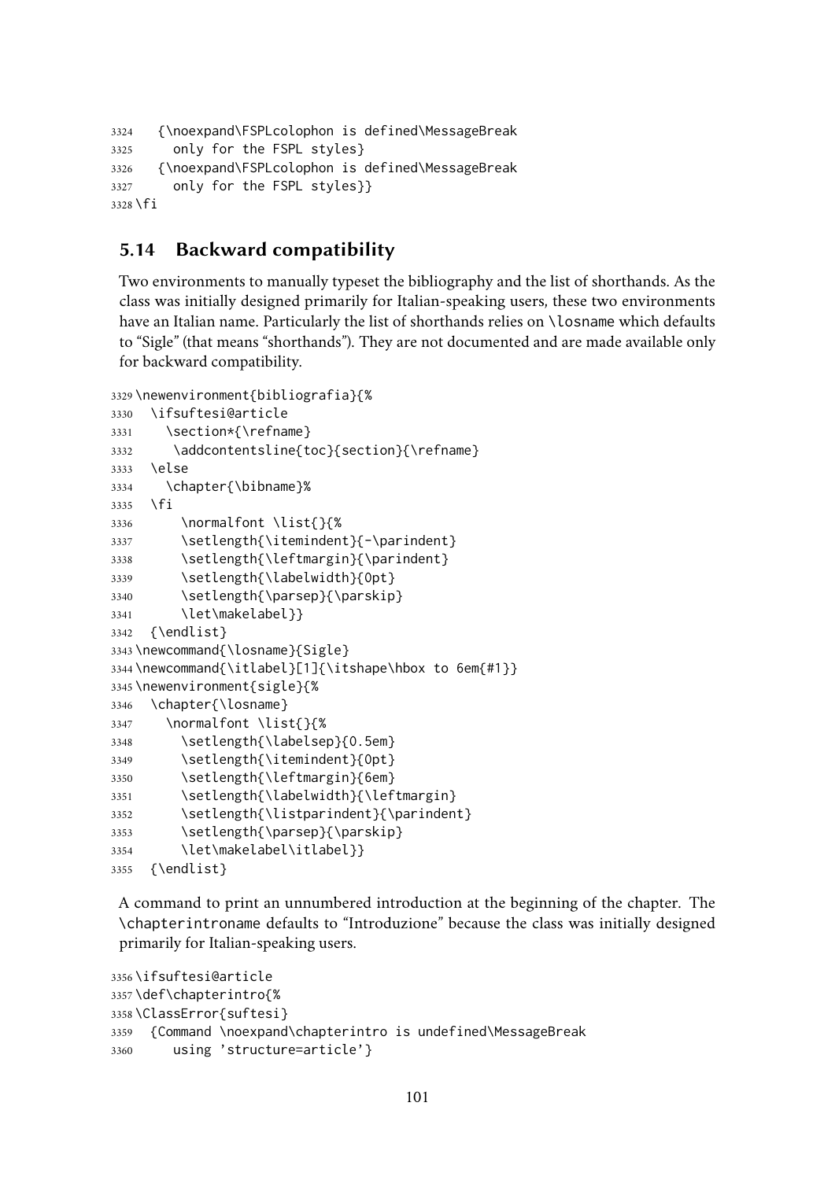```
3324   {\noexpand\FSPLcolophon is defined\MessageBreak
3325     only for the FSPL styles}
3326   {\noexpand\FSPLcolophon is defined\MessageBreak
3327     only for the FSPL styles}}
3328 \fi
```

## 5.14 Backward compatibility

Two environments to manually typeset the bibliography and the list of shorthands. As the class was initially designed primarily for Italian-speaking users, these two environments have an Italian name. Particularly the list of shorthands relies on `\losname` which defaults to "Sigle" (that means "shorthands"). They are not documented and are made available only for backward compatibility.

```
3329 \newenvironment{bibliografia}{%
3330   \ifsuftesi@article
3331     \section*{\refname}
3332     \addcontentsline{toc}{section}{\refname}
3333   \else
3334     \chapter{\bibname}%
3335   \fi
3336       \normalfont \list{}{%
3337       \setlength{\itemindent}{-\parindent}
3338       \setlength{\leftmargin}{\parindent}
3339       \setlength{\labelwidth}{0pt}
3340       \setlength{\parsep}{\parskip}
3341       \let\makelabel}}
3342   {\endlist}
3343 \newcommand{\losname}{Sigle}
3344 \newcommand{\itlabel}[1]{\itshape\hbox to 6em{#1}}
3345 \newenvironment{sigle}{%
3346   \chapter{\losname}
3347     \normalfont \list{}{%
3348       \setlength{\labelsep}{0.5em}
3349       \setlength{\itemindent}{0pt}
3350       \setlength{\leftmargin}{6em}
3351       \setlength{\labelwidth}{\leftmargin}
3352       \setlength{\listparindent}{\parindent}
3353       \setlength{\parsep}{\parskip}
3354       \let\makelabel\itlabel}}
3355   {\endlist}
```

A command to print an unnumbered introduction at the beginning of the chapter. The `\chapterintroname` defaults to "Introduzione" because the class was initially designed primarily for Italian-speaking users.

```
3356 \ifsuftesi@article
3357 \def\chapterintro{%
3358 \ClassError{suftesi}
3359   {Command \noexpand\chapterintro is undefined\MessageBreak
3360     using 'structure=article'}
```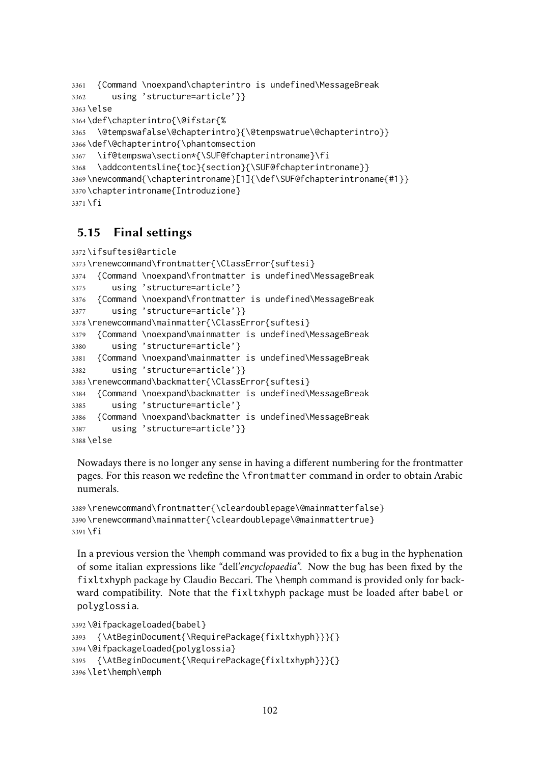```
3361   {Command \noexpand\chapterintro is undefined\MessageBreak
3362      using 'structure=article'}}
3363 \else
3364 \def\chapterintro{\@ifstar{%
3365   \@tempswafalse\@chapterintro}{\@tempswatrue\@chapterintro}}
3366 \def\@chapterintro{\phantomsection
3367   \if@tempswa\section*{\SUF@fchapterintroname}\fi
3368   \addcontentsline{toc}{section}{\SUF@fchapterintroname}}
3369 \newcommand{\chapterintroname}[1]{\def\SUF@fchapterintroname{#1}}
3370 \chapterintroname{Introduzione}
3371 \fi
```

## 5.15 Final settings

```
3372 \ifsuftesi@article
3373 \renewcommand\frontmatter{\ClassError{suftesi}
3374   {Command \noexpand\frontmatter is undefined\MessageBreak
3375      using 'structure=article'}
3376   {Command \noexpand\frontmatter is undefined\MessageBreak
3377      using 'structure=article'}}
3378 \renewcommand\mainmatter{\ClassError{suftesi}
3379   {Command \noexpand\mainmatter is undefined\MessageBreak
3380      using 'structure=article'}
3381   {Command \noexpand\mainmatter is undefined\MessageBreak
3382      using 'structure=article'}}
3383 \renewcommand\backmatter{\ClassError{suftesi}
3384   {Command \noexpand\backmatter is undefined\MessageBreak
3385      using 'structure=article'}
3386   {Command \noexpand\backmatter is undefined\MessageBreak
3387      using 'structure=article'}}
3388 \else
```

Nowadays there is no longer any sense in having a different numbering for the frontmatter pages. For this reason we redefine the `\frontmatter` command in order to obtain Arabic numerals.

```
3389 \renewcommand\frontmatter{\cleardoublepage\@mainmatterfalse}
3390 \renewcommand\mainmatter{\cleardoublepage\@mainmattertrue}
3391 \fi
```

In a previous version the `\hemph` command was provided to fix a bug in the hyphenation of some italian expressions like "dell'*encyclopaedia*". Now the bug has been fixed by the `fixltxhyph` package by Claudio Beccari. The `\hemph` command is provided only for backward compatibility. Note that the `fixltxhyph` package must be loaded after `babel` or `polyglossia`.

```
3392 \@ifpackageloaded{babel}
3393   {\AtBeginDocument{\RequirePackage{fixltxhyph}}}{}
3394 \@ifpackageloaded{polyglossia}
3395   {\AtBeginDocument{\RequirePackage{fixltxhyph}}}{}
3396 \let\hemph\emph
```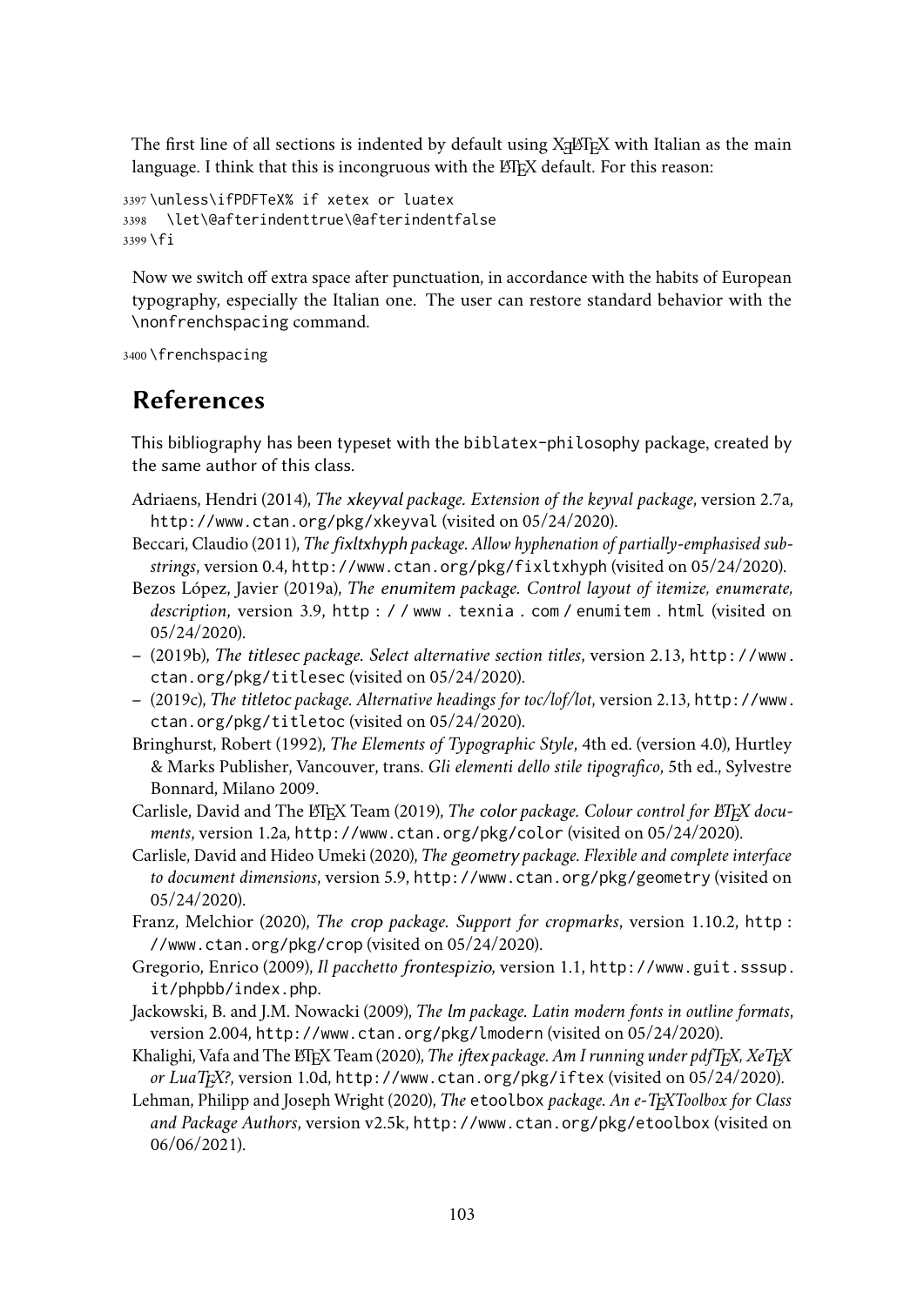The first line of all sections is indented by default using XƎLaTeX with Italian as the main language. I think that this is incongruous with the LaTeX default. For this reason:

```
3397 \unless\ifPDFTeX% if xetex or luatex
3398   \let\@afterindenttrue\@afterindentfalse
3399 \fi
```

Now we switch off extra space after punctuation, in accordance with the habits of European typography, especially the Italian one. The user can restore standard behavior with the `\nonfrenchspacing` command.

```
3400 \frenchspacing
```

## References

This bibliography has been typeset with the `biblatex-philosophy` package, created by the same author of this class.

Adriaens, Hendri (2014), *The* xkeyval *package. Extension of the keyval package*, version 2.7a, `http://www.ctan.org/pkg/xkeyval` (visited on 05/24/2020).

Beccari, Claudio (2011), *The* fixltxhyph *package. Allow hyphenation of partially-emphasised substrings*, version 0.4, `http://www.ctan.org/pkg/fixltxhyph` (visited on 05/24/2020).

Bezos López, Javier (2019a), *The* enumitem *package. Control layout of itemize, enumerate, description*, version 3.9, `http://www.texnia.com/enumitem.html` (visited on 05/24/2020).

– (2019b), *The* titlesec *package. Select alternative section titles*, version 2.13, `http://www.ctan.org/pkg/titlesec` (visited on 05/24/2020).

– (2019c), *The* titletoc *package. Alternative headings for toc/lof/lot*, version 2.13, `http://www.ctan.org/pkg/titletoc` (visited on 05/24/2020).

Bringhurst, Robert (1992), *The Elements of Typographic Style*, 4th ed. (version 4.0), Hurtley & Marks Publisher, Vancouver, trans. *Gli elementi dello stile tipografico*, 5th ed., Sylvestre Bonnard, Milano 2009.

Carlisle, David and The LaTeX Team (2019), *The* color *package. Colour control for LaTeX documents*, version 1.2a, `http://www.ctan.org/pkg/color` (visited on 05/24/2020).

Carlisle, David and Hideo Umeki (2020), *The* geometry *package. Flexible and complete interface to document dimensions*, version 5.9, `http://www.ctan.org/pkg/geometry` (visited on 05/24/2020).

Franz, Melchior (2020), *The* crop *package. Support for cropmarks*, version 1.10.2, `http://www.ctan.org/pkg/crop` (visited on 05/24/2020).

Gregorio, Enrico (2009), *Il pacchetto* frontespizio, version 1.1, `http://www.guit.sssup.it/phpbb/index.php`.

Jackowski, B. and J.M. Nowacki (2009), *The* lm *package. Latin modern fonts in outline formats*, version 2.004, `http://www.ctan.org/pkg/lmodern` (visited on 05/24/2020).

Khalighi, Vafa and The LaTeX Team (2020), *The* iftex *package. Am I running under pdfTeX, XeTeX or LuaTeX?*, version 1.0d, `http://www.ctan.org/pkg/iftex` (visited on 05/24/2020).

Lehman, Philipp and Joseph Wright (2020), *The* `etoolbox` *package. An e-TeXToolbox for Class and Package Authors*, version v2.5k, `http://www.ctan.org/pkg/etoolbox` (visited on 06/06/2021).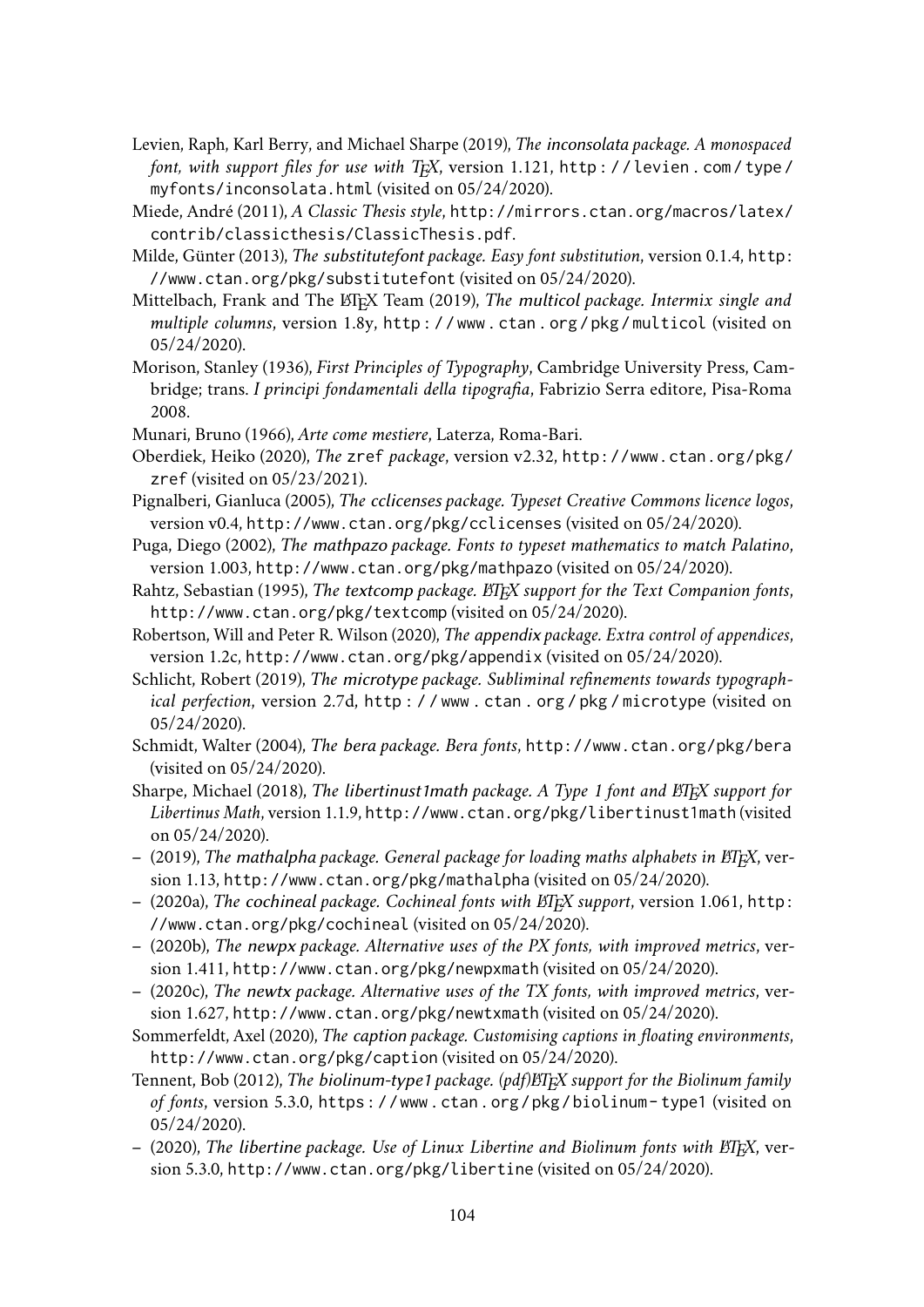Levien, Raph, Karl Berry, and Michael Sharpe (2019), *The inconsolata package. A monospaced font, with support files for use with TEX*, version 1.121, http://levien.com/type/myfonts/inconsolata.html (visited on 05/24/2020).

Miede, André (2011), *A Classic Thesis style*, http://mirrors.ctan.org/macros/latex/contrib/classicthesis/ClassicThesis.pdf.

Milde, Günter (2013), *The substitutefont package. Easy font substitution*, version 0.1.4, http://www.ctan.org/pkg/substitutefont (visited on 05/24/2020).

Mittelbach, Frank and The LATEX Team (2019), *The multicol package. Intermix single and multiple columns*, version 1.8y, http://www.ctan.org/pkg/multicol (visited on 05/24/2020).

Morison, Stanley (1936), *First Principles of Typography*, Cambridge University Press, Cambridge; trans. *I principi fondamentali della tipografia*, Fabrizio Serra editore, Pisa-Roma 2008.

Munari, Bruno (1966), *Arte come mestiere*, Laterza, Roma-Bari.

Oberdiek, Heiko (2020), *The* zref *package*, version v2.32, http://www.ctan.org/pkg/zref (visited on 05/23/2021).

Pignalberi, Gianluca (2005), *The cclicenses package. Typeset Creative Commons licence logos*, version v0.4, http://www.ctan.org/pkg/cclicenses (visited on 05/24/2020).

Puga, Diego (2002), *The mathpazo package. Fonts to typeset mathematics to match Palatino*, version 1.003, http://www.ctan.org/pkg/mathpazo (visited on 05/24/2020).

Rahtz, Sebastian (1995), *The textcomp package. LATEX support for the Text Companion fonts*, http://www.ctan.org/pkg/textcomp (visited on 05/24/2020).

Robertson, Will and Peter R. Wilson (2020), *The appendix package. Extra control of appendices*, version 1.2c, http://www.ctan.org/pkg/appendix (visited on 05/24/2020).

Schlicht, Robert (2019), *The microtype package. Subliminal refinements towards typographical perfection*, version 2.7d, http://www.ctan.org/pkg/microtype (visited on 05/24/2020).

Schmidt, Walter (2004), *The bera package. Bera fonts*, http://www.ctan.org/pkg/bera (visited on 05/24/2020).

Sharpe, Michael (2018), *The libertinust1math package. A Type 1 font and LATEX support for Libertinus Math*, version 1.1.9, http://www.ctan.org/pkg/libertinust1math (visited on 05/24/2020).

– (2019), *The mathalpha package. General package for loading maths alphabets in LATEX*, version 1.13, http://www.ctan.org/pkg/mathalpha (visited on 05/24/2020).

– (2020a), *The cochineal package. Cochineal fonts with LATEX support*, version 1.061, http://www.ctan.org/pkg/cochineal (visited on 05/24/2020).

– (2020b), *The newpx package. Alternative uses of the PX fonts, with improved metrics*, version 1.411, http://www.ctan.org/pkg/newpxmath (visited on 05/24/2020).

– (2020c), *The newtx package. Alternative uses of the TX fonts, with improved metrics*, version 1.627, http://www.ctan.org/pkg/newtxmath (visited on 05/24/2020).

Sommerfeldt, Axel (2020), *The caption package. Customising captions in floating environments*, http://www.ctan.org/pkg/caption (visited on 05/24/2020).

Tennent, Bob (2012), *The biolinum-type1 package. (pdf)LATEX support for the Biolinum family of fonts*, version 5.3.0, https://www.ctan.org/pkg/biolinum-type1 (visited on 05/24/2020).

– (2020), *The libertine package. Use of Linux Libertine and Biolinum fonts with LATEX*, version 5.3.0, http://www.ctan.org/pkg/libertine (visited on 05/24/2020).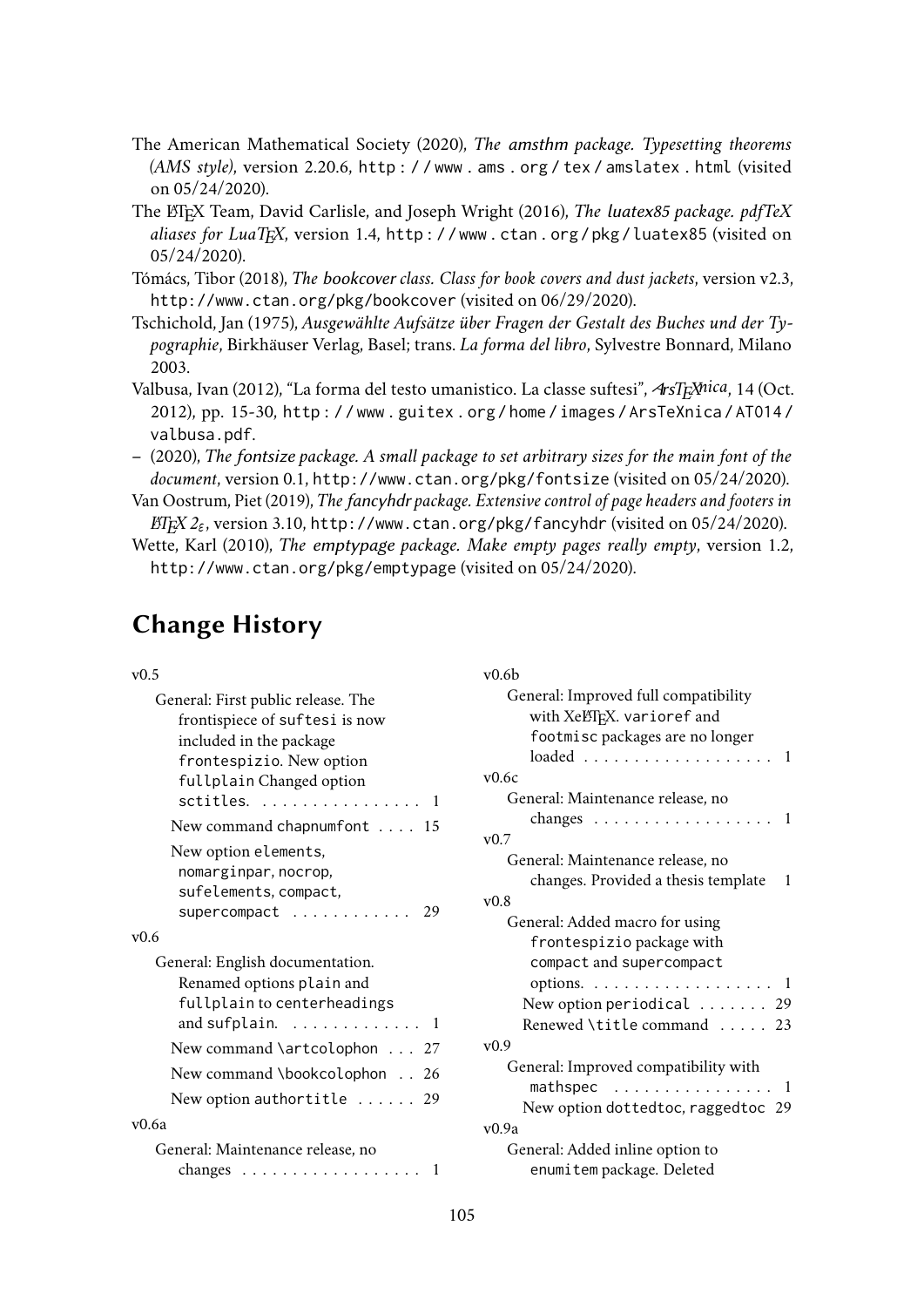The American Mathematical Society (2020), *The amsthm package. Typesetting theorems (AMS style)*, version 2.20.6, http://www.ams.org/tex/amslatex.html (visited on 05/24/2020).

The LaTeX Team, David Carlisle, and Joseph Wright (2016), *The luatex85 package. pdfTeX aliases for LuaTeX*, version 1.4, http://www.ctan.org/pkg/luatex85 (visited on 05/24/2020).

Tómács, Tibor (2018), *The bookcover class. Class for book covers and dust jackets*, version v2.3, http://www.ctan.org/pkg/bookcover (visited on 06/29/2020).

Tschichold, Jan (1975), *Ausgewählte Aufsätze über Fragen der Gestalt des Buches und der Typographie*, Birkhäuser Verlag, Basel; trans. *La forma del libro*, Sylvestre Bonnard, Milano 2003.

Valbusa, Ivan (2012), "La forma del testo umanistico. La classe suftesi", *ArsTeXnica*, 14 (Oct. 2012), pp. 15-30, http://www.guitex.org/home/images/ArsTeXnica/AT014/valbusa.pdf.

– (2020), *The fontsize package. A small package to set arbitrary sizes for the main font of the document*, version 0.1, http://www.ctan.org/pkg/fontsize (visited on 05/24/2020).

Van Oostrum, Piet (2019), *The fancyhdr package. Extensive control of page headers and footers in LaTeX 2ε*, version 3.10, http://www.ctan.org/pkg/fancyhdr (visited on 05/24/2020).

Wette, Karl (2010), *The emptypage package. Make empty pages really empty*, version 1.2, http://www.ctan.org/pkg/emptypage (visited on 05/24/2020).

## Change History

v0.5

- General: First public release. The frontispiece of suftesi is now included in the package frontespizio. New option fullplain Changed option sctitles. . . . . . . 1
- New command chapnumfont . . . . 15
- New option elements, nomarginpar, nocrop, sufelements, compact, supercompact . . . . . . 29

v0.6

- General: English documentation. Renamed options plain and fullplain to centerheadings and sufplain. . . . . . . 1
- New command \artcolophon . . . 27
- New command \bookcolophon . . 26
- New option authortitle . . . . . . 29

v0.6a

- General: Maintenance release, no changes . . . . . . . 1

v0.6b

- General: Improved full compatibility with XeLaTeX. varioref and footmisc packages are no longer loaded . . . . . . . 1

v0.6c

- General: Maintenance release, no changes . . . . . . . 1

v0.7

- General: Maintenance release, no changes. Provided a thesis template 1

v0.8

- General: Added macro for using frontespizio package with compact and supercompact options. . . . . . . 1
- New option periodical . . . . . . . 29
- Renewed \title command . . . . . 23

v0.9

- General: Improved compatibility with mathspec . . . . . . . 1
- New option dottedtoc, raggedtoc 29

v0.9a

- General: Added inline option to enumitem package. Deleted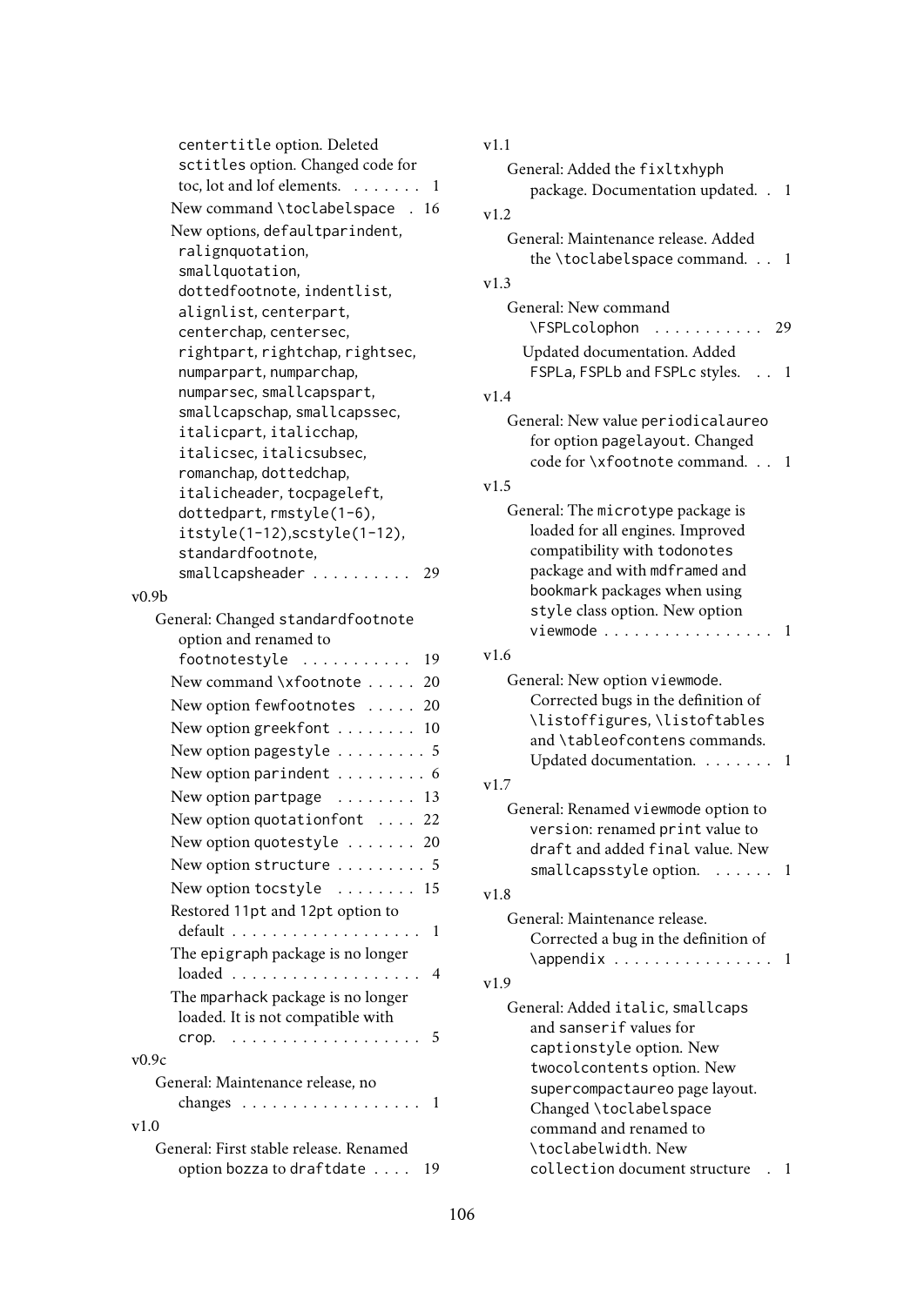centertitle option. Deleted sctitles option. Changed code for toc, lot and lof elements. . . . . . . . 1

New command \toclabelspace . 16

New options, defaultparindent, ralignquotation, smallquotation, dottedfootnote, indentlist, alignlist, centerpart, centerchap, centersec, rightpart, rightchap, rightsec, numparpart, numparchap, numparsec, smallcapspart, smallcapschap, smallcapssec, italicpart, italicchap, italicsec, italicsubsec, romanchap, dottedchap, italicheader, tocpageleft, dottedpart, rmstyle(1-6), itstyle(1-12),scstyle(1-12), standardfootnote, smallcapsheader . . . . . . . . . . 29

v0.9b

General: Changed standardfootnote option and renamed to footnotestyle . . . . . . . . . . . 19

New command \xfootnote . . . . . 20

New option fewfootnotes . . . . . 20

New option greekfont . . . . . . . . 10

New option pagestyle . . . . . . . . . 5

New option parindent . . . . . . . . . 6

New option partpage . . . . . . . . 13

New option quotationfont . . . . 22

New option quotestyle . . . . . . . 20

New option structure . . . . . . . . . 5

New option tocstyle . . . . . . . . 15

Restored 11pt and 12pt option to default . . . . . . . . . . . . . . . . . . . 1

The epigraph package is no longer loaded . . . . . . . . . . . . . . . . . . . 4

The mparhack package is no longer loaded. It is not compatible with crop. . . . . . . . . . . . . . . . . . . . 5

v0.9c

General: Maintenance release, no changes . . . . . . . . . . . . . . . . . . 1

v1.0

General: First stable release. Renamed option bozza to draftdate . . . . 19

v1.1

General: Added the fixltxhyph package. Documentation updated. . 1

v1.2

General: Maintenance release. Added the \toclabelspace command. . . 1

v1.3

General: New command \FSPLcolophon . . . . . . . . . . . 29

Updated documentation. Added FSPLa, FSPLb and FSPLc styles. . . 1

v1.4

General: New value periodicalaureo for option pagelayout. Changed code for \xfootnote command. . . 1

v1.5

General: The microtype package is loaded for all engines. Improved compatibility with todonotes package and with mdframed and bookmark packages when using style class option. New option viewmode . . . . . . . . . . . . . . . . . 1

v1.6

General: New option viewmode. Corrected bugs in the definition of \listoffigures, \listoftables and \tableofcontens commands. Updated documentation. . . . . . . . 1

v1.7

General: Renamed viewmode option to version: renamed print value to draft and added final value. New smallcapsstyle option. . . . . . . 1

v1.8

General: Maintenance release. Corrected a bug in the definition of \appendix . . . . . . . . . . . . . . . . 1

v1.9

General: Added italic, smallcaps and sanserif values for captionstyle option. New twocolcontents option. New supercompactaureo page layout. Changed \toclabelspace command and renamed to \toclabelwidth. New collection document structure . 1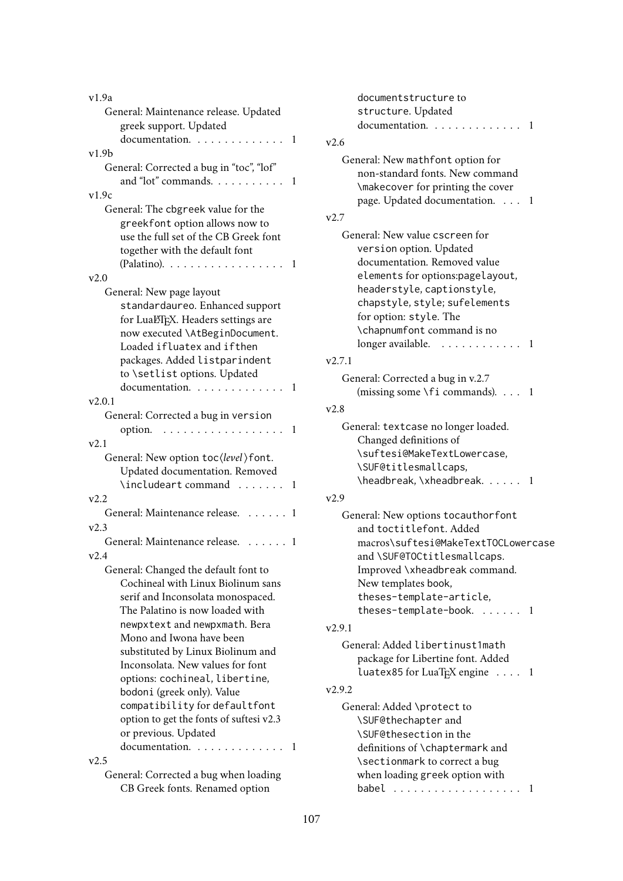v1.9a

General: Maintenance release. Updated greek support. Updated documentation. . . . . . . . . . . . . . 1

v1.9b

General: Corrected a bug in “toc”, “lof” and “lot” commands. . . . . . . . . . . 1

v1.9c

General: The `cbgreek` value for the `greekfont` option allows now to use the full set of the CB Greek font together with the default font (Palatino). . . . . . . . . . . . . . . . . . 1

v2.0

General: New page layout `standardaureo`. Enhanced support for LuaLaTeX. Headers settings are now executed `\AtBeginDocument`. Loaded `ifluatex` and `ifthen` packages. Added `listparindent` to `\setlist` options. Updated documentation. . . . . . . . . . . . . . 1

v2.0.1

General: Corrected a bug in `version` option. . . . . . . . . . . . . . . . . . . 1

v2.1

General: New option `toc`⟨*level*⟩`font`. Updated documentation. Removed `\includeart` command . . . . . . . 1

v2.2

General: Maintenance release. . . . . . . 1

v2.3

General: Maintenance release. . . . . . . 1

v2.4

General: Changed the default font to Cochineal with Linux Biolinum sans serif and Inconsolata monospaced. The Palatino is now loaded with `newpxtext` and `newpxmath`. Bera Mono and Iwona have been substituted by Linux Biolinum and Inconsolata. New values for font options: `cochineal`, `libertine`, `bodoni` (greek only). Value `compatibility` for `defaultfont` option to get the fonts of suftesi v2.3 or previous. Updated documentation. . . . . . . . . . . . . . 1

v2.5

General: Corrected a bug when loading CB Greek fonts. Renamed option `documentstructure` to `structure`. Updated documentation. . . . . . . . . . . . . . 1

v2.6

General: New `mathfont` option for non-standard fonts. New command `\makecover` for printing the cover page. Updated documentation. . . . 1

v2.7

General: New value `cscreen` for `version` option. Updated documentation. Removed value `elements` for options:`pagelayout`, `headerstyle`, `captionstyle`, `chapstyle`, `style`; `sufelements` for option: `style`. The `\chapnumfont` command is no longer available. . . . . . . . . . . . . 1

v2.7.1

General: Corrected a bug in v.2.7 (missing some `\fi` commands). . . . 1

v2.8

General: `textcase` no longer loaded. Changed definitions of `\suftesi@MakeTextLowercase`, `\SUF@titlesmallcaps`, `\headbreak`, `\xheadbreak`. . . . . . 1

v2.9

General: New options `tocauthorfont` and `toctitlefont`. Added macros`\suftesi@MakeTextTOCLowercase` and `\SUF@TOCtitlesmallcaps`. Improved `\xheadbreak` command. New templates book, `theses-template-article`, `theses-template-book`. . . . . . . 1

v2.9.1

General: Added `libertinust1math` package for Libertine font. Added `luatex85` for LuaTeX engine . . . . 1

v2.9.2

General: Added `\protect` to `\SUF@thechapter` and `\SUF@thesection` in the definitions of `\chaptermark` and `\sectionmark` to correct a bug when loading `greek` option with `babel` . . . . . . . . . . . . . . . . . . . 1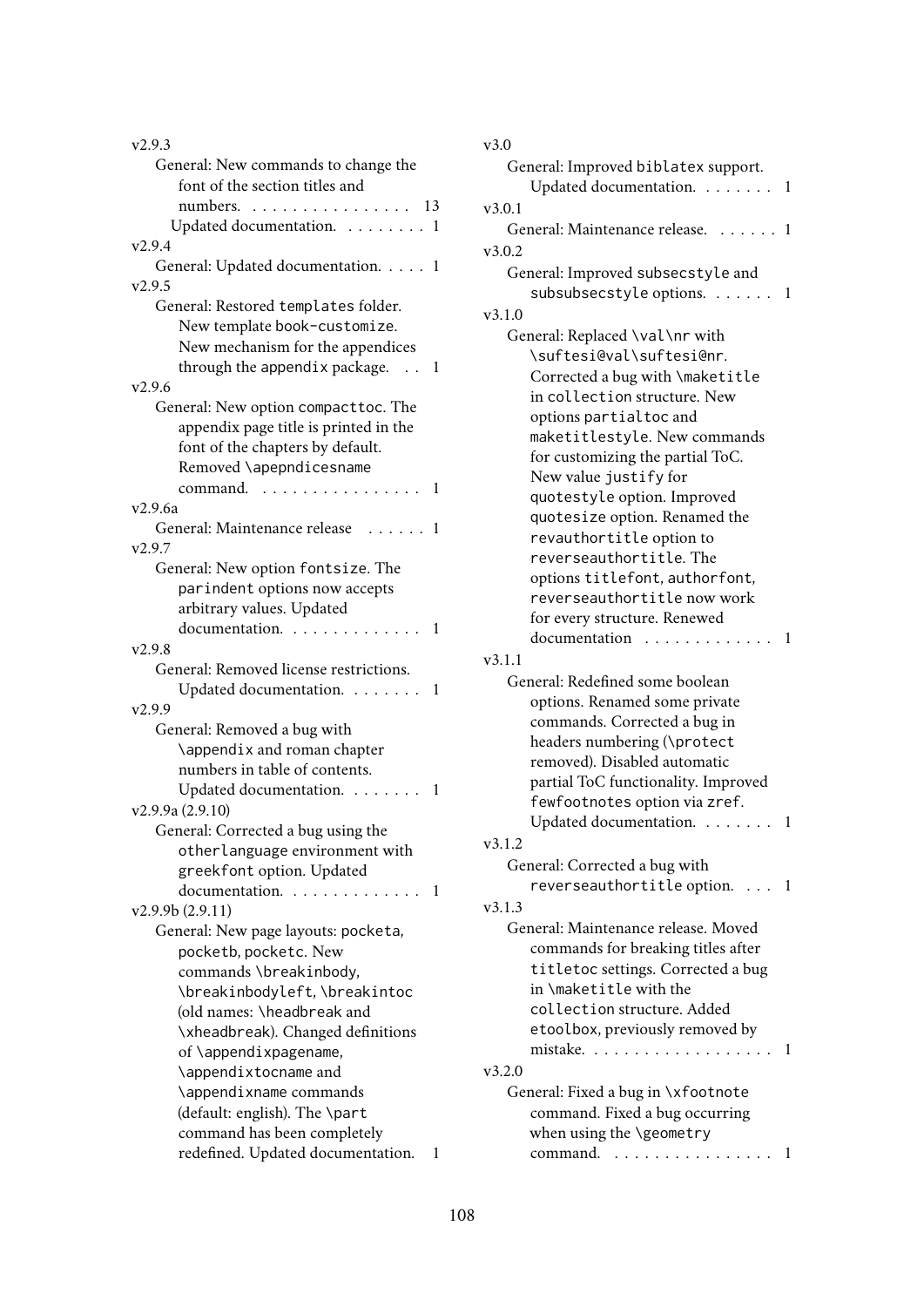v2.9.3

General: New commands to change the font of the section titles and numbers. . . . . . . . . . . . . . . . . 13

Updated documentation. . . . . . . . . 1

v2.9.4

General: Updated documentation. . . . . 1

v2.9.5

General: Restored `templates` folder. New template `book-customize`. New mechanism for the appendices through the `appendix` package. . . 1

v2.9.6

General: New option `compacttoc`. The appendix page title is printed in the font of the chapters by default. Removed `\apepndicesname` command. . . . . . . . . . . . . . . . . 1

v2.9.6a

General: Maintenance release . . . . . . 1

v2.9.7

General: New option `fontsize`. The `parindent` options now accepts arbitrary values. Updated documentation. . . . . . . . . . . . . . 1

v2.9.8

General: Removed license restrictions. Updated documentation. . . . . . . . 1

v2.9.9

General: Removed a bug with `\appendix` and roman chapter numbers in table of contents. Updated documentation. . . . . . . . 1

v2.9.9a (2.9.10)

General: Corrected a bug using the `otherlanguage` environment with `greekfont` option. Updated documentation. . . . . . . . . . . . . . 1

v2.9.9b (2.9.11)

General: New page layouts: `pocketa`, `pocketb`, `pocketc`. New commands `\breakinbody`, `\breakinbodyleft`, `\breakintoc` (old names: `\headbreak` and `\xheadbreak`). Changed definitions of `\appendixpagename`, `\appendixtocname` and `\appendixname` commands (default: english). The `\part` command has been completely redefined. Updated documentation. 1

v3.0

General: Improved `biblatex` support. Updated documentation. . . . . . . . 1

v3.0.1

General: Maintenance release. . . . . . . 1

v3.0.2

General: Improved `subsecstyle` and `subsubsecstyle` options. . . . . . . 1

v3.1.0

General: Replaced `\val\nr` with `\suftesi@val\suftesi@nr`. Corrected a bug with `\maketitle` in `collection` structure. New options `partialtoc` and `maketitlestyle`. New commands for customizing the partial ToC. New value `justify` for `quotestyle` option. Improved `quotesize` option. Renamed the `revauthortitle` option to `reverseauthortitle`. The options `titlefont`, `authorfont`, `reverseauthortitle` now work for every structure. Renewed documentation . . . . . . . . . . . . . 1

v3.1.1

General: Redefined some boolean options. Renamed some private commands. Corrected a bug in headers numbering (`\protect` removed). Disabled automatic partial ToC functionality. Improved `fewfootnotes` option via `zref`. Updated documentation. . . . . . . . 1

v3.1.2

General: Corrected a bug with `reverseauthortitle` option. . . . 1

v3.1.3

General: Maintenance release. Moved commands for breaking titles after `titletoc` settings. Corrected a bug in `\maketitle` with the `collection` structure. Added `etoolbox`, previously removed by mistake. . . . . . . . . . . . . . . . . . . 1

v3.2.0

General: Fixed a bug in `\xfootnote` command. Fixed a bug occurring when using the `\geometry` command. . . . . . . . . . . . . . . . . 1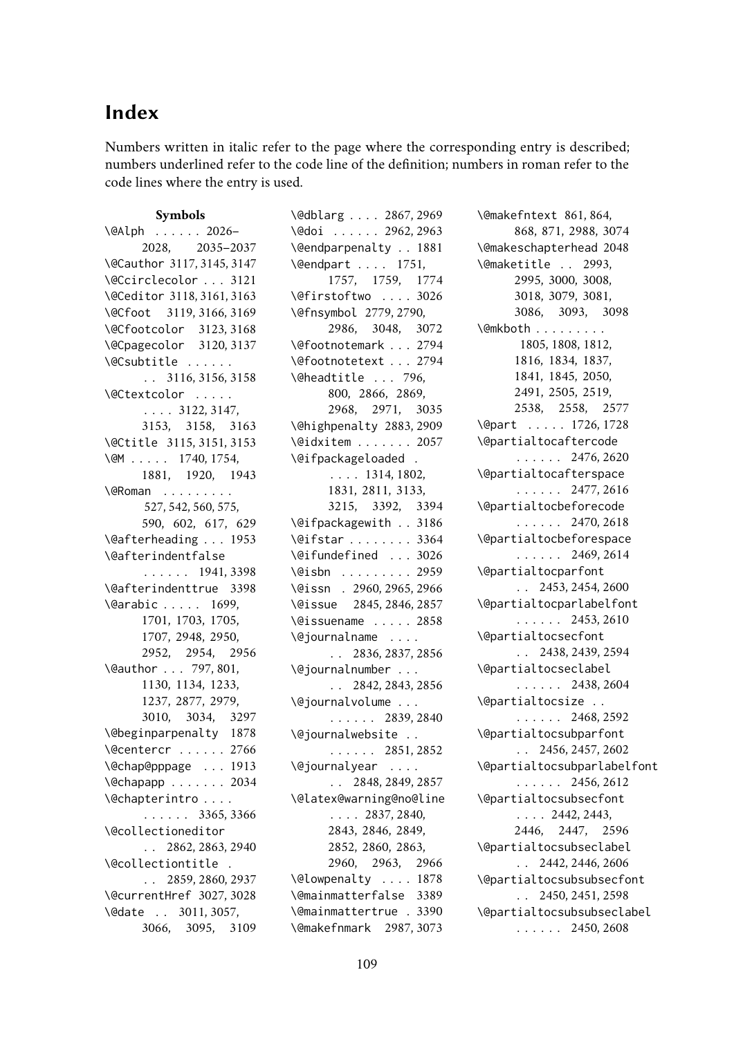# Index

Numbers written in italic refer to the page where the corresponding entry is described; numbers underlined refer to the code line of the definition; numbers in roman refer to the code lines where the entry is used.

**Symbols**

\@Alph . . . . . . 2026–2028, 2035–2037
\@Cauthor 3117, 3145, 3147
\@Ccirclecolor . . . 3121
\@Ceditor 3118, 3161, 3163
\@Cfoot 3119, 3166, 3169
\@Cfootcolor 3123, 3168
\@Cpagecolor 3120, 3137
\@Csubtitle . . . . . . . . 3116, 3156, 3158
\@Ctextcolor . . . . . . . . . 3122, 3147, 3153, 3158, 3163
\@Ctitle 3115, 3151, 3153
\@M . . . . . 1740, 1754, 1881, 1920, 1943
\@Roman . . . . . . . . . 527, 542, 560, 575, 590, 602, 617, 629
\@afterheading . . . 1953
\@afterindentfalse . . . . . . 1941, 3398
\@afterindenttrue 3398
\@arabic . . . . . 1699, 1701, 1703, 1705, 1707, 2948, 2950, 2952, 2954, 2956
\@author . . . 797, 801, 1130, 1134, 1233, 1237, 2877, 2979, 3010, 3034, 3297
\@beginparpenalty 1878
\@centercr . . . . . . 2766
\@chap@pppage . . . 1913
\@chapapp . . . . . . . 2034
\@chapterintro . . . . . . . . . . 3365, 3366
\@collectioneditor . . 2862, 2863, 2940
\@collectiontitle . . . 2859, 2860, 2937
\@currentHref 3027, 3028
\@date . . 3011, 3057, 3066, 3095, 3109
\@dblarg . . . . 2867, 2969
\@doi . . . . . . 2962, 2963
\@endparpenalty . . 1881
\@endpart . . . . 1751, 1757, 1759, 1774
\@firstoftwo . . . . 3026
\@fnsymbol 2779, 2790, 2986, 3048, 3072
\@footnotemark . . . 2794
\@footnotetext . . . 2794
\@headtitle . . . 796, 800, 2866, 2869, 2968, 2971, 3035
\@highpenalty 2883, 2909
\@idxitem . . . . . . . 2057
\@ifpackageloaded . . . . . 1314, 1802, 1831, 2811, 3133, 3215, 3392, 3394
\@ifpackagewith . . 3186
\@ifstar . . . . . . . . 3364
\@ifundefined . . . 3026
\@isbn . . . . . . . . . 2959
\@issn . 2960, 2965, 2966
\@issue 2845, 2846, 2857
\@issuename . . . . . 2858
\@journalname . . . . . . 2836, 2837, 2856
\@journalnumber . . . . . 2842, 2843, 2856
\@journalvolume . . . . . . . . . 2839, 2840
\@journalwebsite . . . . . . . . 2851, 2852
\@journalyear . . . . . . 2848, 2849, 2857
\@latex@warning@no@line . . . . 2837, 2840, 2843, 2846, 2849, 2852, 2860, 2863, 2960, 2963, 2966
\@lowpenalty . . . . 1878
\@mainmatterfalse 3389
\@mainmattertrue . 3390
\@makefnmark 2987, 3073
\@makefntext 861, 864, 868, 871, 2988, 3074
\@makeschapterhead 2048
\@maketitle . . 2993, 2995, 3000, 3008, 3018, 3079, 3081, 3086, 3093, 3098
\@mkboth . . . . . . . . . 1805, 1808, 1812, 1816, 1834, 1837, 1841, 1845, 2050, 2491, 2505, 2519, 2538, 2558, 2577
\@part . . . . . 1726, 1728
\@partialtocaftercode . . . . . . 2476, 2620
\@partialtocafterspace . . . . . . 2477, 2616
\@partialtocbeforecode . . . . . . 2470, 2618
\@partialtocbeforespace . . . . . . 2469, 2614
\@partialtocparfont . . 2453, 2454, 2600
\@partialtocparlabelfont . . . . . . 2453, 2610
\@partialtocsecfont . . 2438, 2439, 2594
\@partialtocseclabel . . . . . . 2438, 2604
\@partialtocsize . . . . . . . . 2468, 2592
\@partialtocsubparfont . . 2456, 2457, 2602
\@partialtocsubparlabelfont . . . . . . 2456, 2612
\@partialtocsubsecfont . . . . 2442, 2443, 2446, 2447, 2596
\@partialtocsubseclabel . . 2442, 2446, 2606
\@partialtocsubsubsecfont . . 2450, 2451, 2598
\@partialtocsubsubseclabel . . . . . . 2450, 2608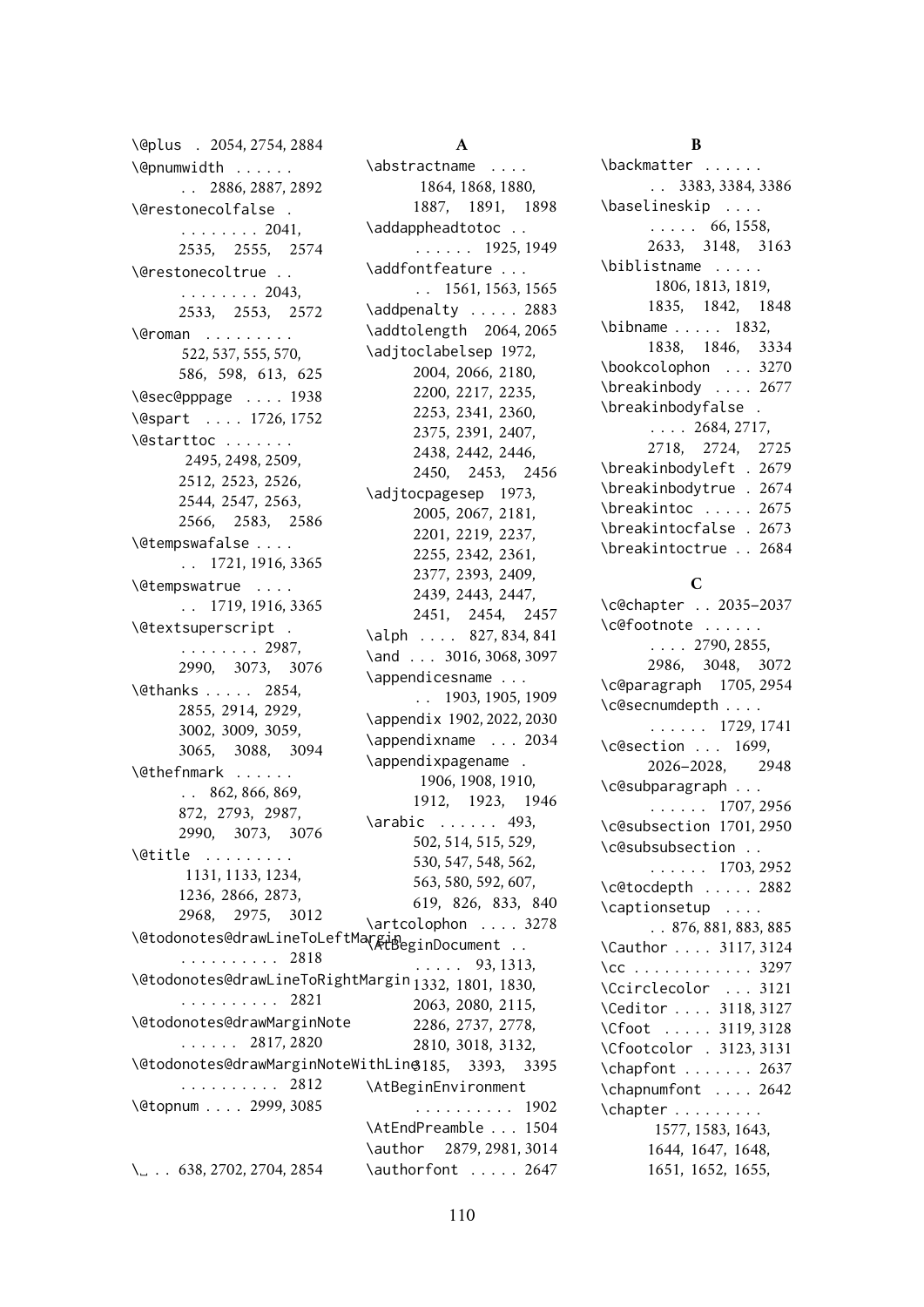\@plus . 2054, 2754, 2884
\@pnumwidth . . . . . . . . 2886, 2887, 2892
\@restonecolfalse . . . . . . . . . 2041, 2535, 2555, 2574
\@restonecoltrue . . . . . . . . . . 2043, 2533, 2553, 2572
\@roman . . . . . . . . . 522, 537, 555, 570, 586, 598, 613, 625
\@sec@pppage . . . . 1938
\@spart . . . . 1726, 1752
\@starttoc . . . . . . . 2495, 2498, 2509, 2512, 2523, 2526, 2544, 2547, 2563, 2566, 2583, 2586
\@tempswafalse . . . . . . 1721, 1916, 3365
\@tempswatrue . . . . . . 1719, 1916, 3365
\@textsuperscript . . . . . . . . . 2987, 2990, 3073, 3076
\@thanks . . . . . 2854, 2855, 2914, 2929, 3002, 3009, 3059, 3065, 3088, 3094
\@thefnmark . . . . . . . . 862, 866, 869, 872, 2793, 2987, 2990, 3073, 3076
\@title . . . . . . . . . 1131, 1133, 1234, 1236, 2866, 2873, 2968, 2975, 3012
\@todonotes@drawLineToLeftMargin . . . . . . . . . . 2818
\@todonotes@drawLineToRightMargin . . . . . . . . . . 2821
\@todonotes@drawMarginNote . . . . . . 2817, 2820
\@todonotes@drawMarginNoteWithLine . . . . . . . . . . 2812
\@topnum . . . . 2999, 3085

\␣ . . 638, 2702, 2704, 2854

## A

\abstractname . . . . 1864, 1868, 1880, 1887, 1891, 1898
\addappheadtotoc . . . . . . . . 1925, 1949
\addfontfeature . . . . . 1561, 1563, 1565
\addpenalty . . . . . 2883
\addtolength 2064, 2065
\adjtoclabelsep 1972, 2004, 2066, 2180, 2200, 2217, 2235, 2253, 2341, 2360, 2375, 2391, 2407, 2438, 2442, 2446, 2450, 2453, 2456
\adjtocpagesep 1973, 2005, 2067, 2181, 2201, 2219, 2237, 2255, 2342, 2361, 2377, 2393, 2409, 2439, 2443, 2447, 2451, 2454, 2457
\alph . . . . 827, 834, 841
\and . . . 3016, 3068, 3097
\appendicesname . . . . . 1903, 1905, 1909
\appendix 1902, 2022, 2030
\appendixname . . . 2034
\appendixpagename . 1906, 1908, 1910, 1912, 1923, 1946
\arabic . . . . . . 493, 502, 514, 515, 529, 530, 547, 548, 562, 563, 580, 592, 607, 619, 826, 833, 840
\artcolophon . . . . 3278
\AtBeginDocument . . . . . . . 93, 1313, 1332, 1801, 1830, 2063, 2080, 2115, 2286, 2737, 2778, 2810, 3018, 3132, 3185, 3393, 3395
\AtBeginEnvironment . . . . . . . . . . 1902
\AtEndPreamble . . . 1504
\author 2879, 2981, 3014
\authorfont . . . . . 2647

## B

\backmatter . . . . . . . . 3383, 3384, 3386
\baselineskip . . . . . . . . . 66, 1558, 2633, 3148, 3163
\biblistname . . . . . 1806, 1813, 1819, 1835, 1842, 1848
\bibname . . . . . 1832, 1838, 1846, 3334
\bookcolophon . . . 3270
\breakinbody . . . . 2677
\breakinbodyfalse . . . . . 2684, 2717, 2718, 2724, 2725
\breakinbodyleft . 2679
\breakinbodytrue . 2674
\breakintoc . . . . . 2675
\breakintocfalse . 2673
\breakintoctrue . . 2684

## C

\c@chapter . . 2035–2037
\c@footnote . . . . . . . . . . 2790, 2855, 2986, 3048, 3072
\c@paragraph 1705, 2954
\c@secnumdepth . . . . . . . . . . 1729, 1741
\c@section . . . 1699, 2026–2028, 2948
\c@subparagraph . . . . . . . . . 1707, 2956
\c@subsection 1701, 2950
\c@subsubsection . . . . . . . . 1703, 2952
\c@tocdepth . . . . . 2882
\captionsetup . . . . . . 876, 881, 883, 885
\Cauthor . . . . 3117, 3124
\cc . . . . . . . . . . . . 3297
\Ccirclecolor . . . 3121
\Ceditor . . . . 3118, 3127
\Cfoot . . . . . 3119, 3128
\Cfootcolor . 3123, 3131
\chapfont . . . . . . . 2637
\chapnumfont . . . . 2642
\chapter . . . . . . . . . 1577, 1583, 1643, 1644, 1647, 1648, 1651, 1652, 1655,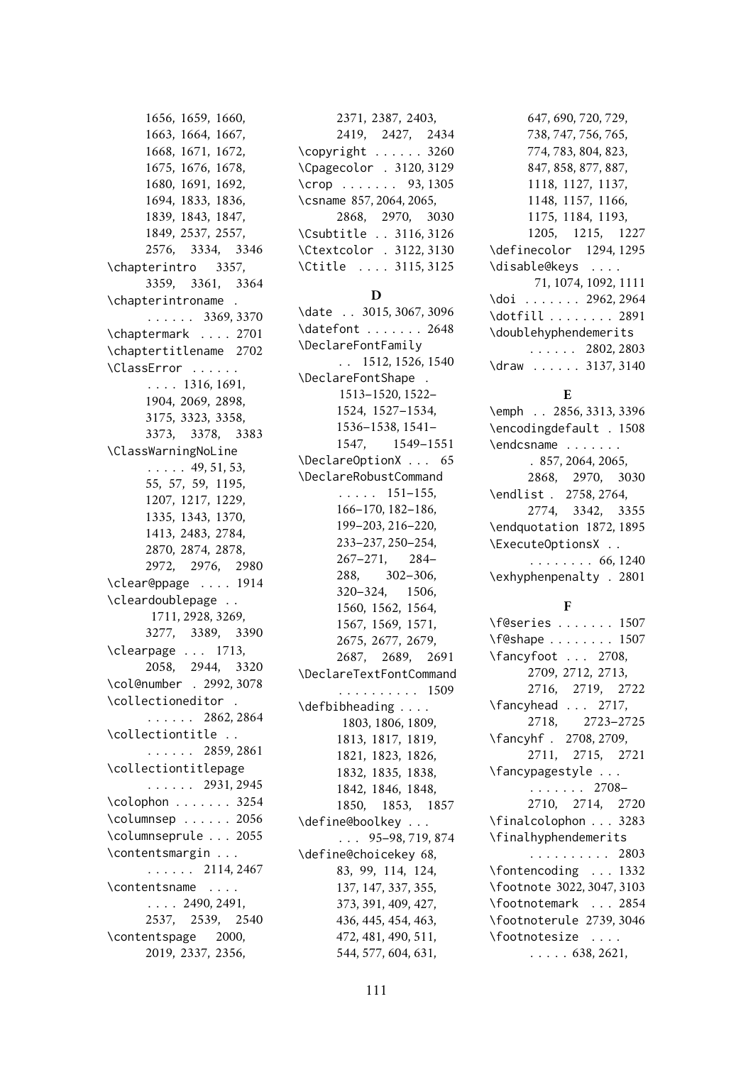1656, 1659, 1660, 1663, 1664, 1667, 1668, 1671, 1672, 1675, 1676, 1678, 1680, 1691, 1692, 1694, 1833, 1836, 1839, 1843, 1847, 1849, 2537, 2557, 2576, 3334, 3346

\chapterintro 3357, 3359, 3361, 3364

\chapterintroname . . . . . . . 3369, 3370

\chaptermark . . . . 2701

\chaptertitlename 2702

\ClassError . . . . . . . . . . 1316, 1691, 1904, 2069, 2898, 3175, 3323, 3358, 3373, 3378, 3383

\ClassWarningNoLine . . . . . 49, 51, 53, 55, 57, 59, 1195, 1207, 1217, 1229, 1335, 1343, 1370, 1413, 2483, 2784, 2870, 2874, 2878, 2972, 2976, 2980

\clear@ppage . . . . 1914

\cleardoublepage . . 1711, 2928, 3269, 3277, 3389, 3390

\clearpage . . . 1713, 2058, 2944, 3320

\col@number . 2992, 3078

\collectioneditor . . . . . . . 2862, 2864

\collectiontitle . . . . . . . . 2859, 2861

\collectiontitlepage . . . . . . 2931, 2945

\colophon . . . . . . . 3254

\columnsep . . . . . . 2056

\columnseprule . . . 2055

\contentsmargin . . . . . . . . . 2114, 2467

\contentsname . . . . . . . . 2490, 2491, 2537, 2539, 2540

\contentspage 2000, 2019, 2337, 2356, 2371, 2387, 2403, 2419, 2427, 2434

\copyright . . . . . . 3260

\Cpagecolor . 3120, 3129

\crop . . . . . . . 93, 1305

\csname 857, 2064, 2065, 2868, 2970, 3030

\Csubtitle . . 3116, 3126

\Ctextcolor . 3122, 3130

\Ctitle . . . . 3115, 3125

**D**

\date . . 3015, 3067, 3096

\datefont . . . . . . . 2648

\DeclareFontFamily . . 1512, 1526, 1540

\DeclareFontShape . 1513–1520, 1522–1524, 1527–1534, 1536–1538, 1541–1547, 1549–1551

\DeclareOptionX . . . 65

\DeclareRobustCommand . . . . . 151–155, 166–170, 182–186, 199–203, 216–220, 233–237, 250–254, 267–271, 284–288, 302–306, 320–324, 1506, 1560, 1562, 1564, 1567, 1569, 1571, 2675, 2677, 2679, 2687, 2689, 2691

\DeclareTextFontCommand . . . . . . . . . . 1509

\defbibheading . . . . 1803, 1806, 1809, 1813, 1817, 1819, 1821, 1823, 1826, 1832, 1835, 1838, 1842, 1846, 1848, 1850, 1853, 1857

\define@boolkey . . . . . . 95–98, 719, 874

\define@choicekey 68, 83, 99, 114, 124, 137, 147, 337, 355, 373, 391, 409, 427, 436, 445, 454, 463, 472, 481, 490, 511, 544, 577, 604, 631, 647, 690, 720, 729, 738, 747, 756, 765, 774, 783, 804, 823, 847, 858, 877, 887, 1118, 1127, 1137, 1148, 1157, 1166, 1175, 1184, 1193, 1205, 1215, 1227

\definecolor 1294, 1295

\disable@keys . . . . 71, 1074, 1092, 1111

\doi . . . . . . . 2962, 2964

\dotfill . . . . . . . . 2891

\doublehyphendemerits . . . . . . 2802, 2803

\draw . . . . . . 3137, 3140

**E**

\emph . . 2856, 3313, 3396

\encodingdefault . 1508

\endcsname . . . . . . . . 857, 2064, 2065, 2868, 2970, 3030

\endlist . 2758, 2764, 2774, 3342, 3355

\endquotation 1872, 1895

\ExecuteOptionsX . . . . . . . . . . 66, 1240

\exhyphenpenalty . 2801

**F**

\f@series . . . . . . . 1507

\f@shape . . . . . . . . 1507

\fancyfoot . . . 2708, 2709, 2712, 2713, 2716, 2719, 2722

\fancyhead . . . 2717, 2718, 2723–2725

\fancyhf . 2708, 2709, 2711, 2715, 2721

\fancypagestyle . . . . . . . . . . 2708–2710, 2714, 2720

\finalcolophon . . . 3283

\finalhyphendemerits . . . . . . . . . . 2803

\fontencoding . . . 1332

\footnote 3022, 3047, 3103

\footnotemark . . . 2854

\footnoterule 2739, 3046

\footnotesize . . . . . . . . . 638, 2621,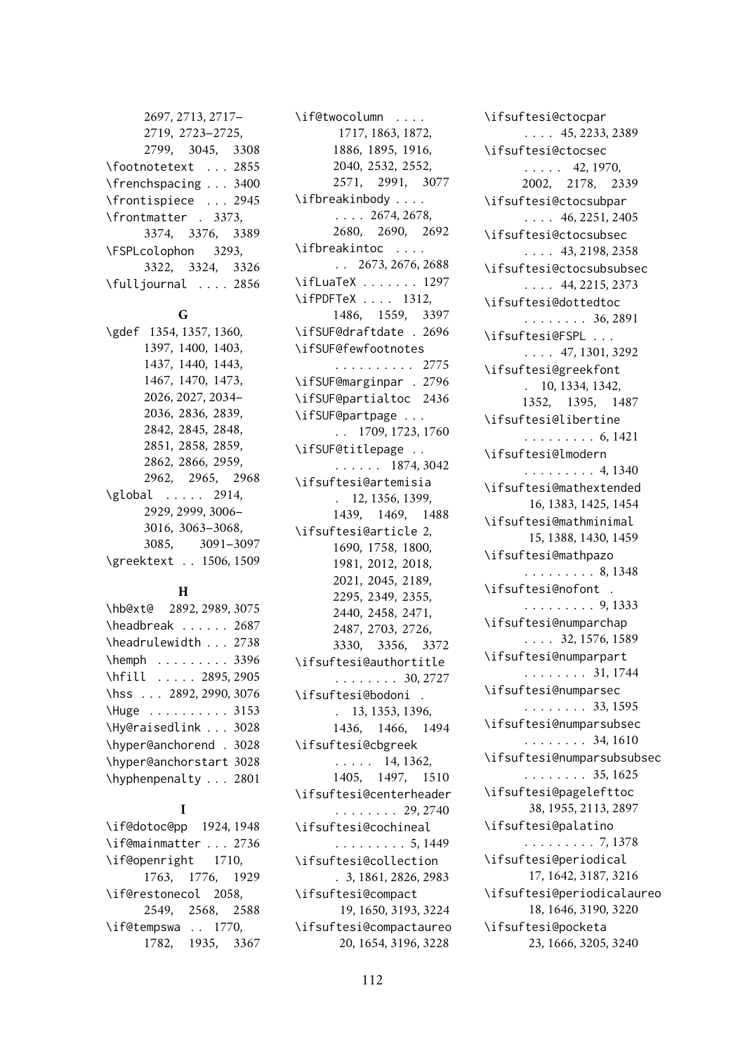2697, 2713, 2717–2719, 2723–2725, 2799, 3045, 3308
\footnotetext . . . 2855
\frenchspacing . . . 3400
\frontispiece . . . 2945
\frontmatter . 3373, 3374, 3376, 3389
\FSPLcolophon 3293, 3322, 3324, 3326
\fulljournal . . . . 2856

**G**

\gdef 1354, 1357, 1360, 1397, 1400, 1403, 1437, 1440, 1443, 1467, 1470, 1473, 2026, 2027, 2034–2036, 2836, 2839, 2842, 2845, 2848, 2851, 2858, 2859, 2862, 2866, 2959, 2962, 2965, 2968
\global . . . . . 2914, 2929, 2999, 3006–3016, 3063–3068, 3085, 3091–3097
\greektext . . 1506, 1509

**H**

\hb@xt@ 2892, 2989, 3075
\headbreak . . . . . . 2687
\headrulewidth . . . 2738
\hemph . . . . . . . . . 3396
\hfill . . . . . 2895, 2905
\hss . . . 2892, 2990, 3076
\Huge . . . . . . . . . . 3153
\Hy@raisedlink . . . 3028
\hyper@anchorend . 3028
\hyper@anchorstart 3028
\hyphenpenalty . . . 2801

**I**

\if@dotoc@pp 1924, 1948
\if@mainmatter . . . 2736
\if@openright 1710, 1763, 1776, 1929
\if@restonecol 2058, 2549, 2568, 2588
\if@tempswa . . 1770, 1782, 1935, 3367
\if@twocolumn . . . . 1717, 1863, 1872, 1886, 1895, 1916, 2040, 2532, 2552, 2571, 2991, 3077
\ifbreakinbody . . . . . . . . 2674, 2678, 2680, 2690, 2692
\ifbreakintoc . . . . . . 2673, 2676, 2688
\ifLuaTeX . . . . . . . 1297
\ifPDFTeX . . . . 1312, 1486, 1559, 3397
\ifSUF@draftdate . 2696
\ifSUF@fewfootnotes . . . . . . . . . . 2775
\ifSUF@marginpar . 2796
\ifSUF@partialtoc 2436
\ifSUF@partpage . . . . . 1709, 1723, 1760
\ifSUF@titlepage . . . . . . . . 1874, 3042
\ifsuftesi@artemisia . 12, 1356, 1399, 1439, 1469, 1488
\ifsuftesi@article 2, 1690, 1758, 1800, 1981, 2012, 2018, 2021, 2045, 2189, 2295, 2349, 2355, 2440, 2458, 2471, 2487, 2703, 2726, 3330, 3356, 3372
\ifsuftesi@authortitle . . . . . . . . 30, 2727
\ifsuftesi@bodoni . . 13, 1353, 1396, 1436, 1466, 1494
\ifsuftesi@cbgreek . . . . . 14, 1362, 1405, 1497, 1510
\ifsuftesi@centerheader . . . . . . . . 29, 2740
\ifsuftesi@cochineal . . . . . . . . . 5, 1449
\ifsuftesi@collection . 3, 1861, 2826, 2983
\ifsuftesi@compact 19, 1650, 3193, 3224
\ifsuftesi@compactaureo 20, 1654, 3196, 3228
\ifsuftesi@ctocpar . . . . 45, 2233, 2389
\ifsuftesi@ctocsec . . . . . 42, 1970, 2002, 2178, 2339
\ifsuftesi@ctocsubpar . . . . 46, 2251, 2405
\ifsuftesi@ctocsubsec . . . . 43, 2198, 2358
\ifsuftesi@ctocsubsubsec . . . . 44, 2215, 2373
\ifsuftesi@dottedtoc . . . . . . . . 36, 2891
\ifsuftesi@FSPL . . . . . . . 47, 1301, 3292
\ifsuftesi@greekfont . 10, 1334, 1342, 1352, 1395, 1487
\ifsuftesi@libertine . . . . . . . . . 6, 1421
\ifsuftesi@lmodern . . . . . . . . . 4, 1340
\ifsuftesi@mathextended 16, 1383, 1425, 1454
\ifsuftesi@mathminimal 15, 1388, 1430, 1459
\ifsuftesi@mathpazo . . . . . . . . . 8, 1348
\ifsuftesi@nofont . . . . . . . . . . 9, 1333
\ifsuftesi@numparchap . . . . 32, 1576, 1589
\ifsuftesi@numparpart . . . . . . . . 31, 1744
\ifsuftesi@numparsec . . . . . . . . 33, 1595
\ifsuftesi@numparsubsec . . . . . . . . 34, 1610
\ifsuftesi@numparsubsubsec . . . . . . . . 35, 1625
\ifsuftesi@pagelefttoc 38, 1955, 2113, 2897
\ifsuftesi@palatino . . . . . . . . . 7, 1378
\ifsuftesi@periodical 17, 1642, 3187, 3216
\ifsuftesi@periodicalaureo 18, 1646, 3190, 3220
\ifsuftesi@pocketa 23, 1666, 3205, 3240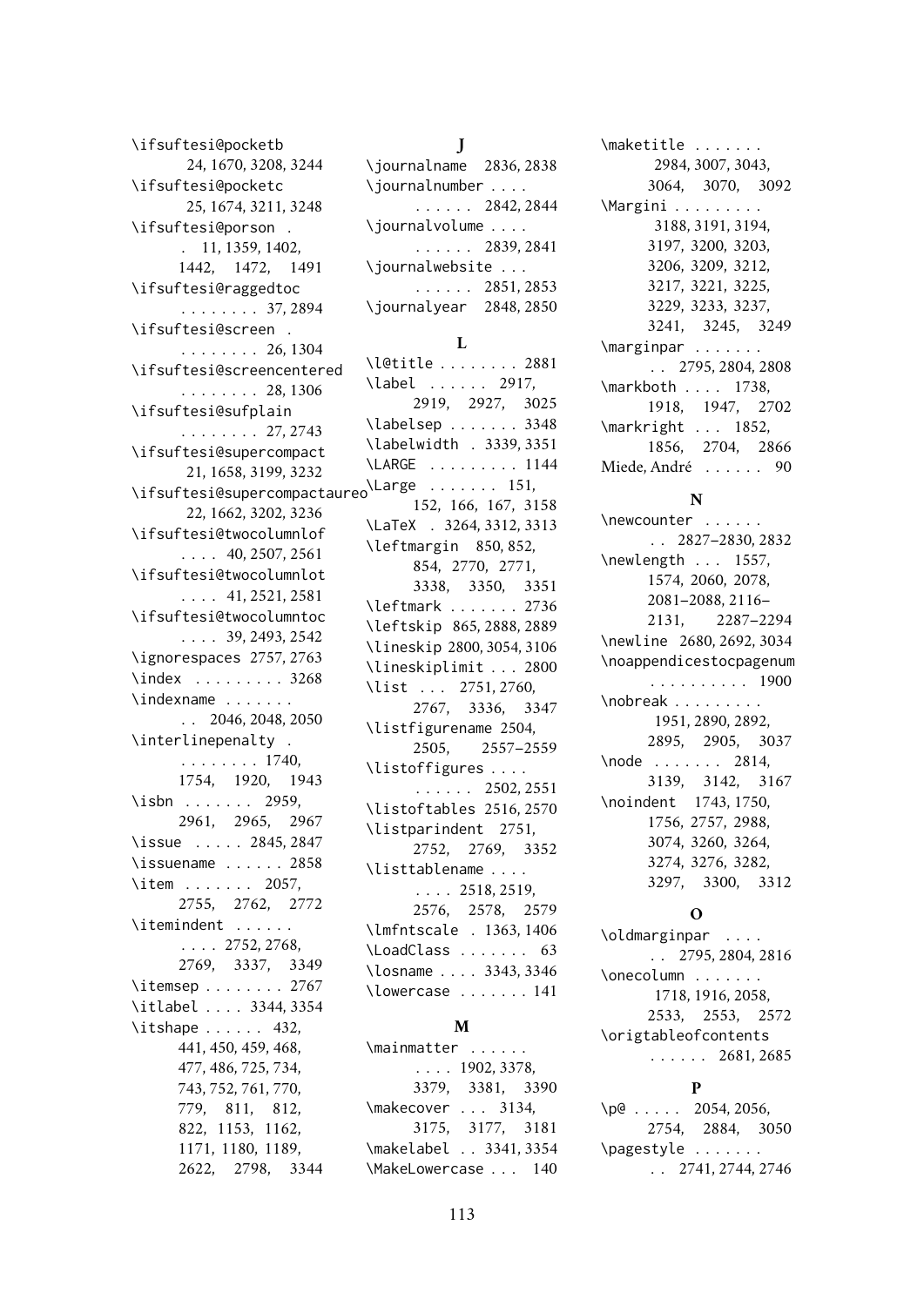\ifsuftesi@pocketb 24, 1670, 3208, 3244
\ifsuftesi@pocketc 25, 1674, 3211, 3248
\ifsuftesi@porson . . 11, 1359, 1402, 1442, 1472, 1491
\ifsuftesi@raggedtoc . . . . . . . . 37, 2894
\ifsuftesi@screen . . . . . . . . . 26, 1304
\ifsuftesi@screencentered . . . . . . . . 28, 1306
\ifsuftesi@sufplain . . . . . . . . 27, 2743
\ifsuftesi@supercompact 21, 1658, 3199, 3232
\ifsuftesi@supercompactaureo 22, 1662, 3202, 3236
\ifsuftesi@twocolumnlof . . . . 40, 2507, 2561
\ifsuftesi@twocolumnlot . . . . 41, 2521, 2581
\ifsuftesi@twocolumntoc . . . . 39, 2493, 2542
\ignorespaces 2757, 2763
\index . . . . . . . . . 3268
\indexname . . . . . . . . 2046, 2048, 2050
\interlinepenalty . . . . . . . . . 1740, 1754, 1920, 1943
\isbn . . . . . . . 2959, 2961, 2965, 2967
\issue . . . . . 2845, 2847
\issuename . . . . . . 2858
\item . . . . . . . 2057, 2755, 2762, 2772
\itemindent . . . . . . . . . . 2752, 2768, 2769, 3337, 3349
\itemsep . . . . . . . . 2767
\itlabel . . . . 3344, 3354
\itshape . . . . . . 432, 441, 450, 459, 468, 477, 486, 725, 734, 743, 752, 761, 770, 779, 811, 812, 822, 1153, 1162, 1171, 1180, 1189, 2622, 2798, 3344

**J**

\journalname 2836, 2838
\journalnumber . . . . . . . . . . 2842, 2844
\journalvolume . . . . . . . . . . 2839, 2841
\journalwebsite . . . . . . . . . 2851, 2853
\journalyear 2848, 2850

**L**

\l@title . . . . . . . . 2881
\label . . . . . . 2917, 2919, 2927, 3025
\labelsep . . . . . . . 3348
\labelwidth . 3339, 3351
\LARGE . . . . . . . . . 1144
\Large . . . . . . . 151, 152, 166, 167, 3158
\LaTeX . 3264, 3312, 3313
\leftmargin 850, 852, 854, 2770, 2771, 3338, 3350, 3351
\leftmark . . . . . . . 2736
\leftskip 865, 2888, 2889
\lineskip 2800, 3054, 3106
\lineskiplimit . . . 2800
\list . . . 2751, 2760, 2767, 3336, 3347
\listfigurename 2504, 2505, 2557–2559
\listoffigures . . . . . . . . . . 2502, 2551
\listoftables 2516, 2570
\listparindent 2751, 2752, 2769, 3352
\listtablename . . . . . . . . 2518, 2519, 2576, 2578, 2579
\lmfntscale . 1363, 1406
\LoadClass . . . . . . . 63
\losname . . . . 3343, 3346
\lowercase . . . . . . . 141

**M**

\mainmatter . . . . . . . . . . 1902, 3378, 3379, 3381, 3390
\makecover . . . 3134, 3175, 3177, 3181
\makelabel . . 3341, 3354
\MakeLowercase . . . 140
\maketitle . . . . . . . 2984, 3007, 3043, 3064, 3070, 3092
\Margini . . . . . . . . . 3188, 3191, 3194, 3197, 3200, 3203, 3206, 3209, 3212, 3217, 3221, 3225, 3229, 3233, 3237, 3241, 3245, 3249
\marginpar . . . . . . . . 2795, 2804, 2808
\markboth . . . . 1738, 1918, 1947, 2702
\markright . . . 1852, 1856, 2704, 2866
Miede, André . . . . . . 90

**N**

\newcounter . . . . . . . . 2827–2830, 2832
\newlength . . . 1557, 1574, 2060, 2078, 2081–2088, 2116–2131, 2287–2294
\newline 2680, 2692, 3034
\noappendicestocpagenum . . . . . . . . . . 1900
\nobreak . . . . . . . . . 1951, 2890, 2892, 2895, 2905, 3037
\node . . . . . . . 2814, 3139, 3142, 3167
\noindent 1743, 1750, 1756, 2757, 2988, 3074, 3260, 3264, 3274, 3276, 3282, 3297, 3300, 3312

**O**

\oldmarginpar . . . . . . 2795, 2804, 2816
\onecolumn . . . . . . . 1718, 1916, 2058, 2533, 2553, 2572
\origtableofcontents . . . . . . 2681, 2685

**P**

\p@ . . . . . 2054, 2056, 2754, 2884, 3050
\pagestyle . . . . . . . . . 2741, 2744, 2746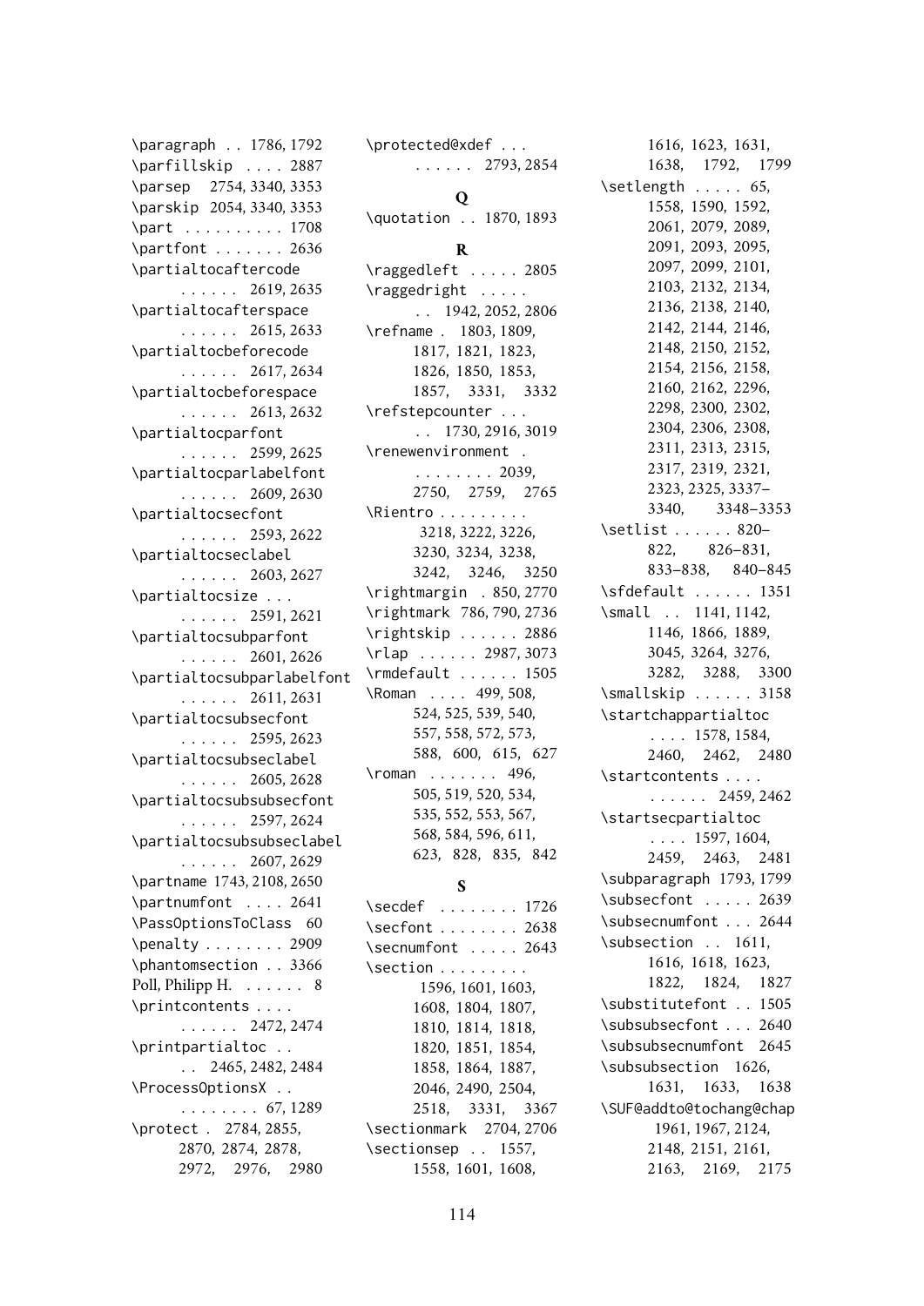\paragraph . . 1786, 1792
\parfillskip . . . . 2887
\parsep 2754, 3340, 3353
\parskip 2054, 3340, 3353
\part . . . . . . . . . . 1708
\partfont . . . . . . . 2636
\partialtocaftercode . . . . . . 2619, 2635
\partialtocafterspace . . . . . . 2615, 2633
\partialtocbeforecode . . . . . . 2617, 2634
\partialtocbeforespace . . . . . . 2613, 2632
\partialtocparfont . . . . . . 2599, 2625
\partialtocparlabelfont . . . . . . 2609, 2630
\partialtocsecfont . . . . . . 2593, 2622
\partialtocseclabel . . . . . . 2603, 2627
\partialtocsize . . . . . . . . . 2591, 2621
\partialtocsubparfont . . . . . . 2601, 2626
\partialtocsubparlabelfont . . . . . . 2611, 2631
\partialtocsubsecfont . . . . . . 2595, 2623
\partialtocsubseclabel . . . . . . 2605, 2628
\partialtocsubsubsecfont . . . . . . 2597, 2624
\partialtocsubsubseclabel . . . . . . 2607, 2629
\partname 1743, 2108, 2650
\partnumfont . . . . 2641
\PassOptionsToClass 60
\penalty . . . . . . . . 2909
\phantomsection . . 3366
Poll, Philipp H. . . . . . . 8
\printcontents . . . . . . . . . . 2472, 2474
\printpartialtoc . . . . 2465, 2482, 2484
\ProcessOptionsX . . . . . . . . . . 67, 1289
\protect . 2784, 2855, 2870, 2874, 2878, 2972, 2976, 2980
\protected@xdef . . . . . . . . . 2793, 2854

**Q**

\quotation . . 1870, 1893

**R**

\raggedleft . . . . . 2805
\raggedright . . . . . . . 1942, 2052, 2806
\refname . 1803, 1809, 1817, 1821, 1823, 1826, 1850, 1853, 1857, 3331, 3332
\refstepcounter . . . . . 1730, 2916, 3019
\renewenvironment . . . . . . . . . 2039, 2750, 2759, 2765
\Rientro . . . . . . . . . 3218, 3222, 3226, 3230, 3234, 3238, 3242, 3246, 3250
\rightmargin . 850, 2770
\rightmark 786, 790, 2736
\rightskip . . . . . . 2886
\rlap . . . . . . 2987, 3073
\rmdefault . . . . . . 1505
\Roman . . . . 499, 508, 524, 525, 539, 540, 557, 558, 572, 573, 588, 600, 615, 627
\roman . . . . . . . 496, 505, 519, 520, 534, 535, 552, 553, 567, 568, 584, 596, 611, 623, 828, 835, 842

**S**

\secdef . . . . . . . . 1726
\secfont . . . . . . . . 2638
\secnumfont . . . . . 2643
\section . . . . . . . . . 1596, 1601, 1603, 1608, 1804, 1807, 1810, 1814, 1818, 1820, 1851, 1854, 1858, 1864, 1887, 2046, 2490, 2504, 2518, 3331, 3367
\sectionmark 2704, 2706
\sectionsep . . 1557, 1558, 1601, 1608, 1616, 1623, 1631, 1638, 1792, 1799
\setlength . . . . . 65, 1558, 1590, 1592, 2061, 2079, 2089, 2091, 2093, 2095, 2097, 2099, 2101, 2103, 2132, 2134, 2136, 2138, 2140, 2142, 2144, 2146, 2148, 2150, 2152, 2154, 2156, 2158, 2160, 2162, 2296, 2298, 2300, 2302, 2304, 2306, 2308, 2311, 2313, 2315, 2317, 2319, 2321, 2323, 2325, 3337–3340, 3348–3353
\setlist . . . . . . 820–822, 826–831, 833–838, 840–845
\sfdefault . . . . . . 1351
\small . . 1141, 1142, 1146, 1866, 1889, 3045, 3264, 3276, 3282, 3288, 3300
\smallskip . . . . . . 3158
\startchappartialtoc . . . . 1578, 1584, 2460, 2462, 2480
\startcontents . . . . . . . . . . 2459, 2462
\startsecpartialtoc . . . . 1597, 1604, 2459, 2463, 2481
\subparagraph 1793, 1799
\subsecfont . . . . . 2639
\subsecnumfont . . . 2644
\subsection . . 1611, 1616, 1618, 1623, 1822, 1824, 1827
\substitutefont . . 1505
\subsubsecfont . . . 2640
\subsubsecnumfont 2645
\subsubsection 1626, 1631, 1633, 1638
\SUF@addto@tochang@chap 1961, 1967, 2124, 2148, 2151, 2161, 2163, 2169, 2175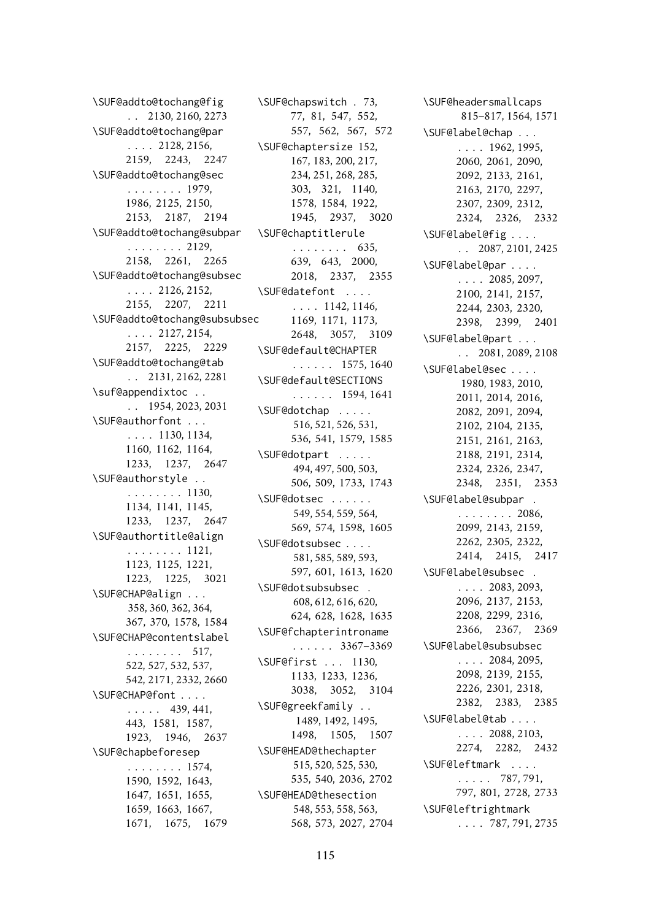\SUF@addto@tochang@fig . . 2130, 2160, 2273
\SUF@addto@tochang@par . . . . 2128, 2156, 2159, 2243, 2247
\SUF@addto@tochang@sec . . . . . . . . 1979, 1986, 2125, 2150, 2153, 2187, 2194
\SUF@addto@tochang@subpar . . . . . . . . 2129, 2158, 2261, 2265
\SUF@addto@tochang@subsec . . . . 2126, 2152, 2155, 2207, 2211
\SUF@addto@tochang@subsubsec . . . . 2127, 2154, 2157, 2225, 2229
\SUF@addto@tochang@tab . . 2131, 2162, 2281
\suf@appendixtoc . . . . 1954, 2023, 2031
\SUF@authorfont . . . . . . . 1130, 1134, 1160, 1162, 1164, 1233, 1237, 2647
\SUF@authorstyle . . . . . . . . . . 1130, 1134, 1141, 1145, 1233, 1237, 2647
\SUF@authortitle@align . . . . . . . . 1121, 1123, 1125, 1221, 1223, 1225, 3021
\SUF@CHAP@align . . . 358, 360, 362, 364, 367, 370, 1578, 1584
\SUF@CHAP@contentslabel . . . . . . . . 517, 522, 527, 532, 537, 542, 2171, 2332, 2660
\SUF@CHAP@font . . . . . . . . . 439, 441, 443, 1581, 1587, 1923, 1946, 2637
\SUF@chapbeforesep . . . . . . . . 1574, 1590, 1592, 1643, 1647, 1651, 1655, 1659, 1663, 1667, 1671, 1675, 1679
\SUF@chapswitch . 73, 77, 81, 547, 552, 557, 562, 567, 572
\SUF@chaptersize 152, 167, 183, 200, 217, 234, 251, 268, 285, 303, 321, 1140, 1578, 1584, 1922, 1945, 2937, 3020
\SUF@chaptitlerule . . . . . . . . 635, 639, 643, 2000, 2018, 2337, 2355
\SUF@datefont . . . . . . . . 1142, 1146, 1169, 1171, 1173, 2648, 3057, 3109
\SUF@default@CHAPTER . . . . . . 1575, 1640
\SUF@default@SECTIONS . . . . . . 1594, 1641
\SUF@dotchap . . . . . 516, 521, 526, 531, 536, 541, 1579, 1585
\SUF@dotpart . . . . . 494, 497, 500, 503, 506, 509, 1733, 1743
\SUF@dotsec . . . . . . 549, 554, 559, 564, 569, 574, 1598, 1605
\SUF@dotsubsec . . . . 581, 585, 589, 593, 597, 601, 1613, 1620
\SUF@dotsubsubsec . 608, 612, 616, 620, 624, 628, 1628, 1635
\SUF@fchapterintroname . . . . . . 3367–3369
\SUF@first . . . 1130, 1133, 1233, 1236, 3038, 3052, 3104
\SUF@greekfamily . . 1489, 1492, 1495, 1498, 1505, 1507
\SUF@HEAD@thechapter 515, 520, 525, 530, 535, 540, 2036, 2702
\SUF@HEAD@thesection 548, 553, 558, 563, 568, 573, 2027, 2704
\SUF@headersmallcaps 815–817, 1564, 1571
\SUF@label@chap . . . . . . . 1962, 1995, 2060, 2061, 2090, 2092, 2133, 2161, 2163, 2170, 2297, 2307, 2309, 2312, 2324, 2326, 2332
\SUF@label@fig . . . . . . 2087, 2101, 2425
\SUF@label@par . . . . . . . . 2085, 2097, 2100, 2141, 2157, 2244, 2303, 2320, 2398, 2399, 2401
\SUF@label@part . . . . . 2081, 2089, 2108
\SUF@label@sec . . . . 1980, 1983, 2010, 2011, 2014, 2016, 2082, 2091, 2094, 2102, 2104, 2135, 2151, 2161, 2163, 2188, 2191, 2314, 2324, 2326, 2347, 2348, 2351, 2353
\SUF@label@subpar . . . . . . . . . 2086, 2099, 2143, 2159, 2262, 2305, 2322, 2414, 2415, 2417
\SUF@label@subsec . . . . . 2083, 2093, 2096, 2137, 2153, 2208, 2299, 2316, 2366, 2367, 2369
\SUF@label@subsubsec . . . . 2084, 2095, 2098, 2139, 2155, 2226, 2301, 2318, 2382, 2383, 2385
\SUF@label@tab . . . . . . . . 2088, 2103, 2274, 2282, 2432
\SUF@leftmark . . . . . . . . . 787, 791, 797, 801, 2728, 2733
\SUF@leftrightmark . . . . 787, 791, 2735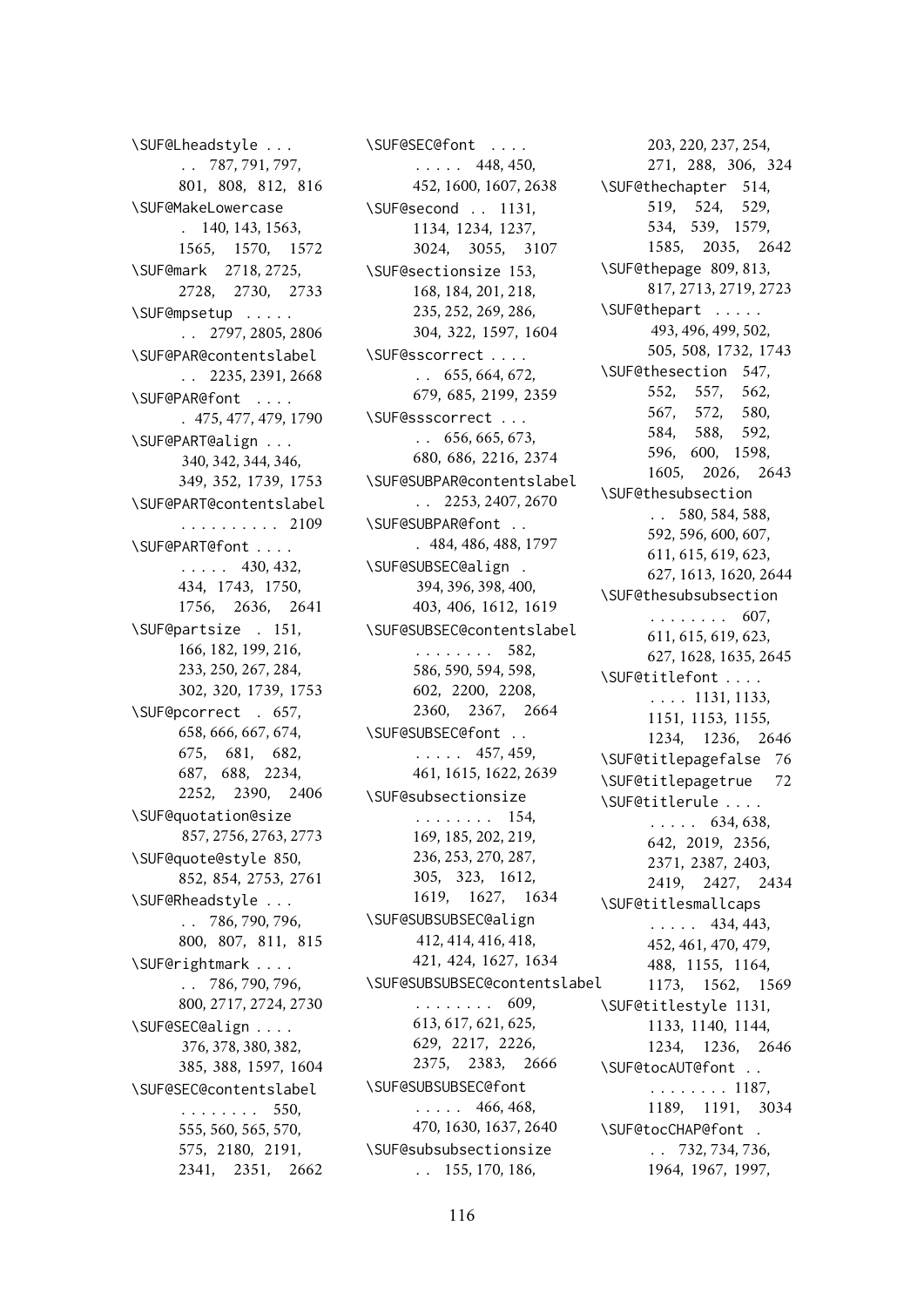\SUF@Lheadstyle . . . . . 787, 791, 797, 801, 808, 812, 816
\SUF@MakeLowercase . 140, 143, 1563, 1565, 1570, 1572
\SUF@mark 2718, 2725, 2728, 2730, 2733
\SUF@mpsetup . . . . . . . 2797, 2805, 2806
\SUF@PAR@contentslabel . . 2235, 2391, 2668
\SUF@PAR@font . . . . . 475, 477, 479, 1790
\SUF@PART@align . . . 340, 342, 344, 346, 349, 352, 1739, 1753
\SUF@PART@contentslabel . . . . . . . . . . 2109
\SUF@PART@font . . . . . . . . . 430, 432, 434, 1743, 1750, 1756, 2636, 2641
\SUF@partsize . 151, 166, 182, 199, 216, 233, 250, 267, 284, 302, 320, 1739, 1753
\SUF@pcorrect . 657, 658, 666, 667, 674, 675, 681, 682, 687, 688, 2234, 2252, 2390, 2406
\SUF@quotation@size 857, 2756, 2763, 2773
\SUF@quote@style 850, 852, 854, 2753, 2761
\SUF@Rheadstyle . . . . . 786, 790, 796, 800, 807, 811, 815
\SUF@rightmark . . . . . . 786, 790, 796, 800, 2717, 2724, 2730
\SUF@SEC@align . . . . 376, 378, 380, 382, 385, 388, 1597, 1604
\SUF@SEC@contentslabel . . . . . . . . 550, 555, 560, 565, 570, 575, 2180, 2191, 2341, 2351, 2662
\SUF@SEC@font . . . . . . . . . 448, 450, 452, 1600, 1607, 2638
\SUF@second . . 1131, 1134, 1234, 1237, 3024, 3055, 3107
\SUF@sectionsize 153, 168, 184, 201, 218, 235, 252, 269, 286, 304, 322, 1597, 1604
\SUF@sscorrect . . . . . . 655, 664, 672, 679, 685, 2199, 2359
\SUF@ssscorrect . . . . . 656, 665, 673, 680, 686, 2216, 2374
\SUF@SUBPAR@contentslabel . . 2253, 2407, 2670
\SUF@SUBPAR@font . . . 484, 486, 488, 1797
\SUF@SUBSEC@align . 394, 396, 398, 400, 403, 406, 1612, 1619
\SUF@SUBSEC@contentslabel . . . . . . . . 582, 586, 590, 594, 598, 602, 2200, 2208, 2360, 2367, 2664
\SUF@SUBSEC@font . . . . . . . 457, 459, 461, 1615, 1622, 2639
\SUF@subsectionsize . . . . . . . . 154, 169, 185, 202, 219, 236, 253, 270, 287, 305, 323, 1612, 1619, 1627, 1634
\SUF@SUBSUBSEC@align 412, 414, 416, 418, 421, 424, 1627, 1634
\SUF@SUBSUBSEC@contentslabel . . . . . . . . 609, 613, 617, 621, 625, 629, 2217, 2226, 2375, 2383, 2666
\SUF@SUBSUBSEC@font . . . . . 466, 468, 470, 1630, 1637, 2640
\SUF@subsubsectionsize . . 155, 170, 186, 203, 220, 237, 254, 271, 288, 306, 324
\SUF@thechapter 514, 519, 524, 529, 534, 539, 1579, 1585, 2035, 2642
\SUF@thepage 809, 813, 817, 2713, 2719, 2723
\SUF@thepart . . . . . 493, 496, 499, 502, 505, 508, 1732, 1743
\SUF@thesection 547, 552, 557, 562, 567, 572, 580, 584, 588, 592, 596, 600, 1598, 1605, 2026, 2643
\SUF@thesubsection . . 580, 584, 588, 592, 596, 600, 607, 611, 615, 619, 623, 627, 1613, 1620, 2644
\SUF@thesubsubsection . . . . . . . . 607, 611, 615, 619, 623, 627, 1628, 1635, 2645
\SUF@titlefont . . . . . . . . 1131, 1133, 1151, 1153, 1155, 1234, 1236, 2646
\SUF@titlepagefalse 76
\SUF@titlepagetrue 72
\SUF@titlerule . . . . . . . . . 634, 638, 642, 2019, 2356, 2371, 2387, 2403, 2419, 2427, 2434
\SUF@titlesmallcaps . . . . . 434, 443, 452, 461, 470, 479, 488, 1155, 1164, 1173, 1562, 1569
\SUF@titlestyle 1131, 1133, 1140, 1144, 1234, 1236, 2646
\SUF@tocAUT@font . . . . . . . . . . 1187, 1189, 1191, 3034
\SUF@tocCHAP@font . . . 732, 734, 736, 1964, 1967, 1997,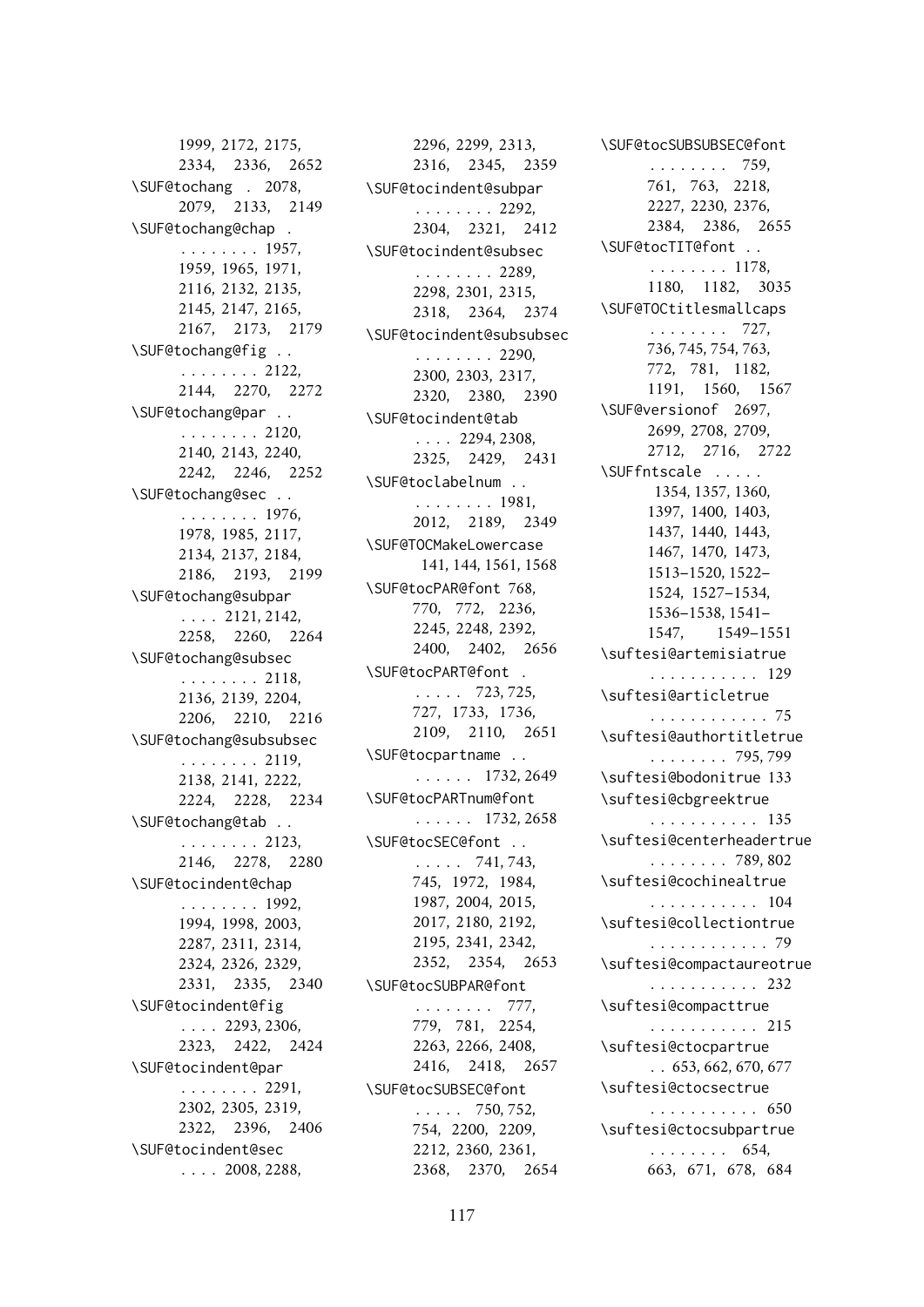1999, 2172, 2175, 2334, 2336, 2652

\SUF@tochang . 2078, 2079, 2133, 2149

\SUF@tochang@chap . . . . . . . . . . 1957, 1959, 1965, 1971, 2116, 2132, 2135, 2145, 2147, 2165, 2167, 2173, 2179

\SUF@tochang@fig . . . . . . . . . . 2122, 2144, 2270, 2272

\SUF@tochang@par . . . . . . . . . . 2120, 2140, 2143, 2240, 2242, 2246, 2252

\SUF@tochang@sec . . . . . . . . . . 1976, 1978, 1985, 2117, 2134, 2137, 2184, 2186, 2193, 2199

\SUF@tochang@subpar . . . . 2121, 2142, 2258, 2260, 2264

\SUF@tochang@subsec . . . . . . . . 2118, 2136, 2139, 2204, 2206, 2210, 2216

\SUF@tochang@subsubsec . . . . . . . . 2119, 2138, 2141, 2222, 2224, 2228, 2234

\SUF@tochang@tab . . . . . . . . . . 2123, 2146, 2278, 2280

\SUF@tocindent@chap . . . . . . . . 1992, 1994, 1998, 2003, 2287, 2311, 2314, 2324, 2326, 2329, 2331, 2335, 2340

\SUF@tocindent@fig . . . . 2293, 2306, 2323, 2422, 2424

\SUF@tocindent@par . . . . . . . . 2291, 2302, 2305, 2319, 2322, 2396, 2406

\SUF@tocindent@sec . . . . 2008, 2288, 2296, 2299, 2313, 2316, 2345, 2359

\SUF@tocindent@subpar . . . . . . . . 2292, 2304, 2321, 2412

\SUF@tocindent@subsec . . . . . . . . 2289, 2298, 2301, 2315, 2318, 2364, 2374

\SUF@tocindent@subsubsec . . . . . . . . 2290, 2300, 2303, 2317, 2320, 2380, 2390

\SUF@tocindent@tab . . . . 2294, 2308, 2325, 2429, 2431

\SUF@toclabelnum . . . . . . . . . . 1981, 2012, 2189, 2349

\SUF@TOCMakeLowercase 141, 144, 1561, 1568

\SUF@tocPAR@font 768, 770, 772, 2236, 2245, 2248, 2392, 2400, 2402, 2656

\SUF@tocPART@font . . . . . . 723, 725, 727, 1733, 1736, 2109, 2110, 2651

\SUF@tocpartname . . . . . . . . 1732, 2649

\SUF@tocPARTnum@font . . . . . . 1732, 2658

\SUF@tocSEC@font . . . . . . . 741, 743, 745, 1972, 1984, 1987, 2004, 2015, 2017, 2180, 2192, 2195, 2341, 2342, 2352, 2354, 2653

\SUF@tocSUBPAR@font . . . . . . . . 777, 779, 781, 2254, 2263, 2266, 2408, 2416, 2418, 2657

\SUF@tocSUBSEC@font . . . . . 750, 752, 754, 2200, 2209, 2212, 2360, 2361, 2368, 2370, 2654

\SUF@tocSUBSUBSEC@font . . . . . . . . 759, 761, 763, 2218, 2227, 2230, 2376, 2384, 2386, 2655

\SUF@tocTIT@font . . . . . . . . . . 1178, 1180, 1182, 3035

\SUF@TOCtitlesmallcaps . . . . . . . . 727, 736, 745, 754, 763, 772, 781, 1182, 1191, 1560, 1567

\SUF@versionof 2697, 2699, 2708, 2709, 2712, 2716, 2722

\SUFfntscale . . . . . 1354, 1357, 1360, 1397, 1400, 1403, 1437, 1440, 1443, 1467, 1470, 1473, 1513–1520, 1522–1524, 1527–1534, 1536–1538, 1541–1547, 1549–1551

\suftesi@artemisiatrue . . . . . . . . . . . 129

\suftesi@articletrue . . . . . . . . . . . . 75

\suftesi@authortitletrue . . . . . . . . 795, 799

\suftesi@bodonitrue 133

\suftesi@cbgreektrue . . . . . . . . . . . 135

\suftesi@centerheadertrue . . . . . . . . 789, 802

\suftesi@cochinealtrue . . . . . . . . . . . 104

\suftesi@collectiontrue . . . . . . . . . . . . 79

\suftesi@compactaureotrue . . . . . . . . . . . 232

\suftesi@compacttrue . . . . . . . . . . . 215

\suftesi@ctocpartrue . . 653, 662, 670, 677

\suftesi@ctocsectrue . . . . . . . . . . . 650

\suftesi@ctocsubpartrue . . . . . . . . 654, 663, 671, 678, 684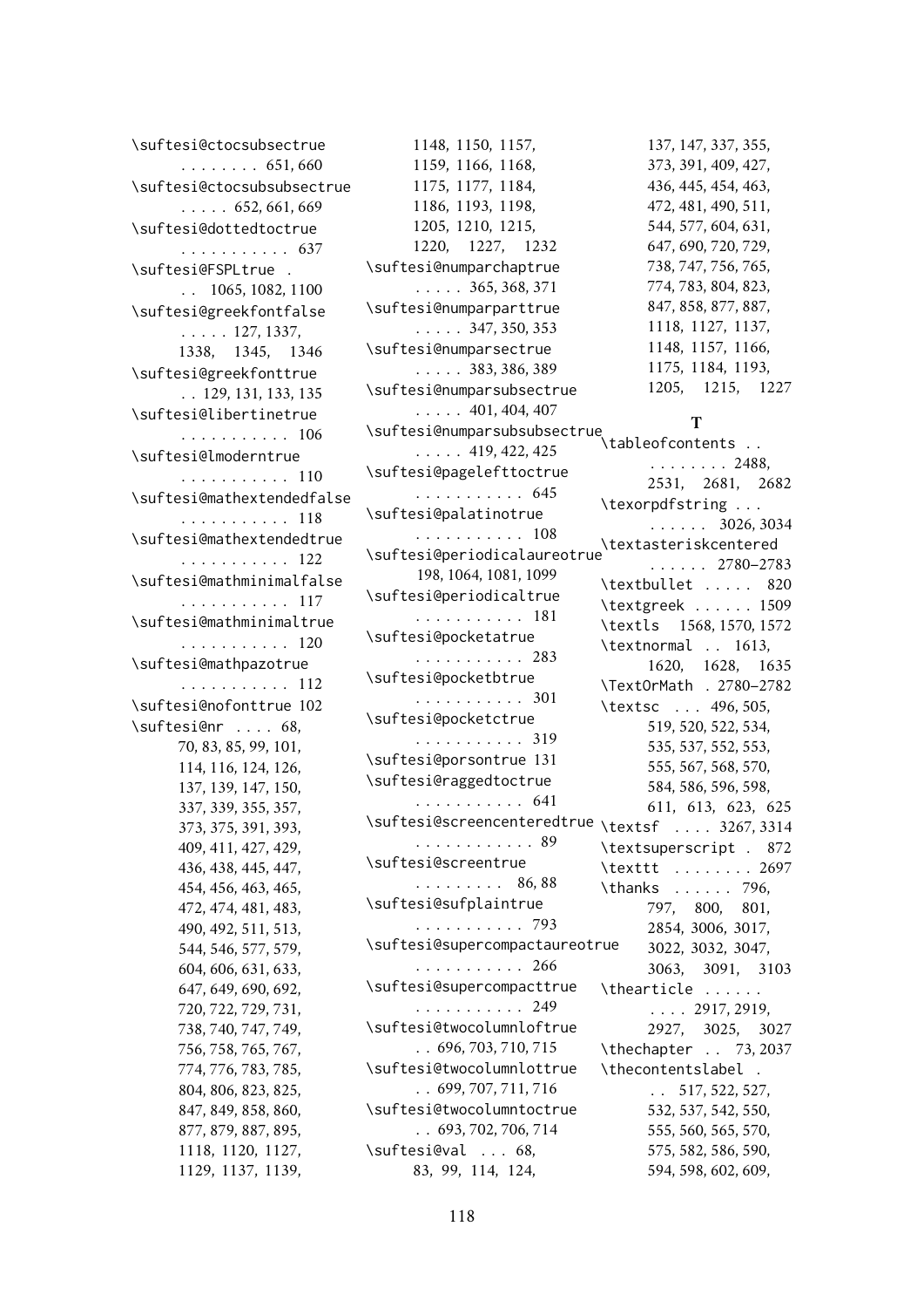\suftesi@ctocsubsectrue . . . . . . . . 651, 660
\suftesi@ctocsubsubsectrue . . . . . 652, 661, 669
\suftesi@dottedtoctrue . . . . . . . . . . . 637
\suftesi@FSPLtrue . . . 1065, 1082, 1100
\suftesi@greekfontfalse . . . . . 127, 1337, 1338, 1345, 1346
\suftesi@greekfonttrue . . 129, 131, 133, 135
\suftesi@libertinetrue . . . . . . . . . . . 106
\suftesi@lmoderntrue . . . . . . . . . . . 110
\suftesi@mathextendedfalse . . . . . . . . . . . 118
\suftesi@mathextendedtrue . . . . . . . . . . . 122
\suftesi@mathminimalfalse . . . . . . . . . . . 117
\suftesi@mathminimaltrue . . . . . . . . . . . 120
\suftesi@mathpazotrue . . . . . . . . . . . 112
\suftesi@nofonttrue 102
\suftesi@nr . . . . 68, 70, 83, 85, 99, 101, 114, 116, 124, 126, 137, 139, 147, 150, 337, 339, 355, 357, 373, 375, 391, 393, 409, 411, 427, 429, 436, 438, 445, 447, 454, 456, 463, 465, 472, 474, 481, 483, 490, 492, 511, 513, 544, 546, 577, 579, 604, 606, 631, 633, 647, 649, 690, 692, 720, 722, 729, 731, 738, 740, 747, 749, 756, 758, 765, 767, 774, 776, 783, 785, 804, 806, 823, 825, 847, 849, 858, 860, 877, 879, 887, 895, 1118, 1120, 1127, 1129, 1137, 1139, 1148, 1150, 1157, 1159, 1166, 1168, 1175, 1177, 1184, 1186, 1193, 1198, 1205, 1210, 1215, 1220, 1227, 1232
\suftesi@numparchaptrue . . . . . 365, 368, 371
\suftesi@numparparttrue . . . . . 347, 350, 353
\suftesi@numparsectrue . . . . . 383, 386, 389
\suftesi@numparsubsectrue . . . . . 401, 404, 407
\suftesi@numparsubsubsectrue . . . . . 419, 422, 425
\suftesi@pagelefttoctrue . . . . . . . . . . . 645
\suftesi@palatinotrue . . . . . . . . . . . 108
\suftesi@periodicalaureotrue 198, 1064, 1081, 1099
\suftesi@periodicaltrue . . . . . . . . . . . 181
\suftesi@pocketatrue . . . . . . . . . . . 283
\suftesi@pocketbtrue . . . . . . . . . . . 301
\suftesi@pocketctrue . . . . . . . . . . . 319
\suftesi@porsontrue 131
\suftesi@raggedtoctrue . . . . . . . . . . . 641
\suftesi@screencenteredtrue . . . . . . . . . . . . 89
\suftesi@screentrue . . . . . . . . . 86, 88
\suftesi@sufplaintrue . . . . . . . . . . . 793
\suftesi@supercompactaureotrue . . . . . . . . . . . 266
\suftesi@supercompacttrue . . . . . . . . . . . 249
\suftesi@twocolumnloftrue . . 696, 703, 710, 715
\suftesi@twocolumnlottrue . . 699, 707, 711, 716
\suftesi@twocolumntoctrue . . 693, 702, 706, 714
\suftesi@val . . . 68, 83, 99, 114, 124, 137, 147, 337, 355, 373, 391, 409, 427, 436, 445, 454, 463, 472, 481, 490, 511, 544, 577, 604, 631, 647, 690, 720, 729, 738, 747, 756, 765, 774, 783, 804, 823, 847, 858, 877, 887, 1118, 1127, 1137, 1148, 1157, 1166, 1175, 1184, 1193, 1205, 1215, 1227

**T**

\tableofcontents . . . . . . . . . . 2488, 2531, 2681, 2682
\texorpdfstring . . . . . . . . . 3026, 3034
\textasteriskcentered . . . . . . 2780–2783
\textbullet . . . . . 820
\textgreek . . . . . . 1509
\textls 1568, 1570, 1572
\textnormal . . 1613, 1620, 1628, 1635
\TextOrMath . 2780–2782
\textsc . . . 496, 505, 519, 520, 522, 534, 535, 537, 552, 553, 555, 567, 568, 570, 584, 586, 596, 598, 611, 613, 623, 625
\textsf . . . . 3267, 3314
\textsuperscript . 872
\texttt . . . . . . . . 2697
\thanks . . . . . . 796, 797, 800, 801, 2854, 3006, 3017, 3022, 3032, 3047, 3063, 3091, 3103
\thearticle . . . . . . . . . . 2917, 2919, 2927, 3025, 3027
\thechapter . . 73, 2037
\thecontentslabel . . . 517, 522, 527, 532, 537, 542, 550, 555, 560, 565, 570, 575, 582, 586, 590, 594, 598, 602, 609,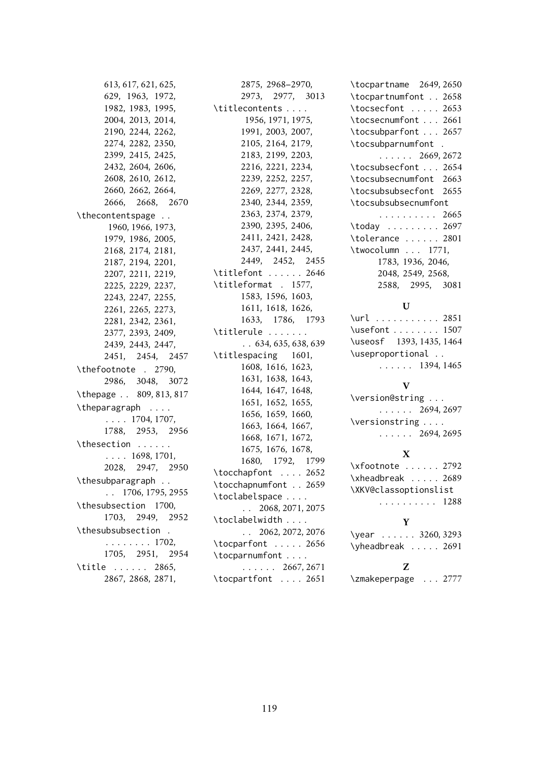613, 617, 621, 625, 629, 1963, 1972, 1982, 1983, 1995, 2004, 2013, 2014, 2190, 2244, 2262, 2274, 2282, 2350, 2399, 2415, 2425, 2432, 2604, 2606, 2608, 2610, 2612, 2660, 2662, 2664, 2666, 2668, 2670

\thecontentspage . . 1960, 1966, 1973, 1979, 1986, 2005, 2168, 2174, 2181, 2187, 2194, 2201, 2207, 2211, 2219, 2225, 2229, 2237, 2243, 2247, 2255, 2261, 2265, 2273, 2281, 2342, 2361, 2377, 2393, 2409, 2439, 2443, 2447, 2451, 2454, 2457

\thefootnote . 2790, 2986, 3048, 3072

\thepage . . 809, 813, 817

\theparagraph . . . . . . . . 1704, 1707, 1788, 2953, 2956

\thesection . . . . . . . . . . 1698, 1701, 2028, 2947, 2950

\thesubparagraph . . . . 1706, 1795, 2955

\thesubsection 1700, 1703, 2949, 2952

\thesubsubsection . . . . . . . . . 1702, 1705, 2951, 2954

\title . . . . . . 2865, 2867, 2868, 2871, 2875, 2968–2970, 2973, 2977, 3013

\titlecontents . . . . 1956, 1971, 1975, 1991, 2003, 2007, 2105, 2164, 2179, 2183, 2199, 2203, 2216, 2221, 2234, 2239, 2252, 2257, 2269, 2277, 2328, 2340, 2344, 2359, 2363, 2374, 2379, 2390, 2395, 2406, 2411, 2421, 2428, 2437, 2441, 2445, 2449, 2452, 2455

\titlefont . . . . . . 2646

\titleformat . 1577, 1583, 1596, 1603, 1611, 1618, 1626, 1633, 1786, 1793

\titlerule . . . . . . . . . 634, 635, 638, 639

\titlespacing 1601, 1608, 1616, 1623, 1631, 1638, 1643, 1644, 1647, 1648, 1651, 1652, 1655, 1656, 1659, 1660, 1663, 1664, 1667, 1668, 1671, 1672, 1675, 1676, 1678, 1680, 1792, 1799

\tocchapfont . . . . 2652

\tocchapnumfont . . 2659

\toclabelspace . . . . . . 2068, 2071, 2075

\toclabelwidth . . . . . . 2062, 2072, 2076

\tocparfont . . . . . 2656

\tocparnumfont . . . . . . . . . . 2667, 2671

\tocpartfont . . . . 2651

\tocpartname 2649, 2650

\tocpartnumfont . . 2658

\tocsecfont . . . . . 2653

\tocsecnumfont . . . 2661

\tocsubparfont . . . 2657

\tocsubparnumfont . . . . . . . 2669, 2672

\tocsubsecfont . . . 2654

\tocsubsecnumfont 2663

\tocsubsubsecfont 2655

\tocsubsubsecnumfont . . . . . . . . . . 2665

\today . . . . . . . . . 2697

\tolerance . . . . . . 2801

\twocolumn . . . 1771, 1783, 1936, 2046, 2048, 2549, 2568, 2588, 2995, 3081

**U**

\url . . . . . . . . . . . 2851

\usefont . . . . . . . . 1507

\useosf 1393, 1435, 1464

\useproportional . . . . . . . . 1394, 1465

**V**

\version@string . . . . . . . . . 2694, 2697

\versionstring . . . . . . . . . . 2694, 2695

**X**

\xfootnote . . . . . . 2792

\xheadbreak . . . . . 2689

\XKV@classoptionslist . . . . . . . . . . 1288

**Y**

\year . . . . . . 3260, 3293

\yheadbreak . . . . . 2691

**Z**

\zmakeperpage . . . 2777